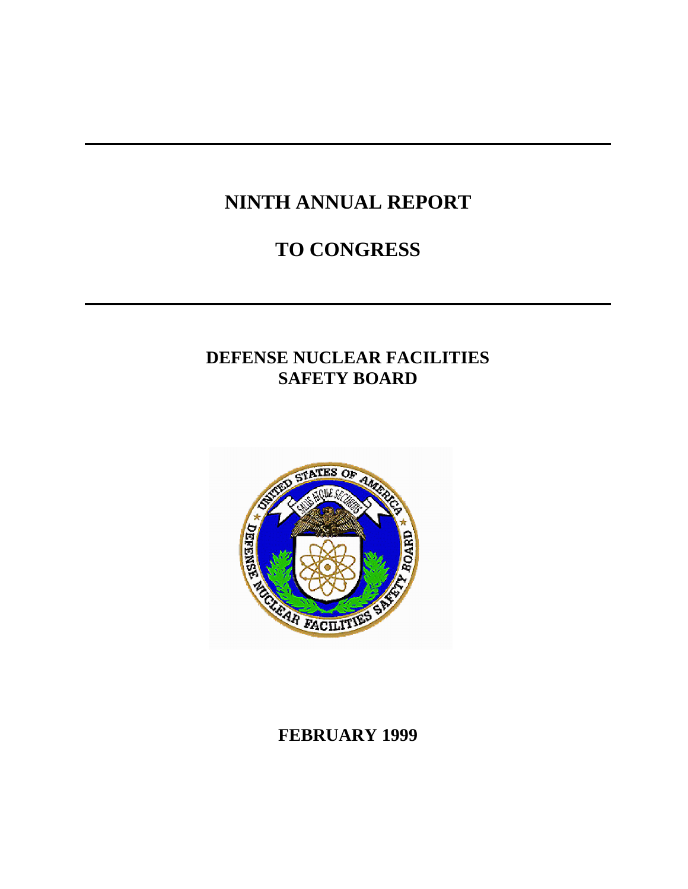# NINTH ANNUAL REPORT

# TO CONGRESS

## DEFENSE NUCLEAR FACILITIES SAFETY BOARD

**FEBRUARY 1999**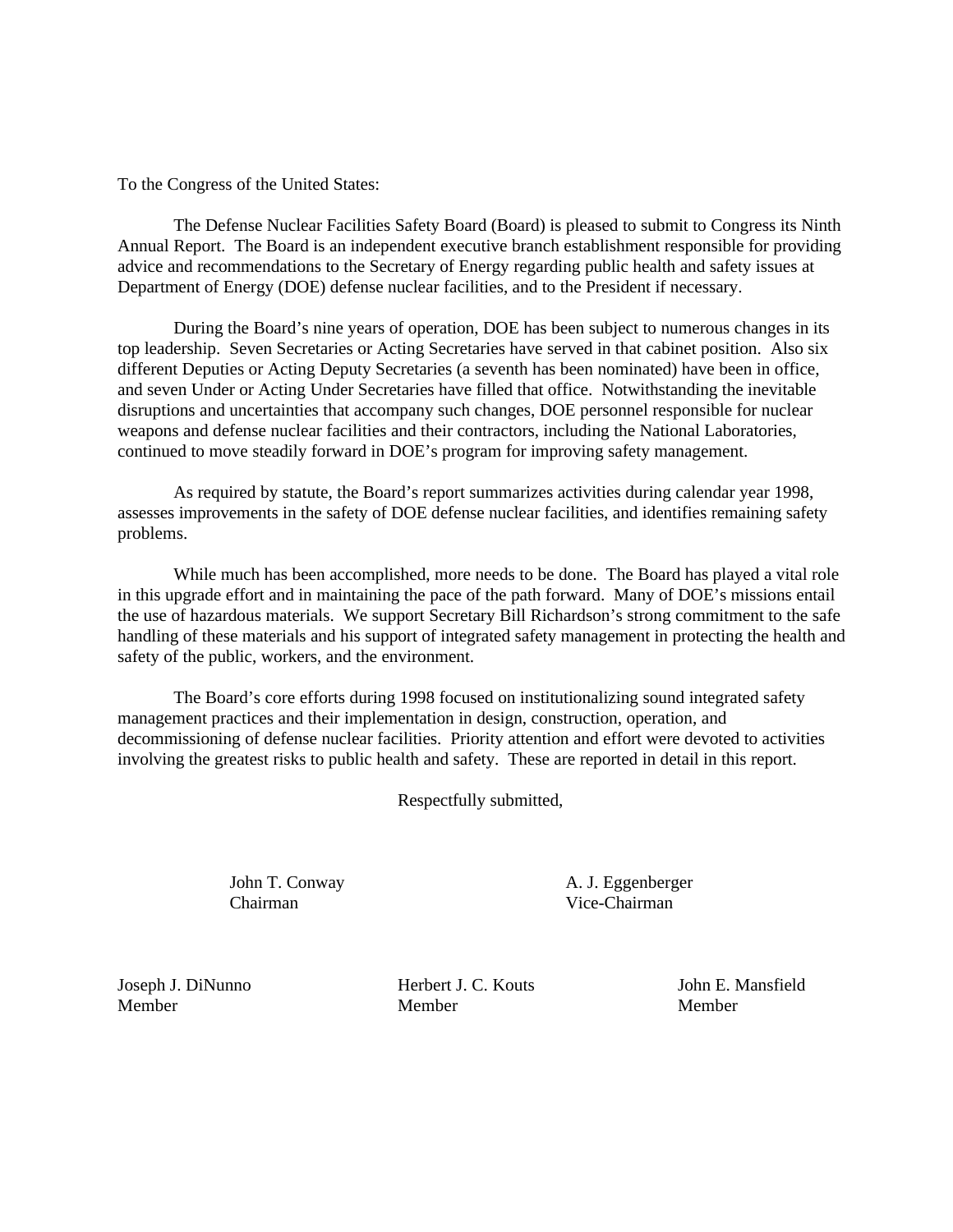To the Congress of the United States:

The Defense Nuclear Facilities Safety Board (Board) is pleased to submit to Congress its Ninth Annual Report. The Board is an independent executive branch establishment responsible for providing advice and recommendations to the Secretary of Energy regarding public health and safety issues at Department of Energy (DOE) defense nuclear facilities, and to the President if necessary.

During the Board's nine years of operation, DOE has been subject to numerous changes in its top leadership. Seven Secretaries or Acting Secretaries have served in that cabinet position. Also six different Deputies or Acting Deputy Secretaries (a seventh has been nominated) have been in office, and seven Under or Acting Under Secretaries have filled that office. Notwithstanding the inevitable disruptions and uncertainties that accompany such changes, DOE personnel responsible for nuclear weapons and defense nuclear facilities and their contractors, including the National Laboratories, continued to move steadily forward in DOE's program for improving safety management.

As required by statute, the Board's report summarizes activities during calendar year 1998, assesses improvements in the safety of DOE defense nuclear facilities, and identifies remaining safety problems.

While much has been accomplished, more needs to be done. The Board has played a vital role in this upgrade effort and in maintaining the pace of the path forward. Many of DOE's missions entail the use of hazardous materials. We support Secretary Bill Richardson's strong commitment to the safe handling of these materials and his support of integrated safety management in protecting the health and safety of the public, workers, and the environment.

The Board's core efforts during 1998 focused on institutionalizing sound integrated safety management practices and their implementation in design, construction, operation, and decommissioning of defense nuclear facilities. Priority attention and effort were devoted to activities involving the greatest risks to public health and safety. These are reported in detail in this report.

Respectfully submitted,

John T. Conway
Chairman

A. J. Eggenberger
Vice-Chairman

Joseph J. DiNunno
Member

Herbert J. C. Kouts
Member

John E. Mansfield
Member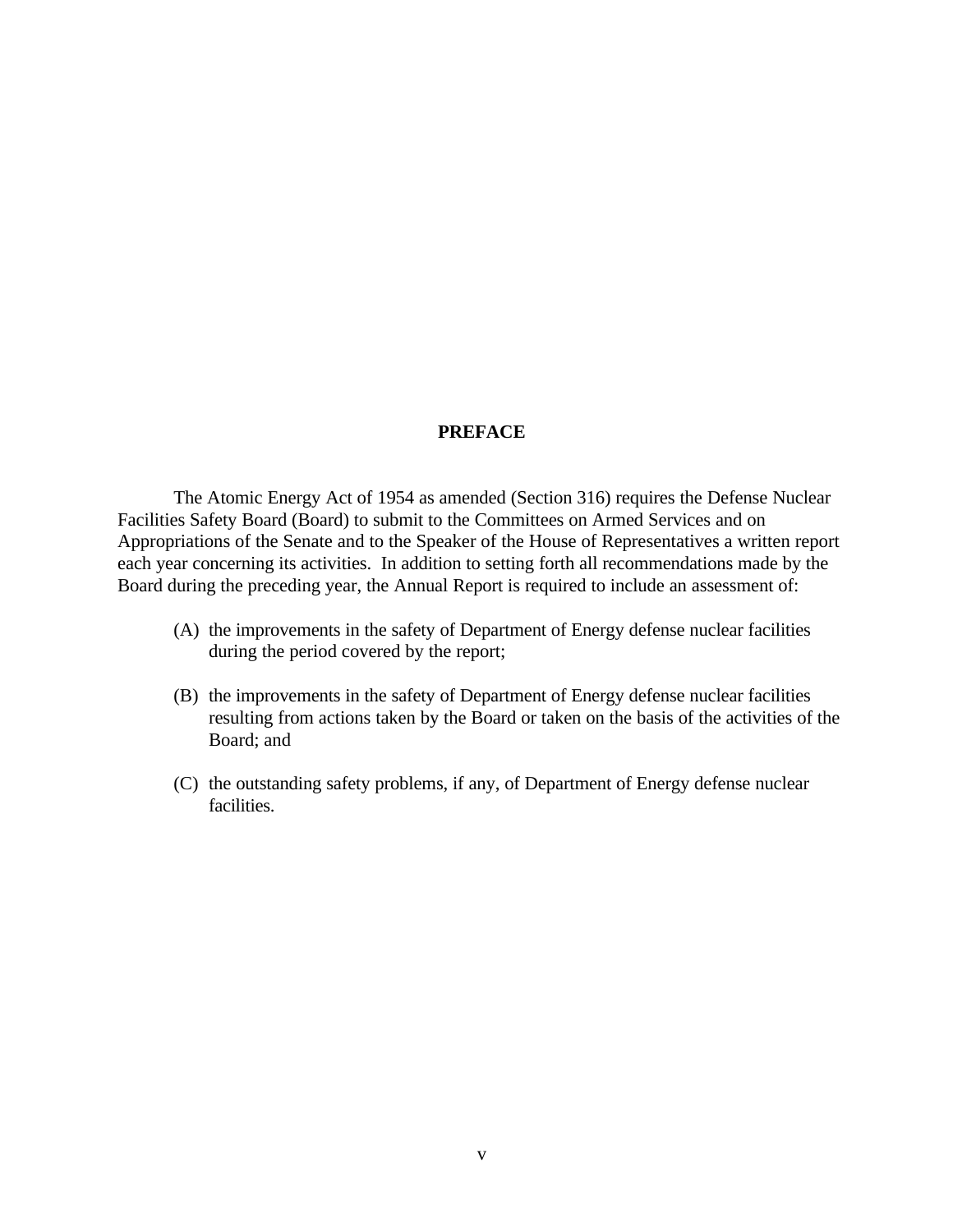# PREFACE

The Atomic Energy Act of 1954 as amended (Section 316) requires the Defense Nuclear Facilities Safety Board (Board) to submit to the Committees on Armed Services and on Appropriations of the Senate and to the Speaker of the House of Representatives a written report each year concerning its activities. In addition to setting forth all recommendations made by the Board during the preceding year, the Annual Report is required to include an assessment of:

(A) the improvements in the safety of Department of Energy defense nuclear facilities during the period covered by the report;

(B) the improvements in the safety of Department of Energy defense nuclear facilities resulting from actions taken by the Board or taken on the basis of the activities of the Board; and

(C) the outstanding safety problems, if any, of Department of Energy defense nuclear facilities.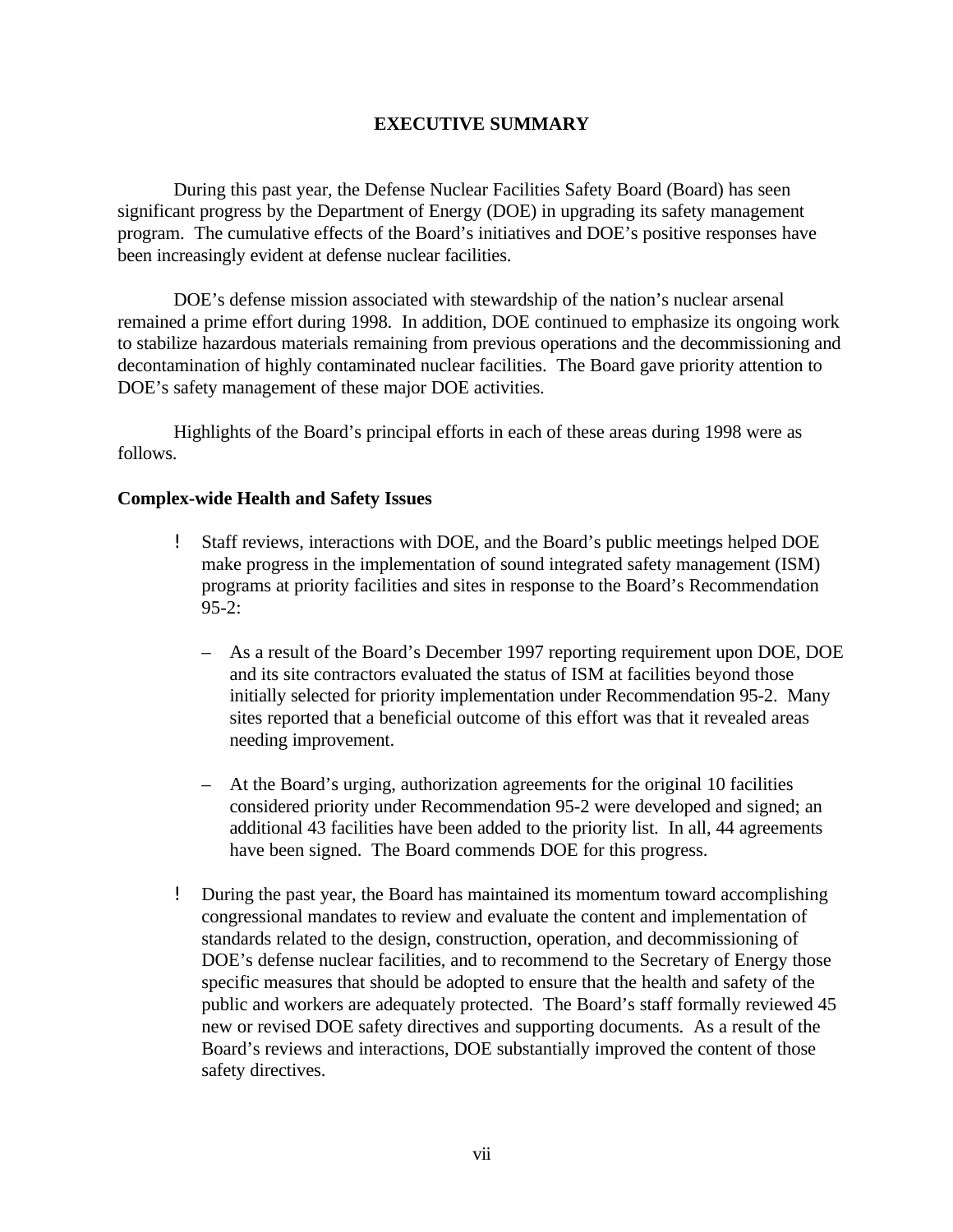# EXECUTIVE SUMMARY

During this past year, the Defense Nuclear Facilities Safety Board (Board) has seen significant progress by the Department of Energy (DOE) in upgrading its safety management program. The cumulative effects of the Board's initiatives and DOE's positive responses have been increasingly evident at defense nuclear facilities.

DOE's defense mission associated with stewardship of the nation's nuclear arsenal remained a prime effort during 1998. In addition, DOE continued to emphasize its ongoing work to stabilize hazardous materials remaining from previous operations and the decommissioning and decontamination of highly contaminated nuclear facilities. The Board gave priority attention to DOE's safety management of these major DOE activities.

Highlights of the Board's principal efforts in each of these areas during 1998 were as follows.

**Complex-wide Health and Safety Issues**

- Staff reviews, interactions with DOE, and the Board's public meetings helped DOE make progress in the implementation of sound integrated safety management (ISM) programs at priority facilities and sites in response to the Board's Recommendation 95-2:

  – As a result of the Board's December 1997 reporting requirement upon DOE, DOE and its site contractors evaluated the status of ISM at facilities beyond those initially selected for priority implementation under Recommendation 95-2. Many sites reported that a beneficial outcome of this effort was that it revealed areas needing improvement.

  – At the Board's urging, authorization agreements for the original 10 facilities considered priority under Recommendation 95-2 were developed and signed; an additional 43 facilities have been added to the priority list. In all, 44 agreements have been signed. The Board commends DOE for this progress.

- During the past year, the Board has maintained its momentum toward accomplishing congressional mandates to review and evaluate the content and implementation of standards related to the design, construction, operation, and decommissioning of DOE's defense nuclear facilities, and to recommend to the Secretary of Energy those specific measures that should be adopted to ensure that the health and safety of the public and workers are adequately protected. The Board's staff formally reviewed 45 new or revised DOE safety directives and supporting documents. As a result of the Board's reviews and interactions, DOE substantially improved the content of those safety directives.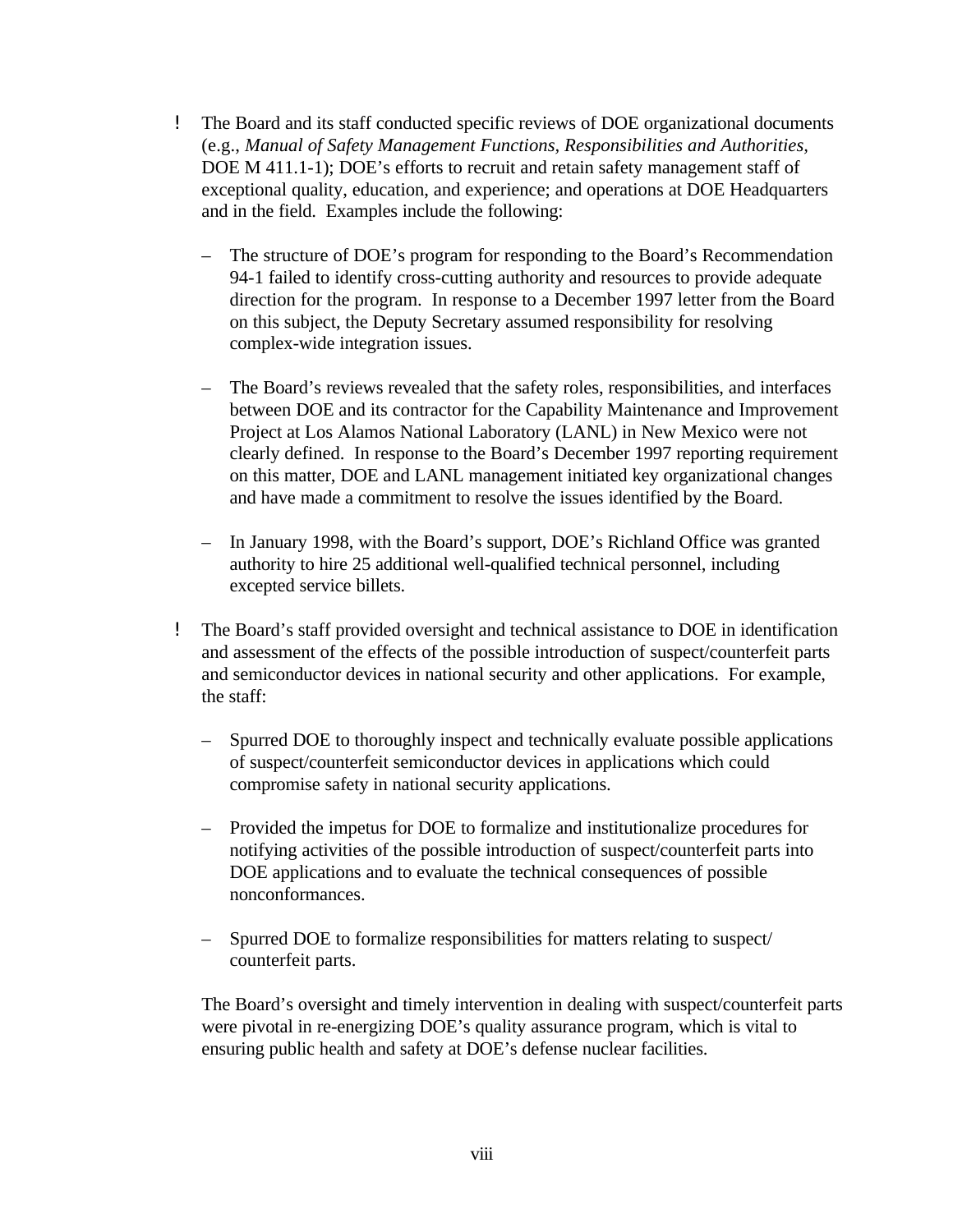- The Board and its staff conducted specific reviews of DOE organizational documents (e.g., *Manual of Safety Management Functions, Responsibilities and Authorities,* DOE M 411.1-1); DOE's efforts to recruit and retain safety management staff of exceptional quality, education, and experience; and operations at DOE Headquarters and in the field. Examples include the following:

  – The structure of DOE's program for responding to the Board's Recommendation 94-1 failed to identify cross-cutting authority and resources to provide adequate direction for the program. In response to a December 1997 letter from the Board on this subject, the Deputy Secretary assumed responsibility for resolving complex-wide integration issues.

  – The Board's reviews revealed that the safety roles, responsibilities, and interfaces between DOE and its contractor for the Capability Maintenance and Improvement Project at Los Alamos National Laboratory (LANL) in New Mexico were not clearly defined. In response to the Board's December 1997 reporting requirement on this matter, DOE and LANL management initiated key organizational changes and have made a commitment to resolve the issues identified by the Board.

  – In January 1998, with the Board's support, DOE's Richland Office was granted authority to hire 25 additional well-qualified technical personnel, including excepted service billets.

- The Board's staff provided oversight and technical assistance to DOE in identification and assessment of the effects of the possible introduction of suspect/counterfeit parts and semiconductor devices in national security and other applications. For example, the staff:

  – Spurred DOE to thoroughly inspect and technically evaluate possible applications of suspect/counterfeit semiconductor devices in applications which could compromise safety in national security applications.

  – Provided the impetus for DOE to formalize and institutionalize procedures for notifying activities of the possible introduction of suspect/counterfeit parts into DOE applications and to evaluate the technical consequences of possible nonconformances.

  – Spurred DOE to formalize responsibilities for matters relating to suspect/ counterfeit parts.

  The Board's oversight and timely intervention in dealing with suspect/counterfeit parts were pivotal in re-energizing DOE's quality assurance program, which is vital to ensuring public health and safety at DOE's defense nuclear facilities.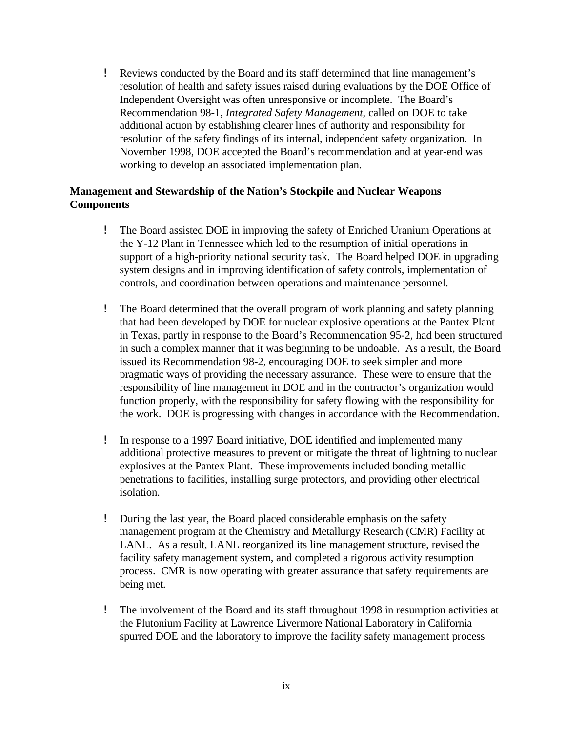- Reviews conducted by the Board and its staff determined that line management's resolution of health and safety issues raised during evaluations by the DOE Office of Independent Oversight was often unresponsive or incomplete. The Board's Recommendation 98-1, *Integrated Safety Management*, called on DOE to take additional action by establishing clearer lines of authority and responsibility for resolution of the safety findings of its internal, independent safety organization. In November 1998, DOE accepted the Board's recommendation and at year-end was working to develop an associated implementation plan.

**Management and Stewardship of the Nation's Stockpile and Nuclear Weapons Components**

- The Board assisted DOE in improving the safety of Enriched Uranium Operations at the Y-12 Plant in Tennessee which led to the resumption of initial operations in support of a high-priority national security task. The Board helped DOE in upgrading system designs and in improving identification of safety controls, implementation of controls, and coordination between operations and maintenance personnel.

- The Board determined that the overall program of work planning and safety planning that had been developed by DOE for nuclear explosive operations at the Pantex Plant in Texas, partly in response to the Board's Recommendation 95-2, had been structured in such a complex manner that it was beginning to be undoable. As a result, the Board issued its Recommendation 98-2, encouraging DOE to seek simpler and more pragmatic ways of providing the necessary assurance. These were to ensure that the responsibility of line management in DOE and in the contractor's organization would function properly, with the responsibility for safety flowing with the responsibility for the work. DOE is progressing with changes in accordance with the Recommendation.

- In response to a 1997 Board initiative, DOE identified and implemented many additional protective measures to prevent or mitigate the threat of lightning to nuclear explosives at the Pantex Plant. These improvements included bonding metallic penetrations to facilities, installing surge protectors, and providing other electrical isolation.

- During the last year, the Board placed considerable emphasis on the safety management program at the Chemistry and Metallurgy Research (CMR) Facility at LANL. As a result, LANL reorganized its line management structure, revised the facility safety management system, and completed a rigorous activity resumption process. CMR is now operating with greater assurance that safety requirements are being met.

- The involvement of the Board and its staff throughout 1998 in resumption activities at the Plutonium Facility at Lawrence Livermore National Laboratory in California spurred DOE and the laboratory to improve the facility safety management process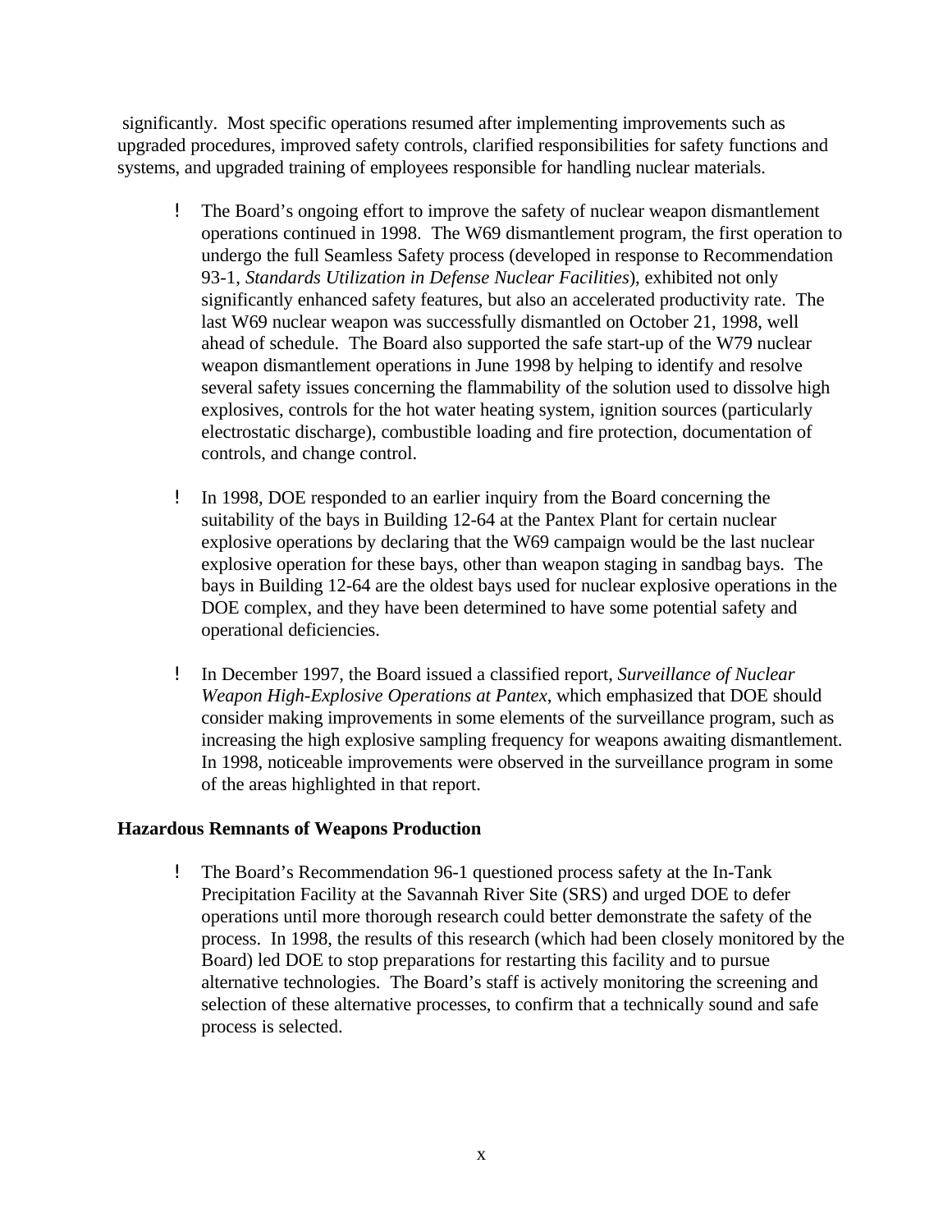significantly. Most specific operations resumed after implementing improvements such as upgraded procedures, improved safety controls, clarified responsibilities for safety functions and systems, and upgraded training of employees responsible for handling nuclear materials.

- The Board's ongoing effort to improve the safety of nuclear weapon dismantlement operations continued in 1998. The W69 dismantlement program, the first operation to undergo the full Seamless Safety process (developed in response to Recommendation 93-1, *Standards Utilization in Defense Nuclear Facilities*), exhibited not only significantly enhanced safety features, but also an accelerated productivity rate. The last W69 nuclear weapon was successfully dismantled on October 21, 1998, well ahead of schedule. The Board also supported the safe start-up of the W79 nuclear weapon dismantlement operations in June 1998 by helping to identify and resolve several safety issues concerning the flammability of the solution used to dissolve high explosives, controls for the hot water heating system, ignition sources (particularly electrostatic discharge), combustible loading and fire protection, documentation of controls, and change control.

- In 1998, DOE responded to an earlier inquiry from the Board concerning the suitability of the bays in Building 12-64 at the Pantex Plant for certain nuclear explosive operations by declaring that the W69 campaign would be the last nuclear explosive operation for these bays, other than weapon staging in sandbag bays. The bays in Building 12-64 are the oldest bays used for nuclear explosive operations in the DOE complex, and they have been determined to have some potential safety and operational deficiencies.

- In December 1997, the Board issued a classified report, *Surveillance of Nuclear Weapon High-Explosive Operations at Pantex*, which emphasized that DOE should consider making improvements in some elements of the surveillance program, such as increasing the high explosive sampling frequency for weapons awaiting dismantlement. In 1998, noticeable improvements were observed in the surveillance program in some of the areas highlighted in that report.

**Hazardous Remnants of Weapons Production**

- The Board's Recommendation 96-1 questioned process safety at the In-Tank Precipitation Facility at the Savannah River Site (SRS) and urged DOE to defer operations until more thorough research could better demonstrate the safety of the process. In 1998, the results of this research (which had been closely monitored by the Board) led DOE to stop preparations for restarting this facility and to pursue alternative technologies. The Board's staff is actively monitoring the screening and selection of these alternative processes, to confirm that a technically sound and safe process is selected.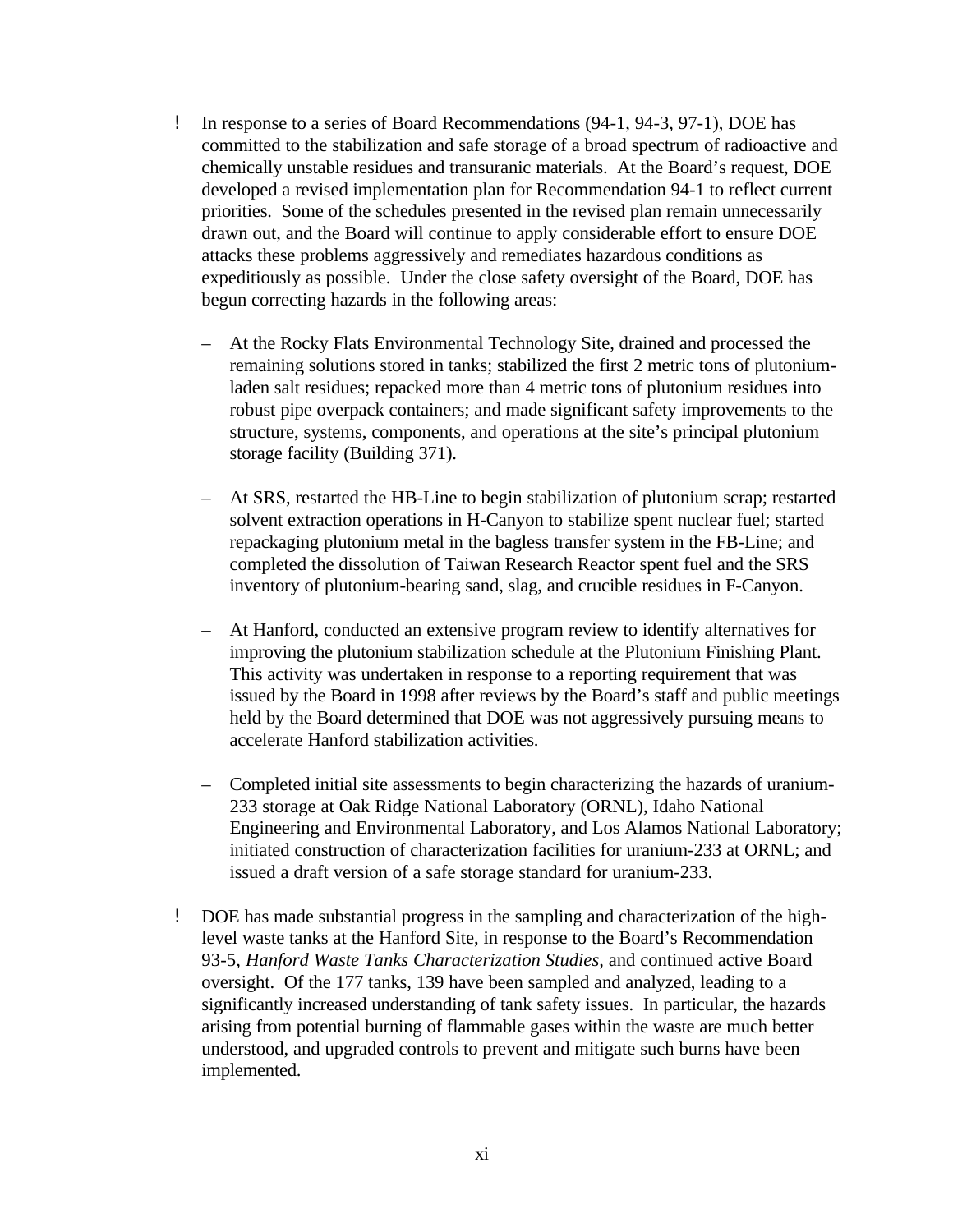- In response to a series of Board Recommendations (94-1, 94-3, 97-1), DOE has committed to the stabilization and safe storage of a broad spectrum of radioactive and chemically unstable residues and transuranic materials. At the Board's request, DOE developed a revised implementation plan for Recommendation 94-1 to reflect current priorities. Some of the schedules presented in the revised plan remain unnecessarily drawn out, and the Board will continue to apply considerable effort to ensure DOE attacks these problems aggressively and remediates hazardous conditions as expeditiously as possible. Under the close safety oversight of the Board, DOE has begun correcting hazards in the following areas:

  - At the Rocky Flats Environmental Technology Site, drained and processed the remaining solutions stored in tanks; stabilized the first 2 metric tons of plutonium-laden salt residues; repacked more than 4 metric tons of plutonium residues into robust pipe overpack containers; and made significant safety improvements to the structure, systems, components, and operations at the site's principal plutonium storage facility (Building 371).

  - At SRS, restarted the HB-Line to begin stabilization of plutonium scrap; restarted solvent extraction operations in H-Canyon to stabilize spent nuclear fuel; started repackaging plutonium metal in the bagless transfer system in the FB-Line; and completed the dissolution of Taiwan Research Reactor spent fuel and the SRS inventory of plutonium-bearing sand, slag, and crucible residues in F-Canyon.

  - At Hanford, conducted an extensive program review to identify alternatives for improving the plutonium stabilization schedule at the Plutonium Finishing Plant. This activity was undertaken in response to a reporting requirement that was issued by the Board in 1998 after reviews by the Board's staff and public meetings held by the Board determined that DOE was not aggressively pursuing means to accelerate Hanford stabilization activities.

  - Completed initial site assessments to begin characterizing the hazards of uranium-233 storage at Oak Ridge National Laboratory (ORNL), Idaho National Engineering and Environmental Laboratory, and Los Alamos National Laboratory; initiated construction of characterization facilities for uranium-233 at ORNL; and issued a draft version of a safe storage standard for uranium-233.

- DOE has made substantial progress in the sampling and characterization of the high-level waste tanks at the Hanford Site, in response to the Board's Recommendation 93-5, *Hanford Waste Tanks Characterization Studies*, and continued active Board oversight. Of the 177 tanks, 139 have been sampled and analyzed, leading to a significantly increased understanding of tank safety issues. In particular, the hazards arising from potential burning of flammable gases within the waste are much better understood, and upgraded controls to prevent and mitigate such burns have been implemented.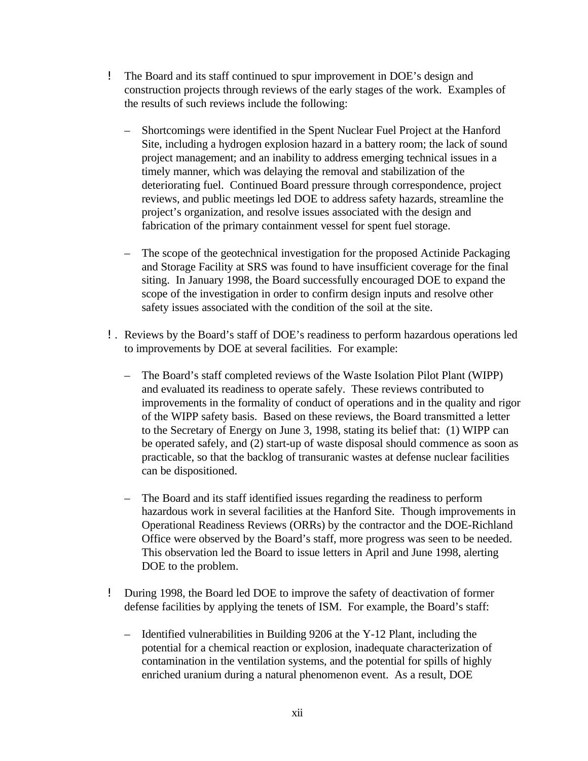- The Board and its staff continued to spur improvement in DOE's design and construction projects through reviews of the early stages of the work. Examples of the results of such reviews include the following:

  - Shortcomings were identified in the Spent Nuclear Fuel Project at the Hanford Site, including a hydrogen explosion hazard in a battery room; the lack of sound project management; and an inability to address emerging technical issues in a timely manner, which was delaying the removal and stabilization of the deteriorating fuel. Continued Board pressure through correspondence, project reviews, and public meetings led DOE to address safety hazards, streamline the project's organization, and resolve issues associated with the design and fabrication of the primary containment vessel for spent fuel storage.

  - The scope of the geotechnical investigation for the proposed Actinide Packaging and Storage Facility at SRS was found to have insufficient coverage for the final siting. In January 1998, the Board successfully encouraged DOE to expand the scope of the investigation in order to confirm design inputs and resolve other safety issues associated with the condition of the soil at the site.

- Reviews by the Board's staff of DOE's readiness to perform hazardous operations led to improvements by DOE at several facilities. For example:

  - The Board's staff completed reviews of the Waste Isolation Pilot Plant (WIPP) and evaluated its readiness to operate safely. These reviews contributed to improvements in the formality of conduct of operations and in the quality and rigor of the WIPP safety basis. Based on these reviews, the Board transmitted a letter to the Secretary of Energy on June 3, 1998, stating its belief that: (1) WIPP can be operated safely, and (2) start-up of waste disposal should commence as soon as practicable, so that the backlog of transuranic wastes at defense nuclear facilities can be dispositioned.

  - The Board and its staff identified issues regarding the readiness to perform hazardous work in several facilities at the Hanford Site. Though improvements in Operational Readiness Reviews (ORRs) by the contractor and the DOE-Richland Office were observed by the Board's staff, more progress was seen to be needed. This observation led the Board to issue letters in April and June 1998, alerting DOE to the problem.

- During 1998, the Board led DOE to improve the safety of deactivation of former defense facilities by applying the tenets of ISM. For example, the Board's staff:

  - Identified vulnerabilities in Building 9206 at the Y-12 Plant, including the potential for a chemical reaction or explosion, inadequate characterization of contamination in the ventilation systems, and the potential for spills of highly enriched uranium during a natural phenomenon event. As a result, DOE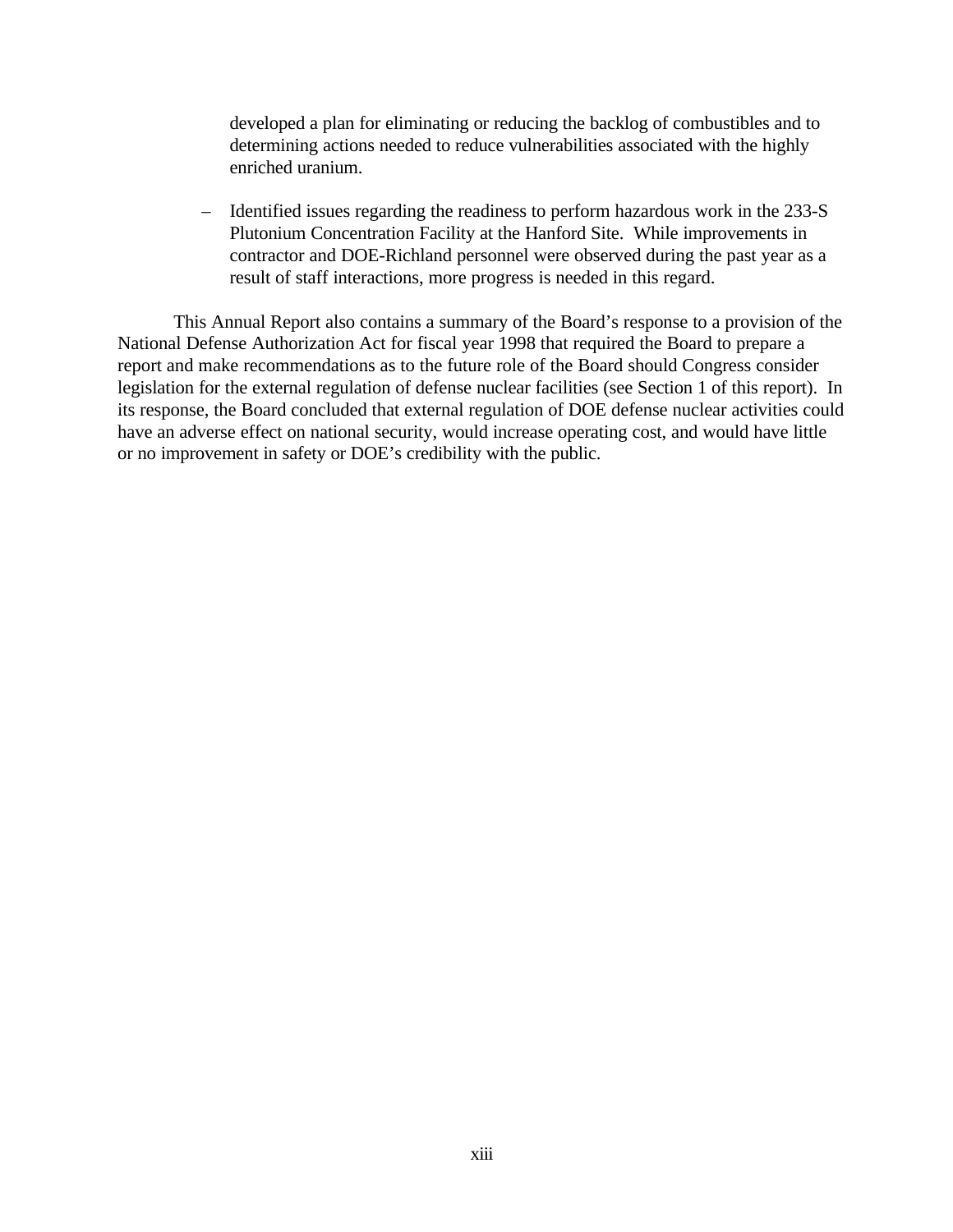developed a plan for eliminating or reducing the backlog of combustibles and to determining actions needed to reduce vulnerabilities associated with the highly enriched uranium.

– Identified issues regarding the readiness to perform hazardous work in the 233-S Plutonium Concentration Facility at the Hanford Site. While improvements in contractor and DOE-Richland personnel were observed during the past year as a result of staff interactions, more progress is needed in this regard.

This Annual Report also contains a summary of the Board's response to a provision of the National Defense Authorization Act for fiscal year 1998 that required the Board to prepare a report and make recommendations as to the future role of the Board should Congress consider legislation for the external regulation of defense nuclear facilities (see Section 1 of this report). In its response, the Board concluded that external regulation of DOE defense nuclear activities could have an adverse effect on national security, would increase operating cost, and would have little or no improvement in safety or DOE's credibility with the public.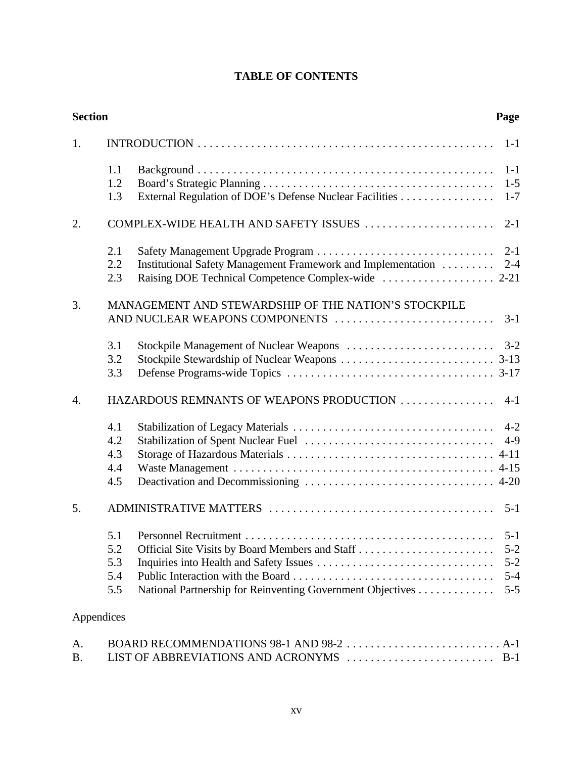# TABLE OF CONTENTS

| Section | | | Page |
|---|---|---|---|
| 1. | INTRODUCTION | | 1-1 |
| | 1.1 | Background | 1-1 |
| | 1.2 | Board's Strategic Planning | 1-5 |
| | 1.3 | External Regulation of DOE's Defense Nuclear Facilities | 1-7 |
| 2. | COMPLEX-WIDE HEALTH AND SAFETY ISSUES | | 2-1 |
| | 2.1 | Safety Management Upgrade Program | 2-1 |
| | 2.2 | Institutional Safety Management Framework and Implementation | 2-4 |
| | 2.3 | Raising DOE Technical Competence Complex-wide | 2-21 |
| 3. | MANAGEMENT AND STEWARDSHIP OF THE NATION'S STOCKPILE AND NUCLEAR WEAPONS COMPONENTS | | 3-1 |
| | 3.1 | Stockpile Management of Nuclear Weapons | 3-2 |
| | 3.2 | Stockpile Stewardship of Nuclear Weapons | 3-13 |
| | 3.3 | Defense Programs-wide Topics | 3-17 |
| 4. | HAZARDOUS REMNANTS OF WEAPONS PRODUCTION | | 4-1 |
| | 4.1 | Stabilization of Legacy Materials | 4-2 |
| | 4.2 | Stabilization of Spent Nuclear Fuel | 4-9 |
| | 4.3 | Storage of Hazardous Materials | 4-11 |
| | 4.4 | Waste Management | 4-15 |
| | 4.5 | Deactivation and Decommissioning | 4-20 |
| 5. | ADMINISTRATIVE MATTERS | | 5-1 |
| | 5.1 | Personnel Recruitment | 5-1 |
| | 5.2 | Official Site Visits by Board Members and Staff | 5-2 |
| | 5.3 | Inquiries into Health and Safety Issues | 5-2 |
| | 5.4 | Public Interaction with the Board | 5-4 |
| | 5.5 | National Partnership for Reinventing Government Objectives | 5-5 |

Appendices

| | | |
|---|---|---|
| A. | BOARD RECOMMENDATIONS 98-1 AND 98-2 | A-1 |
| B. | LIST OF ABBREVIATIONS AND ACRONYMS | B-1 |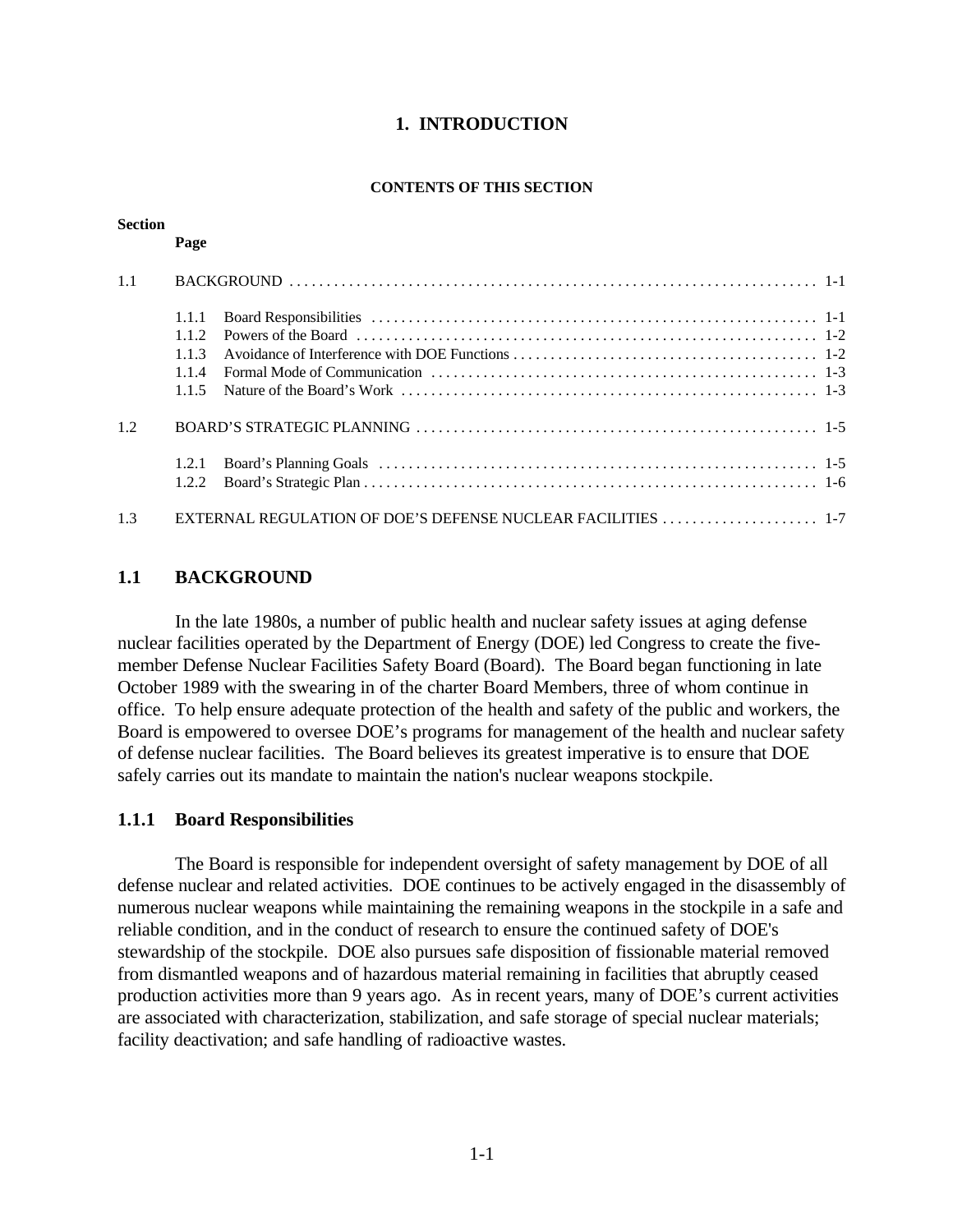# 1. INTRODUCTION

**CONTENTS OF THIS SECTION**

| Section | | Page |
|---|---|---|
| 1.1 | BACKGROUND | 1-1 |
| | 1.1.1 Board Responsibilities | 1-1 |
| | 1.1.2 Powers of the Board | 1-2 |
| | 1.1.3 Avoidance of Interference with DOE Functions | 1-2 |
| | 1.1.4 Formal Mode of Communication | 1-3 |
| | 1.1.5 Nature of the Board's Work | 1-3 |
| 1.2 | BOARD'S STRATEGIC PLANNING | 1-5 |
| | 1.2.1 Board's Planning Goals | 1-5 |
| | 1.2.2 Board's Strategic Plan | 1-6 |
| 1.3 | EXTERNAL REGULATION OF DOE'S DEFENSE NUCLEAR FACILITIES | 1-7 |

## 1.1 BACKGROUND

In the late 1980s, a number of public health and nuclear safety issues at aging defense nuclear facilities operated by the Department of Energy (DOE) led Congress to create the five-member Defense Nuclear Facilities Safety Board (Board). The Board began functioning in late October 1989 with the swearing in of the charter Board Members, three of whom continue in office. To help ensure adequate protection of the health and safety of the public and workers, the Board is empowered to oversee DOE's programs for management of the health and nuclear safety of defense nuclear facilities. The Board believes its greatest imperative is to ensure that DOE safely carries out its mandate to maintain the nation's nuclear weapons stockpile.

### 1.1.1 Board Responsibilities

The Board is responsible for independent oversight of safety management by DOE of all defense nuclear and related activities. DOE continues to be actively engaged in the disassembly of numerous nuclear weapons while maintaining the remaining weapons in the stockpile in a safe and reliable condition, and in the conduct of research to ensure the continued safety of DOE's stewardship of the stockpile. DOE also pursues safe disposition of fissionable material removed from dismantled weapons and of hazardous material remaining in facilities that abruptly ceased production activities more than 9 years ago. As in recent years, many of DOE's current activities are associated with characterization, stabilization, and safe storage of special nuclear materials; facility deactivation; and safe handling of radioactive wastes.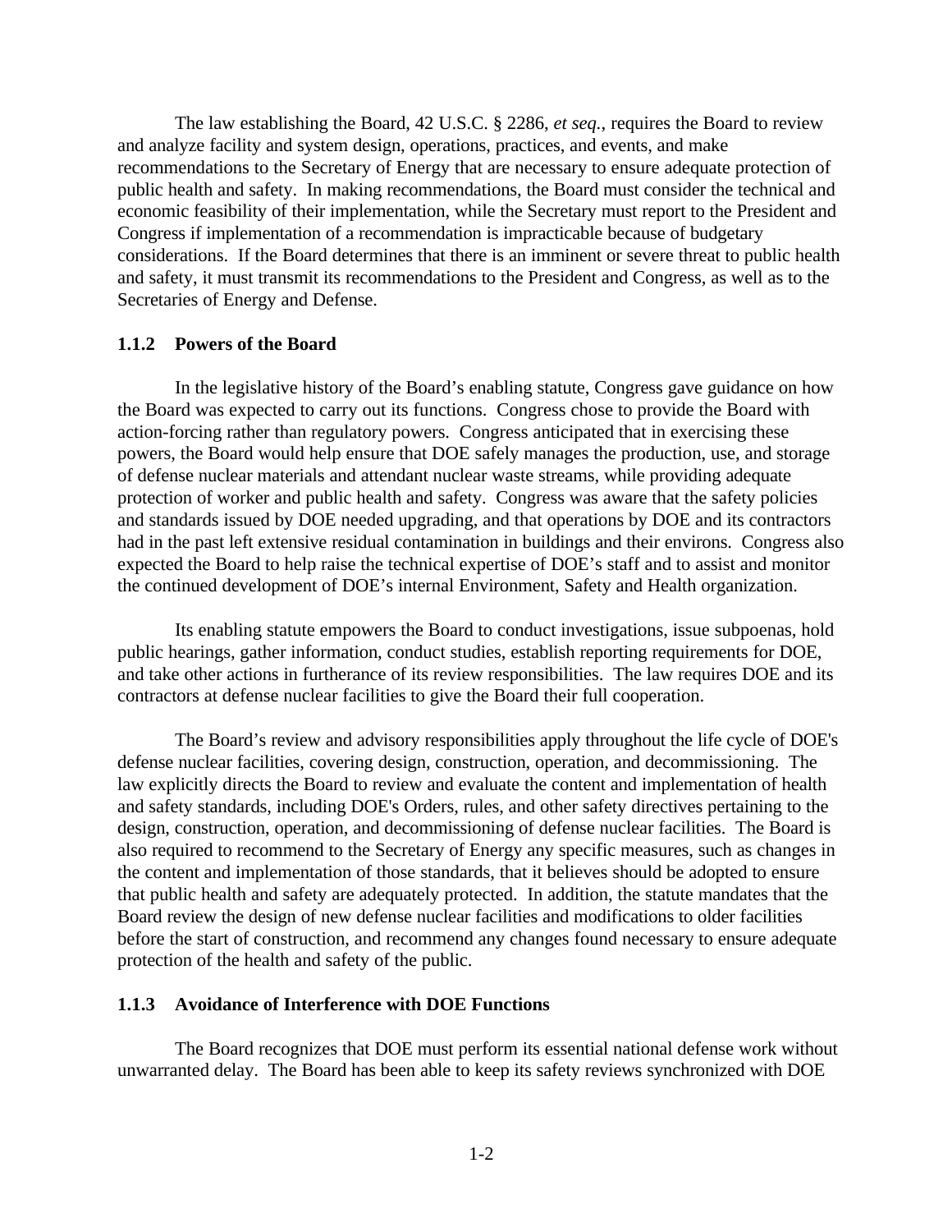The law establishing the Board, 42 U.S.C. § 2286, *et seq.*, requires the Board to review and analyze facility and system design, operations, practices, and events, and make recommendations to the Secretary of Energy that are necessary to ensure adequate protection of public health and safety. In making recommendations, the Board must consider the technical and economic feasibility of their implementation, while the Secretary must report to the President and Congress if implementation of a recommendation is impracticable because of budgetary considerations. If the Board determines that there is an imminent or severe threat to public health and safety, it must transmit its recommendations to the President and Congress, as well as to the Secretaries of Energy and Defense.

### 1.1.2 Powers of the Board

In the legislative history of the Board's enabling statute, Congress gave guidance on how the Board was expected to carry out its functions. Congress chose to provide the Board with action-forcing rather than regulatory powers. Congress anticipated that in exercising these powers, the Board would help ensure that DOE safely manages the production, use, and storage of defense nuclear materials and attendant nuclear waste streams, while providing adequate protection of worker and public health and safety. Congress was aware that the safety policies and standards issued by DOE needed upgrading, and that operations by DOE and its contractors had in the past left extensive residual contamination in buildings and their environs. Congress also expected the Board to help raise the technical expertise of DOE's staff and to assist and monitor the continued development of DOE's internal Environment, Safety and Health organization.

Its enabling statute empowers the Board to conduct investigations, issue subpoenas, hold public hearings, gather information, conduct studies, establish reporting requirements for DOE, and take other actions in furtherance of its review responsibilities. The law requires DOE and its contractors at defense nuclear facilities to give the Board their full cooperation.

The Board's review and advisory responsibilities apply throughout the life cycle of DOE's defense nuclear facilities, covering design, construction, operation, and decommissioning. The law explicitly directs the Board to review and evaluate the content and implementation of health and safety standards, including DOE's Orders, rules, and other safety directives pertaining to the design, construction, operation, and decommissioning of defense nuclear facilities. The Board is also required to recommend to the Secretary of Energy any specific measures, such as changes in the content and implementation of those standards, that it believes should be adopted to ensure that public health and safety are adequately protected. In addition, the statute mandates that the Board review the design of new defense nuclear facilities and modifications to older facilities before the start of construction, and recommend any changes found necessary to ensure adequate protection of the health and safety of the public.

### 1.1.3 Avoidance of Interference with DOE Functions

The Board recognizes that DOE must perform its essential national defense work without unwarranted delay. The Board has been able to keep its safety reviews synchronized with DOE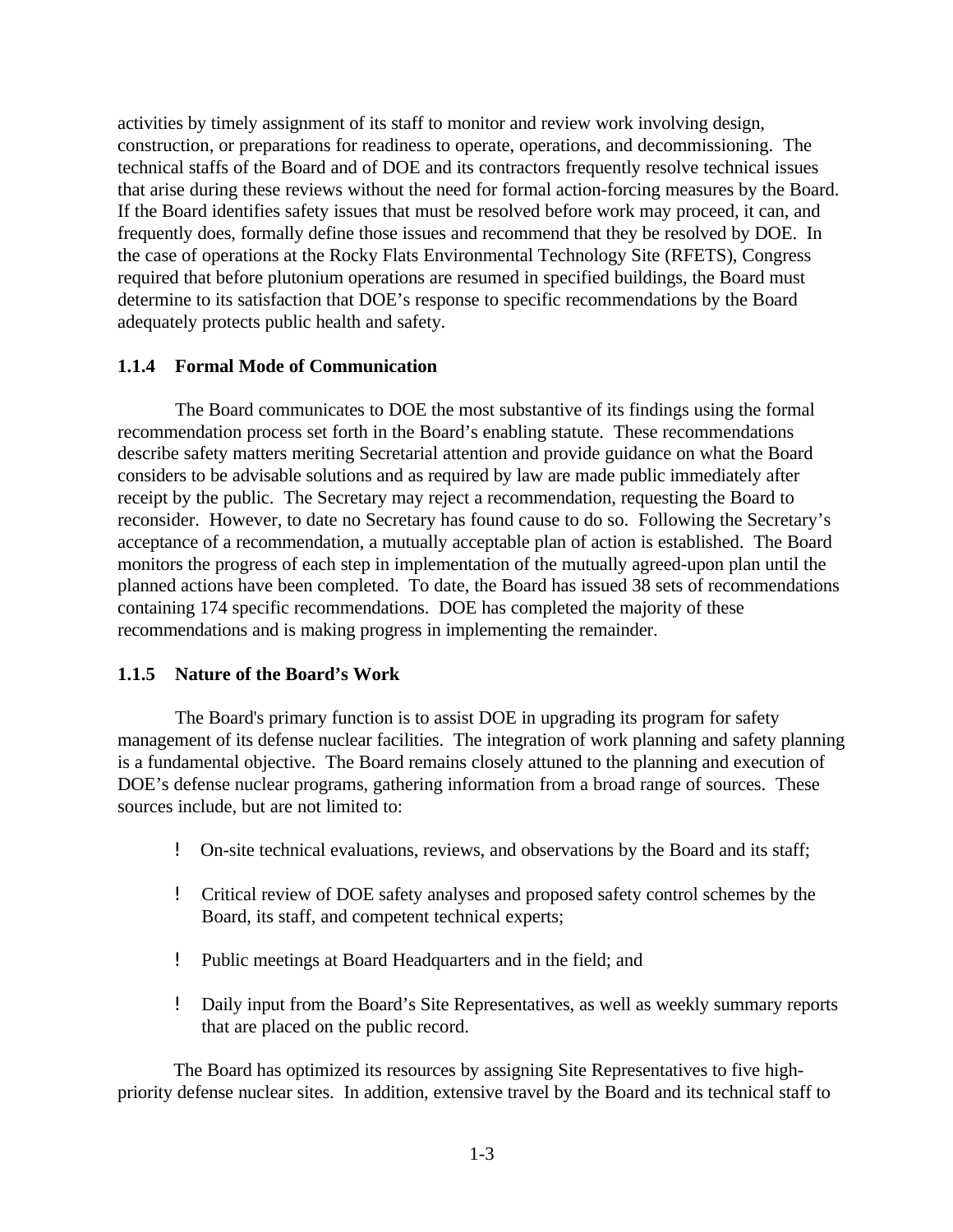activities by timely assignment of its staff to monitor and review work involving design, construction, or preparations for readiness to operate, operations, and decommissioning. The technical staffs of the Board and of DOE and its contractors frequently resolve technical issues that arise during these reviews without the need for formal action-forcing measures by the Board. If the Board identifies safety issues that must be resolved before work may proceed, it can, and frequently does, formally define those issues and recommend that they be resolved by DOE. In the case of operations at the Rocky Flats Environmental Technology Site (RFETS), Congress required that before plutonium operations are resumed in specified buildings, the Board must determine to its satisfaction that DOE's response to specific recommendations by the Board adequately protects public health and safety.

### 1.1.4 Formal Mode of Communication

The Board communicates to DOE the most substantive of its findings using the formal recommendation process set forth in the Board's enabling statute. These recommendations describe safety matters meriting Secretarial attention and provide guidance on what the Board considers to be advisable solutions and as required by law are made public immediately after receipt by the public. The Secretary may reject a recommendation, requesting the Board to reconsider. However, to date no Secretary has found cause to do so. Following the Secretary's acceptance of a recommendation, a mutually acceptable plan of action is established. The Board monitors the progress of each step in implementation of the mutually agreed-upon plan until the planned actions have been completed. To date, the Board has issued 38 sets of recommendations containing 174 specific recommendations. DOE has completed the majority of these recommendations and is making progress in implementing the remainder.

### 1.1.5 Nature of the Board's Work

The Board's primary function is to assist DOE in upgrading its program for safety management of its defense nuclear facilities. The integration of work planning and safety planning is a fundamental objective. The Board remains closely attuned to the planning and execution of DOE's defense nuclear programs, gathering information from a broad range of sources. These sources include, but are not limited to:

- On-site technical evaluations, reviews, and observations by the Board and its staff;
- Critical review of DOE safety analyses and proposed safety control schemes by the Board, its staff, and competent technical experts;
- Public meetings at Board Headquarters and in the field; and
- Daily input from the Board's Site Representatives, as well as weekly summary reports that are placed on the public record.

The Board has optimized its resources by assigning Site Representatives to five high-priority defense nuclear sites. In addition, extensive travel by the Board and its technical staff to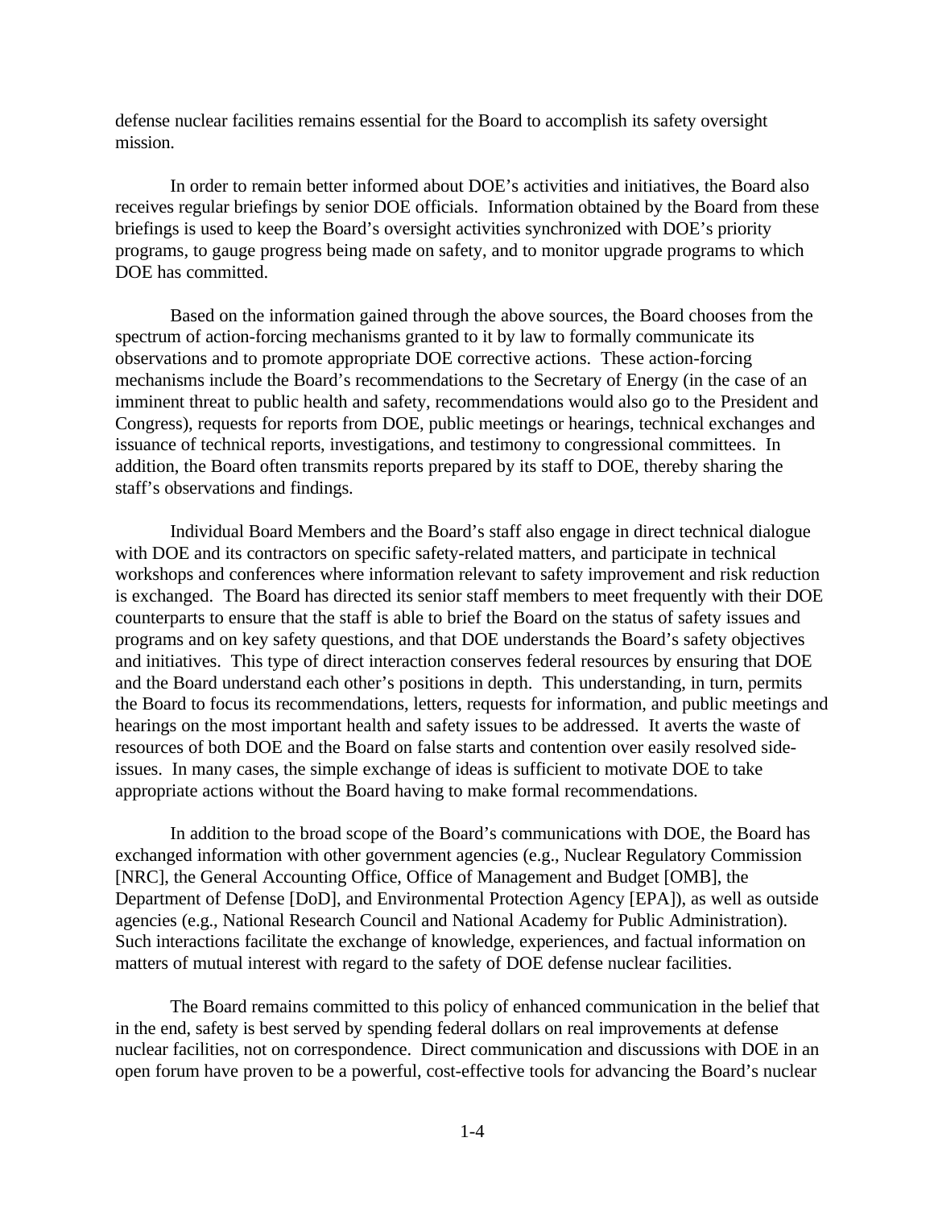defense nuclear facilities remains essential for the Board to accomplish its safety oversight mission.

In order to remain better informed about DOE's activities and initiatives, the Board also receives regular briefings by senior DOE officials. Information obtained by the Board from these briefings is used to keep the Board's oversight activities synchronized with DOE's priority programs, to gauge progress being made on safety, and to monitor upgrade programs to which DOE has committed.

Based on the information gained through the above sources, the Board chooses from the spectrum of action-forcing mechanisms granted to it by law to formally communicate its observations and to promote appropriate DOE corrective actions. These action-forcing mechanisms include the Board's recommendations to the Secretary of Energy (in the case of an imminent threat to public health and safety, recommendations would also go to the President and Congress), requests for reports from DOE, public meetings or hearings, technical exchanges and issuance of technical reports, investigations, and testimony to congressional committees. In addition, the Board often transmits reports prepared by its staff to DOE, thereby sharing the staff's observations and findings.

Individual Board Members and the Board's staff also engage in direct technical dialogue with DOE and its contractors on specific safety-related matters, and participate in technical workshops and conferences where information relevant to safety improvement and risk reduction is exchanged. The Board has directed its senior staff members to meet frequently with their DOE counterparts to ensure that the staff is able to brief the Board on the status of safety issues and programs and on key safety questions, and that DOE understands the Board's safety objectives and initiatives. This type of direct interaction conserves federal resources by ensuring that DOE and the Board understand each other's positions in depth. This understanding, in turn, permits the Board to focus its recommendations, letters, requests for information, and public meetings and hearings on the most important health and safety issues to be addressed. It averts the waste of resources of both DOE and the Board on false starts and contention over easily resolved side-issues. In many cases, the simple exchange of ideas is sufficient to motivate DOE to take appropriate actions without the Board having to make formal recommendations.

In addition to the broad scope of the Board's communications with DOE, the Board has exchanged information with other government agencies (e.g., Nuclear Regulatory Commission [NRC], the General Accounting Office, Office of Management and Budget [OMB], the Department of Defense [DoD], and Environmental Protection Agency [EPA]), as well as outside agencies (e.g., National Research Council and National Academy for Public Administration). Such interactions facilitate the exchange of knowledge, experiences, and factual information on matters of mutual interest with regard to the safety of DOE defense nuclear facilities.

The Board remains committed to this policy of enhanced communication in the belief that in the end, safety is best served by spending federal dollars on real improvements at defense nuclear facilities, not on correspondence. Direct communication and discussions with DOE in an open forum have proven to be a powerful, cost-effective tools for advancing the Board's nuclear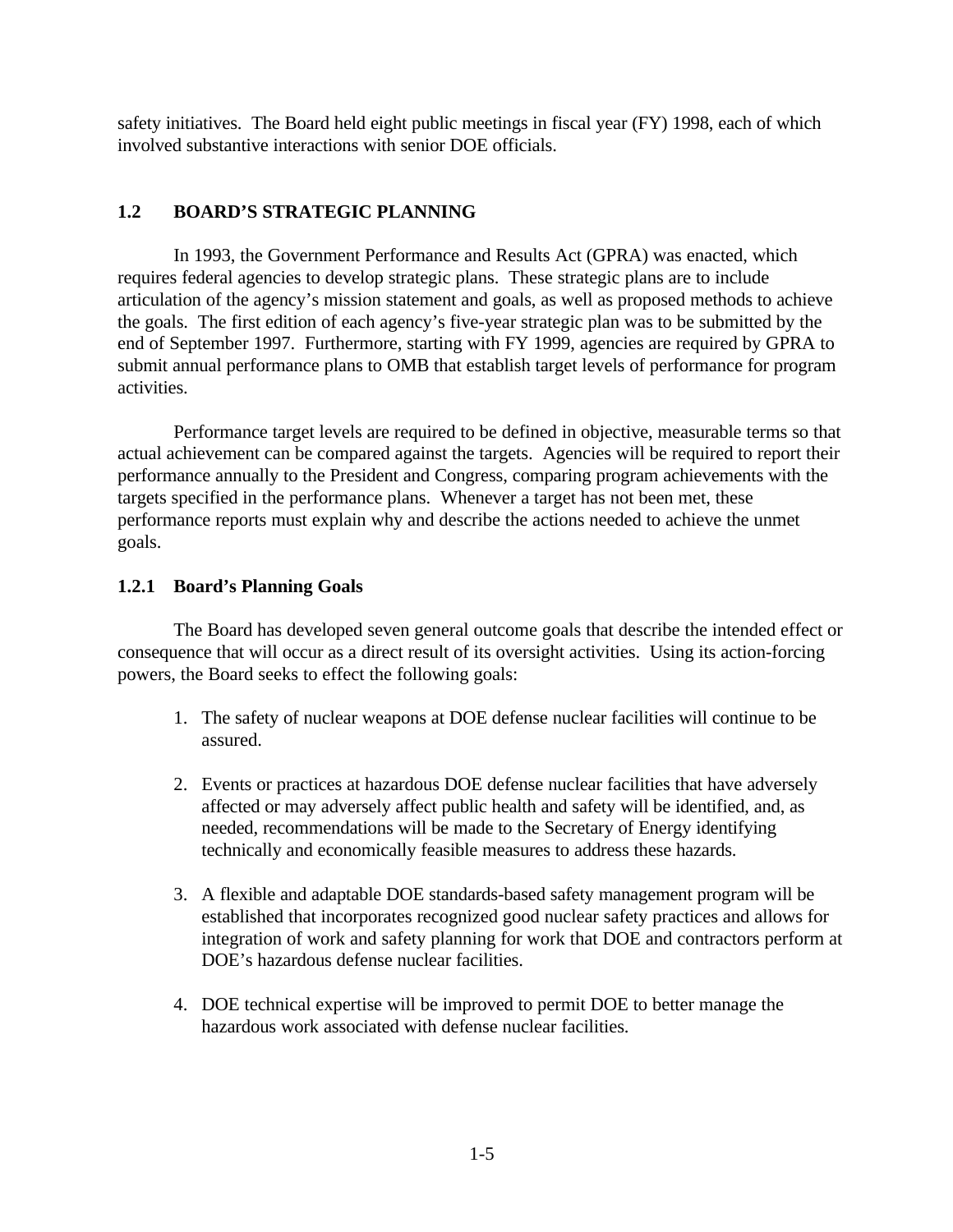safety initiatives. The Board held eight public meetings in fiscal year (FY) 1998, each of which involved substantive interactions with senior DOE officials.

## 1.2 BOARD'S STRATEGIC PLANNING

In 1993, the Government Performance and Results Act (GPRA) was enacted, which requires federal agencies to develop strategic plans. These strategic plans are to include articulation of the agency's mission statement and goals, as well as proposed methods to achieve the goals. The first edition of each agency's five-year strategic plan was to be submitted by the end of September 1997. Furthermore, starting with FY 1999, agencies are required by GPRA to submit annual performance plans to OMB that establish target levels of performance for program activities.

Performance target levels are required to be defined in objective, measurable terms so that actual achievement can be compared against the targets. Agencies will be required to report their performance annually to the President and Congress, comparing program achievements with the targets specified in the performance plans. Whenever a target has not been met, these performance reports must explain why and describe the actions needed to achieve the unmet goals.

### 1.2.1 Board's Planning Goals

The Board has developed seven general outcome goals that describe the intended effect or consequence that will occur as a direct result of its oversight activities. Using its action-forcing powers, the Board seeks to effect the following goals:

1. The safety of nuclear weapons at DOE defense nuclear facilities will continue to be assured.

2. Events or practices at hazardous DOE defense nuclear facilities that have adversely affected or may adversely affect public health and safety will be identified, and, as needed, recommendations will be made to the Secretary of Energy identifying technically and economically feasible measures to address these hazards.

3. A flexible and adaptable DOE standards-based safety management program will be established that incorporates recognized good nuclear safety practices and allows for integration of work and safety planning for work that DOE and contractors perform at DOE's hazardous defense nuclear facilities.

4. DOE technical expertise will be improved to permit DOE to better manage the hazardous work associated with defense nuclear facilities.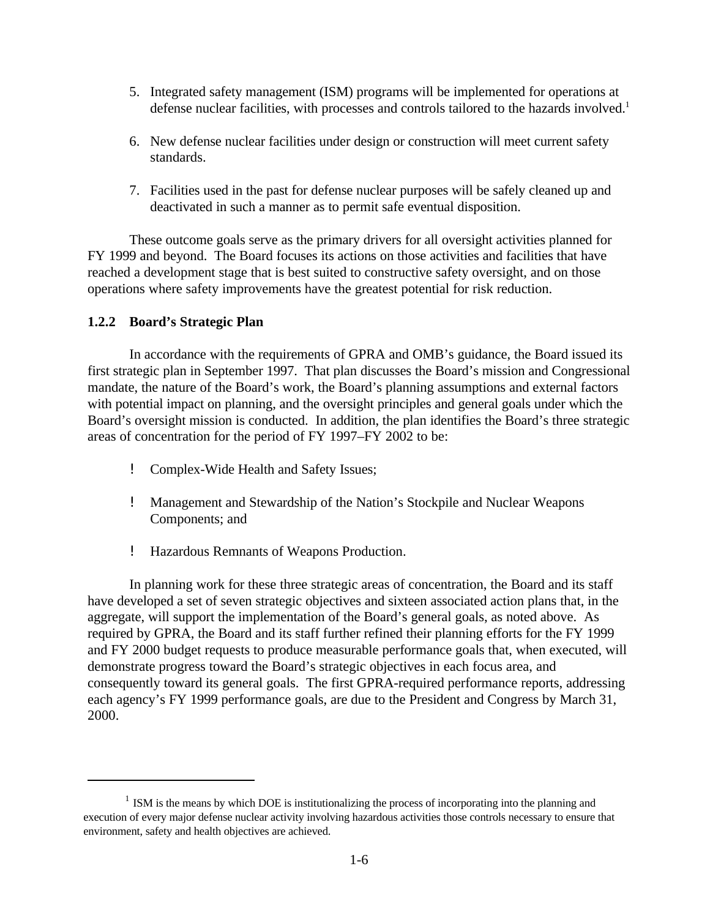5. Integrated safety management (ISM) programs will be implemented for operations at defense nuclear facilities, with processes and controls tailored to the hazards involved.[1]

6. New defense nuclear facilities under design or construction will meet current safety standards.

7. Facilities used in the past for defense nuclear purposes will be safely cleaned up and deactivated in such a manner as to permit safe eventual disposition.

These outcome goals serve as the primary drivers for all oversight activities planned for FY 1999 and beyond. The Board focuses its actions on those activities and facilities that have reached a development stage that is best suited to constructive safety oversight, and on those operations where safety improvements have the greatest potential for risk reduction.

### 1.2.2 Board's Strategic Plan

In accordance with the requirements of GPRA and OMB's guidance, the Board issued its first strategic plan in September 1997. That plan discusses the Board's mission and Congressional mandate, the nature of the Board's work, the Board's planning assumptions and external factors with potential impact on planning, and the oversight principles and general goals under which the Board's oversight mission is conducted. In addition, the plan identifies the Board's three strategic areas of concentration for the period of FY 1997–FY 2002 to be:

- Complex-Wide Health and Safety Issues;
- Management and Stewardship of the Nation's Stockpile and Nuclear Weapons Components; and
- Hazardous Remnants of Weapons Production.

In planning work for these three strategic areas of concentration, the Board and its staff have developed a set of seven strategic objectives and sixteen associated action plans that, in the aggregate, will support the implementation of the Board's general goals, as noted above. As required by GPRA, the Board and its staff further refined their planning efforts for the FY 1999 and FY 2000 budget requests to produce measurable performance goals that, when executed, will demonstrate progress toward the Board's strategic objectives in each focus area, and consequently toward its general goals. The first GPRA-required performance reports, addressing each agency's FY 1999 performance goals, are due to the President and Congress by March 31, 2000.

---

[1] ISM is the means by which DOE is institutionalizing the process of incorporating into the planning and execution of every major defense nuclear activity involving hazardous activities those controls necessary to ensure that environment, safety and health objectives are achieved.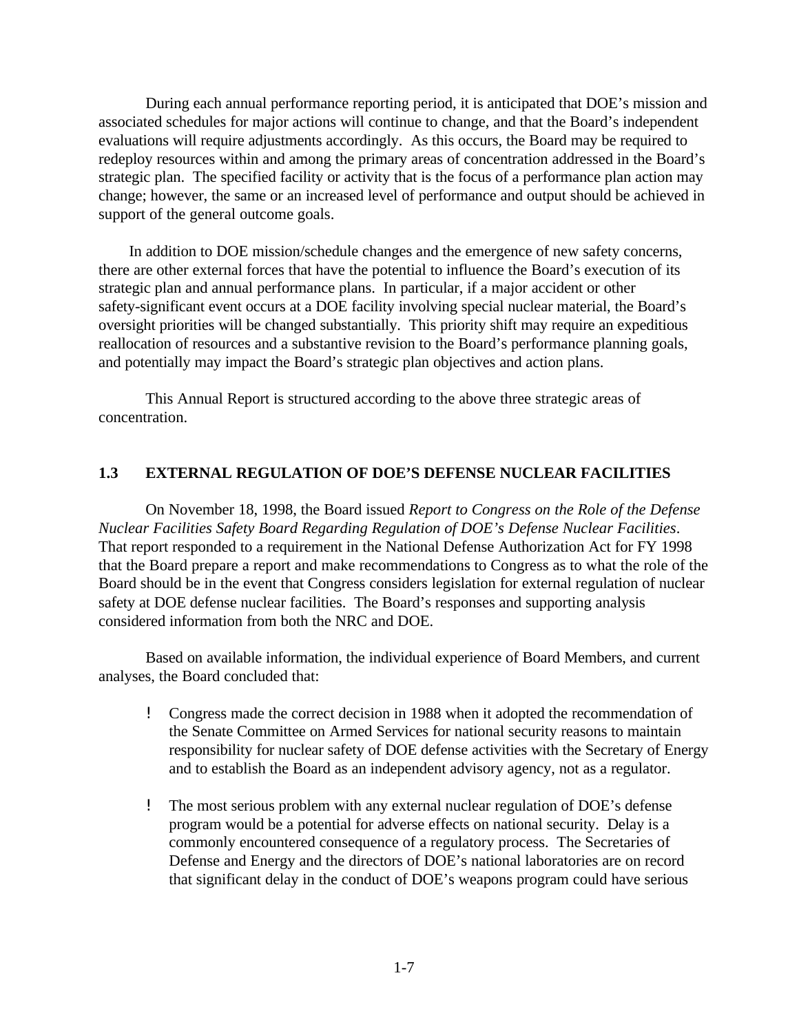During each annual performance reporting period, it is anticipated that DOE's mission and associated schedules for major actions will continue to change, and that the Board's independent evaluations will require adjustments accordingly. As this occurs, the Board may be required to redeploy resources within and among the primary areas of concentration addressed in the Board's strategic plan. The specified facility or activity that is the focus of a performance plan action may change; however, the same or an increased level of performance and output should be achieved in support of the general outcome goals.

In addition to DOE mission/schedule changes and the emergence of new safety concerns, there are other external forces that have the potential to influence the Board's execution of its strategic plan and annual performance plans. In particular, if a major accident or other safety-significant event occurs at a DOE facility involving special nuclear material, the Board's oversight priorities will be changed substantially. This priority shift may require an expeditious reallocation of resources and a substantive revision to the Board's performance planning goals, and potentially may impact the Board's strategic plan objectives and action plans.

This Annual Report is structured according to the above three strategic areas of concentration.

### 1.3 EXTERNAL REGULATION OF DOE'S DEFENSE NUCLEAR FACILITIES

On November 18, 1998, the Board issued *Report to Congress on the Role of the Defense Nuclear Facilities Safety Board Regarding Regulation of DOE's Defense Nuclear Facilities*. That report responded to a requirement in the National Defense Authorization Act for FY 1998 that the Board prepare a report and make recommendations to Congress as to what the role of the Board should be in the event that Congress considers legislation for external regulation of nuclear safety at DOE defense nuclear facilities. The Board's responses and supporting analysis considered information from both the NRC and DOE.

Based on available information, the individual experience of Board Members, and current analyses, the Board concluded that:

- Congress made the correct decision in 1988 when it adopted the recommendation of the Senate Committee on Armed Services for national security reasons to maintain responsibility for nuclear safety of DOE defense activities with the Secretary of Energy and to establish the Board as an independent advisory agency, not as a regulator.

- The most serious problem with any external nuclear regulation of DOE's defense program would be a potential for adverse effects on national security. Delay is a commonly encountered consequence of a regulatory process. The Secretaries of Defense and Energy and the directors of DOE's national laboratories are on record that significant delay in the conduct of DOE's weapons program could have serious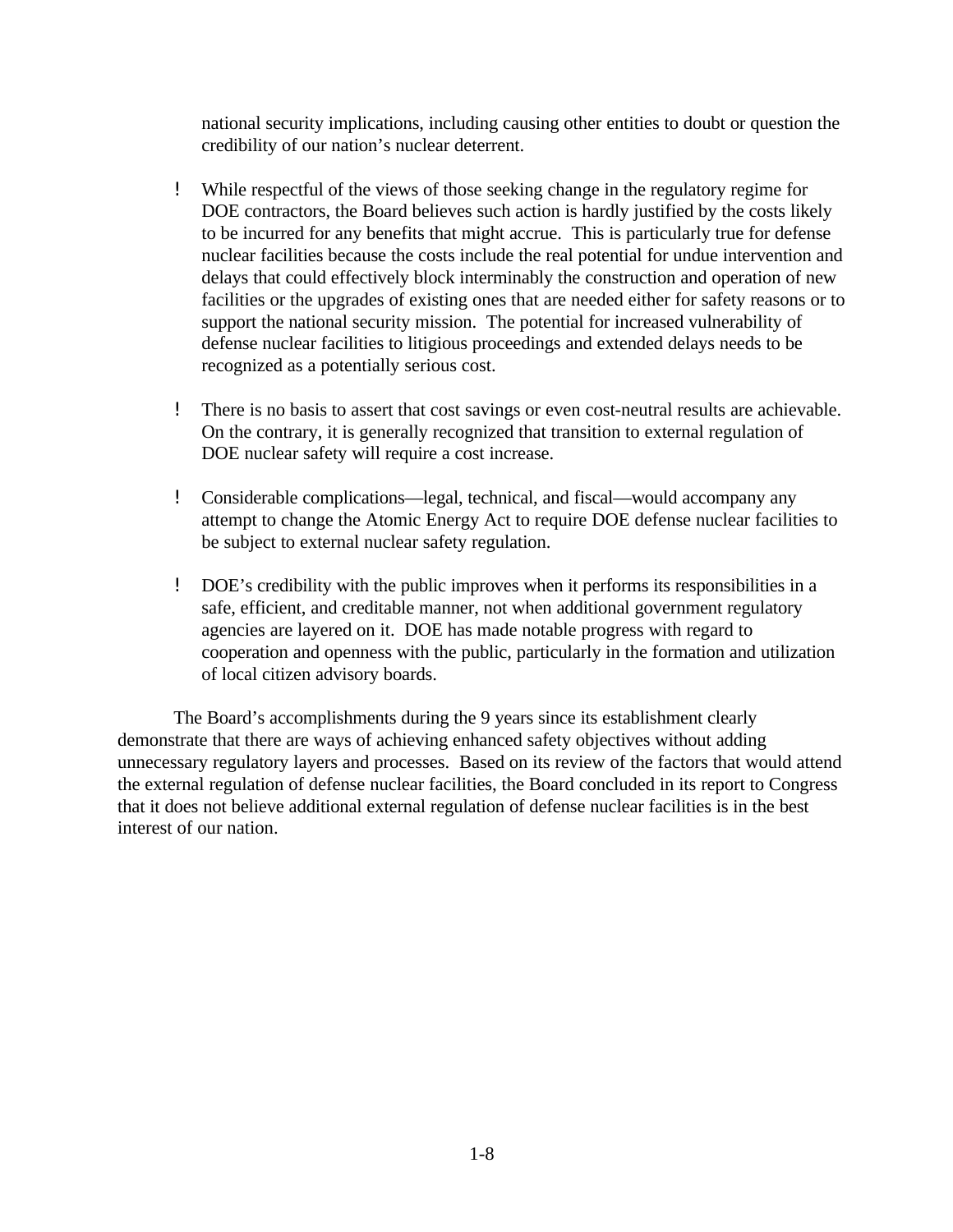national security implications, including causing other entities to doubt or question the credibility of our nation's nuclear deterrent.

- While respectful of the views of those seeking change in the regulatory regime for DOE contractors, the Board believes such action is hardly justified by the costs likely to be incurred for any benefits that might accrue. This is particularly true for defense nuclear facilities because the costs include the real potential for undue intervention and delays that could effectively block interminably the construction and operation of new facilities or the upgrades of existing ones that are needed either for safety reasons or to support the national security mission. The potential for increased vulnerability of defense nuclear facilities to litigious proceedings and extended delays needs to be recognized as a potentially serious cost.

- There is no basis to assert that cost savings or even cost-neutral results are achievable. On the contrary, it is generally recognized that transition to external regulation of DOE nuclear safety will require a cost increase.

- Considerable complications—legal, technical, and fiscal—would accompany any attempt to change the Atomic Energy Act to require DOE defense nuclear facilities to be subject to external nuclear safety regulation.

- DOE's credibility with the public improves when it performs its responsibilities in a safe, efficient, and creditable manner, not when additional government regulatory agencies are layered on it. DOE has made notable progress with regard to cooperation and openness with the public, particularly in the formation and utilization of local citizen advisory boards.

The Board's accomplishments during the 9 years since its establishment clearly demonstrate that there are ways of achieving enhanced safety objectives without adding unnecessary regulatory layers and processes. Based on its review of the factors that would attend the external regulation of defense nuclear facilities, the Board concluded in its report to Congress that it does not believe additional external regulation of defense nuclear facilities is in the best interest of our nation.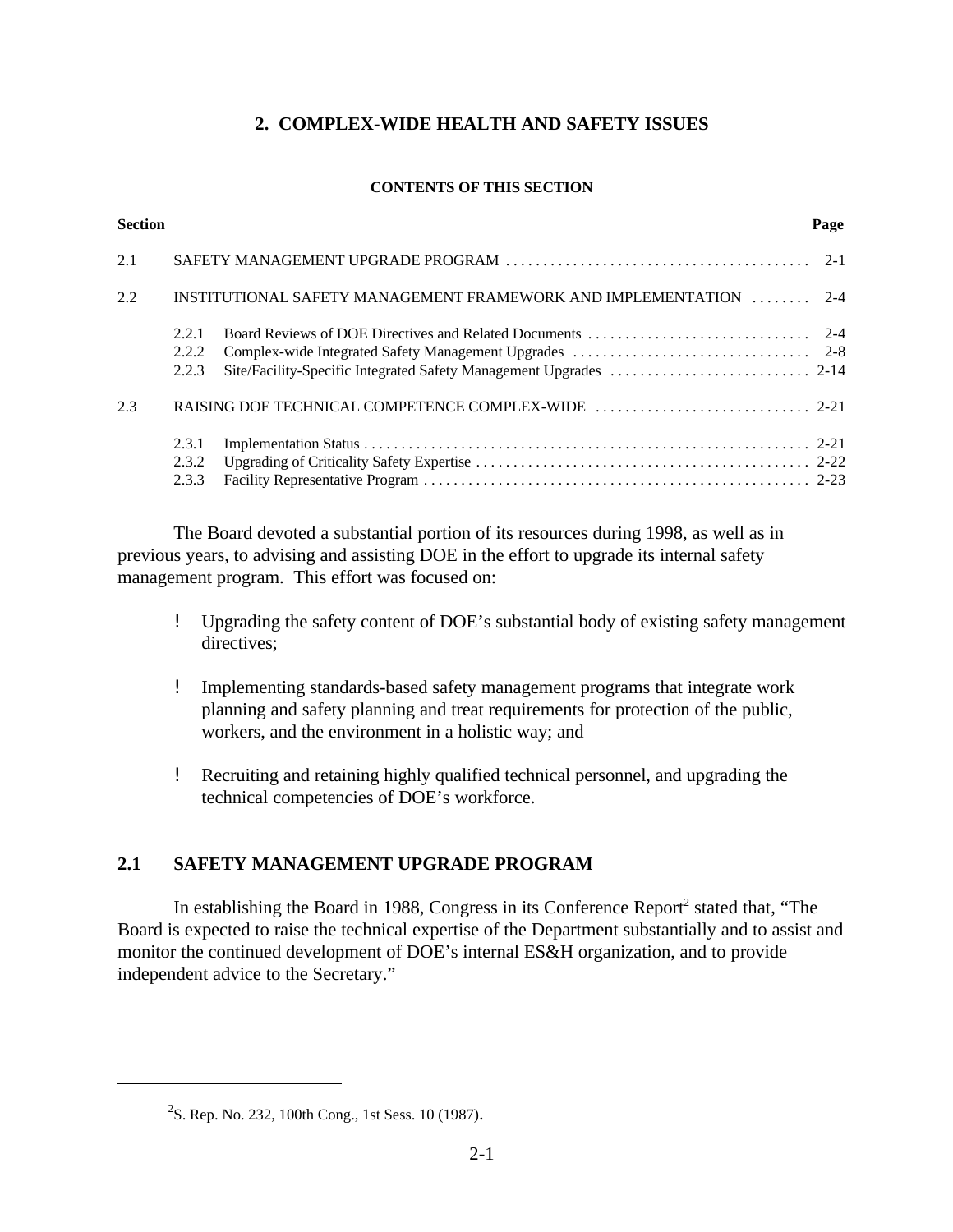# 2. COMPLEX-WIDE HEALTH AND SAFETY ISSUES

**CONTENTS OF THIS SECTION**

| Section | | | Page |
|---|---|---|---|
| 2.1 | SAFETY MANAGEMENT UPGRADE PROGRAM | | 2-1 |
| 2.2 | INSTITUTIONAL SAFETY MANAGEMENT FRAMEWORK AND IMPLEMENTATION | | 2-4 |
| | 2.2.1 | Board Reviews of DOE Directives and Related Documents | 2-4 |
| | 2.2.2 | Complex-wide Integrated Safety Management Upgrades | 2-8 |
| | 2.2.3 | Site/Facility-Specific Integrated Safety Management Upgrades | 2-14 |
| 2.3 | RAISING DOE TECHNICAL COMPETENCE COMPLEX-WIDE | | 2-21 |
| | 2.3.1 | Implementation Status | 2-21 |
| | 2.3.2 | Upgrading of Criticality Safety Expertise | 2-22 |
| | 2.3.3 | Facility Representative Program | 2-23 |

The Board devoted a substantial portion of its resources during 1998, as well as in previous years, to advising and assisting DOE in the effort to upgrade its internal safety management program. This effort was focused on:

- Upgrading the safety content of DOE's substantial body of existing safety management directives;
- Implementing standards-based safety management programs that integrate work planning and safety planning and treat requirements for protection of the public, workers, and the environment in a holistic way; and
- Recruiting and retaining highly qualified technical personnel, and upgrading the technical competencies of DOE's workforce.

## 2.1 SAFETY MANAGEMENT UPGRADE PROGRAM

In establishing the Board in 1988, Congress in its Conference Report[2] stated that, "The Board is expected to raise the technical expertise of the Department substantially and to assist and monitor the continued development of DOE's internal ES&H organization, and to provide independent advice to the Secretary."

[2] S. Rep. No. 232, 100th Cong., 1st Sess. 10 (1987).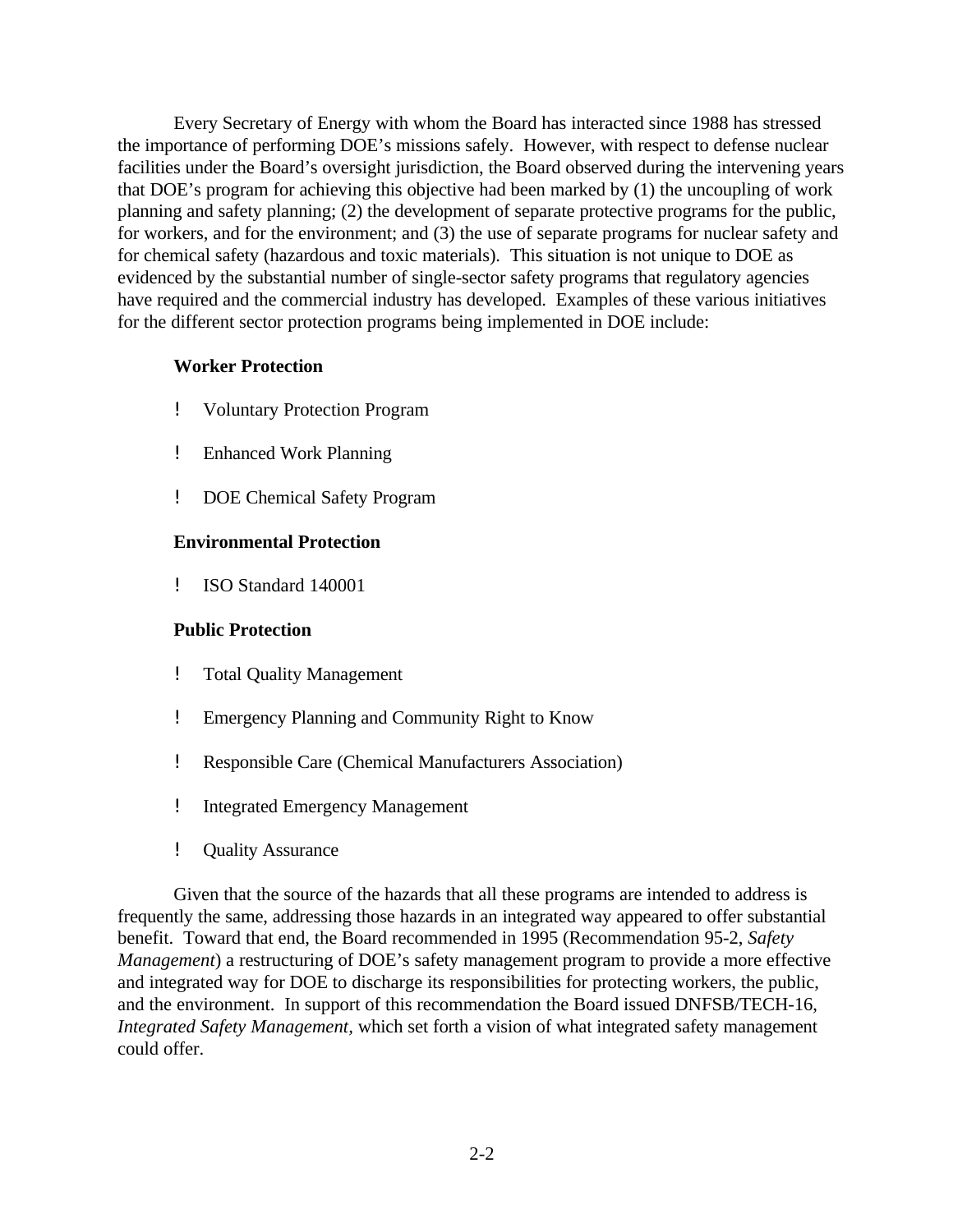Every Secretary of Energy with whom the Board has interacted since 1988 has stressed the importance of performing DOE's missions safely. However, with respect to defense nuclear facilities under the Board's oversight jurisdiction, the Board observed during the intervening years that DOE's program for achieving this objective had been marked by (1) the uncoupling of work planning and safety planning; (2) the development of separate protective programs for the public, for workers, and for the environment; and (3) the use of separate programs for nuclear safety and for chemical safety (hazardous and toxic materials). This situation is not unique to DOE as evidenced by the substantial number of single-sector safety programs that regulatory agencies have required and the commercial industry has developed. Examples of these various initiatives for the different sector protection programs being implemented in DOE include:

**Worker Protection**

- Voluntary Protection Program
- Enhanced Work Planning
- DOE Chemical Safety Program

**Environmental Protection**

- ISO Standard 140001

**Public Protection**

- Total Quality Management
- Emergency Planning and Community Right to Know
- Responsible Care (Chemical Manufacturers Association)
- Integrated Emergency Management
- Quality Assurance

Given that the source of the hazards that all these programs are intended to address is frequently the same, addressing those hazards in an integrated way appeared to offer substantial benefit. Toward that end, the Board recommended in 1995 (Recommendation 95-2, *Safety Management*) a restructuring of DOE's safety management program to provide a more effective and integrated way for DOE to discharge its responsibilities for protecting workers, the public, and the environment. In support of this recommendation the Board issued DNFSB/TECH-16, *Integrated Safety Management*, which set forth a vision of what integrated safety management could offer.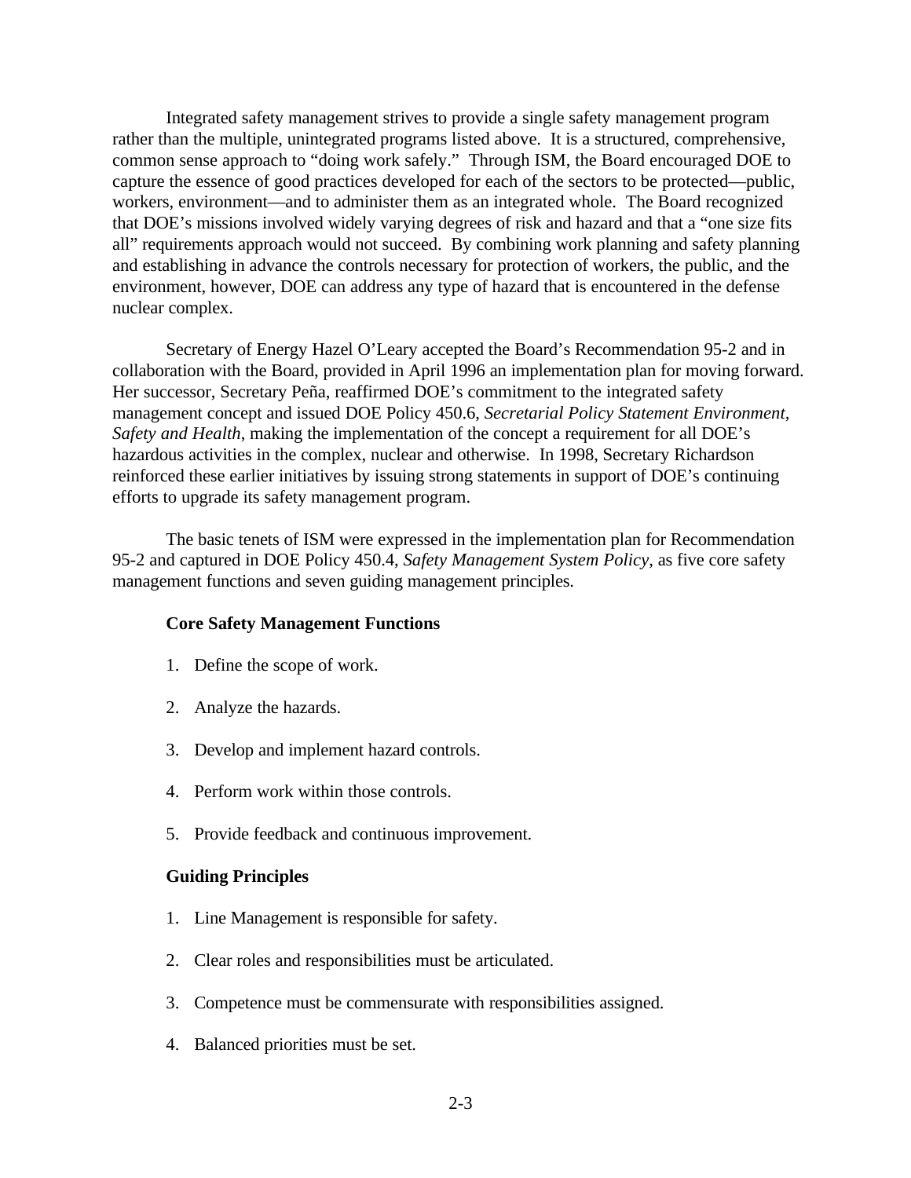Integrated safety management strives to provide a single safety management program rather than the multiple, unintegrated programs listed above. It is a structured, comprehensive, common sense approach to "doing work safely." Through ISM, the Board encouraged DOE to capture the essence of good practices developed for each of the sectors to be protected—public, workers, environment—and to administer them as an integrated whole. The Board recognized that DOE's missions involved widely varying degrees of risk and hazard and that a "one size fits all" requirements approach would not succeed. By combining work planning and safety planning and establishing in advance the controls necessary for protection of workers, the public, and the environment, however, DOE can address any type of hazard that is encountered in the defense nuclear complex.

Secretary of Energy Hazel O'Leary accepted the Board's Recommendation 95-2 and in collaboration with the Board, provided in April 1996 an implementation plan for moving forward. Her successor, Secretary Peña, reaffirmed DOE's commitment to the integrated safety management concept and issued DOE Policy 450.6, *Secretarial Policy Statement Environment, Safety and Health*, making the implementation of the concept a requirement for all DOE's hazardous activities in the complex, nuclear and otherwise. In 1998, Secretary Richardson reinforced these earlier initiatives by issuing strong statements in support of DOE's continuing efforts to upgrade its safety management program.

The basic tenets of ISM were expressed in the implementation plan for Recommendation 95-2 and captured in DOE Policy 450.4, *Safety Management System Policy*, as five core safety management functions and seven guiding management principles.

**Core Safety Management Functions**

1. Define the scope of work.
2. Analyze the hazards.
3. Develop and implement hazard controls.
4. Perform work within those controls.
5. Provide feedback and continuous improvement.

**Guiding Principles**

1. Line Management is responsible for safety.
2. Clear roles and responsibilities must be articulated.
3. Competence must be commensurate with responsibilities assigned.
4. Balanced priorities must be set.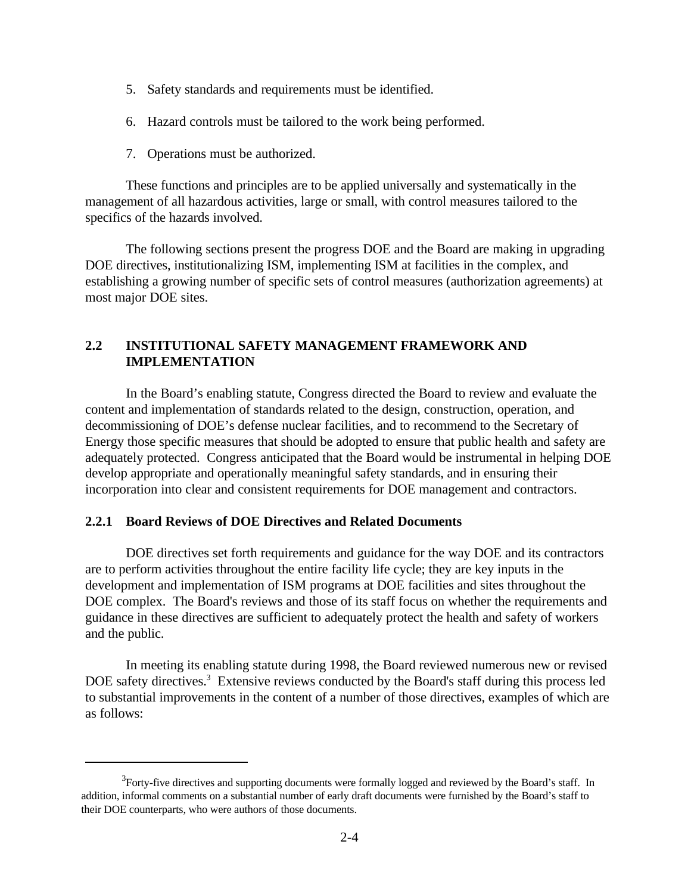5. Safety standards and requirements must be identified.

6. Hazard controls must be tailored to the work being performed.

7. Operations must be authorized.

These functions and principles are to be applied universally and systematically in the management of all hazardous activities, large or small, with control measures tailored to the specifics of the hazards involved.

The following sections present the progress DOE and the Board are making in upgrading DOE directives, institutionalizing ISM, implementing ISM at facilities in the complex, and establishing a growing number of specific sets of control measures (authorization agreements) at most major DOE sites.

## 2.2 INSTITUTIONAL SAFETY MANAGEMENT FRAMEWORK AND IMPLEMENTATION

In the Board's enabling statute, Congress directed the Board to review and evaluate the content and implementation of standards related to the design, construction, operation, and decommissioning of DOE's defense nuclear facilities, and to recommend to the Secretary of Energy those specific measures that should be adopted to ensure that public health and safety are adequately protected. Congress anticipated that the Board would be instrumental in helping DOE develop appropriate and operationally meaningful safety standards, and in ensuring their incorporation into clear and consistent requirements for DOE management and contractors.

### 2.2.1 Board Reviews of DOE Directives and Related Documents

DOE directives set forth requirements and guidance for the way DOE and its contractors are to perform activities throughout the entire facility life cycle; they are key inputs in the development and implementation of ISM programs at DOE facilities and sites throughout the DOE complex. The Board's reviews and those of its staff focus on whether the requirements and guidance in these directives are sufficient to adequately protect the health and safety of workers and the public.

In meeting its enabling statute during 1998, the Board reviewed numerous new or revised DOE safety directives.[3] Extensive reviews conducted by the Board's staff during this process led to substantial improvements in the content of a number of those directives, examples of which are as follows:

---

[3] Forty-five directives and supporting documents were formally logged and reviewed by the Board's staff. In addition, informal comments on a substantial number of early draft documents were furnished by the Board's staff to their DOE counterparts, who were authors of those documents.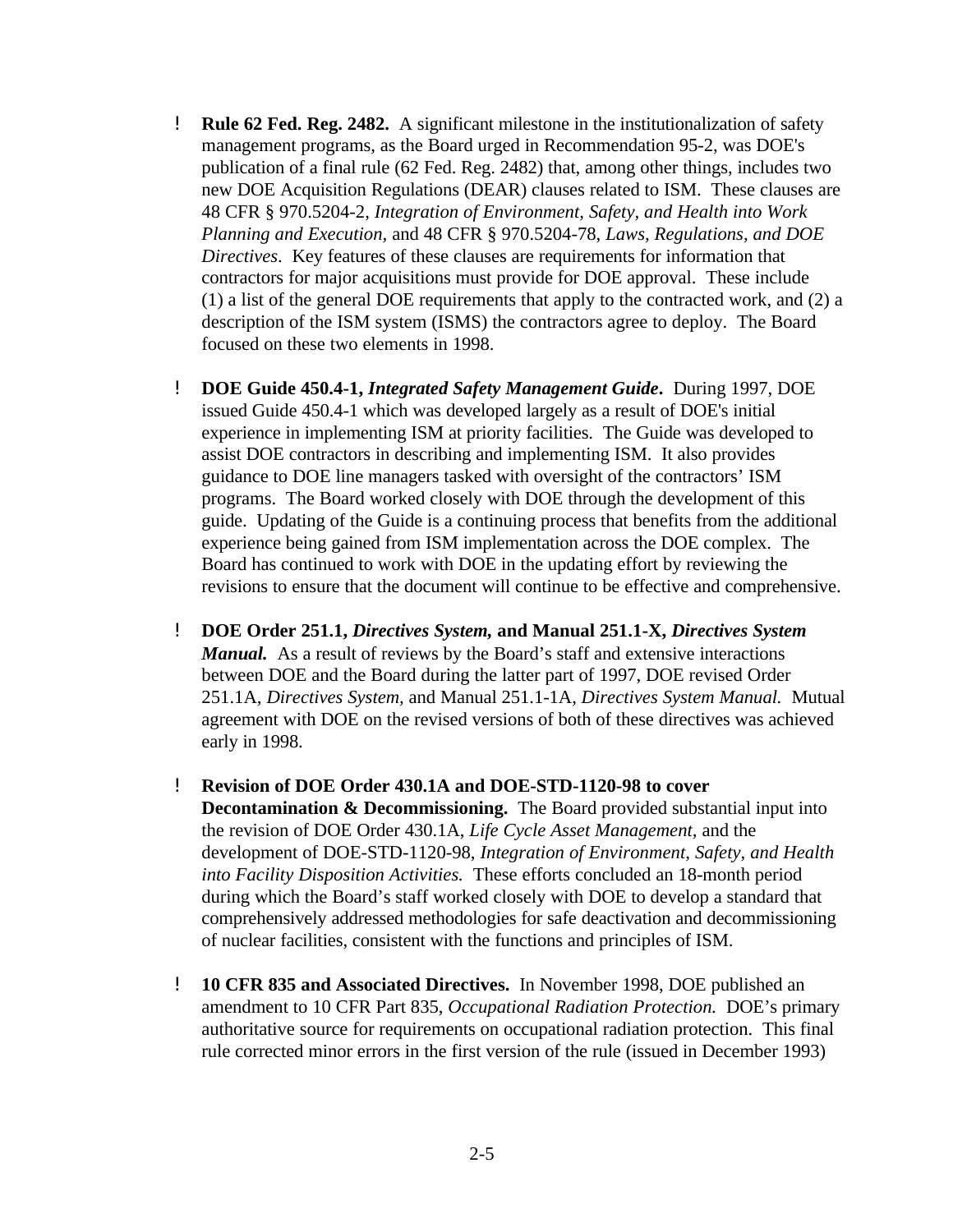- **Rule 62 Fed. Reg. 2482.** A significant milestone in the institutionalization of safety management programs, as the Board urged in Recommendation 95-2, was DOE's publication of a final rule (62 Fed. Reg. 2482) that, among other things, includes two new DOE Acquisition Regulations (DEAR) clauses related to ISM. These clauses are 48 CFR § 970.5204-2, *Integration of Environment, Safety, and Health into Work Planning and Execution*, and 48 CFR § 970.5204-78, *Laws, Regulations, and DOE Directives*. Key features of these clauses are requirements for information that contractors for major acquisitions must provide for DOE approval. These include (1) a list of the general DOE requirements that apply to the contracted work, and (2) a description of the ISM system (ISMS) the contractors agree to deploy. The Board focused on these two elements in 1998.

- **DOE Guide 450.4-1, *Integrated Safety Management Guide*.** During 1997, DOE issued Guide 450.4-1 which was developed largely as a result of DOE's initial experience in implementing ISM at priority facilities. The Guide was developed to assist DOE contractors in describing and implementing ISM. It also provides guidance to DOE line managers tasked with oversight of the contractors' ISM programs. The Board worked closely with DOE through the development of this guide. Updating of the Guide is a continuing process that benefits from the additional experience being gained from ISM implementation across the DOE complex. The Board has continued to work with DOE in the updating effort by reviewing the revisions to ensure that the document will continue to be effective and comprehensive.

- **DOE Order 251.1, *Directives System,* and Manual 251.1-X, *Directives System Manual.*** As a result of reviews by the Board's staff and extensive interactions between DOE and the Board during the latter part of 1997, DOE revised Order 251.1A, *Directives System*, and Manual 251.1-1A, *Directives System Manual.* Mutual agreement with DOE on the revised versions of both of these directives was achieved early in 1998.

- **Revision of DOE Order 430.1A and DOE-STD-1120-98 to cover Decontamination & Decommissioning.** The Board provided substantial input into the revision of DOE Order 430.1A, *Life Cycle Asset Management*, and the development of DOE-STD-1120-98, *Integration of Environment, Safety, and Health into Facility Disposition Activities.* These efforts concluded an 18-month period during which the Board's staff worked closely with DOE to develop a standard that comprehensively addressed methodologies for safe deactivation and decommissioning of nuclear facilities, consistent with the functions and principles of ISM.

- **10 CFR 835 and Associated Directives.** In November 1998, DOE published an amendment to 10 CFR Part 835, *Occupational Radiation Protection.* DOE's primary authoritative source for requirements on occupational radiation protection. This final rule corrected minor errors in the first version of the rule (issued in December 1993)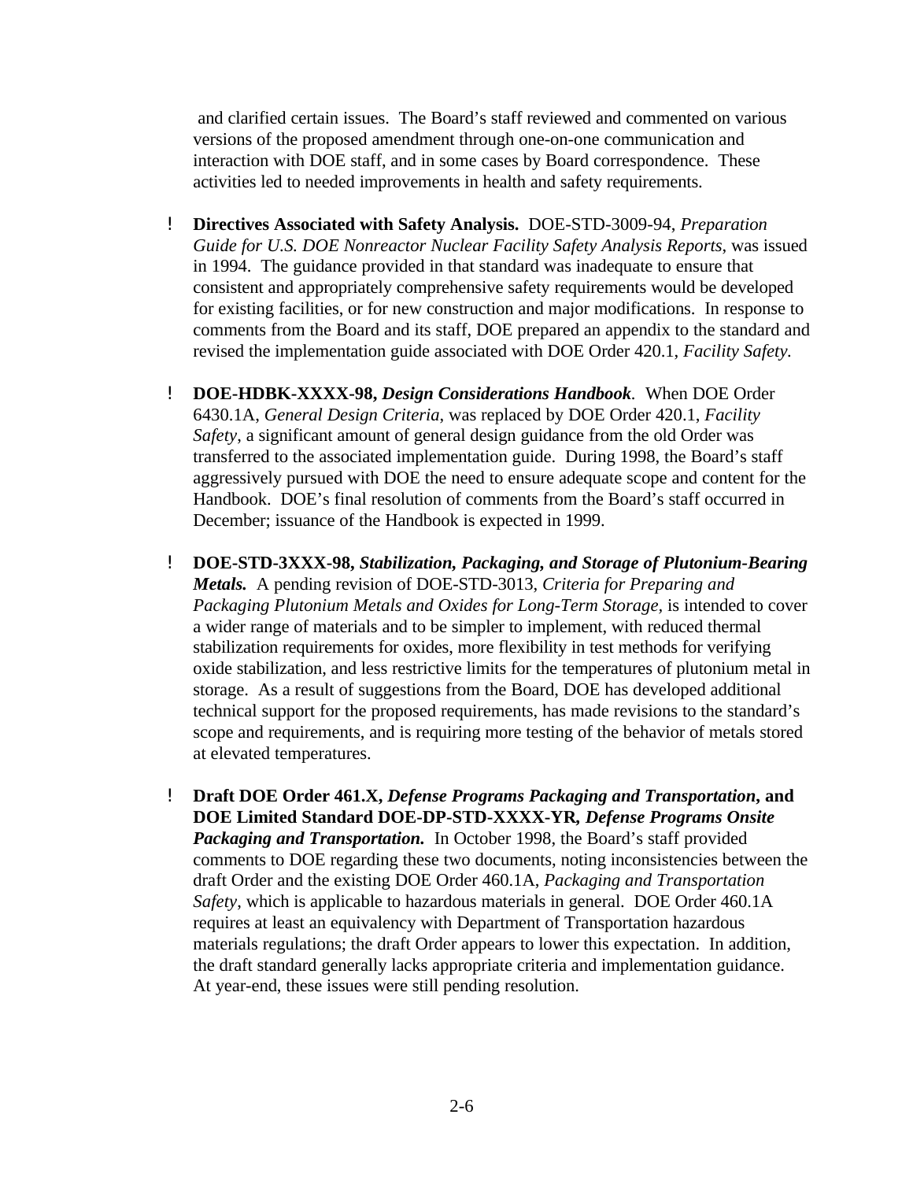and clarified certain issues. The Board's staff reviewed and commented on various versions of the proposed amendment through one-on-one communication and interaction with DOE staff, and in some cases by Board correspondence. These activities led to needed improvements in health and safety requirements.

- **Directives Associated with Safety Analysis.** DOE-STD-3009-94, *Preparation Guide for U.S. DOE Nonreactor Nuclear Facility Safety Analysis Reports*, was issued in 1994. The guidance provided in that standard was inadequate to ensure that consistent and appropriately comprehensive safety requirements would be developed for existing facilities, or for new construction and major modifications. In response to comments from the Board and its staff, DOE prepared an appendix to the standard and revised the implementation guide associated with DOE Order 420.1, *Facility Safety*.

- **DOE-HDBK-XXXX-98, *Design Considerations Handbook*.** When DOE Order 6430.1A, *General Design Criteria*, was replaced by DOE Order 420.1, *Facility Safety*, a significant amount of general design guidance from the old Order was transferred to the associated implementation guide. During 1998, the Board's staff aggressively pursued with DOE the need to ensure adequate scope and content for the Handbook. DOE's final resolution of comments from the Board's staff occurred in December; issuance of the Handbook is expected in 1999.

- **DOE-STD-3XXX-98, *Stabilization, Packaging, and Storage of Plutonium-Bearing Metals.*** A pending revision of DOE-STD-3013, *Criteria for Preparing and Packaging Plutonium Metals and Oxides for Long-Term Storage*, is intended to cover a wider range of materials and to be simpler to implement, with reduced thermal stabilization requirements for oxides, more flexibility in test methods for verifying oxide stabilization, and less restrictive limits for the temperatures of plutonium metal in storage. As a result of suggestions from the Board, DOE has developed additional technical support for the proposed requirements, has made revisions to the standard's scope and requirements, and is requiring more testing of the behavior of metals stored at elevated temperatures.

- **Draft DOE Order 461.X, *Defense Programs Packaging and Transportation*, and DOE Limited Standard DOE-DP-STD-XXXX-YR, *Defense Programs Onsite Packaging and Transportation.*** In October 1998, the Board's staff provided comments to DOE regarding these two documents, noting inconsistencies between the draft Order and the existing DOE Order 460.1A, *Packaging and Transportation Safety*, which is applicable to hazardous materials in general. DOE Order 460.1A requires at least an equivalency with Department of Transportation hazardous materials regulations; the draft Order appears to lower this expectation. In addition, the draft standard generally lacks appropriate criteria and implementation guidance. At year-end, these issues were still pending resolution.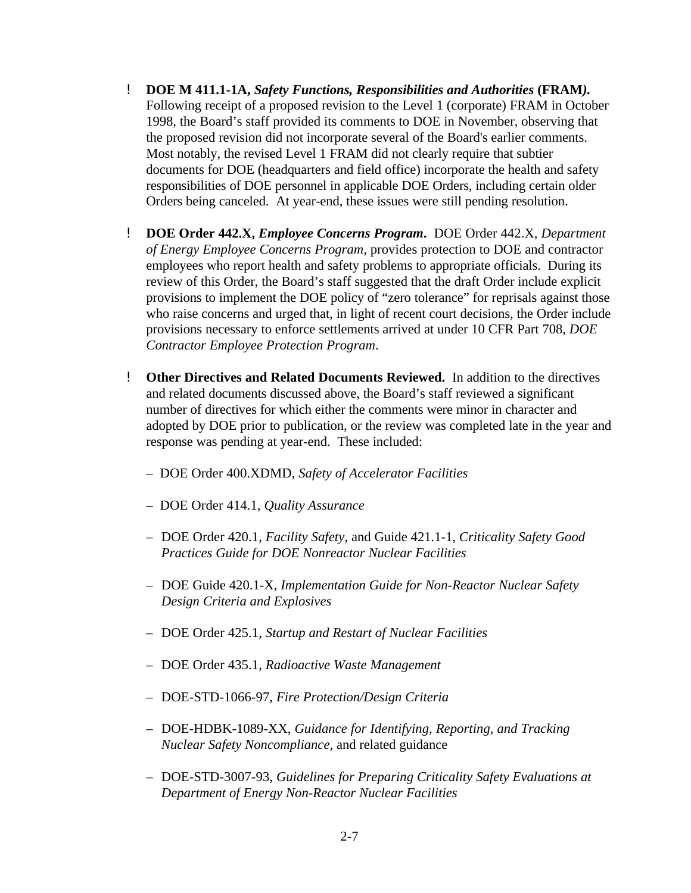- **DOE M 411.1-1A, *Safety Functions, Responsibilities and Authorities* (FRAM*).*** Following receipt of a proposed revision to the Level 1 (corporate) FRAM in October 1998, the Board's staff provided its comments to DOE in November, observing that the proposed revision did not incorporate several of the Board's earlier comments. Most notably, the revised Level 1 FRAM did not clearly require that subtier documents for DOE (headquarters and field office) incorporate the health and safety responsibilities of DOE personnel in applicable DOE Orders, including certain older Orders being canceled. At year-end, these issues were still pending resolution.

- **DOE Order 442.X, *Employee Concerns Program*.** DOE Order 442.X, *Department of Energy Employee Concerns Program*, provides protection to DOE and contractor employees who report health and safety problems to appropriate officials. During its review of this Order, the Board's staff suggested that the draft Order include explicit provisions to implement the DOE policy of "zero tolerance" for reprisals against those who raise concerns and urged that, in light of recent court decisions, the Order include provisions necessary to enforce settlements arrived at under 10 CFR Part 708, *DOE Contractor Employee Protection Program*.

- **Other Directives and Related Documents Reviewed.** In addition to the directives and related documents discussed above, the Board's staff reviewed a significant number of directives for which either the comments were minor in character and adopted by DOE prior to publication, or the review was completed late in the year and response was pending at year-end. These included:

  - DOE Order 400.XDMD, *Safety of Accelerator Facilities*
  - DOE Order 414.1, *Quality Assurance*
  - DOE Order 420.1, *Facility Safety*, and Guide 421.1-1, *Criticality Safety Good Practices Guide for DOE Nonreactor Nuclear Facilities*
  - DOE Guide 420.1-X, *Implementation Guide for Non-Reactor Nuclear Safety Design Criteria and Explosives*
  - DOE Order 425.1, *Startup and Restart of Nuclear Facilities*
  - DOE Order 435.1, *Radioactive Waste Management*
  - DOE-STD-1066-97, *Fire Protection/Design Criteria*
  - DOE-HDBK-1089-XX, *Guidance for Identifying, Reporting, and Tracking Nuclear Safety Noncompliance*, and related guidance
  - DOE-STD-3007-93, *Guidelines for Preparing Criticality Safety Evaluations at Department of Energy Non-Reactor Nuclear Facilities*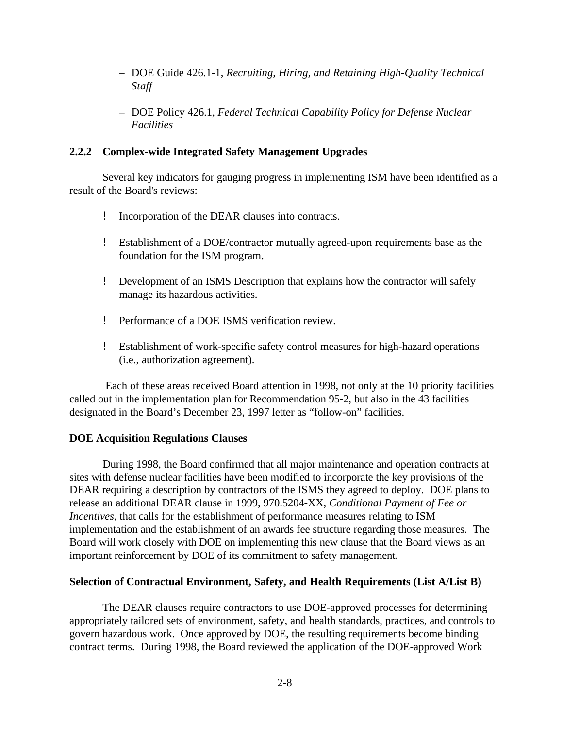- DOE Guide 426.1-1, *Recruiting, Hiring, and Retaining High-Quality Technical Staff*

- DOE Policy 426.1, *Federal Technical Capability Policy for Defense Nuclear Facilities*

### 2.2.2 Complex-wide Integrated Safety Management Upgrades

Several key indicators for gauging progress in implementing ISM have been identified as a result of the Board's reviews:

- Incorporation of the DEAR clauses into contracts.

- Establishment of a DOE/contractor mutually agreed-upon requirements base as the foundation for the ISM program.

- Development of an ISMS Description that explains how the contractor will safely manage its hazardous activities.

- Performance of a DOE ISMS verification review.

- Establishment of work-specific safety control measures for high-hazard operations (i.e., authorization agreement).

Each of these areas received Board attention in 1998, not only at the 10 priority facilities called out in the implementation plan for Recommendation 95-2, but also in the 43 facilities designated in the Board's December 23, 1997 letter as "follow-on" facilities.

**DOE Acquisition Regulations Clauses**

During 1998, the Board confirmed that all major maintenance and operation contracts at sites with defense nuclear facilities have been modified to incorporate the key provisions of the DEAR requiring a description by contractors of the ISMS they agreed to deploy. DOE plans to release an additional DEAR clause in 1999, 970.5204-XX, *Conditional Payment of Fee or Incentives*, that calls for the establishment of performance measures relating to ISM implementation and the establishment of an awards fee structure regarding those measures. The Board will work closely with DOE on implementing this new clause that the Board views as an important reinforcement by DOE of its commitment to safety management.

**Selection of Contractual Environment, Safety, and Health Requirements (List A/List B)**

The DEAR clauses require contractors to use DOE-approved processes for determining appropriately tailored sets of environment, safety, and health standards, practices, and controls to govern hazardous work. Once approved by DOE, the resulting requirements become binding contract terms. During 1998, the Board reviewed the application of the DOE-approved Work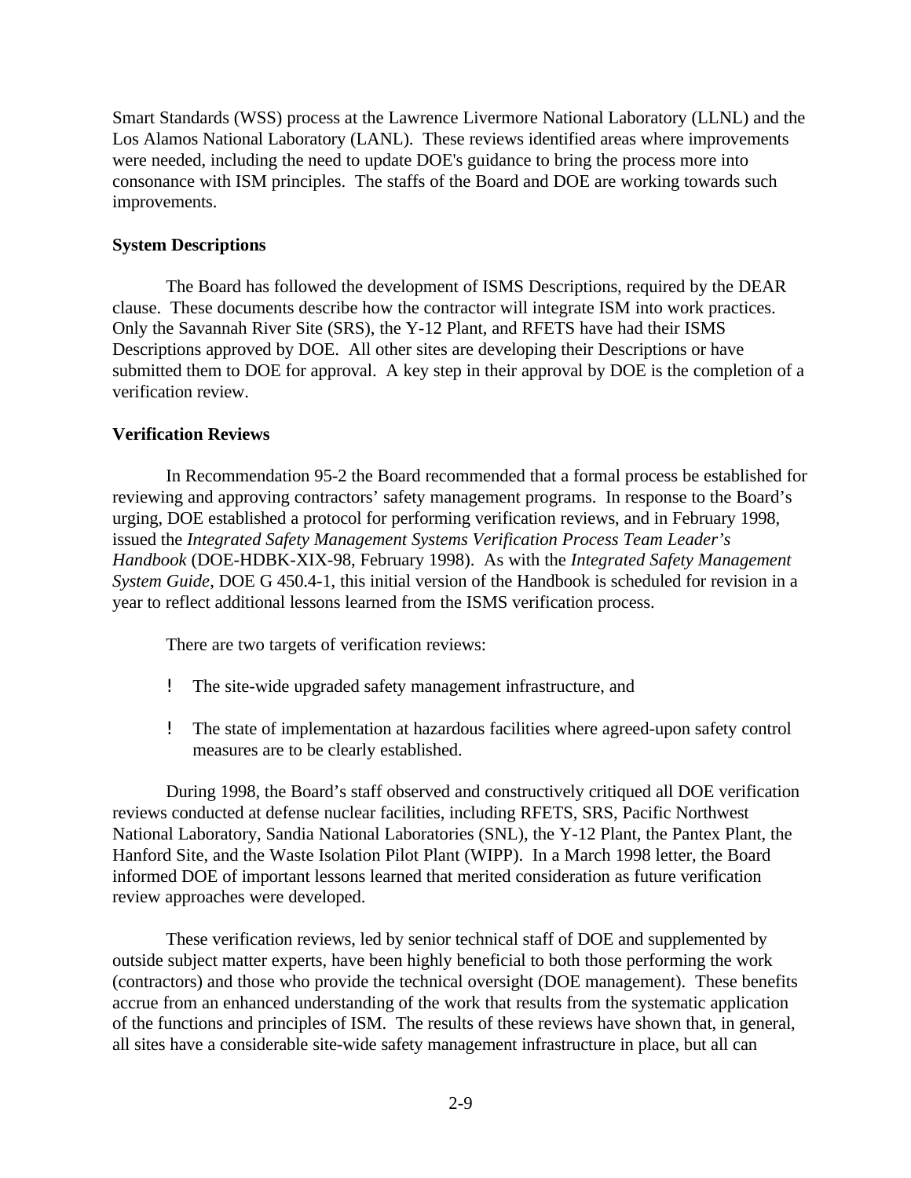Smart Standards (WSS) process at the Lawrence Livermore National Laboratory (LLNL) and the Los Alamos National Laboratory (LANL). These reviews identified areas where improvements were needed, including the need to update DOE's guidance to bring the process more into consonance with ISM principles. The staffs of the Board and DOE are working towards such improvements.

**System Descriptions**

The Board has followed the development of ISMS Descriptions, required by the DEAR clause. These documents describe how the contractor will integrate ISM into work practices. Only the Savannah River Site (SRS), the Y-12 Plant, and RFETS have had their ISMS Descriptions approved by DOE. All other sites are developing their Descriptions or have submitted them to DOE for approval. A key step in their approval by DOE is the completion of a verification review.

**Verification Reviews**

In Recommendation 95-2 the Board recommended that a formal process be established for reviewing and approving contractors' safety management programs. In response to the Board's urging, DOE established a protocol for performing verification reviews, and in February 1998, issued the *Integrated Safety Management Systems Verification Process Team Leader's Handbook* (DOE-HDBK-XIX-98, February 1998). As with the *Integrated Safety Management System Guide*, DOE G 450.4-1, this initial version of the Handbook is scheduled for revision in a year to reflect additional lessons learned from the ISMS verification process.

There are two targets of verification reviews:

- The site-wide upgraded safety management infrastructure, and
- The state of implementation at hazardous facilities where agreed-upon safety control measures are to be clearly established.

During 1998, the Board's staff observed and constructively critiqued all DOE verification reviews conducted at defense nuclear facilities, including RFETS, SRS, Pacific Northwest National Laboratory, Sandia National Laboratories (SNL), the Y-12 Plant, the Pantex Plant, the Hanford Site, and the Waste Isolation Pilot Plant (WIPP). In a March 1998 letter, the Board informed DOE of important lessons learned that merited consideration as future verification review approaches were developed.

These verification reviews, led by senior technical staff of DOE and supplemented by outside subject matter experts, have been highly beneficial to both those performing the work (contractors) and those who provide the technical oversight (DOE management). These benefits accrue from an enhanced understanding of the work that results from the systematic application of the functions and principles of ISM. The results of these reviews have shown that, in general, all sites have a considerable site-wide safety management infrastructure in place, but all can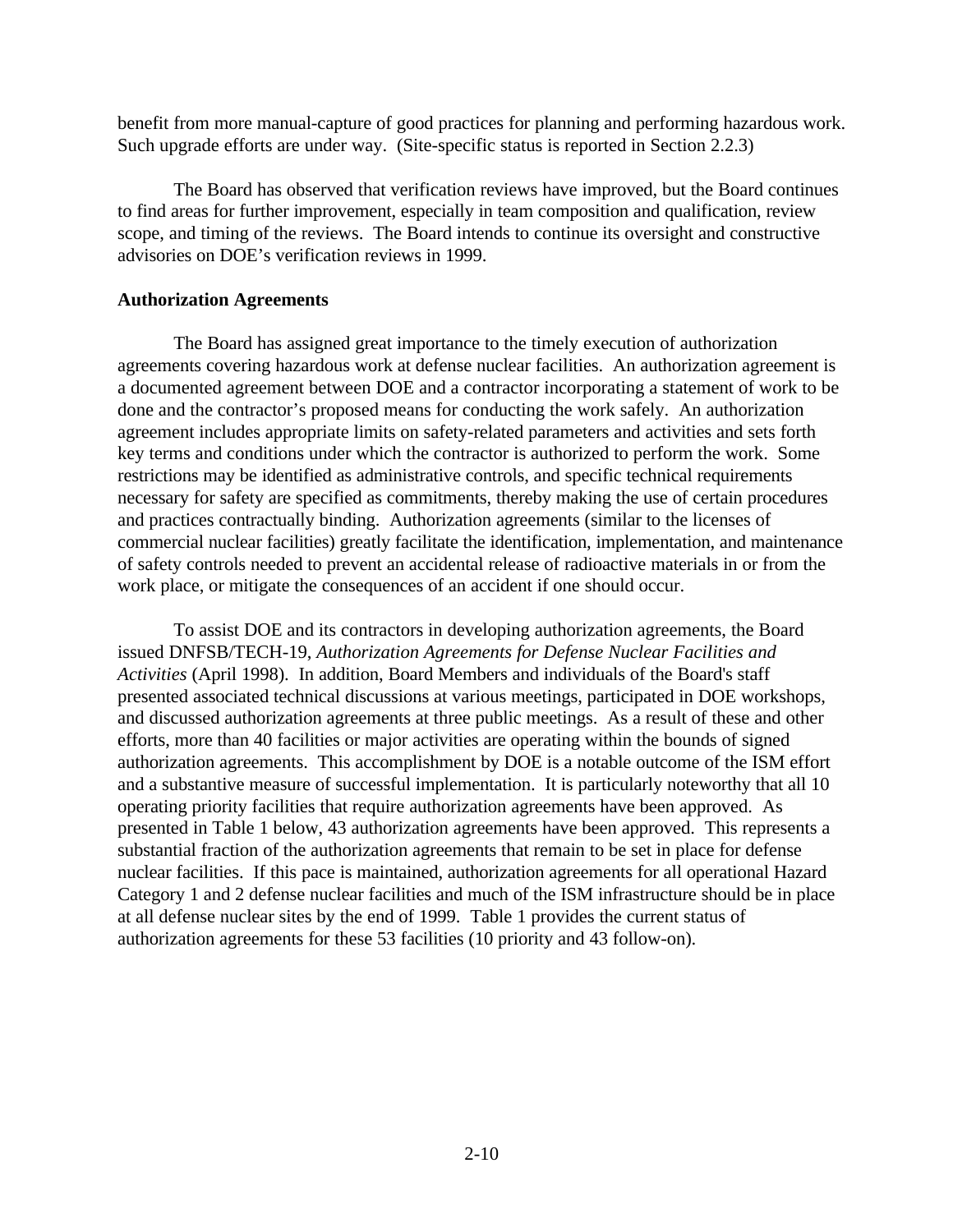benefit from more manual-capture of good practices for planning and performing hazardous work. Such upgrade efforts are under way. (Site-specific status is reported in Section 2.2.3)

The Board has observed that verification reviews have improved, but the Board continues to find areas for further improvement, especially in team composition and qualification, review scope, and timing of the reviews. The Board intends to continue its oversight and constructive advisories on DOE's verification reviews in 1999.

**Authorization Agreements**

The Board has assigned great importance to the timely execution of authorization agreements covering hazardous work at defense nuclear facilities. An authorization agreement is a documented agreement between DOE and a contractor incorporating a statement of work to be done and the contractor's proposed means for conducting the work safely. An authorization agreement includes appropriate limits on safety-related parameters and activities and sets forth key terms and conditions under which the contractor is authorized to perform the work. Some restrictions may be identified as administrative controls, and specific technical requirements necessary for safety are specified as commitments, thereby making the use of certain procedures and practices contractually binding. Authorization agreements (similar to the licenses of commercial nuclear facilities) greatly facilitate the identification, implementation, and maintenance of safety controls needed to prevent an accidental release of radioactive materials in or from the work place, or mitigate the consequences of an accident if one should occur.

To assist DOE and its contractors in developing authorization agreements, the Board issued DNFSB/TECH-19, *Authorization Agreements for Defense Nuclear Facilities and Activities* (April 1998). In addition, Board Members and individuals of the Board's staff presented associated technical discussions at various meetings, participated in DOE workshops, and discussed authorization agreements at three public meetings. As a result of these and other efforts, more than 40 facilities or major activities are operating within the bounds of signed authorization agreements. This accomplishment by DOE is a notable outcome of the ISM effort and a substantive measure of successful implementation. It is particularly noteworthy that all 10 operating priority facilities that require authorization agreements have been approved. As presented in Table 1 below, 43 authorization agreements have been approved. This represents a substantial fraction of the authorization agreements that remain to be set in place for defense nuclear facilities. If this pace is maintained, authorization agreements for all operational Hazard Category 1 and 2 defense nuclear facilities and much of the ISM infrastructure should be in place at all defense nuclear sites by the end of 1999. Table 1 provides the current status of authorization agreements for these 53 facilities (10 priority and 43 follow-on).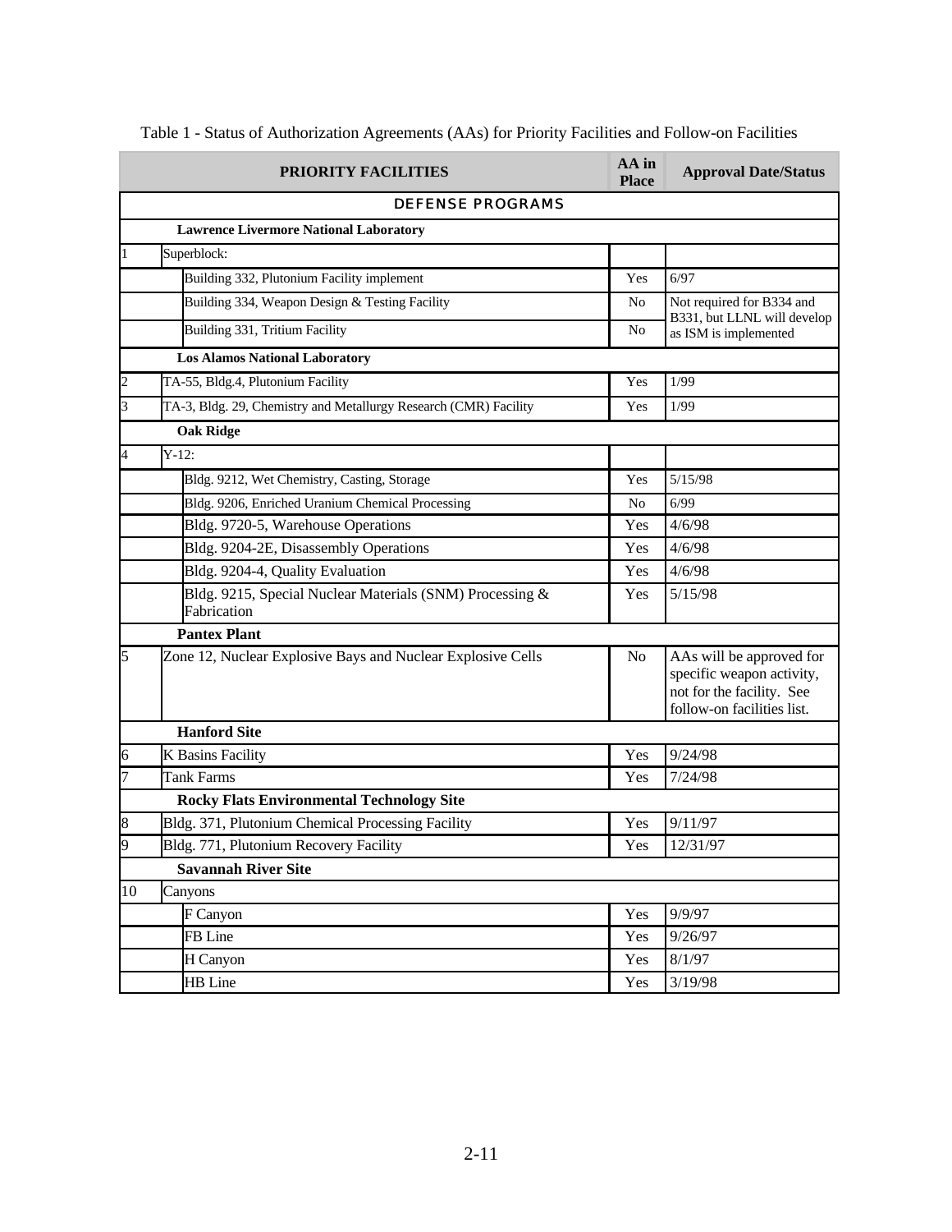Table 1 - Status of Authorization Agreements (AAs) for Priority Facilities and Follow-on Facilities

| | PRIORITY FACILITIES | AA in Place | Approval Date/Status |
|---|---|---|---|
| | **DEFENSE PROGRAMS** | | |
| | **Lawrence Livermore National Laboratory** | | |
| 1 | Superblock: | | |
| | Building 332, Plutonium Facility implement | Yes | 6/97 |
| | Building 334, Weapon Design & Testing Facility | No | Not required for B334 and B331, but LLNL will develop as ISM is implemented |
| | Building 331, Tritium Facility | No | |
| | **Los Alamos National Laboratory** | | |
| 2 | TA-55, Bldg.4, Plutonium Facility | Yes | 1/99 |
| 3 | TA-3, Bldg. 29, Chemistry and Metallurgy Research (CMR) Facility | Yes | 1/99 |
| | **Oak Ridge** | | |
| 4 | Y-12: | | |
| | Bldg. 9212, Wet Chemistry, Casting, Storage | Yes | 5/15/98 |
| | Bldg. 9206, Enriched Uranium Chemical Processing | No | 6/99 |
| | Bldg. 9720-5, Warehouse Operations | Yes | 4/6/98 |
| | Bldg. 9204-2E, Disassembly Operations | Yes | 4/6/98 |
| | Bldg. 9204-4, Quality Evaluation | Yes | 4/6/98 |
| | Bldg. 9215, Special Nuclear Materials (SNM) Processing & Fabrication | Yes | 5/15/98 |
| | **Pantex Plant** | | |
| 5 | Zone 12, Nuclear Explosive Bays and Nuclear Explosive Cells | No | AAs will be approved for specific weapon activity, not for the facility. See follow-on facilities list. |
| | **Hanford Site** | | |
| 6 | K Basins Facility | Yes | 9/24/98 |
| 7 | Tank Farms | Yes | 7/24/98 |
| | **Rocky Flats Environmental Technology Site** | | |
| 8 | Bldg. 371, Plutonium Chemical Processing Facility | Yes | 9/11/97 |
| 9 | Bldg. 771, Plutonium Recovery Facility | Yes | 12/31/97 |
| | **Savannah River Site** | | |
| 10 | Canyons | | |
| | F Canyon | Yes | 9/9/97 |
| | FB Line | Yes | 9/26/97 |
| | H Canyon | Yes | 8/1/97 |
| | HB Line | Yes | 3/19/98 |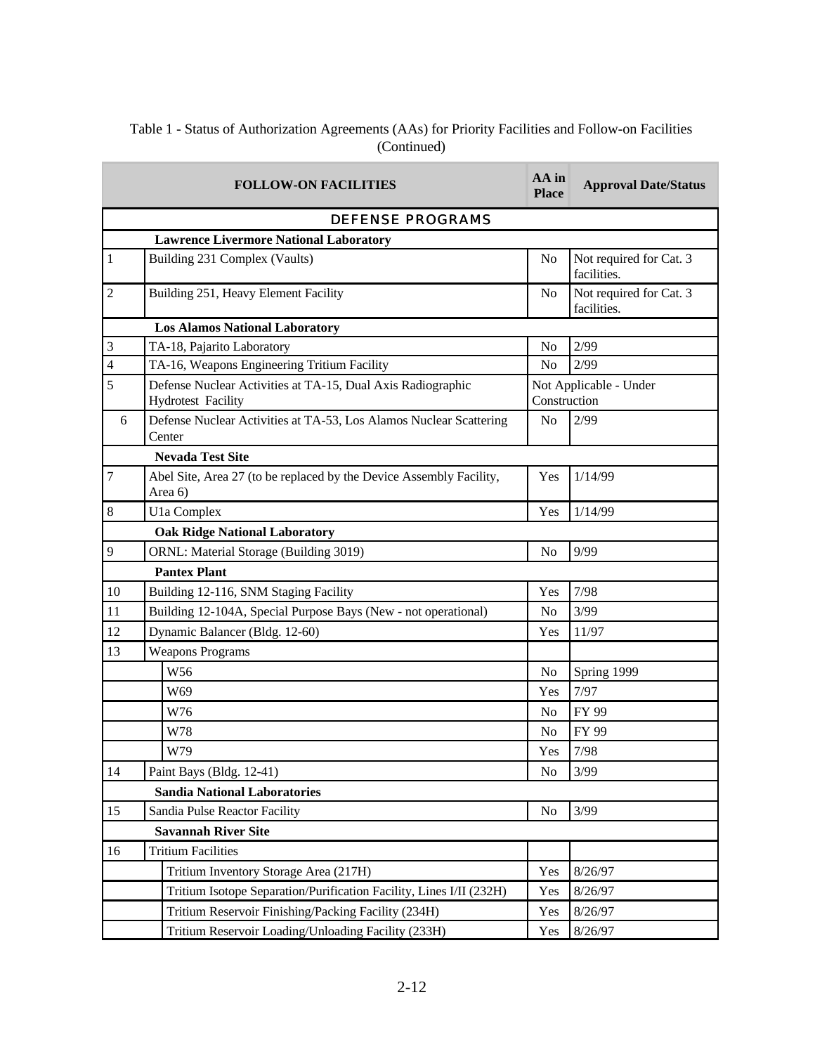Table 1 - Status of Authorization Agreements (AAs) for Priority Facilities and Follow-on Facilities (Continued)

| | FOLLOW-ON FACILITIES | AA in Place | Approval Date/Status |
|---|---|---|---|
| | **DEFENSE PROGRAMS** | | |
| | **Lawrence Livermore National Laboratory** | | |
| 1 | Building 231 Complex (Vaults) | No | Not required for Cat. 3 facilities. |
| 2 | Building 251, Heavy Element Facility | No | Not required for Cat. 3 facilities. |
| | **Los Alamos National Laboratory** | | |
| 3 | TA-18, Pajarito Laboratory | No | 2/99 |
| 4 | TA-16, Weapons Engineering Tritium Facility | No | 2/99 |
| 5 | Defense Nuclear Activities at TA-15, Dual Axis Radiographic Hydrotest Facility | Not Applicable - Under Construction | |
| 6 | Defense Nuclear Activities at TA-53, Los Alamos Nuclear Scattering Center | No | 2/99 |
| | **Nevada Test Site** | | |
| 7 | Abel Site, Area 27 (to be replaced by the Device Assembly Facility, Area 6) | Yes | 1/14/99 |
| 8 | U1a Complex | Yes | 1/14/99 |
| | **Oak Ridge National Laboratory** | | |
| 9 | ORNL: Material Storage (Building 3019) | No | 9/99 |
| | **Pantex Plant** | | |
| 10 | Building 12-116, SNM Staging Facility | Yes | 7/98 |
| 11 | Building 12-104A, Special Purpose Bays (New - not operational) | No | 3/99 |
| 12 | Dynamic Balancer (Bldg. 12-60) | Yes | 11/97 |
| 13 | Weapons Programs | | |
| | W56 | No | Spring 1999 |
| | W69 | Yes | 7/97 |
| | W76 | No | FY 99 |
| | W78 | No | FY 99 |
| | W79 | Yes | 7/98 |
| 14 | Paint Bays (Bldg. 12-41) | No | 3/99 |
| | **Sandia National Laboratories** | | |
| 15 | Sandia Pulse Reactor Facility | No | 3/99 |
| | **Savannah River Site** | | |
| 16 | Tritium Facilities | | |
| | Tritium Inventory Storage Area (217H) | Yes | 8/26/97 |
| | Tritium Isotope Separation/Purification Facility, Lines I/II (232H) | Yes | 8/26/97 |
| | Tritium Reservoir Finishing/Packing Facility (234H) | Yes | 8/26/97 |
| | Tritium Reservoir Loading/Unloading Facility (233H) | Yes | 8/26/97 |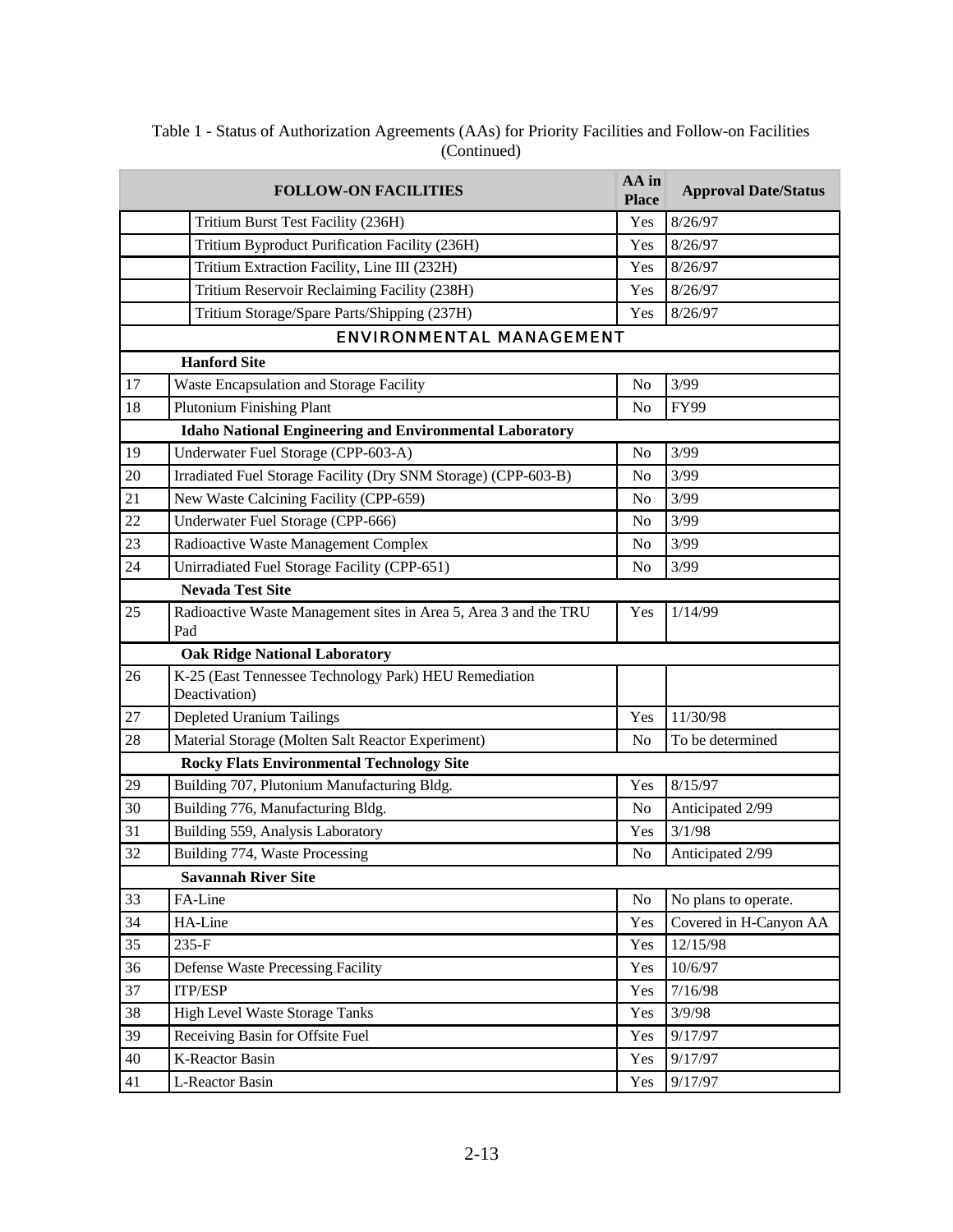Table 1 - Status of Authorization Agreements (AAs) for Priority Facilities and Follow-on Facilities (Continued)

| | FOLLOW-ON FACILITIES | AA in Place | Approval Date/Status |
|---|---|---|---|
| | Tritium Burst Test Facility (236H) | Yes | 8/26/97 |
| | Tritium Byproduct Purification Facility (236H) | Yes | 8/26/97 |
| | Tritium Extraction Facility, Line III (232H) | Yes | 8/26/97 |
| | Tritium Reservoir Reclaiming Facility (238H) | Yes | 8/26/97 |
| | Tritium Storage/Spare Parts/Shipping (237H) | Yes | 8/26/97 |
| | **ENVIRONMENTAL MANAGEMENT** | | |
| | **Hanford Site** | | |
| 17 | Waste Encapsulation and Storage Facility | No | 3/99 |
| 18 | Plutonium Finishing Plant | No | FY99 |
| | **Idaho National Engineering and Environmental Laboratory** | | |
| 19 | Underwater Fuel Storage (CPP-603-A) | No | 3/99 |
| 20 | Irradiated Fuel Storage Facility (Dry SNM Storage) (CPP-603-B) | No | 3/99 |
| 21 | New Waste Calcining Facility (CPP-659) | No | 3/99 |
| 22 | Underwater Fuel Storage (CPP-666) | No | 3/99 |
| 23 | Radioactive Waste Management Complex | No | 3/99 |
| 24 | Unirradiated Fuel Storage Facility (CPP-651) | No | 3/99 |
| | **Nevada Test Site** | | |
| 25 | Radioactive Waste Management sites in Area 5, Area 3 and the TRU Pad | Yes | 1/14/99 |
| | **Oak Ridge National Laboratory** | | |
| 26 | K-25 (East Tennessee Technology Park) HEU Remediation Deactivation) | | |
| 27 | Depleted Uranium Tailings | Yes | 11/30/98 |
| 28 | Material Storage (Molten Salt Reactor Experiment) | No | To be determined |
| | **Rocky Flats Environmental Technology Site** | | |
| 29 | Building 707, Plutonium Manufacturing Bldg. | Yes | 8/15/97 |
| 30 | Building 776, Manufacturing Bldg. | No | Anticipated 2/99 |
| 31 | Building 559, Analysis Laboratory | Yes | 3/1/98 |
| 32 | Building 774, Waste Processing | No | Anticipated 2/99 |
| | **Savannah River Site** | | |
| 33 | FA-Line | No | No plans to operate. |
| 34 | HA-Line | Yes | Covered in H-Canyon AA |
| 35 | 235-F | Yes | 12/15/98 |
| 36 | Defense Waste Precessing Facility | Yes | 10/6/97 |
| 37 | ITP/ESP | Yes | 7/16/98 |
| 38 | High Level Waste Storage Tanks | Yes | 3/9/98 |
| 39 | Receiving Basin for Offsite Fuel | Yes | 9/17/97 |
| 40 | K-Reactor Basin | Yes | 9/17/97 |
| 41 | L-Reactor Basin | Yes | 9/17/97 |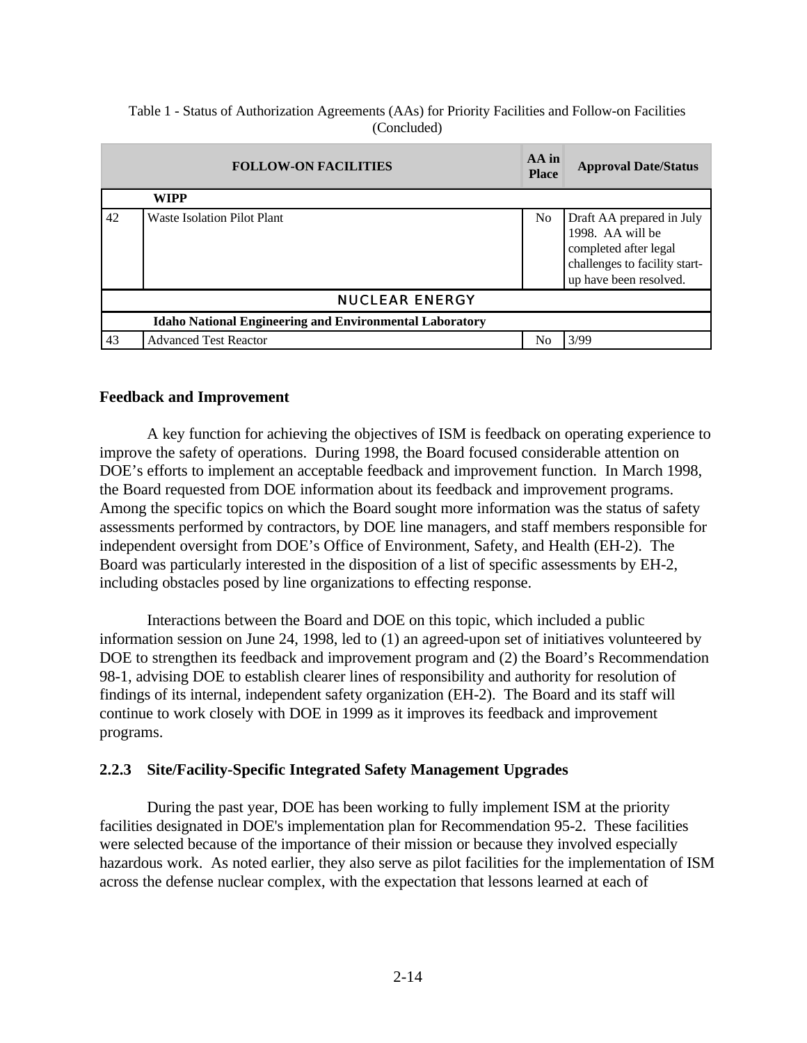Table 1 - Status of Authorization Agreements (AAs) for Priority Facilities and Follow-on Facilities (Concluded)

| | FOLLOW-ON FACILITIES | AA in Place | Approval Date/Status |
|---|---|---|---|
| | **WIPP** | | |
| 42 | Waste Isolation Pilot Plant | No | Draft AA prepared in July 1998. AA will be completed after legal challenges to facility start-up have been resolved. |
| | **NUCLEAR ENERGY** | | |
| | **Idaho National Engineering and Environmental Laboratory** | | |
| 43 | Advanced Test Reactor | No | 3/99 |

**Feedback and Improvement**

A key function for achieving the objectives of ISM is feedback on operating experience to improve the safety of operations. During 1998, the Board focused considerable attention on DOE's efforts to implement an acceptable feedback and improvement function. In March 1998, the Board requested from DOE information about its feedback and improvement programs. Among the specific topics on which the Board sought more information was the status of safety assessments performed by contractors, by DOE line managers, and staff members responsible for independent oversight from DOE's Office of Environment, Safety, and Health (EH-2). The Board was particularly interested in the disposition of a list of specific assessments by EH-2, including obstacles posed by line organizations to effecting response.

Interactions between the Board and DOE on this topic, which included a public information session on June 24, 1998, led to (1) an agreed-upon set of initiatives volunteered by DOE to strengthen its feedback and improvement program and (2) the Board's Recommendation 98-1, advising DOE to establish clearer lines of responsibility and authority for resolution of findings of its internal, independent safety organization (EH-2). The Board and its staff will continue to work closely with DOE in 1999 as it improves its feedback and improvement programs.

### 2.2.3 Site/Facility-Specific Integrated Safety Management Upgrades

During the past year, DOE has been working to fully implement ISM at the priority facilities designated in DOE's implementation plan for Recommendation 95-2. These facilities were selected because of the importance of their mission or because they involved especially hazardous work. As noted earlier, they also serve as pilot facilities for the implementation of ISM across the defense nuclear complex, with the expectation that lessons learned at each of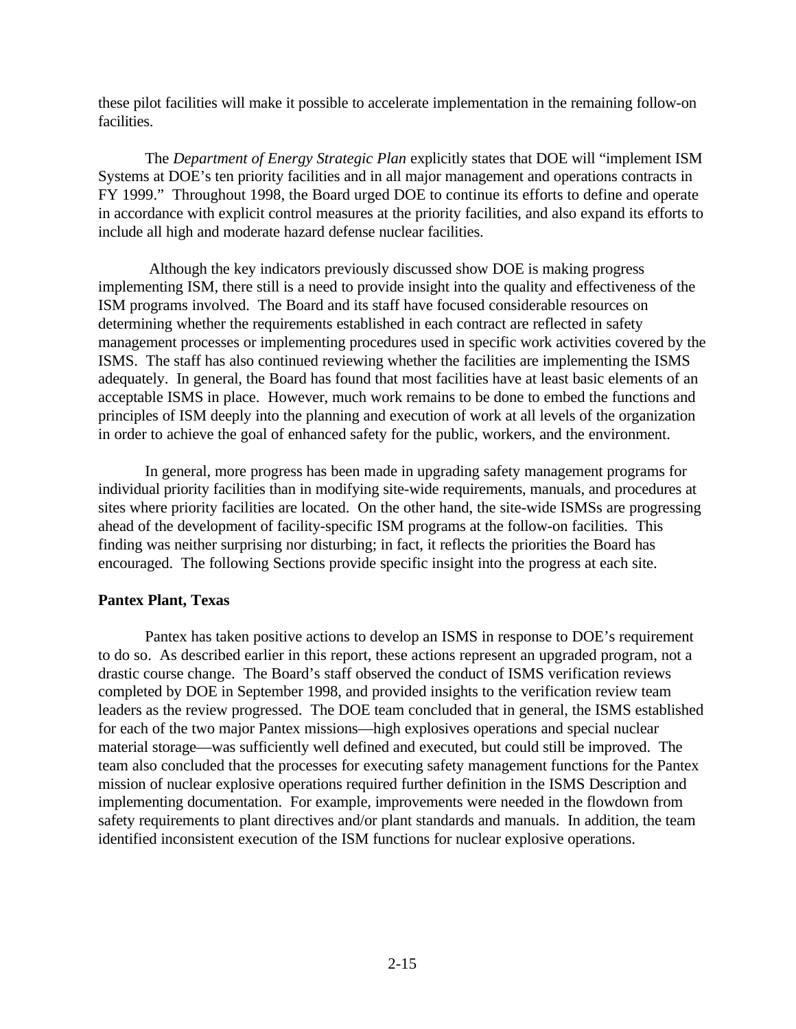these pilot facilities will make it possible to accelerate implementation in the remaining follow-on facilities.

The *Department of Energy Strategic Plan* explicitly states that DOE will "implement ISM Systems at DOE's ten priority facilities and in all major management and operations contracts in FY 1999." Throughout 1998, the Board urged DOE to continue its efforts to define and operate in accordance with explicit control measures at the priority facilities, and also expand its efforts to include all high and moderate hazard defense nuclear facilities.

Although the key indicators previously discussed show DOE is making progress implementing ISM, there still is a need to provide insight into the quality and effectiveness of the ISM programs involved. The Board and its staff have focused considerable resources on determining whether the requirements established in each contract are reflected in safety management processes or implementing procedures used in specific work activities covered by the ISMS. The staff has also continued reviewing whether the facilities are implementing the ISMS adequately. In general, the Board has found that most facilities have at least basic elements of an acceptable ISMS in place. However, much work remains to be done to embed the functions and principles of ISM deeply into the planning and execution of work at all levels of the organization in order to achieve the goal of enhanced safety for the public, workers, and the environment.

In general, more progress has been made in upgrading safety management programs for individual priority facilities than in modifying site-wide requirements, manuals, and procedures at sites where priority facilities are located. On the other hand, the site-wide ISMSs are progressing ahead of the development of facility-specific ISM programs at the follow-on facilities. This finding was neither surprising nor disturbing; in fact, it reflects the priorities the Board has encouraged. The following Sections provide specific insight into the progress at each site.

**Pantex Plant, Texas**

Pantex has taken positive actions to develop an ISMS in response to DOE's requirement to do so. As described earlier in this report, these actions represent an upgraded program, not a drastic course change. The Board's staff observed the conduct of ISMS verification reviews completed by DOE in September 1998, and provided insights to the verification review team leaders as the review progressed. The DOE team concluded that in general, the ISMS established for each of the two major Pantex missions—high explosives operations and special nuclear material storage—was sufficiently well defined and executed, but could still be improved. The team also concluded that the processes for executing safety management functions for the Pantex mission of nuclear explosive operations required further definition in the ISMS Description and implementing documentation. For example, improvements were needed in the flowdown from safety requirements to plant directives and/or plant standards and manuals. In addition, the team identified inconsistent execution of the ISM functions for nuclear explosive operations.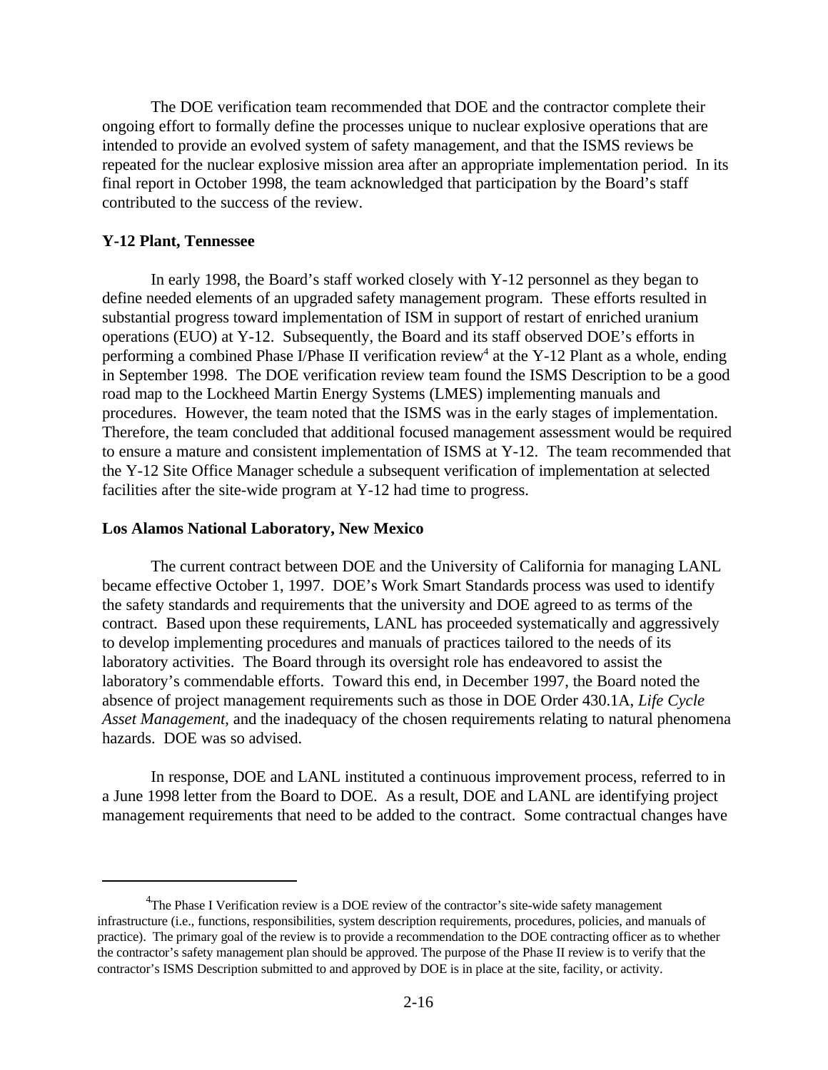The DOE verification team recommended that DOE and the contractor complete their ongoing effort to formally define the processes unique to nuclear explosive operations that are intended to provide an evolved system of safety management, and that the ISMS reviews be repeated for the nuclear explosive mission area after an appropriate implementation period. In its final report in October 1998, the team acknowledged that participation by the Board's staff contributed to the success of the review.

### Y-12 Plant, Tennessee

In early 1998, the Board's staff worked closely with Y-12 personnel as they began to define needed elements of an upgraded safety management program. These efforts resulted in substantial progress toward implementation of ISM in support of restart of enriched uranium operations (EUO) at Y-12. Subsequently, the Board and its staff observed DOE's efforts in performing a combined Phase I/Phase II verification review[4] at the Y-12 Plant as a whole, ending in September 1998. The DOE verification review team found the ISMS Description to be a good road map to the Lockheed Martin Energy Systems (LMES) implementing manuals and procedures. However, the team noted that the ISMS was in the early stages of implementation. Therefore, the team concluded that additional focused management assessment would be required to ensure a mature and consistent implementation of ISMS at Y-12. The team recommended that the Y-12 Site Office Manager schedule a subsequent verification of implementation at selected facilities after the site-wide program at Y-12 had time to progress.

### Los Alamos National Laboratory, New Mexico

The current contract between DOE and the University of California for managing LANL became effective October 1, 1997. DOE's Work Smart Standards process was used to identify the safety standards and requirements that the university and DOE agreed to as terms of the contract. Based upon these requirements, LANL has proceeded systematically and aggressively to develop implementing procedures and manuals of practices tailored to the needs of its laboratory activities. The Board through its oversight role has endeavored to assist the laboratory's commendable efforts. Toward this end, in December 1997, the Board noted the absence of project management requirements such as those in DOE Order 430.1A, *Life Cycle Asset Management*, and the inadequacy of the chosen requirements relating to natural phenomena hazards. DOE was so advised.

In response, DOE and LANL instituted a continuous improvement process, referred to in a June 1998 letter from the Board to DOE. As a result, DOE and LANL are identifying project management requirements that need to be added to the contract. Some contractual changes have

---

[4] The Phase I Verification review is a DOE review of the contractor's site-wide safety management infrastructure (i.e., functions, responsibilities, system description requirements, procedures, policies, and manuals of practice). The primary goal of the review is to provide a recommendation to the DOE contracting officer as to whether the contractor's safety management plan should be approved. The purpose of the Phase II review is to verify that the contractor's ISMS Description submitted to and approved by DOE is in place at the site, facility, or activity.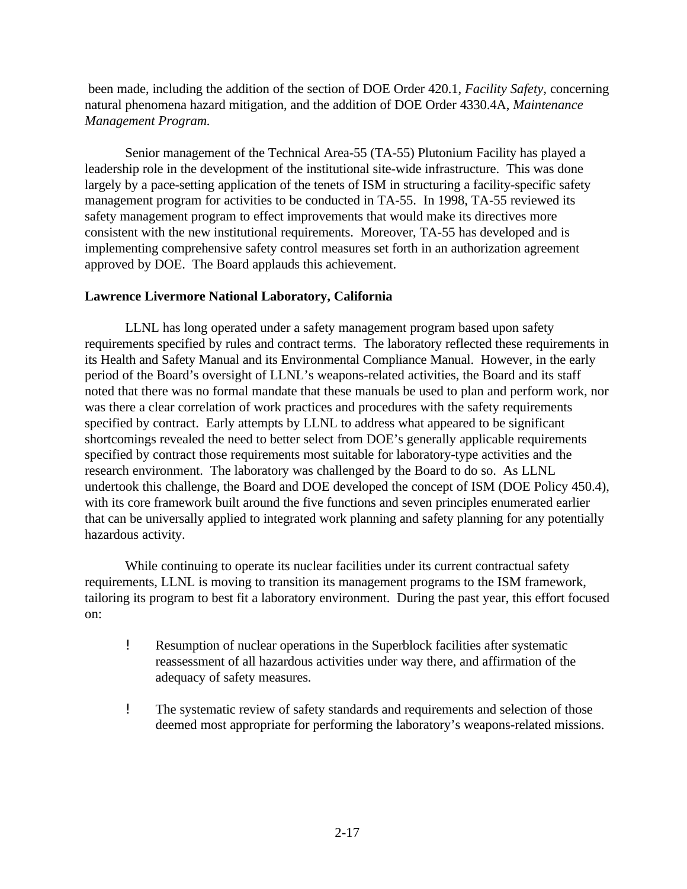been made, including the addition of the section of DOE Order 420.1, *Facility Safety,* concerning natural phenomena hazard mitigation, and the addition of DOE Order 4330.4A, *Maintenance Management Program.*

Senior management of the Technical Area-55 (TA-55) Plutonium Facility has played a leadership role in the development of the institutional site-wide infrastructure. This was done largely by a pace-setting application of the tenets of ISM in structuring a facility-specific safety management program for activities to be conducted in TA-55. In 1998, TA-55 reviewed its safety management program to effect improvements that would make its directives more consistent with the new institutional requirements. Moreover, TA-55 has developed and is implementing comprehensive safety control measures set forth in an authorization agreement approved by DOE. The Board applauds this achievement.

**Lawrence Livermore National Laboratory, California**

LLNL has long operated under a safety management program based upon safety requirements specified by rules and contract terms. The laboratory reflected these requirements in its Health and Safety Manual and its Environmental Compliance Manual. However, in the early period of the Board's oversight of LLNL's weapons-related activities, the Board and its staff noted that there was no formal mandate that these manuals be used to plan and perform work, nor was there a clear correlation of work practices and procedures with the safety requirements specified by contract. Early attempts by LLNL to address what appeared to be significant shortcomings revealed the need to better select from DOE's generally applicable requirements specified by contract those requirements most suitable for laboratory-type activities and the research environment. The laboratory was challenged by the Board to do so. As LLNL undertook this challenge, the Board and DOE developed the concept of ISM (DOE Policy 450.4), with its core framework built around the five functions and seven principles enumerated earlier that can be universally applied to integrated work planning and safety planning for any potentially hazardous activity.

While continuing to operate its nuclear facilities under its current contractual safety requirements, LLNL is moving to transition its management programs to the ISM framework, tailoring its program to best fit a laboratory environment. During the past year, this effort focused on:

- Resumption of nuclear operations in the Superblock facilities after systematic reassessment of all hazardous activities under way there, and affirmation of the adequacy of safety measures.
- The systematic review of safety standards and requirements and selection of those deemed most appropriate for performing the laboratory's weapons-related missions.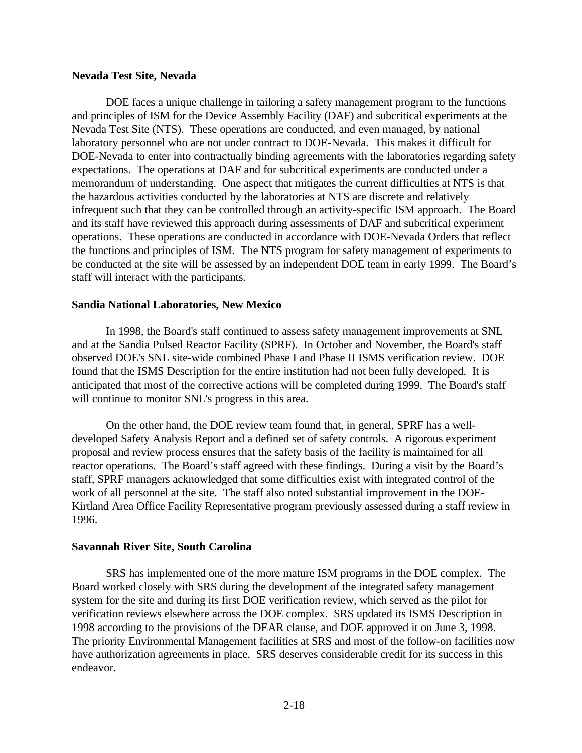**Nevada Test Site, Nevada**

DOE faces a unique challenge in tailoring a safety management program to the functions and principles of ISM for the Device Assembly Facility (DAF) and subcritical experiments at the Nevada Test Site (NTS). These operations are conducted, and even managed, by national laboratory personnel who are not under contract to DOE-Nevada. This makes it difficult for DOE-Nevada to enter into contractually binding agreements with the laboratories regarding safety expectations. The operations at DAF and for subcritical experiments are conducted under a memorandum of understanding. One aspect that mitigates the current difficulties at NTS is that the hazardous activities conducted by the laboratories at NTS are discrete and relatively infrequent such that they can be controlled through an activity-specific ISM approach. The Board and its staff have reviewed this approach during assessments of DAF and subcritical experiment operations. These operations are conducted in accordance with DOE-Nevada Orders that reflect the functions and principles of ISM. The NTS program for safety management of experiments to be conducted at the site will be assessed by an independent DOE team in early 1999. The Board's staff will interact with the participants.

**Sandia National Laboratories, New Mexico**

In 1998, the Board's staff continued to assess safety management improvements at SNL and at the Sandia Pulsed Reactor Facility (SPRF). In October and November, the Board's staff observed DOE's SNL site-wide combined Phase I and Phase II ISMS verification review. DOE found that the ISMS Description for the entire institution had not been fully developed. It is anticipated that most of the corrective actions will be completed during 1999. The Board's staff will continue to monitor SNL's progress in this area.

On the other hand, the DOE review team found that, in general, SPRF has a well-developed Safety Analysis Report and a defined set of safety controls. A rigorous experiment proposal and review process ensures that the safety basis of the facility is maintained for all reactor operations. The Board's staff agreed with these findings. During a visit by the Board's staff, SPRF managers acknowledged that some difficulties exist with integrated control of the work of all personnel at the site. The staff also noted substantial improvement in the DOE-Kirtland Area Office Facility Representative program previously assessed during a staff review in 1996.

**Savannah River Site, South Carolina**

SRS has implemented one of the more mature ISM programs in the DOE complex. The Board worked closely with SRS during the development of the integrated safety management system for the site and during its first DOE verification review, which served as the pilot for verification reviews elsewhere across the DOE complex. SRS updated its ISMS Description in 1998 according to the provisions of the DEAR clause, and DOE approved it on June 3, 1998. The priority Environmental Management facilities at SRS and most of the follow-on facilities now have authorization agreements in place. SRS deserves considerable credit for its success in this endeavor.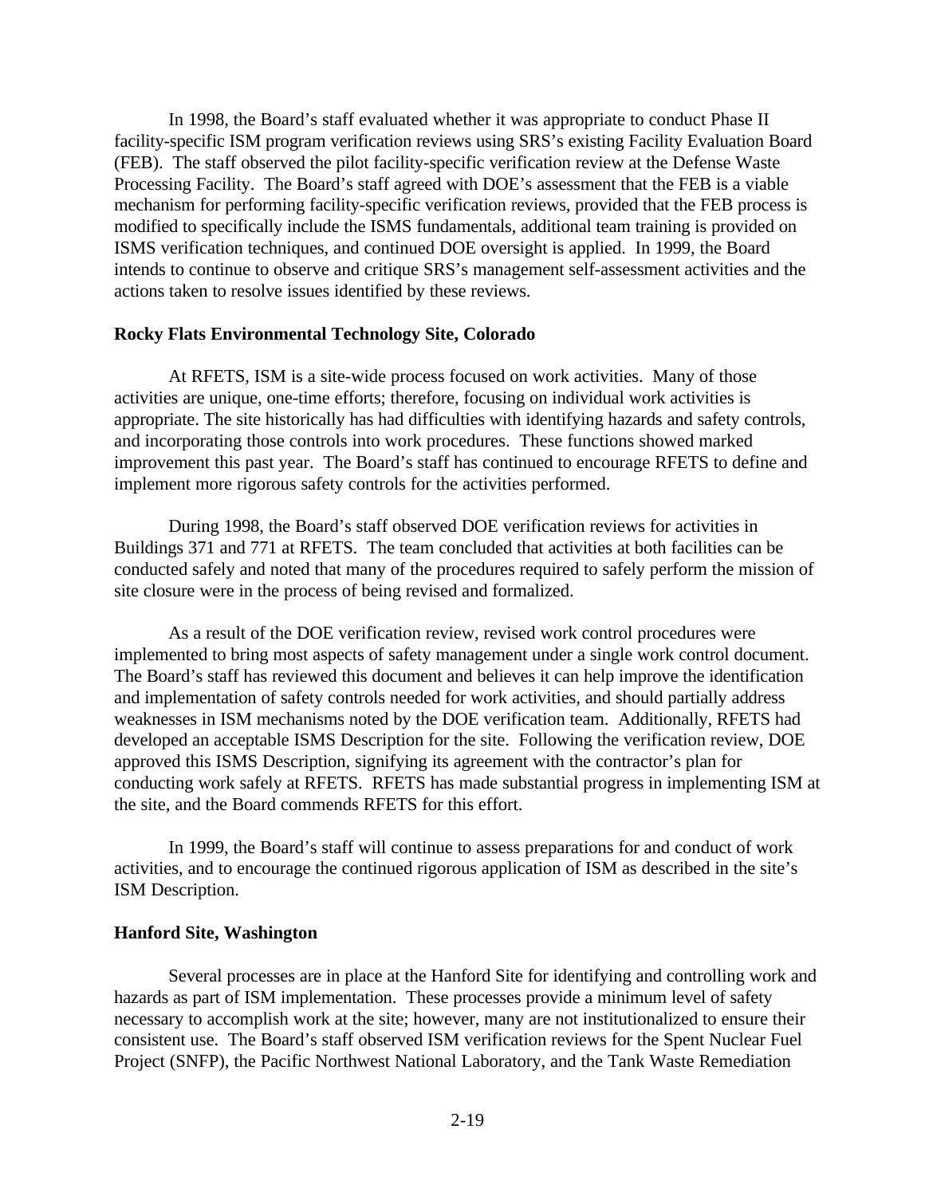In 1998, the Board's staff evaluated whether it was appropriate to conduct Phase II facility-specific ISM program verification reviews using SRS's existing Facility Evaluation Board (FEB). The staff observed the pilot facility-specific verification review at the Defense Waste Processing Facility. The Board's staff agreed with DOE's assessment that the FEB is a viable mechanism for performing facility-specific verification reviews, provided that the FEB process is modified to specifically include the ISMS fundamentals, additional team training is provided on ISMS verification techniques, and continued DOE oversight is applied. In 1999, the Board intends to continue to observe and critique SRS's management self-assessment activities and the actions taken to resolve issues identified by these reviews.

**Rocky Flats Environmental Technology Site, Colorado**

At RFETS, ISM is a site-wide process focused on work activities. Many of those activities are unique, one-time efforts; therefore, focusing on individual work activities is appropriate. The site historically has had difficulties with identifying hazards and safety controls, and incorporating those controls into work procedures. These functions showed marked improvement this past year. The Board's staff has continued to encourage RFETS to define and implement more rigorous safety controls for the activities performed.

During 1998, the Board's staff observed DOE verification reviews for activities in Buildings 371 and 771 at RFETS. The team concluded that activities at both facilities can be conducted safely and noted that many of the procedures required to safely perform the mission of site closure were in the process of being revised and formalized.

As a result of the DOE verification review, revised work control procedures were implemented to bring most aspects of safety management under a single work control document. The Board's staff has reviewed this document and believes it can help improve the identification and implementation of safety controls needed for work activities, and should partially address weaknesses in ISM mechanisms noted by the DOE verification team. Additionally, RFETS had developed an acceptable ISMS Description for the site. Following the verification review, DOE approved this ISMS Description, signifying its agreement with the contractor's plan for conducting work safely at RFETS. RFETS has made substantial progress in implementing ISM at the site, and the Board commends RFETS for this effort.

In 1999, the Board's staff will continue to assess preparations for and conduct of work activities, and to encourage the continued rigorous application of ISM as described in the site's ISM Description.

**Hanford Site, Washington**

Several processes are in place at the Hanford Site for identifying and controlling work and hazards as part of ISM implementation. These processes provide a minimum level of safety necessary to accomplish work at the site; however, many are not institutionalized to ensure their consistent use. The Board's staff observed ISM verification reviews for the Spent Nuclear Fuel Project (SNFP), the Pacific Northwest National Laboratory, and the Tank Waste Remediation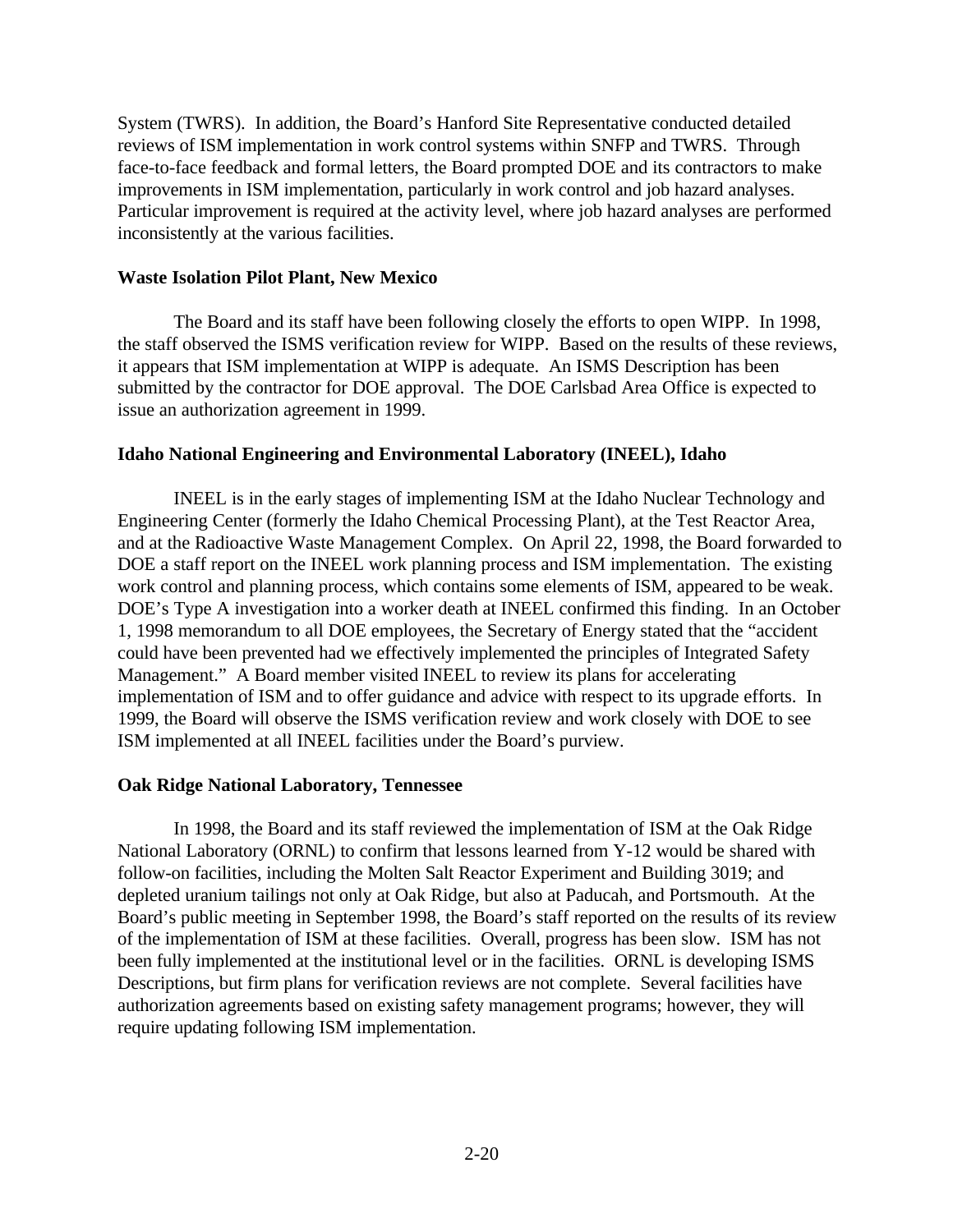System (TWRS). In addition, the Board's Hanford Site Representative conducted detailed reviews of ISM implementation in work control systems within SNFP and TWRS. Through face-to-face feedback and formal letters, the Board prompted DOE and its contractors to make improvements in ISM implementation, particularly in work control and job hazard analyses. Particular improvement is required at the activity level, where job hazard analyses are performed inconsistently at the various facilities.

**Waste Isolation Pilot Plant, New Mexico**

The Board and its staff have been following closely the efforts to open WIPP. In 1998, the staff observed the ISMS verification review for WIPP. Based on the results of these reviews, it appears that ISM implementation at WIPP is adequate. An ISMS Description has been submitted by the contractor for DOE approval. The DOE Carlsbad Area Office is expected to issue an authorization agreement in 1999.

**Idaho National Engineering and Environmental Laboratory (INEEL), Idaho**

INEEL is in the early stages of implementing ISM at the Idaho Nuclear Technology and Engineering Center (formerly the Idaho Chemical Processing Plant), at the Test Reactor Area, and at the Radioactive Waste Management Complex. On April 22, 1998, the Board forwarded to DOE a staff report on the INEEL work planning process and ISM implementation. The existing work control and planning process, which contains some elements of ISM, appeared to be weak. DOE's Type A investigation into a worker death at INEEL confirmed this finding. In an October 1, 1998 memorandum to all DOE employees, the Secretary of Energy stated that the "accident could have been prevented had we effectively implemented the principles of Integrated Safety Management." A Board member visited INEEL to review its plans for accelerating implementation of ISM and to offer guidance and advice with respect to its upgrade efforts. In 1999, the Board will observe the ISMS verification review and work closely with DOE to see ISM implemented at all INEEL facilities under the Board's purview.

**Oak Ridge National Laboratory, Tennessee**

In 1998, the Board and its staff reviewed the implementation of ISM at the Oak Ridge National Laboratory (ORNL) to confirm that lessons learned from Y-12 would be shared with follow-on facilities, including the Molten Salt Reactor Experiment and Building 3019; and depleted uranium tailings not only at Oak Ridge, but also at Paducah, and Portsmouth. At the Board's public meeting in September 1998, the Board's staff reported on the results of its review of the implementation of ISM at these facilities. Overall, progress has been slow. ISM has not been fully implemented at the institutional level or in the facilities. ORNL is developing ISMS Descriptions, but firm plans for verification reviews are not complete. Several facilities have authorization agreements based on existing safety management programs; however, they will require updating following ISM implementation.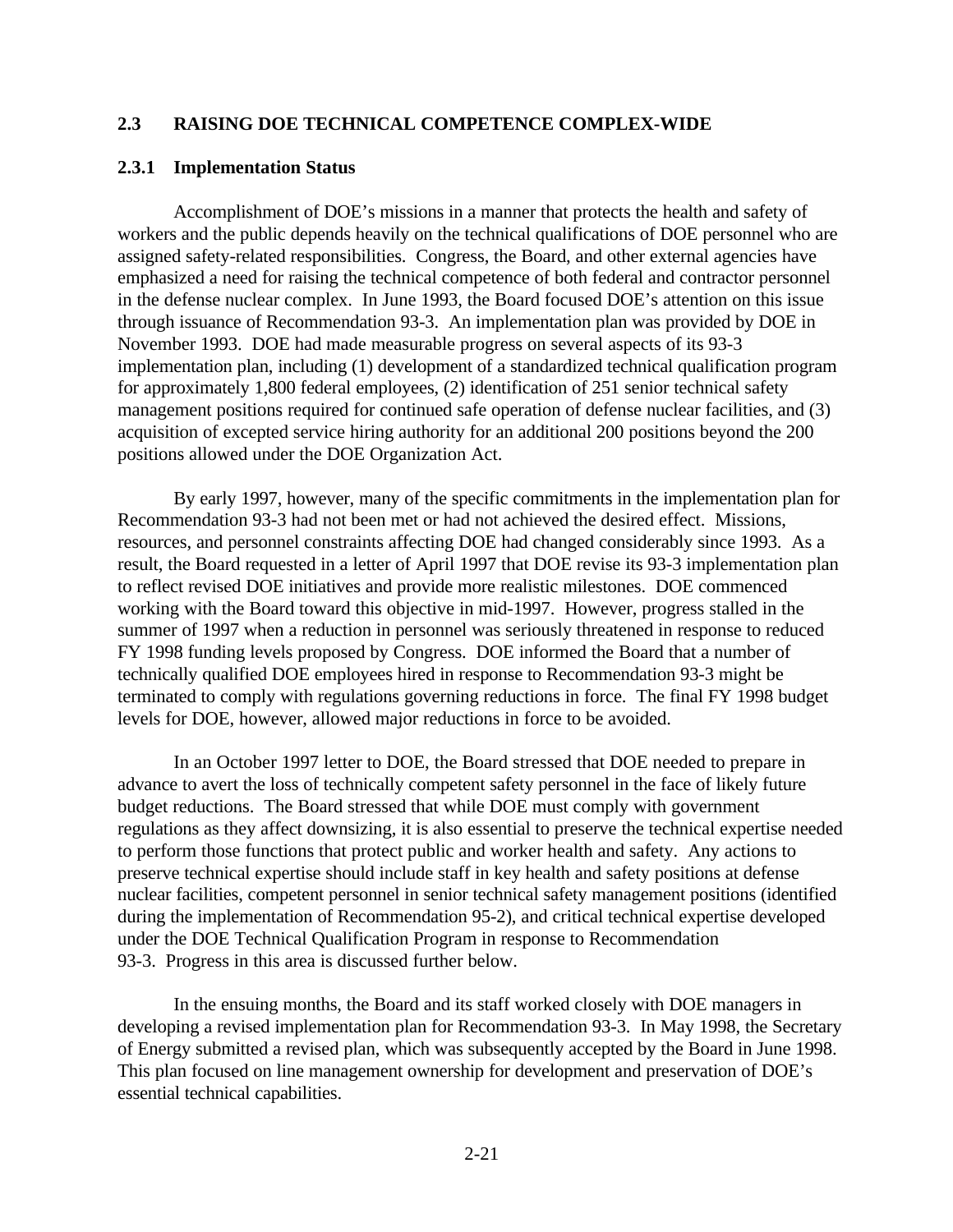## 2.3 RAISING DOE TECHNICAL COMPETENCE COMPLEX-WIDE

### 2.3.1 Implementation Status

Accomplishment of DOE's missions in a manner that protects the health and safety of workers and the public depends heavily on the technical qualifications of DOE personnel who are assigned safety-related responsibilities. Congress, the Board, and other external agencies have emphasized a need for raising the technical competence of both federal and contractor personnel in the defense nuclear complex. In June 1993, the Board focused DOE's attention on this issue through issuance of Recommendation 93-3. An implementation plan was provided by DOE in November 1993. DOE had made measurable progress on several aspects of its 93-3 implementation plan, including (1) development of a standardized technical qualification program for approximately 1,800 federal employees, (2) identification of 251 senior technical safety management positions required for continued safe operation of defense nuclear facilities, and (3) acquisition of excepted service hiring authority for an additional 200 positions beyond the 200 positions allowed under the DOE Organization Act.

By early 1997, however, many of the specific commitments in the implementation plan for Recommendation 93-3 had not been met or had not achieved the desired effect. Missions, resources, and personnel constraints affecting DOE had changed considerably since 1993. As a result, the Board requested in a letter of April 1997 that DOE revise its 93-3 implementation plan to reflect revised DOE initiatives and provide more realistic milestones. DOE commenced working with the Board toward this objective in mid-1997. However, progress stalled in the summer of 1997 when a reduction in personnel was seriously threatened in response to reduced FY 1998 funding levels proposed by Congress. DOE informed the Board that a number of technically qualified DOE employees hired in response to Recommendation 93-3 might be terminated to comply with regulations governing reductions in force. The final FY 1998 budget levels for DOE, however, allowed major reductions in force to be avoided.

In an October 1997 letter to DOE, the Board stressed that DOE needed to prepare in advance to avert the loss of technically competent safety personnel in the face of likely future budget reductions. The Board stressed that while DOE must comply with government regulations as they affect downsizing, it is also essential to preserve the technical expertise needed to perform those functions that protect public and worker health and safety. Any actions to preserve technical expertise should include staff in key health and safety positions at defense nuclear facilities, competent personnel in senior technical safety management positions (identified during the implementation of Recommendation 95-2), and critical technical expertise developed under the DOE Technical Qualification Program in response to Recommendation 93-3. Progress in this area is discussed further below.

In the ensuing months, the Board and its staff worked closely with DOE managers in developing a revised implementation plan for Recommendation 93-3. In May 1998, the Secretary of Energy submitted a revised plan, which was subsequently accepted by the Board in June 1998. This plan focused on line management ownership for development and preservation of DOE's essential technical capabilities.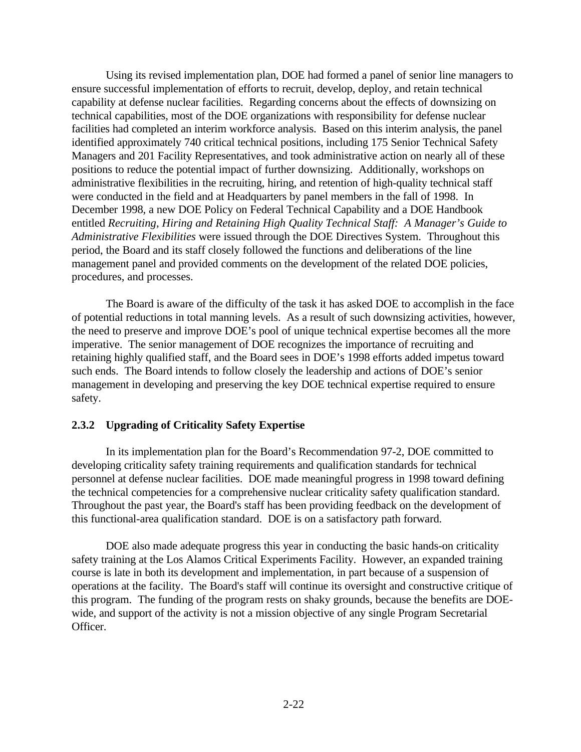Using its revised implementation plan, DOE had formed a panel of senior line managers to ensure successful implementation of efforts to recruit, develop, deploy, and retain technical capability at defense nuclear facilities. Regarding concerns about the effects of downsizing on technical capabilities, most of the DOE organizations with responsibility for defense nuclear facilities had completed an interim workforce analysis. Based on this interim analysis, the panel identified approximately 740 critical technical positions, including 175 Senior Technical Safety Managers and 201 Facility Representatives, and took administrative action on nearly all of these positions to reduce the potential impact of further downsizing. Additionally, workshops on administrative flexibilities in the recruiting, hiring, and retention of high-quality technical staff were conducted in the field and at Headquarters by panel members in the fall of 1998. In December 1998, a new DOE Policy on Federal Technical Capability and a DOE Handbook entitled *Recruiting, Hiring and Retaining High Quality Technical Staff: A Manager's Guide to Administrative Flexibilities* were issued through the DOE Directives System. Throughout this period, the Board and its staff closely followed the functions and deliberations of the line management panel and provided comments on the development of the related DOE policies, procedures, and processes.

The Board is aware of the difficulty of the task it has asked DOE to accomplish in the face of potential reductions in total manning levels. As a result of such downsizing activities, however, the need to preserve and improve DOE's pool of unique technical expertise becomes all the more imperative. The senior management of DOE recognizes the importance of recruiting and retaining highly qualified staff, and the Board sees in DOE's 1998 efforts added impetus toward such ends. The Board intends to follow closely the leadership and actions of DOE's senior management in developing and preserving the key DOE technical expertise required to ensure safety.

### 2.3.2 Upgrading of Criticality Safety Expertise

In its implementation plan for the Board's Recommendation 97-2, DOE committed to developing criticality safety training requirements and qualification standards for technical personnel at defense nuclear facilities. DOE made meaningful progress in 1998 toward defining the technical competencies for a comprehensive nuclear criticality safety qualification standard. Throughout the past year, the Board's staff has been providing feedback on the development of this functional-area qualification standard. DOE is on a satisfactory path forward.

DOE also made adequate progress this year in conducting the basic hands-on criticality safety training at the Los Alamos Critical Experiments Facility. However, an expanded training course is late in both its development and implementation, in part because of a suspension of operations at the facility. The Board's staff will continue its oversight and constructive critique of this program. The funding of the program rests on shaky grounds, because the benefits are DOE-wide, and support of the activity is not a mission objective of any single Program Secretarial Officer.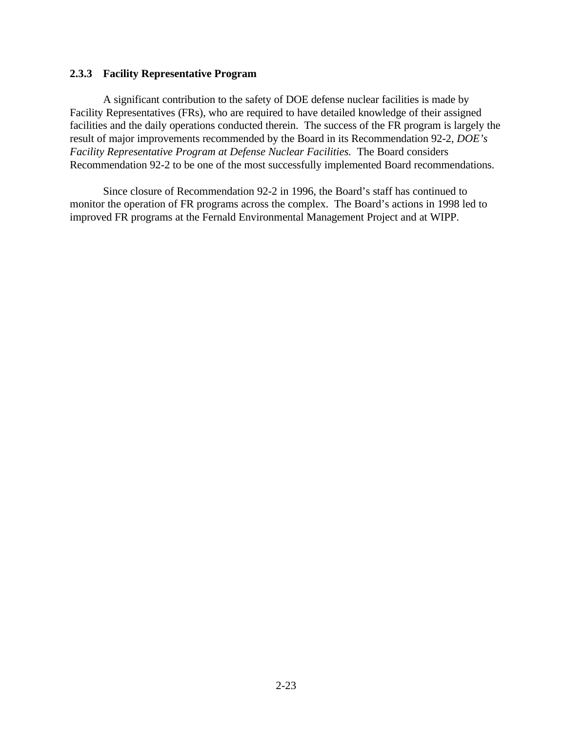### 2.3.3 Facility Representative Program

A significant contribution to the safety of DOE defense nuclear facilities is made by Facility Representatives (FRs), who are required to have detailed knowledge of their assigned facilities and the daily operations conducted therein. The success of the FR program is largely the result of major improvements recommended by the Board in its Recommendation 92-2, *DOE's Facility Representative Program at Defense Nuclear Facilities.* The Board considers Recommendation 92-2 to be one of the most successfully implemented Board recommendations.

Since closure of Recommendation 92-2 in 1996, the Board's staff has continued to monitor the operation of FR programs across the complex. The Board's actions in 1998 led to improved FR programs at the Fernald Environmental Management Project and at WIPP.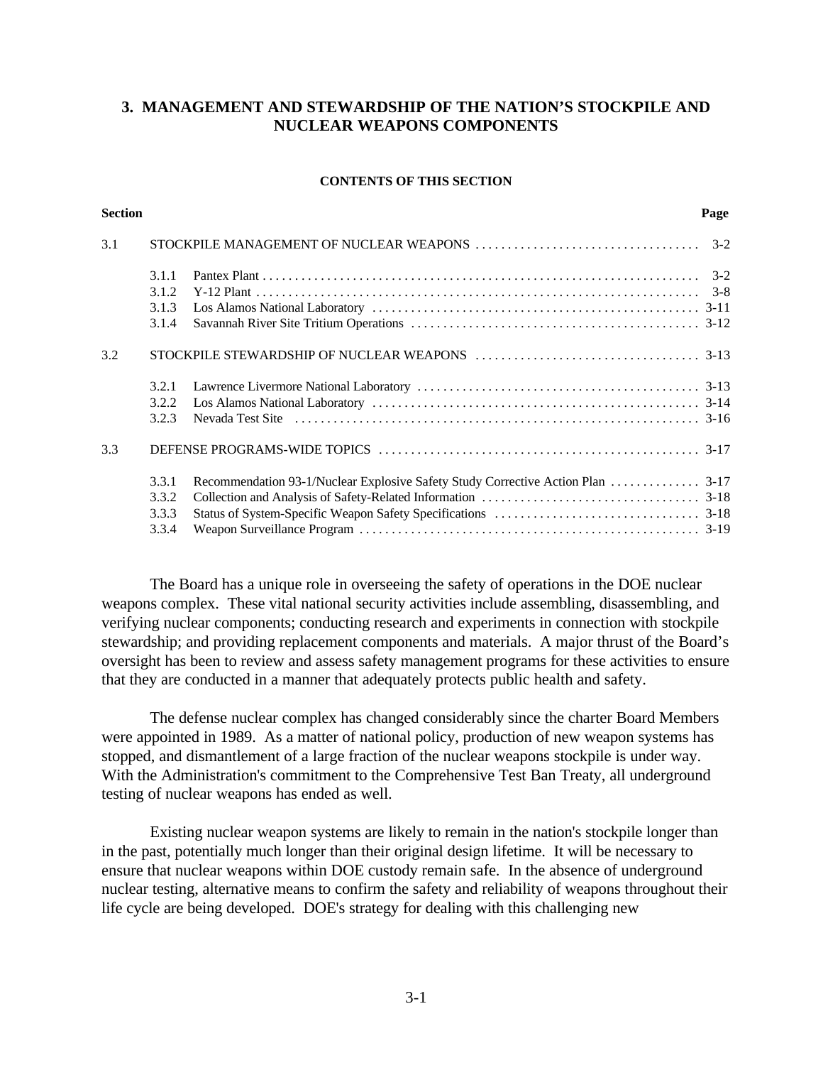# 3. MANAGEMENT AND STEWARDSHIP OF THE NATION'S STOCKPILE AND NUCLEAR WEAPONS COMPONENTS

**CONTENTS OF THIS SECTION**

| Section | | | Page |
|---|---|---|---|
| 3.1 | | STOCKPILE MANAGEMENT OF NUCLEAR WEAPONS | 3-2 |
| | 3.1.1 | Pantex Plant | 3-2 |
| | 3.1.2 | Y-12 Plant | 3-8 |
| | 3.1.3 | Los Alamos National Laboratory | 3-11 |
| | 3.1.4 | Savannah River Site Tritium Operations | 3-12 |
| 3.2 | | STOCKPILE STEWARDSHIP OF NUCLEAR WEAPONS | 3-13 |
| | 3.2.1 | Lawrence Livermore National Laboratory | 3-13 |
| | 3.2.2 | Los Alamos National Laboratory | 3-14 |
| | 3.2.3 | Nevada Test Site | 3-16 |
| 3.3 | | DEFENSE PROGRAMS-WIDE TOPICS | 3-17 |
| | 3.3.1 | Recommendation 93-1/Nuclear Explosive Safety Study Corrective Action Plan | 3-17 |
| | 3.3.2 | Collection and Analysis of Safety-Related Information | 3-18 |
| | 3.3.3 | Status of System-Specific Weapon Safety Specifications | 3-18 |
| | 3.3.4 | Weapon Surveillance Program | 3-19 |

The Board has a unique role in overseeing the safety of operations in the DOE nuclear weapons complex. These vital national security activities include assembling, disassembling, and verifying nuclear components; conducting research and experiments in connection with stockpile stewardship; and providing replacement components and materials. A major thrust of the Board's oversight has been to review and assess safety management programs for these activities to ensure that they are conducted in a manner that adequately protects public health and safety.

The defense nuclear complex has changed considerably since the charter Board Members were appointed in 1989. As a matter of national policy, production of new weapon systems has stopped, and dismantlement of a large fraction of the nuclear weapons stockpile is under way. With the Administration's commitment to the Comprehensive Test Ban Treaty, all underground testing of nuclear weapons has ended as well.

Existing nuclear weapon systems are likely to remain in the nation's stockpile longer than in the past, potentially much longer than their original design lifetime. It will be necessary to ensure that nuclear weapons within DOE custody remain safe. In the absence of underground nuclear testing, alternative means to confirm the safety and reliability of weapons throughout their life cycle are being developed. DOE's strategy for dealing with this challenging new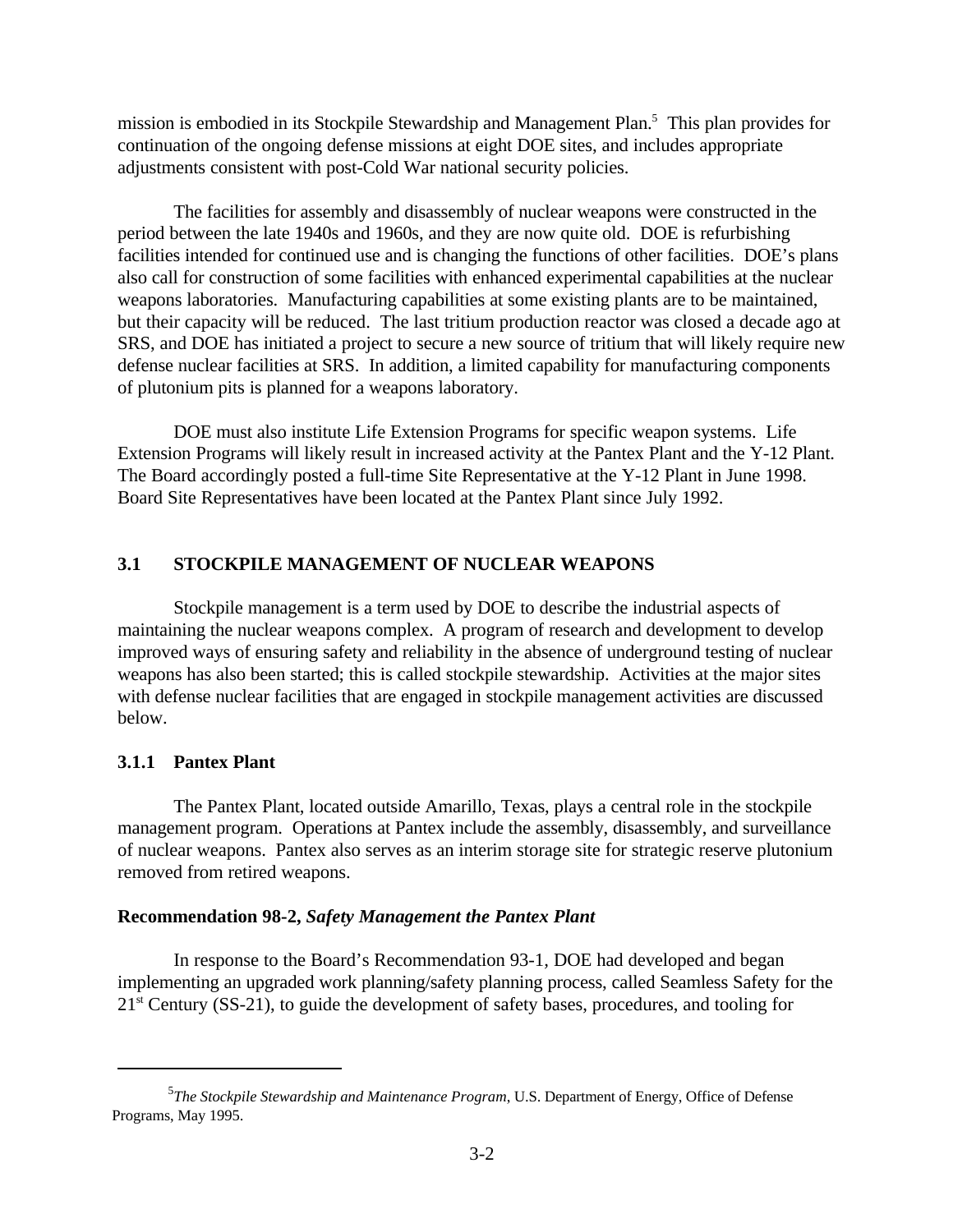mission is embodied in its Stockpile Stewardship and Management Plan.[5] This plan provides for continuation of the ongoing defense missions at eight DOE sites, and includes appropriate adjustments consistent with post-Cold War national security policies.

The facilities for assembly and disassembly of nuclear weapons were constructed in the period between the late 1940s and 1960s, and they are now quite old. DOE is refurbishing facilities intended for continued use and is changing the functions of other facilities. DOE's plans also call for construction of some facilities with enhanced experimental capabilities at the nuclear weapons laboratories. Manufacturing capabilities at some existing plants are to be maintained, but their capacity will be reduced. The last tritium production reactor was closed a decade ago at SRS, and DOE has initiated a project to secure a new source of tritium that will likely require new defense nuclear facilities at SRS. In addition, a limited capability for manufacturing components of plutonium pits is planned for a weapons laboratory.

DOE must also institute Life Extension Programs for specific weapon systems. Life Extension Programs will likely result in increased activity at the Pantex Plant and the Y-12 Plant. The Board accordingly posted a full-time Site Representative at the Y-12 Plant in June 1998. Board Site Representatives have been located at the Pantex Plant since July 1992.

## 3.1 STOCKPILE MANAGEMENT OF NUCLEAR WEAPONS

Stockpile management is a term used by DOE to describe the industrial aspects of maintaining the nuclear weapons complex. A program of research and development to develop improved ways of ensuring safety and reliability in the absence of underground testing of nuclear weapons has also been started; this is called stockpile stewardship. Activities at the major sites with defense nuclear facilities that are engaged in stockpile management activities are discussed below.

### 3.1.1 Pantex Plant

The Pantex Plant, located outside Amarillo, Texas, plays a central role in the stockpile management program. Operations at Pantex include the assembly, disassembly, and surveillance of nuclear weapons. Pantex also serves as an interim storage site for strategic reserve plutonium removed from retired weapons.

**Recommendation 98-2, *Safety Management the Pantex Plant***

In response to the Board's Recommendation 93-1, DOE had developed and began implementing an upgraded work planning/safety planning process, called Seamless Safety for the 21st Century (SS-21), to guide the development of safety bases, procedures, and tooling for

---

[5] *The Stockpile Stewardship and Maintenance Program*, U.S. Department of Energy, Office of Defense Programs, May 1995.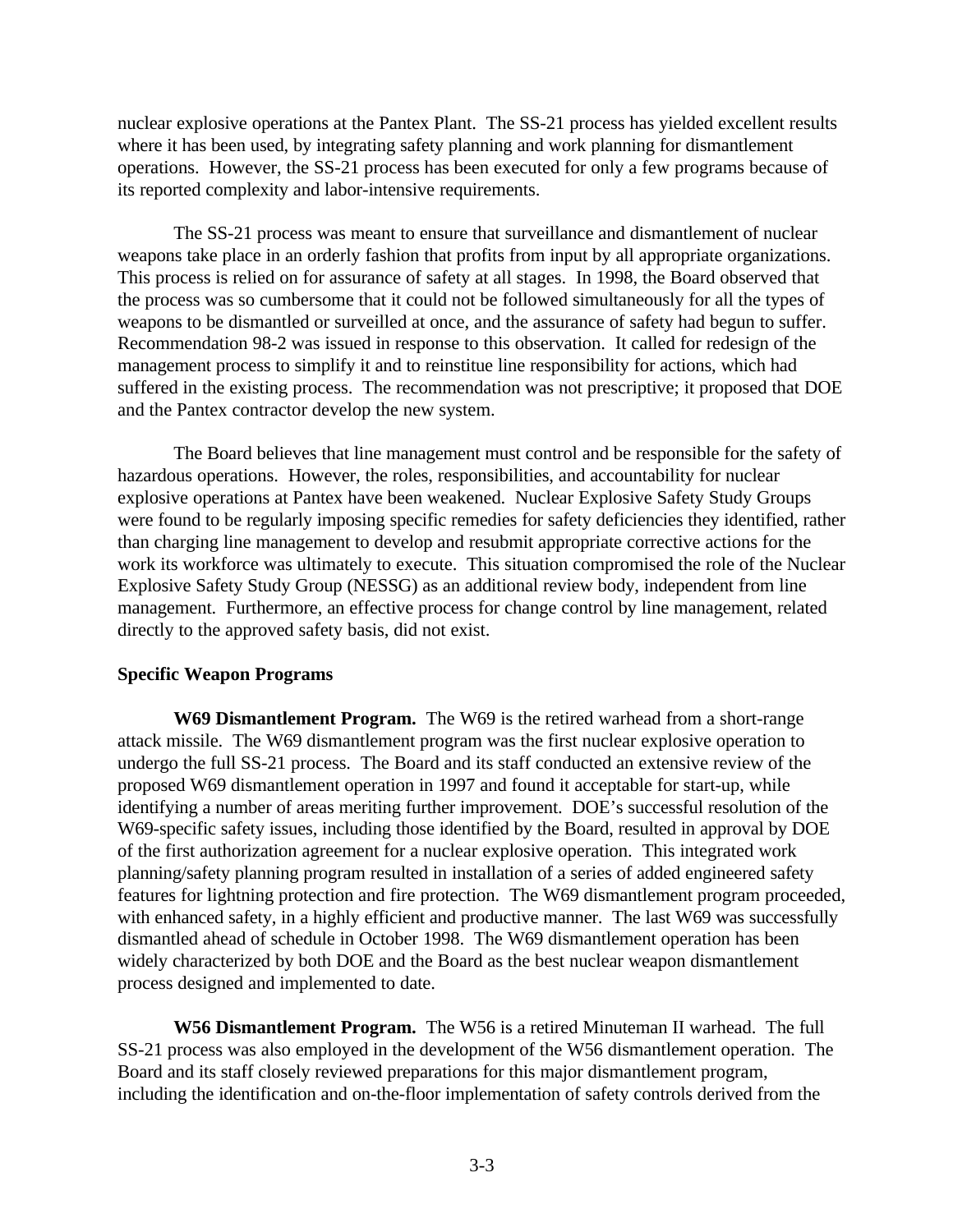nuclear explosive operations at the Pantex Plant. The SS-21 process has yielded excellent results where it has been used, by integrating safety planning and work planning for dismantlement operations. However, the SS-21 process has been executed for only a few programs because of its reported complexity and labor-intensive requirements.

The SS-21 process was meant to ensure that surveillance and dismantlement of nuclear weapons take place in an orderly fashion that profits from input by all appropriate organizations. This process is relied on for assurance of safety at all stages. In 1998, the Board observed that the process was so cumbersome that it could not be followed simultaneously for all the types of weapons to be dismantled or surveilled at once, and the assurance of safety had begun to suffer. Recommendation 98-2 was issued in response to this observation. It called for redesign of the management process to simplify it and to reinstitue line responsibility for actions, which had suffered in the existing process. The recommendation was not prescriptive; it proposed that DOE and the Pantex contractor develop the new system.

The Board believes that line management must control and be responsible for the safety of hazardous operations. However, the roles, responsibilities, and accountability for nuclear explosive operations at Pantex have been weakened. Nuclear Explosive Safety Study Groups were found to be regularly imposing specific remedies for safety deficiencies they identified, rather than charging line management to develop and resubmit appropriate corrective actions for the work its workforce was ultimately to execute. This situation compromised the role of the Nuclear Explosive Safety Study Group (NESSG) as an additional review body, independent from line management. Furthermore, an effective process for change control by line management, related directly to the approved safety basis, did not exist.

**Specific Weapon Programs**

**W69 Dismantlement Program.** The W69 is the retired warhead from a short-range attack missile. The W69 dismantlement program was the first nuclear explosive operation to undergo the full SS-21 process. The Board and its staff conducted an extensive review of the proposed W69 dismantlement operation in 1997 and found it acceptable for start-up, while identifying a number of areas meriting further improvement. DOE's successful resolution of the W69-specific safety issues, including those identified by the Board, resulted in approval by DOE of the first authorization agreement for a nuclear explosive operation. This integrated work planning/safety planning program resulted in installation of a series of added engineered safety features for lightning protection and fire protection. The W69 dismantlement program proceeded, with enhanced safety, in a highly efficient and productive manner. The last W69 was successfully dismantled ahead of schedule in October 1998. The W69 dismantlement operation has been widely characterized by both DOE and the Board as the best nuclear weapon dismantlement process designed and implemented to date.

**W56 Dismantlement Program.** The W56 is a retired Minuteman II warhead. The full SS-21 process was also employed in the development of the W56 dismantlement operation. The Board and its staff closely reviewed preparations for this major dismantlement program, including the identification and on-the-floor implementation of safety controls derived from the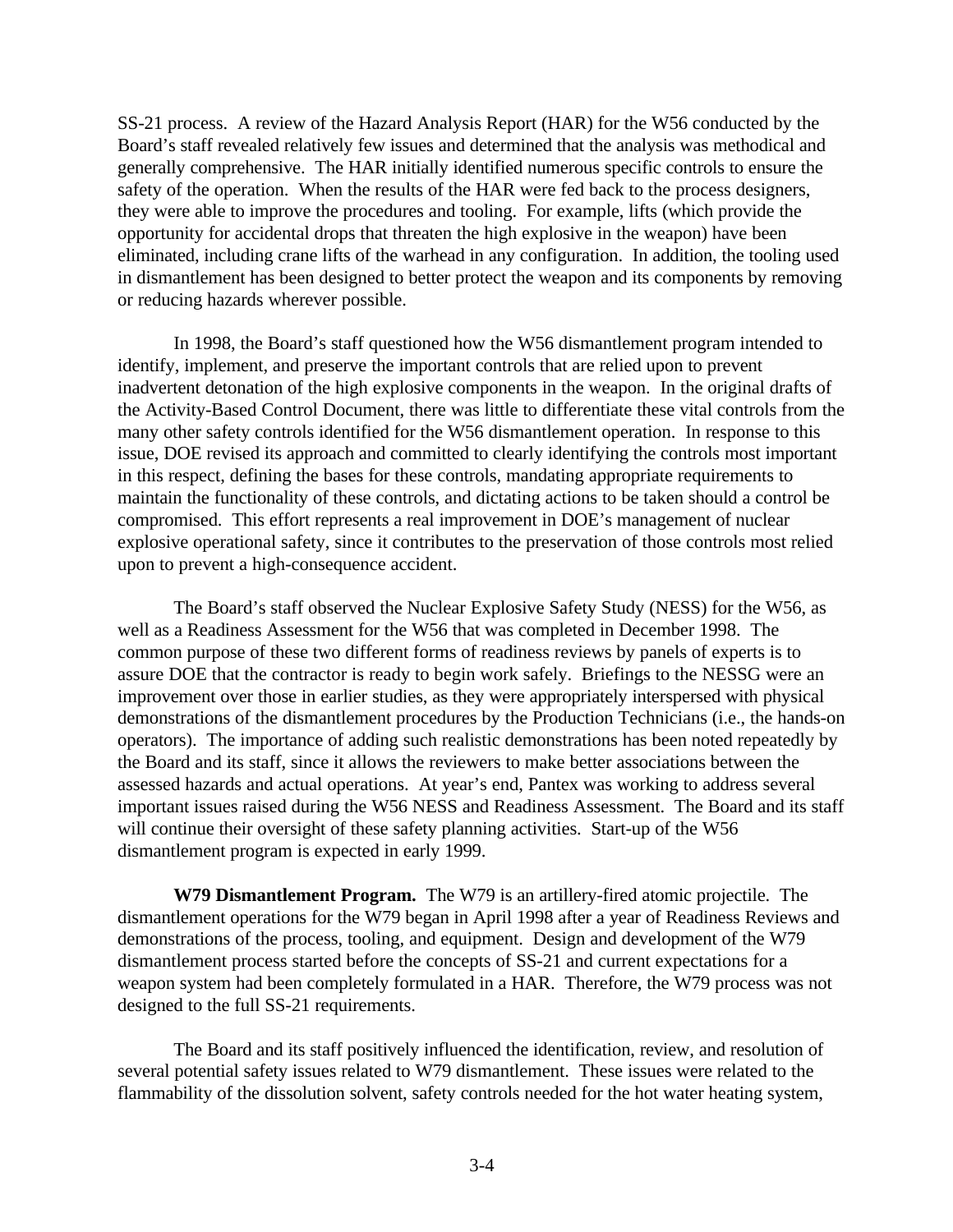SS-21 process. A review of the Hazard Analysis Report (HAR) for the W56 conducted by the Board's staff revealed relatively few issues and determined that the analysis was methodical and generally comprehensive. The HAR initially identified numerous specific controls to ensure the safety of the operation. When the results of the HAR were fed back to the process designers, they were able to improve the procedures and tooling. For example, lifts (which provide the opportunity for accidental drops that threaten the high explosive in the weapon) have been eliminated, including crane lifts of the warhead in any configuration. In addition, the tooling used in dismantlement has been designed to better protect the weapon and its components by removing or reducing hazards wherever possible.

In 1998, the Board's staff questioned how the W56 dismantlement program intended to identify, implement, and preserve the important controls that are relied upon to prevent inadvertent detonation of the high explosive components in the weapon. In the original drafts of the Activity-Based Control Document, there was little to differentiate these vital controls from the many other safety controls identified for the W56 dismantlement operation. In response to this issue, DOE revised its approach and committed to clearly identifying the controls most important in this respect, defining the bases for these controls, mandating appropriate requirements to maintain the functionality of these controls, and dictating actions to be taken should a control be compromised. This effort represents a real improvement in DOE's management of nuclear explosive operational safety, since it contributes to the preservation of those controls most relied upon to prevent a high-consequence accident.

The Board's staff observed the Nuclear Explosive Safety Study (NESS) for the W56, as well as a Readiness Assessment for the W56 that was completed in December 1998. The common purpose of these two different forms of readiness reviews by panels of experts is to assure DOE that the contractor is ready to begin work safely. Briefings to the NESSG were an improvement over those in earlier studies, as they were appropriately interspersed with physical demonstrations of the dismantlement procedures by the Production Technicians (i.e., the hands-on operators). The importance of adding such realistic demonstrations has been noted repeatedly by the Board and its staff, since it allows the reviewers to make better associations between the assessed hazards and actual operations. At year's end, Pantex was working to address several important issues raised during the W56 NESS and Readiness Assessment. The Board and its staff will continue their oversight of these safety planning activities. Start-up of the W56 dismantlement program is expected in early 1999.

**W79 Dismantlement Program.** The W79 is an artillery-fired atomic projectile. The dismantlement operations for the W79 began in April 1998 after a year of Readiness Reviews and demonstrations of the process, tooling, and equipment. Design and development of the W79 dismantlement process started before the concepts of SS-21 and current expectations for a weapon system had been completely formulated in a HAR. Therefore, the W79 process was not designed to the full SS-21 requirements.

The Board and its staff positively influenced the identification, review, and resolution of several potential safety issues related to W79 dismantlement. These issues were related to the flammability of the dissolution solvent, safety controls needed for the hot water heating system,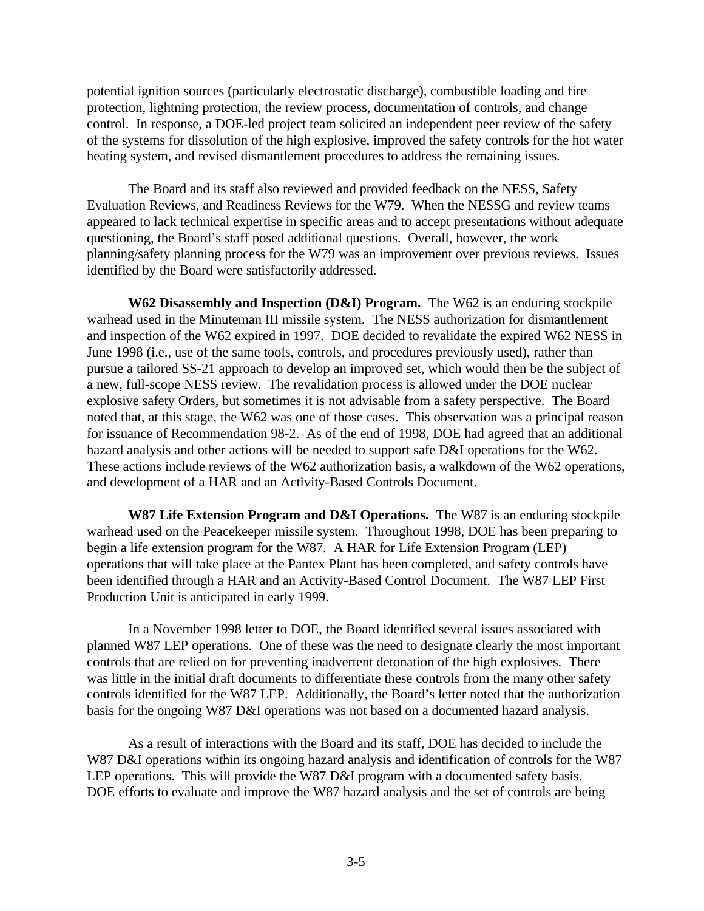potential ignition sources (particularly electrostatic discharge), combustible loading and fire protection, lightning protection, the review process, documentation of controls, and change control. In response, a DOE-led project team solicited an independent peer review of the safety of the systems for dissolution of the high explosive, improved the safety controls for the hot water heating system, and revised dismantlement procedures to address the remaining issues.

The Board and its staff also reviewed and provided feedback on the NESS, Safety Evaluation Reviews, and Readiness Reviews for the W79. When the NESSG and review teams appeared to lack technical expertise in specific areas and to accept presentations without adequate questioning, the Board's staff posed additional questions. Overall, however, the work planning/safety planning process for the W79 was an improvement over previous reviews. Issues identified by the Board were satisfactorily addressed.

**W62 Disassembly and Inspection (D&I) Program.** The W62 is an enduring stockpile warhead used in the Minuteman III missile system. The NESS authorization for dismantlement and inspection of the W62 expired in 1997. DOE decided to revalidate the expired W62 NESS in June 1998 (i.e., use of the same tools, controls, and procedures previously used), rather than pursue a tailored SS-21 approach to develop an improved set, which would then be the subject of a new, full-scope NESS review. The revalidation process is allowed under the DOE nuclear explosive safety Orders, but sometimes it is not advisable from a safety perspective. The Board noted that, at this stage, the W62 was one of those cases. This observation was a principal reason for issuance of Recommendation 98-2. As of the end of 1998, DOE had agreed that an additional hazard analysis and other actions will be needed to support safe D&I operations for the W62. These actions include reviews of the W62 authorization basis, a walkdown of the W62 operations, and development of a HAR and an Activity-Based Controls Document.

**W87 Life Extension Program and D&I Operations.** The W87 is an enduring stockpile warhead used on the Peacekeeper missile system. Throughout 1998, DOE has been preparing to begin a life extension program for the W87. A HAR for Life Extension Program (LEP) operations that will take place at the Pantex Plant has been completed, and safety controls have been identified through a HAR and an Activity-Based Control Document. The W87 LEP First Production Unit is anticipated in early 1999.

In a November 1998 letter to DOE, the Board identified several issues associated with planned W87 LEP operations. One of these was the need to designate clearly the most important controls that are relied on for preventing inadvertent detonation of the high explosives. There was little in the initial draft documents to differentiate these controls from the many other safety controls identified for the W87 LEP. Additionally, the Board's letter noted that the authorization basis for the ongoing W87 D&I operations was not based on a documented hazard analysis.

As a result of interactions with the Board and its staff, DOE has decided to include the W87 D&I operations within its ongoing hazard analysis and identification of controls for the W87 LEP operations. This will provide the W87 D&I program with a documented safety basis. DOE efforts to evaluate and improve the W87 hazard analysis and the set of controls are being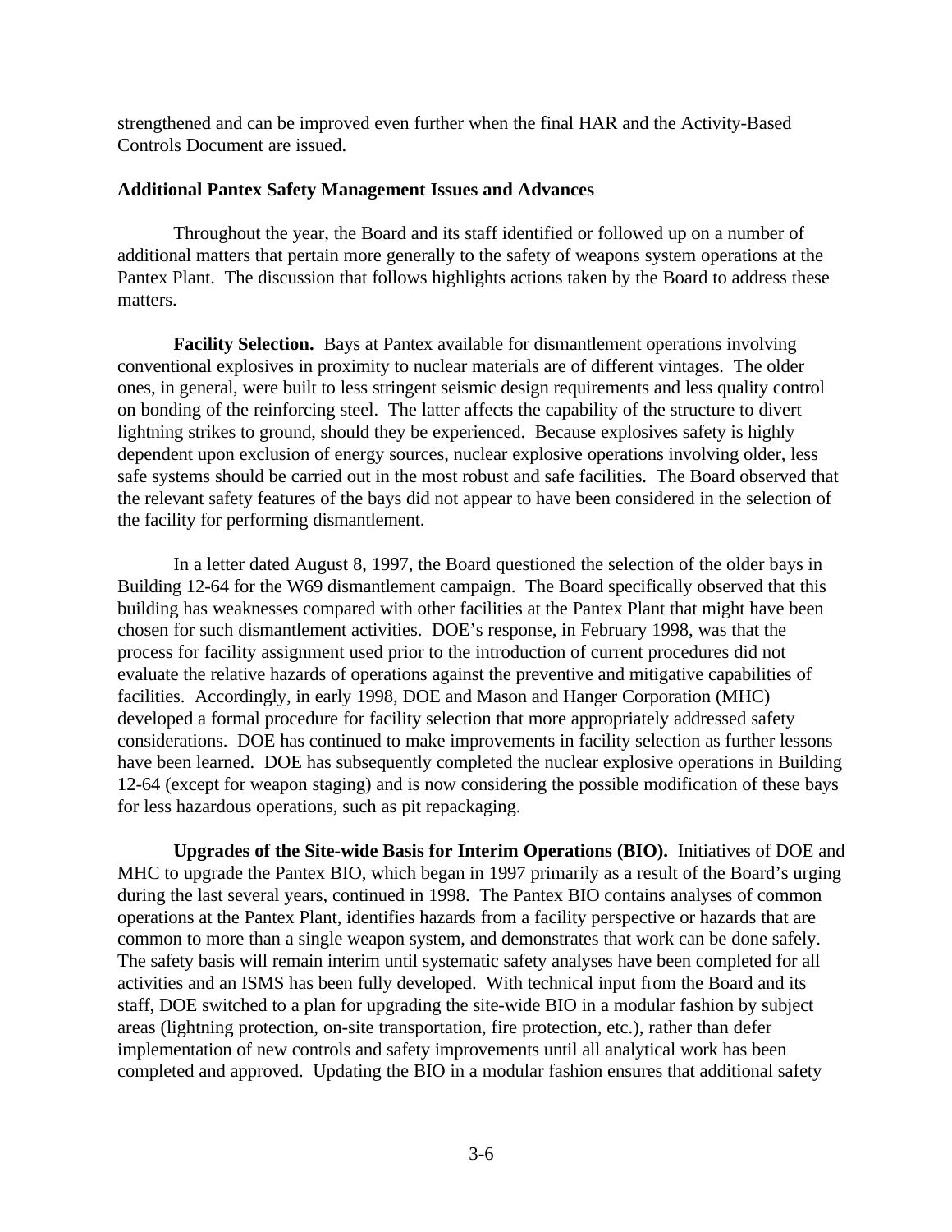strengthened and can be improved even further when the final HAR and the Activity-Based Controls Document are issued.

### Additional Pantex Safety Management Issues and Advances

Throughout the year, the Board and its staff identified or followed up on a number of additional matters that pertain more generally to the safety of weapons system operations at the Pantex Plant. The discussion that follows highlights actions taken by the Board to address these matters.

**Facility Selection.** Bays at Pantex available for dismantlement operations involving conventional explosives in proximity to nuclear materials are of different vintages. The older ones, in general, were built to less stringent seismic design requirements and less quality control on bonding of the reinforcing steel. The latter affects the capability of the structure to divert lightning strikes to ground, should they be experienced. Because explosives safety is highly dependent upon exclusion of energy sources, nuclear explosive operations involving older, less safe systems should be carried out in the most robust and safe facilities. The Board observed that the relevant safety features of the bays did not appear to have been considered in the selection of the facility for performing dismantlement.

In a letter dated August 8, 1997, the Board questioned the selection of the older bays in Building 12-64 for the W69 dismantlement campaign. The Board specifically observed that this building has weaknesses compared with other facilities at the Pantex Plant that might have been chosen for such dismantlement activities. DOE's response, in February 1998, was that the process for facility assignment used prior to the introduction of current procedures did not evaluate the relative hazards of operations against the preventive and mitigative capabilities of facilities. Accordingly, in early 1998, DOE and Mason and Hanger Corporation (MHC) developed a formal procedure for facility selection that more appropriately addressed safety considerations. DOE has continued to make improvements in facility selection as further lessons have been learned. DOE has subsequently completed the nuclear explosive operations in Building 12-64 (except for weapon staging) and is now considering the possible modification of these bays for less hazardous operations, such as pit repackaging.

**Upgrades of the Site-wide Basis for Interim Operations (BIO).** Initiatives of DOE and MHC to upgrade the Pantex BIO, which began in 1997 primarily as a result of the Board's urging during the last several years, continued in 1998. The Pantex BIO contains analyses of common operations at the Pantex Plant, identifies hazards from a facility perspective or hazards that are common to more than a single weapon system, and demonstrates that work can be done safely. The safety basis will remain interim until systematic safety analyses have been completed for all activities and an ISMS has been fully developed. With technical input from the Board and its staff, DOE switched to a plan for upgrading the site-wide BIO in a modular fashion by subject areas (lightning protection, on-site transportation, fire protection, etc.), rather than defer implementation of new controls and safety improvements until all analytical work has been completed and approved. Updating the BIO in a modular fashion ensures that additional safety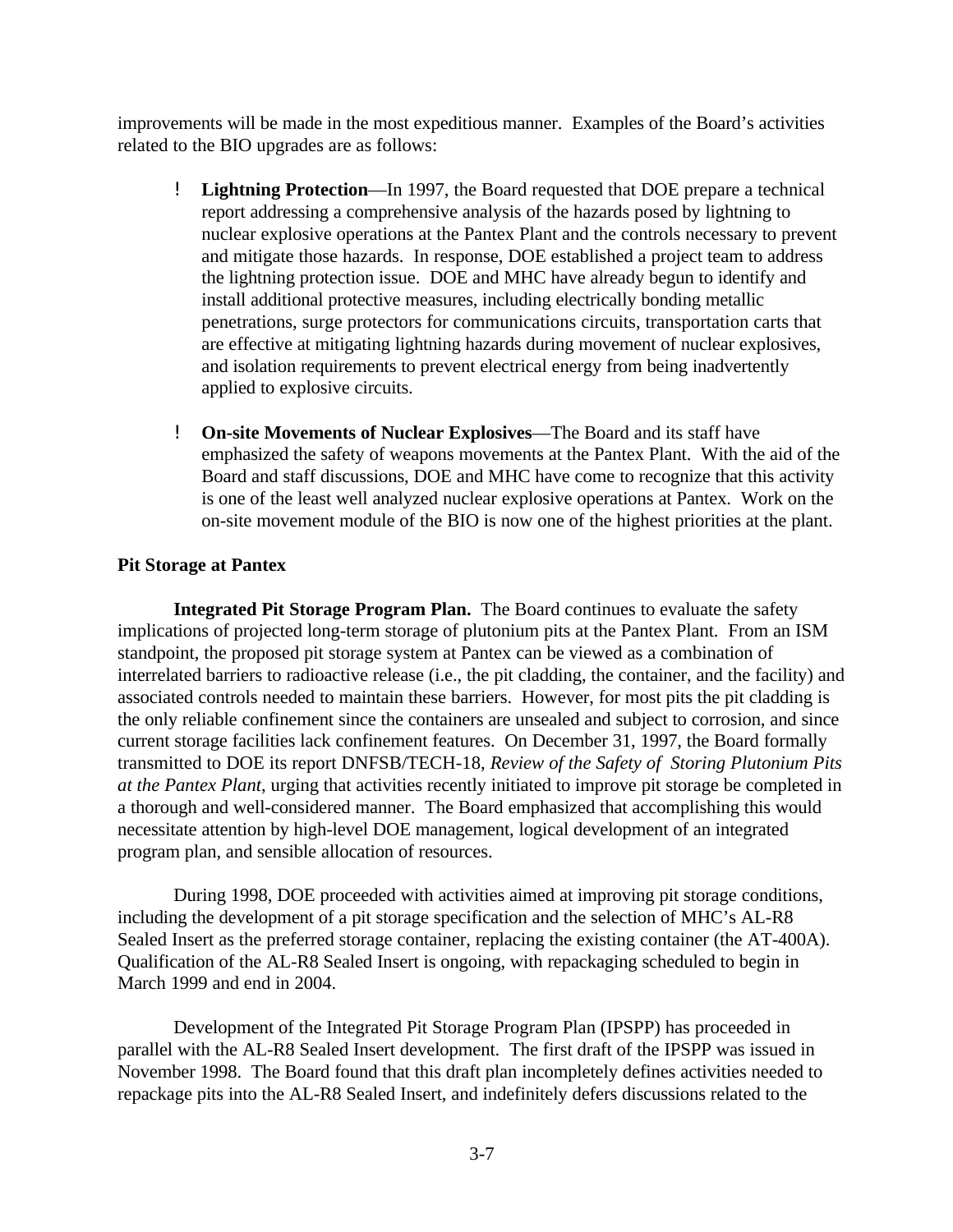improvements will be made in the most expeditious manner. Examples of the Board's activities related to the BIO upgrades are as follows:

- **Lightning Protection**—In 1997, the Board requested that DOE prepare a technical report addressing a comprehensive analysis of the hazards posed by lightning to nuclear explosive operations at the Pantex Plant and the controls necessary to prevent and mitigate those hazards. In response, DOE established a project team to address the lightning protection issue. DOE and MHC have already begun to identify and install additional protective measures, including electrically bonding metallic penetrations, surge protectors for communications circuits, transportation carts that are effective at mitigating lightning hazards during movement of nuclear explosives, and isolation requirements to prevent electrical energy from being inadvertently applied to explosive circuits.

- **On-site Movements of Nuclear Explosives**—The Board and its staff have emphasized the safety of weapons movements at the Pantex Plant. With the aid of the Board and staff discussions, DOE and MHC have come to recognize that this activity is one of the least well analyzed nuclear explosive operations at Pantex. Work on the on-site movement module of the BIO is now one of the highest priorities at the plant.

**Pit Storage at Pantex**

**Integrated Pit Storage Program Plan.** The Board continues to evaluate the safety implications of projected long-term storage of plutonium pits at the Pantex Plant. From an ISM standpoint, the proposed pit storage system at Pantex can be viewed as a combination of interrelated barriers to radioactive release (i.e., the pit cladding, the container, and the facility) and associated controls needed to maintain these barriers. However, for most pits the pit cladding is the only reliable confinement since the containers are unsealed and subject to corrosion, and since current storage facilities lack confinement features. On December 31, 1997, the Board formally transmitted to DOE its report DNFSB/TECH-18, *Review of the Safety of Storing Plutonium Pits at the Pantex Plant*, urging that activities recently initiated to improve pit storage be completed in a thorough and well-considered manner. The Board emphasized that accomplishing this would necessitate attention by high-level DOE management, logical development of an integrated program plan, and sensible allocation of resources.

During 1998, DOE proceeded with activities aimed at improving pit storage conditions, including the development of a pit storage specification and the selection of MHC's AL-R8 Sealed Insert as the preferred storage container, replacing the existing container (the AT-400A). Qualification of the AL-R8 Sealed Insert is ongoing, with repackaging scheduled to begin in March 1999 and end in 2004.

Development of the Integrated Pit Storage Program Plan (IPSPP) has proceeded in parallel with the AL-R8 Sealed Insert development. The first draft of the IPSPP was issued in November 1998. The Board found that this draft plan incompletely defines activities needed to repackage pits into the AL-R8 Sealed Insert, and indefinitely defers discussions related to the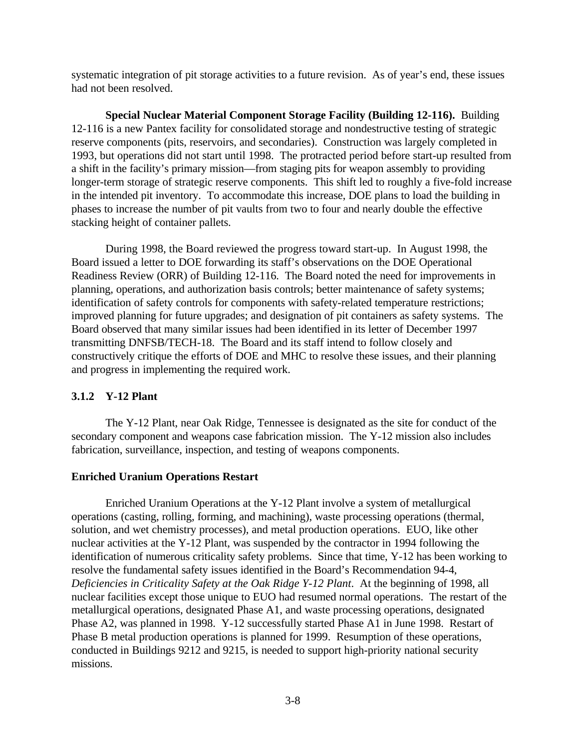systematic integration of pit storage activities to a future revision. As of year's end, these issues had not been resolved.

**Special Nuclear Material Component Storage Facility (Building 12-116).** Building 12-116 is a new Pantex facility for consolidated storage and nondestructive testing of strategic reserve components (pits, reservoirs, and secondaries). Construction was largely completed in 1993, but operations did not start until 1998. The protracted period before start-up resulted from a shift in the facility's primary mission—from staging pits for weapon assembly to providing longer-term storage of strategic reserve components. This shift led to roughly a five-fold increase in the intended pit inventory. To accommodate this increase, DOE plans to load the building in phases to increase the number of pit vaults from two to four and nearly double the effective stacking height of container pallets.

During 1998, the Board reviewed the progress toward start-up. In August 1998, the Board issued a letter to DOE forwarding its staff's observations on the DOE Operational Readiness Review (ORR) of Building 12-116. The Board noted the need for improvements in planning, operations, and authorization basis controls; better maintenance of safety systems; identification of safety controls for components with safety-related temperature restrictions; improved planning for future upgrades; and designation of pit containers as safety systems. The Board observed that many similar issues had been identified in its letter of December 1997 transmitting DNFSB/TECH-18. The Board and its staff intend to follow closely and constructively critique the efforts of DOE and MHC to resolve these issues, and their planning and progress in implementing the required work.

### 3.1.2 Y-12 Plant

The Y-12 Plant, near Oak Ridge, Tennessee is designated as the site for conduct of the secondary component and weapons case fabrication mission. The Y-12 mission also includes fabrication, surveillance, inspection, and testing of weapons components.

#### Enriched Uranium Operations Restart

Enriched Uranium Operations at the Y-12 Plant involve a system of metallurgical operations (casting, rolling, forming, and machining), waste processing operations (thermal, solution, and wet chemistry processes), and metal production operations. EUO, like other nuclear activities at the Y-12 Plant, was suspended by the contractor in 1994 following the identification of numerous criticality safety problems. Since that time, Y-12 has been working to resolve the fundamental safety issues identified in the Board's Recommendation 94-4, *Deficiencies in Criticality Safety at the Oak Ridge Y-12 Plant*. At the beginning of 1998, all nuclear facilities except those unique to EUO had resumed normal operations. The restart of the metallurgical operations, designated Phase A1, and waste processing operations, designated Phase A2, was planned in 1998. Y-12 successfully started Phase A1 in June 1998. Restart of Phase B metal production operations is planned for 1999. Resumption of these operations, conducted in Buildings 9212 and 9215, is needed to support high-priority national security missions.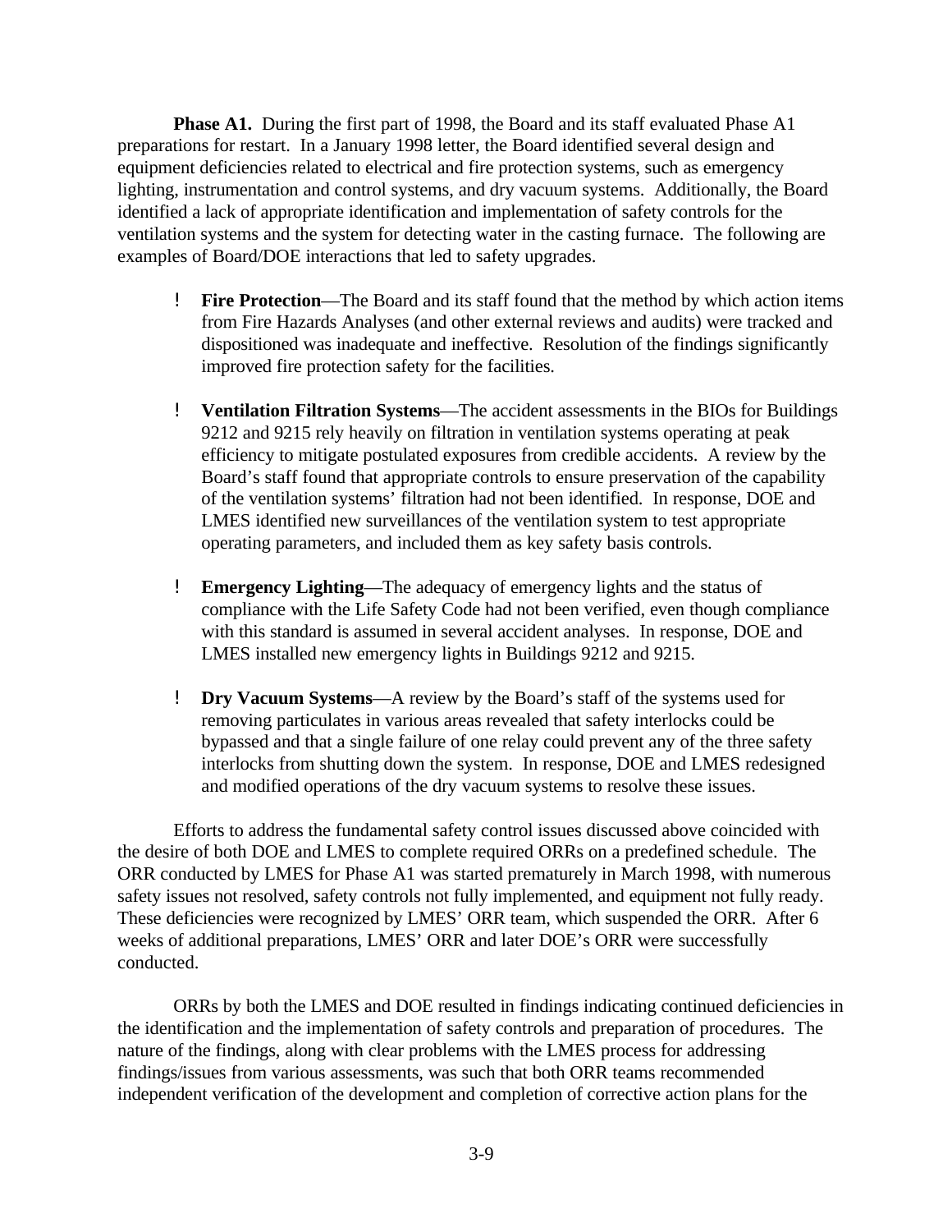**Phase A1.** During the first part of 1998, the Board and its staff evaluated Phase A1 preparations for restart. In a January 1998 letter, the Board identified several design and equipment deficiencies related to electrical and fire protection systems, such as emergency lighting, instrumentation and control systems, and dry vacuum systems. Additionally, the Board identified a lack of appropriate identification and implementation of safety controls for the ventilation systems and the system for detecting water in the casting furnace. The following are examples of Board/DOE interactions that led to safety upgrades.

- **Fire Protection**—The Board and its staff found that the method by which action items from Fire Hazards Analyses (and other external reviews and audits) were tracked and dispositioned was inadequate and ineffective. Resolution of the findings significantly improved fire protection safety for the facilities.

- **Ventilation Filtration Systems**—The accident assessments in the BIOs for Buildings 9212 and 9215 rely heavily on filtration in ventilation systems operating at peak efficiency to mitigate postulated exposures from credible accidents. A review by the Board's staff found that appropriate controls to ensure preservation of the capability of the ventilation systems' filtration had not been identified. In response, DOE and LMES identified new surveillances of the ventilation system to test appropriate operating parameters, and included them as key safety basis controls.

- **Emergency Lighting**—The adequacy of emergency lights and the status of compliance with the Life Safety Code had not been verified, even though compliance with this standard is assumed in several accident analyses. In response, DOE and LMES installed new emergency lights in Buildings 9212 and 9215.

- **Dry Vacuum Systems**—A review by the Board's staff of the systems used for removing particulates in various areas revealed that safety interlocks could be bypassed and that a single failure of one relay could prevent any of the three safety interlocks from shutting down the system. In response, DOE and LMES redesigned and modified operations of the dry vacuum systems to resolve these issues.

Efforts to address the fundamental safety control issues discussed above coincided with the desire of both DOE and LMES to complete required ORRs on a predefined schedule. The ORR conducted by LMES for Phase A1 was started prematurely in March 1998, with numerous safety issues not resolved, safety controls not fully implemented, and equipment not fully ready. These deficiencies were recognized by LMES' ORR team, which suspended the ORR. After 6 weeks of additional preparations, LMES' ORR and later DOE's ORR were successfully conducted.

ORRs by both the LMES and DOE resulted in findings indicating continued deficiencies in the identification and the implementation of safety controls and preparation of procedures. The nature of the findings, along with clear problems with the LMES process for addressing findings/issues from various assessments, was such that both ORR teams recommended independent verification of the development and completion of corrective action plans for the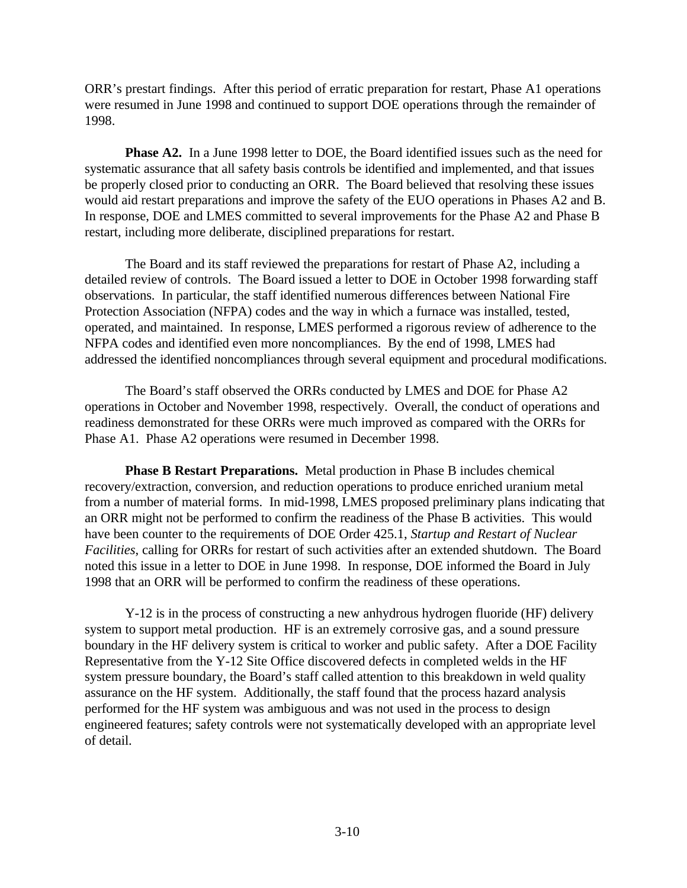ORR's prestart findings. After this period of erratic preparation for restart, Phase A1 operations were resumed in June 1998 and continued to support DOE operations through the remainder of 1998.

**Phase A2.** In a June 1998 letter to DOE, the Board identified issues such as the need for systematic assurance that all safety basis controls be identified and implemented, and that issues be properly closed prior to conducting an ORR. The Board believed that resolving these issues would aid restart preparations and improve the safety of the EUO operations in Phases A2 and B. In response, DOE and LMES committed to several improvements for the Phase A2 and Phase B restart, including more deliberate, disciplined preparations for restart.

The Board and its staff reviewed the preparations for restart of Phase A2, including a detailed review of controls. The Board issued a letter to DOE in October 1998 forwarding staff observations. In particular, the staff identified numerous differences between National Fire Protection Association (NFPA) codes and the way in which a furnace was installed, tested, operated, and maintained. In response, LMES performed a rigorous review of adherence to the NFPA codes and identified even more noncompliances. By the end of 1998, LMES had addressed the identified noncompliances through several equipment and procedural modifications.

The Board's staff observed the ORRs conducted by LMES and DOE for Phase A2 operations in October and November 1998, respectively. Overall, the conduct of operations and readiness demonstrated for these ORRs were much improved as compared with the ORRs for Phase A1. Phase A2 operations were resumed in December 1998.

**Phase B Restart Preparations.** Metal production in Phase B includes chemical recovery/extraction, conversion, and reduction operations to produce enriched uranium metal from a number of material forms. In mid-1998, LMES proposed preliminary plans indicating that an ORR might not be performed to confirm the readiness of the Phase B activities. This would have been counter to the requirements of DOE Order 425.1, *Startup and Restart of Nuclear Facilities*, calling for ORRs for restart of such activities after an extended shutdown. The Board noted this issue in a letter to DOE in June 1998. In response, DOE informed the Board in July 1998 that an ORR will be performed to confirm the readiness of these operations.

Y-12 is in the process of constructing a new anhydrous hydrogen fluoride (HF) delivery system to support metal production. HF is an extremely corrosive gas, and a sound pressure boundary in the HF delivery system is critical to worker and public safety. After a DOE Facility Representative from the Y-12 Site Office discovered defects in completed welds in the HF system pressure boundary, the Board's staff called attention to this breakdown in weld quality assurance on the HF system. Additionally, the staff found that the process hazard analysis performed for the HF system was ambiguous and was not used in the process to design engineered features; safety controls were not systematically developed with an appropriate level of detail.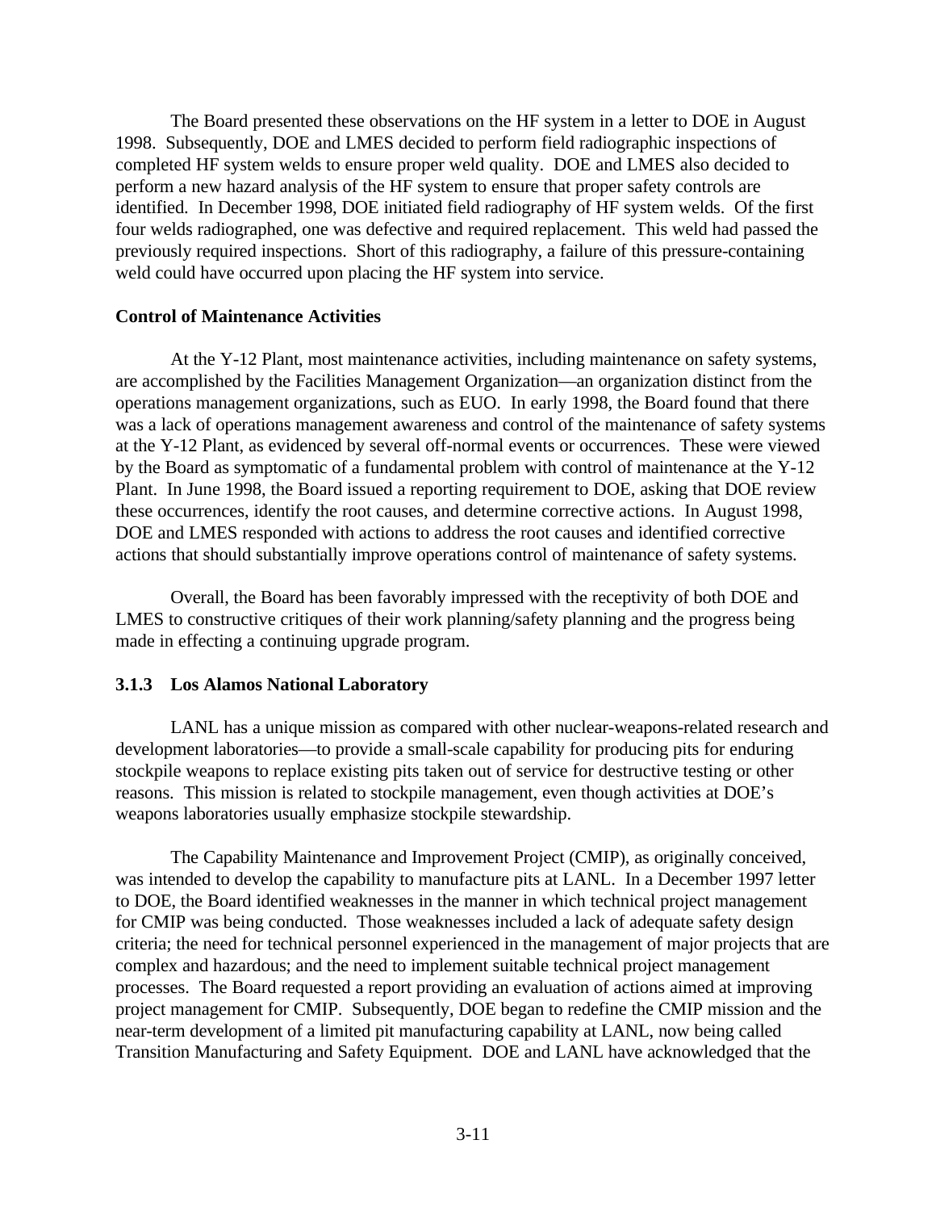The Board presented these observations on the HF system in a letter to DOE in August 1998. Subsequently, DOE and LMES decided to perform field radiographic inspections of completed HF system welds to ensure proper weld quality. DOE and LMES also decided to perform a new hazard analysis of the HF system to ensure that proper safety controls are identified. In December 1998, DOE initiated field radiography of HF system welds. Of the first four welds radiographed, one was defective and required replacement. This weld had passed the previously required inspections. Short of this radiography, a failure of this pressure-containing weld could have occurred upon placing the HF system into service.

**Control of Maintenance Activities**

At the Y-12 Plant, most maintenance activities, including maintenance on safety systems, are accomplished by the Facilities Management Organization—an organization distinct from the operations management organizations, such as EUO. In early 1998, the Board found that there was a lack of operations management awareness and control of the maintenance of safety systems at the Y-12 Plant, as evidenced by several off-normal events or occurrences. These were viewed by the Board as symptomatic of a fundamental problem with control of maintenance at the Y-12 Plant. In June 1998, the Board issued a reporting requirement to DOE, asking that DOE review these occurrences, identify the root causes, and determine corrective actions. In August 1998, DOE and LMES responded with actions to address the root causes and identified corrective actions that should substantially improve operations control of maintenance of safety systems.

Overall, the Board has been favorably impressed with the receptivity of both DOE and LMES to constructive critiques of their work planning/safety planning and the progress being made in effecting a continuing upgrade program.

### 3.1.3 Los Alamos National Laboratory

LANL has a unique mission as compared with other nuclear-weapons-related research and development laboratories—to provide a small-scale capability for producing pits for enduring stockpile weapons to replace existing pits taken out of service for destructive testing or other reasons. This mission is related to stockpile management, even though activities at DOE's weapons laboratories usually emphasize stockpile stewardship.

The Capability Maintenance and Improvement Project (CMIP), as originally conceived, was intended to develop the capability to manufacture pits at LANL. In a December 1997 letter to DOE, the Board identified weaknesses in the manner in which technical project management for CMIP was being conducted. Those weaknesses included a lack of adequate safety design criteria; the need for technical personnel experienced in the management of major projects that are complex and hazardous; and the need to implement suitable technical project management processes. The Board requested a report providing an evaluation of actions aimed at improving project management for CMIP. Subsequently, DOE began to redefine the CMIP mission and the near-term development of a limited pit manufacturing capability at LANL, now being called Transition Manufacturing and Safety Equipment. DOE and LANL have acknowledged that the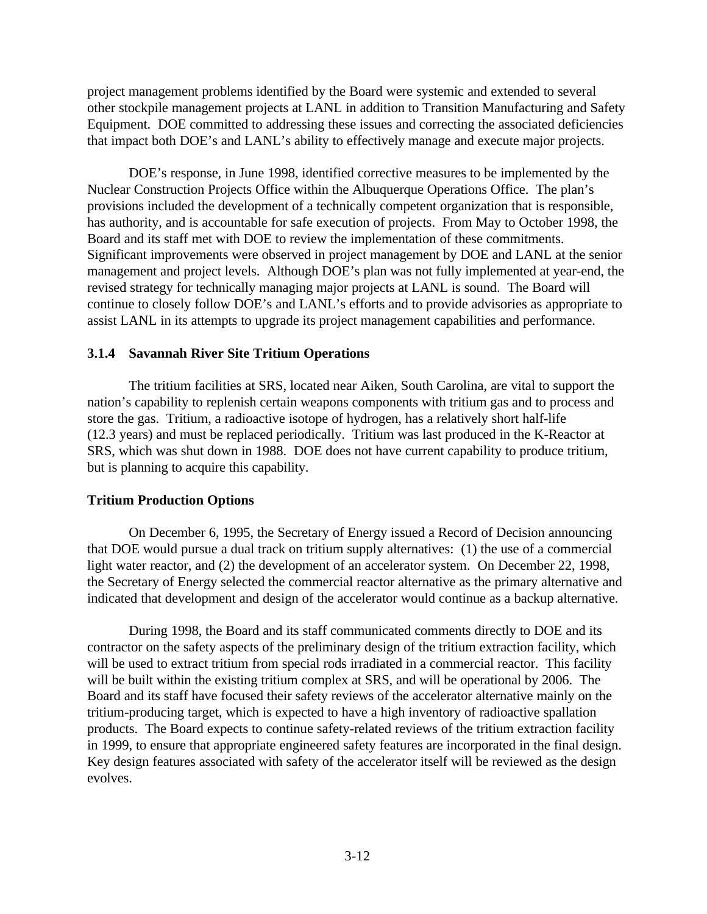project management problems identified by the Board were systemic and extended to several other stockpile management projects at LANL in addition to Transition Manufacturing and Safety Equipment. DOE committed to addressing these issues and correcting the associated deficiencies that impact both DOE's and LANL's ability to effectively manage and execute major projects.

DOE's response, in June 1998, identified corrective measures to be implemented by the Nuclear Construction Projects Office within the Albuquerque Operations Office. The plan's provisions included the development of a technically competent organization that is responsible, has authority, and is accountable for safe execution of projects. From May to October 1998, the Board and its staff met with DOE to review the implementation of these commitments. Significant improvements were observed in project management by DOE and LANL at the senior management and project levels. Although DOE's plan was not fully implemented at year-end, the revised strategy for technically managing major projects at LANL is sound. The Board will continue to closely follow DOE's and LANL's efforts and to provide advisories as appropriate to assist LANL in its attempts to upgrade its project management capabilities and performance.

### 3.1.4 Savannah River Site Tritium Operations

The tritium facilities at SRS, located near Aiken, South Carolina, are vital to support the nation's capability to replenish certain weapons components with tritium gas and to process and store the gas. Tritium, a radioactive isotope of hydrogen, has a relatively short half-life (12.3 years) and must be replaced periodically. Tritium was last produced in the K-Reactor at SRS, which was shut down in 1988. DOE does not have current capability to produce tritium, but is planning to acquire this capability.

**Tritium Production Options**

On December 6, 1995, the Secretary of Energy issued a Record of Decision announcing that DOE would pursue a dual track on tritium supply alternatives: (1) the use of a commercial light water reactor, and (2) the development of an accelerator system. On December 22, 1998, the Secretary of Energy selected the commercial reactor alternative as the primary alternative and indicated that development and design of the accelerator would continue as a backup alternative.

During 1998, the Board and its staff communicated comments directly to DOE and its contractor on the safety aspects of the preliminary design of the tritium extraction facility, which will be used to extract tritium from special rods irradiated in a commercial reactor. This facility will be built within the existing tritium complex at SRS, and will be operational by 2006. The Board and its staff have focused their safety reviews of the accelerator alternative mainly on the tritium-producing target, which is expected to have a high inventory of radioactive spallation products. The Board expects to continue safety-related reviews of the tritium extraction facility in 1999, to ensure that appropriate engineered safety features are incorporated in the final design. Key design features associated with safety of the accelerator itself will be reviewed as the design evolves.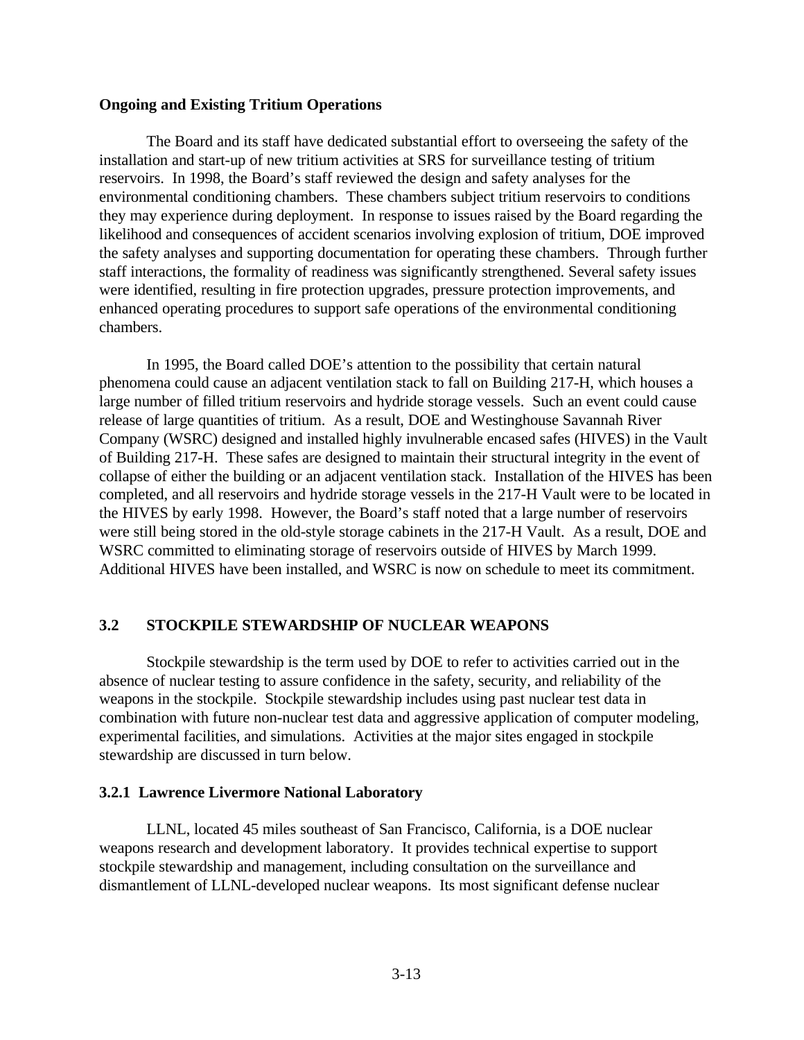**Ongoing and Existing Tritium Operations**

The Board and its staff have dedicated substantial effort to overseeing the safety of the installation and start-up of new tritium activities at SRS for surveillance testing of tritium reservoirs. In 1998, the Board's staff reviewed the design and safety analyses for the environmental conditioning chambers. These chambers subject tritium reservoirs to conditions they may experience during deployment. In response to issues raised by the Board regarding the likelihood and consequences of accident scenarios involving explosion of tritium, DOE improved the safety analyses and supporting documentation for operating these chambers. Through further staff interactions, the formality of readiness was significantly strengthened. Several safety issues were identified, resulting in fire protection upgrades, pressure protection improvements, and enhanced operating procedures to support safe operations of the environmental conditioning chambers.

In 1995, the Board called DOE's attention to the possibility that certain natural phenomena could cause an adjacent ventilation stack to fall on Building 217-H, which houses a large number of filled tritium reservoirs and hydride storage vessels. Such an event could cause release of large quantities of tritium. As a result, DOE and Westinghouse Savannah River Company (WSRC) designed and installed highly invulnerable encased safes (HIVES) in the Vault of Building 217-H. These safes are designed to maintain their structural integrity in the event of collapse of either the building or an adjacent ventilation stack. Installation of the HIVES has been completed, and all reservoirs and hydride storage vessels in the 217-H Vault were to be located in the HIVES by early 1998. However, the Board's staff noted that a large number of reservoirs were still being stored in the old-style storage cabinets in the 217-H Vault. As a result, DOE and WSRC committed to eliminating storage of reservoirs outside of HIVES by March 1999. Additional HIVES have been installed, and WSRC is now on schedule to meet its commitment.

## 3.2 STOCKPILE STEWARDSHIP OF NUCLEAR WEAPONS

Stockpile stewardship is the term used by DOE to refer to activities carried out in the absence of nuclear testing to assure confidence in the safety, security, and reliability of the weapons in the stockpile. Stockpile stewardship includes using past nuclear test data in combination with future non-nuclear test data and aggressive application of computer modeling, experimental facilities, and simulations. Activities at the major sites engaged in stockpile stewardship are discussed in turn below.

### 3.2.1 Lawrence Livermore National Laboratory

LLNL, located 45 miles southeast of San Francisco, California, is a DOE nuclear weapons research and development laboratory. It provides technical expertise to support stockpile stewardship and management, including consultation on the surveillance and dismantlement of LLNL-developed nuclear weapons. Its most significant defense nuclear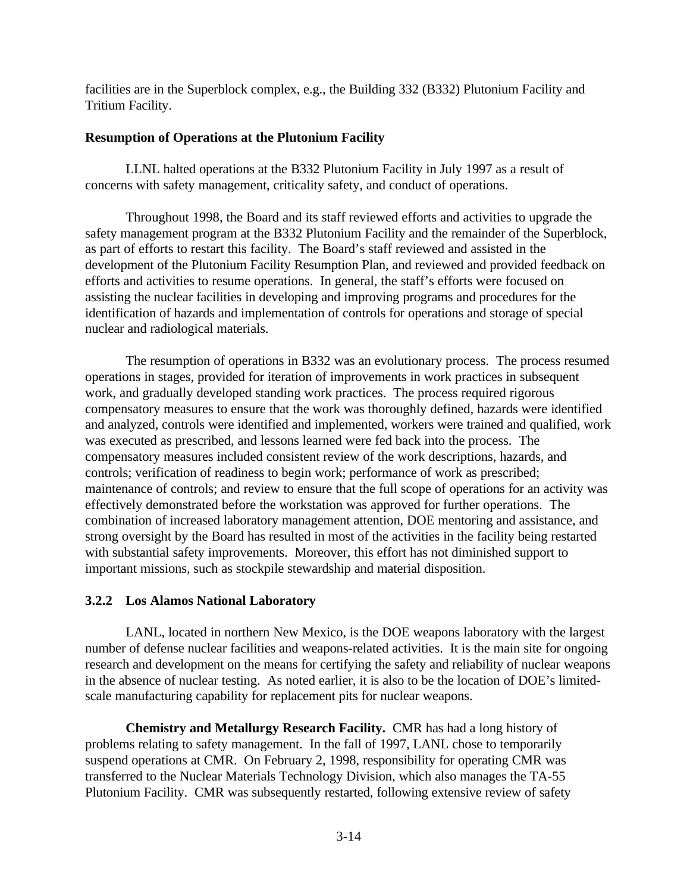facilities are in the Superblock complex, e.g., the Building 332 (B332) Plutonium Facility and Tritium Facility.

**Resumption of Operations at the Plutonium Facility**

LLNL halted operations at the B332 Plutonium Facility in July 1997 as a result of concerns with safety management, criticality safety, and conduct of operations.

Throughout 1998, the Board and its staff reviewed efforts and activities to upgrade the safety management program at the B332 Plutonium Facility and the remainder of the Superblock, as part of efforts to restart this facility. The Board's staff reviewed and assisted in the development of the Plutonium Facility Resumption Plan, and reviewed and provided feedback on efforts and activities to resume operations. In general, the staff's efforts were focused on assisting the nuclear facilities in developing and improving programs and procedures for the identification of hazards and implementation of controls for operations and storage of special nuclear and radiological materials.

The resumption of operations in B332 was an evolutionary process. The process resumed operations in stages, provided for iteration of improvements in work practices in subsequent work, and gradually developed standing work practices. The process required rigorous compensatory measures to ensure that the work was thoroughly defined, hazards were identified and analyzed, controls were identified and implemented, workers were trained and qualified, work was executed as prescribed, and lessons learned were fed back into the process. The compensatory measures included consistent review of the work descriptions, hazards, and controls; verification of readiness to begin work; performance of work as prescribed; maintenance of controls; and review to ensure that the full scope of operations for an activity was effectively demonstrated before the workstation was approved for further operations. The combination of increased laboratory management attention, DOE mentoring and assistance, and strong oversight by the Board has resulted in most of the activities in the facility being restarted with substantial safety improvements. Moreover, this effort has not diminished support to important missions, such as stockpile stewardship and material disposition.

### 3.2.2 Los Alamos National Laboratory

LANL, located in northern New Mexico, is the DOE weapons laboratory with the largest number of defense nuclear facilities and weapons-related activities. It is the main site for ongoing research and development on the means for certifying the safety and reliability of nuclear weapons in the absence of nuclear testing. As noted earlier, it is also to be the location of DOE's limited-scale manufacturing capability for replacement pits for nuclear weapons.

**Chemistry and Metallurgy Research Facility.** CMR has had a long history of problems relating to safety management. In the fall of 1997, LANL chose to temporarily suspend operations at CMR. On February 2, 1998, responsibility for operating CMR was transferred to the Nuclear Materials Technology Division, which also manages the TA-55 Plutonium Facility. CMR was subsequently restarted, following extensive review of safety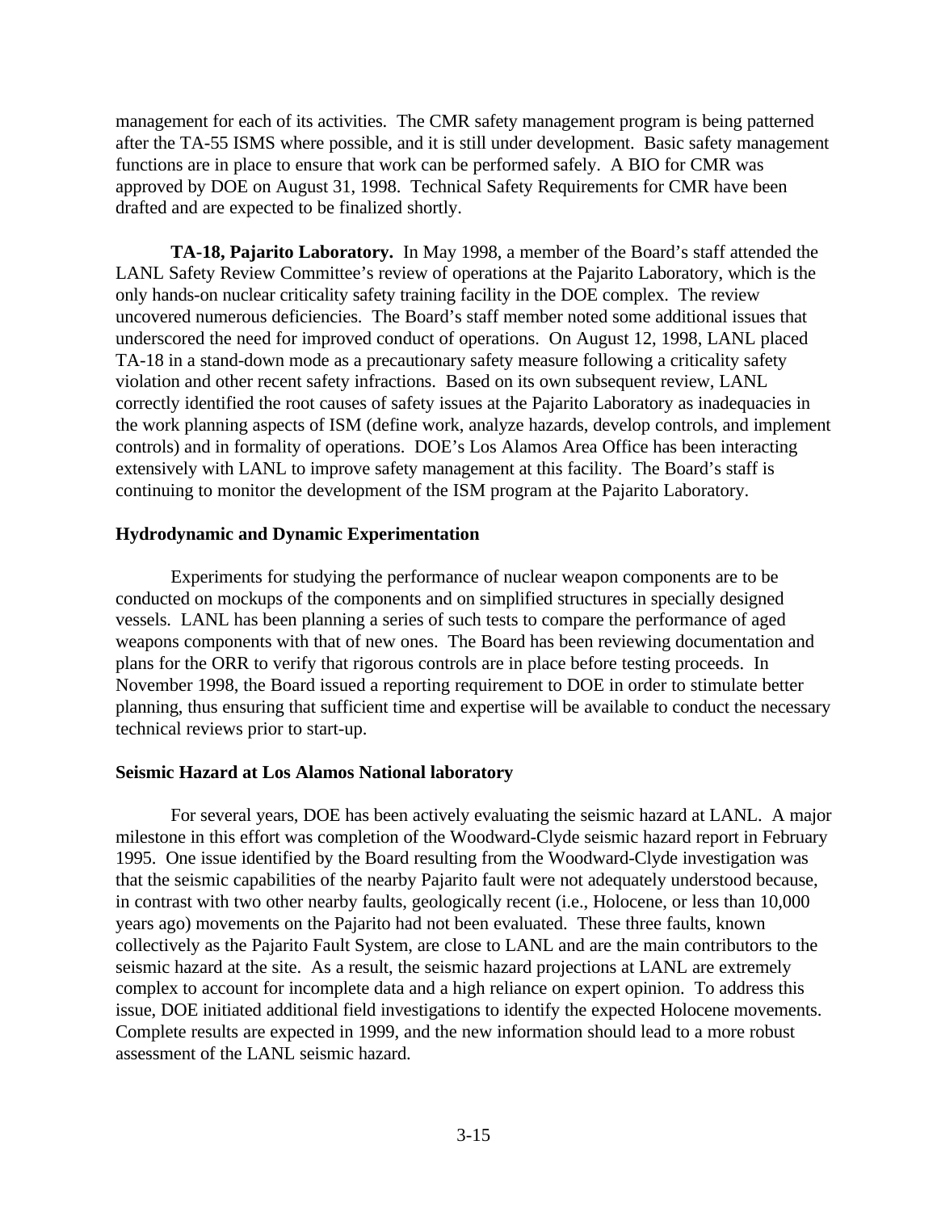management for each of its activities. The CMR safety management program is being patterned after the TA-55 ISMS where possible, and it is still under development. Basic safety management functions are in place to ensure that work can be performed safely. A BIO for CMR was approved by DOE on August 31, 1998. Technical Safety Requirements for CMR have been drafted and are expected to be finalized shortly.

**TA-18, Pajarito Laboratory.** In May 1998, a member of the Board's staff attended the LANL Safety Review Committee's review of operations at the Pajarito Laboratory, which is the only hands-on nuclear criticality safety training facility in the DOE complex. The review uncovered numerous deficiencies. The Board's staff member noted some additional issues that underscored the need for improved conduct of operations. On August 12, 1998, LANL placed TA-18 in a stand-down mode as a precautionary safety measure following a criticality safety violation and other recent safety infractions. Based on its own subsequent review, LANL correctly identified the root causes of safety issues at the Pajarito Laboratory as inadequacies in the work planning aspects of ISM (define work, analyze hazards, develop controls, and implement controls) and in formality of operations. DOE's Los Alamos Area Office has been interacting extensively with LANL to improve safety management at this facility. The Board's staff is continuing to monitor the development of the ISM program at the Pajarito Laboratory.

### Hydrodynamic and Dynamic Experimentation

Experiments for studying the performance of nuclear weapon components are to be conducted on mockups of the components and on simplified structures in specially designed vessels. LANL has been planning a series of such tests to compare the performance of aged weapons components with that of new ones. The Board has been reviewing documentation and plans for the ORR to verify that rigorous controls are in place before testing proceeds. In November 1998, the Board issued a reporting requirement to DOE in order to stimulate better planning, thus ensuring that sufficient time and expertise will be available to conduct the necessary technical reviews prior to start-up.

### Seismic Hazard at Los Alamos National laboratory

For several years, DOE has been actively evaluating the seismic hazard at LANL. A major milestone in this effort was completion of the Woodward-Clyde seismic hazard report in February 1995. One issue identified by the Board resulting from the Woodward-Clyde investigation was that the seismic capabilities of the nearby Pajarito fault were not adequately understood because, in contrast with two other nearby faults, geologically recent (i.e., Holocene, or less than 10,000 years ago) movements on the Pajarito had not been evaluated. These three faults, known collectively as the Pajarito Fault System, are close to LANL and are the main contributors to the seismic hazard at the site. As a result, the seismic hazard projections at LANL are extremely complex to account for incomplete data and a high reliance on expert opinion. To address this issue, DOE initiated additional field investigations to identify the expected Holocene movements. Complete results are expected in 1999, and the new information should lead to a more robust assessment of the LANL seismic hazard.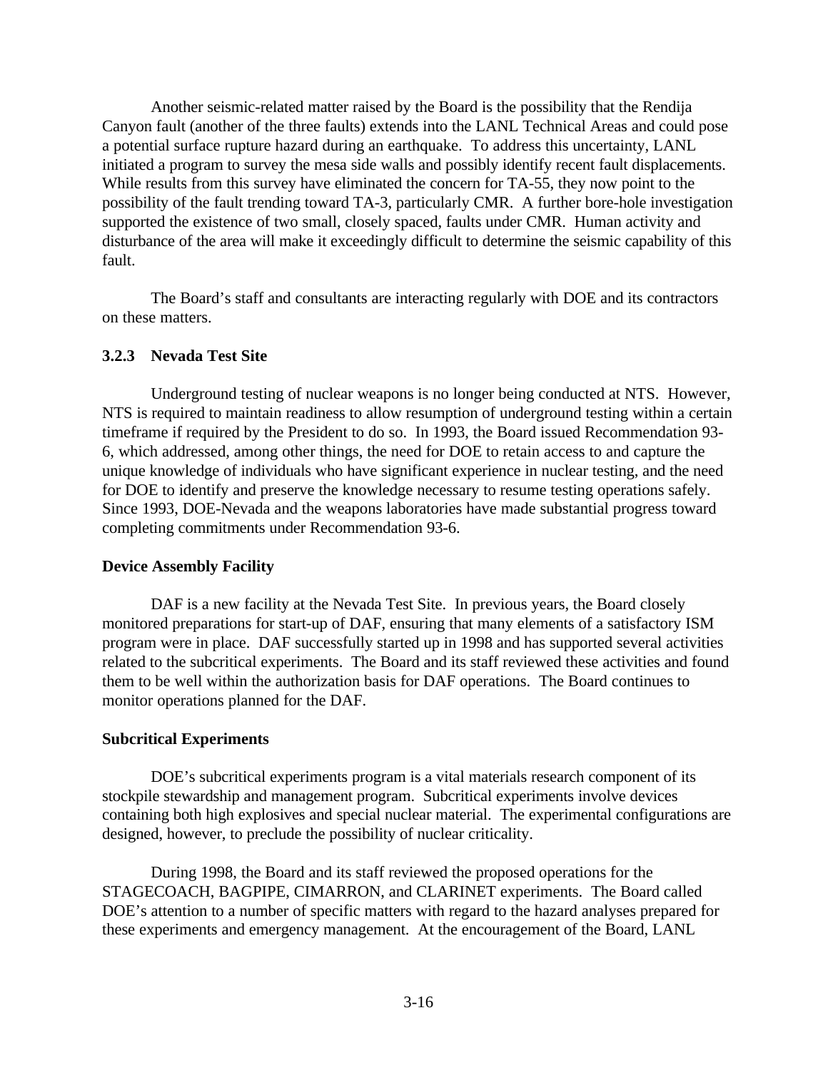Another seismic-related matter raised by the Board is the possibility that the Rendija Canyon fault (another of the three faults) extends into the LANL Technical Areas and could pose a potential surface rupture hazard during an earthquake. To address this uncertainty, LANL initiated a program to survey the mesa side walls and possibly identify recent fault displacements. While results from this survey have eliminated the concern for TA-55, they now point to the possibility of the fault trending toward TA-3, particularly CMR. A further bore-hole investigation supported the existence of two small, closely spaced, faults under CMR. Human activity and disturbance of the area will make it exceedingly difficult to determine the seismic capability of this fault.

The Board's staff and consultants are interacting regularly with DOE and its contractors on these matters.

### 3.2.3 Nevada Test Site

Underground testing of nuclear weapons is no longer being conducted at NTS. However, NTS is required to maintain readiness to allow resumption of underground testing within a certain timeframe if required by the President to do so. In 1993, the Board issued Recommendation 93-6, which addressed, among other things, the need for DOE to retain access to and capture the unique knowledge of individuals who have significant experience in nuclear testing, and the need for DOE to identify and preserve the knowledge necessary to resume testing operations safely. Since 1993, DOE-Nevada and the weapons laboratories have made substantial progress toward completing commitments under Recommendation 93-6.

**Device Assembly Facility**

DAF is a new facility at the Nevada Test Site. In previous years, the Board closely monitored preparations for start-up of DAF, ensuring that many elements of a satisfactory ISM program were in place. DAF successfully started up in 1998 and has supported several activities related to the subcritical experiments. The Board and its staff reviewed these activities and found them to be well within the authorization basis for DAF operations. The Board continues to monitor operations planned for the DAF.

**Subcritical Experiments**

DOE's subcritical experiments program is a vital materials research component of its stockpile stewardship and management program. Subcritical experiments involve devices containing both high explosives and special nuclear material. The experimental configurations are designed, however, to preclude the possibility of nuclear criticality.

During 1998, the Board and its staff reviewed the proposed operations for the STAGECOACH, BAGPIPE, CIMARRON, and CLARINET experiments. The Board called DOE's attention to a number of specific matters with regard to the hazard analyses prepared for these experiments and emergency management. At the encouragement of the Board, LANL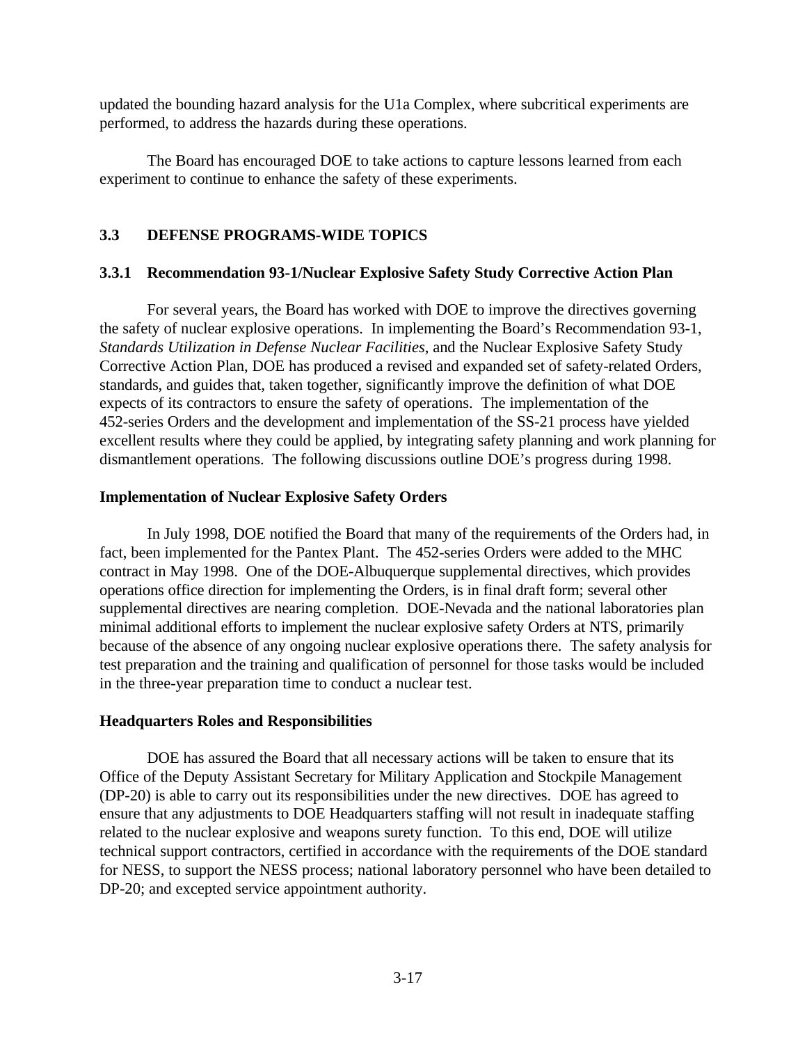updated the bounding hazard analysis for the U1a Complex, where subcritical experiments are performed, to address the hazards during these operations.

The Board has encouraged DOE to take actions to capture lessons learned from each experiment to continue to enhance the safety of these experiments.

## 3.3 DEFENSE PROGRAMS-WIDE TOPICS

### 3.3.1 Recommendation 93-1/Nuclear Explosive Safety Study Corrective Action Plan

For several years, the Board has worked with DOE to improve the directives governing the safety of nuclear explosive operations. In implementing the Board's Recommendation 93-1, *Standards Utilization in Defense Nuclear Facilities*, and the Nuclear Explosive Safety Study Corrective Action Plan, DOE has produced a revised and expanded set of safety-related Orders, standards, and guides that, taken together, significantly improve the definition of what DOE expects of its contractors to ensure the safety of operations. The implementation of the 452-series Orders and the development and implementation of the SS-21 process have yielded excellent results where they could be applied, by integrating safety planning and work planning for dismantlement operations. The following discussions outline DOE's progress during 1998.

**Implementation of Nuclear Explosive Safety Orders**

In July 1998, DOE notified the Board that many of the requirements of the Orders had, in fact, been implemented for the Pantex Plant. The 452-series Orders were added to the MHC contract in May 1998. One of the DOE-Albuquerque supplemental directives, which provides operations office direction for implementing the Orders, is in final draft form; several other supplemental directives are nearing completion. DOE-Nevada and the national laboratories plan minimal additional efforts to implement the nuclear explosive safety Orders at NTS, primarily because of the absence of any ongoing nuclear explosive operations there. The safety analysis for test preparation and the training and qualification of personnel for those tasks would be included in the three-year preparation time to conduct a nuclear test.

**Headquarters Roles and Responsibilities**

DOE has assured the Board that all necessary actions will be taken to ensure that its Office of the Deputy Assistant Secretary for Military Application and Stockpile Management (DP-20) is able to carry out its responsibilities under the new directives. DOE has agreed to ensure that any adjustments to DOE Headquarters staffing will not result in inadequate staffing related to the nuclear explosive and weapons surety function. To this end, DOE will utilize technical support contractors, certified in accordance with the requirements of the DOE standard for NESS, to support the NESS process; national laboratory personnel who have been detailed to DP-20; and excepted service appointment authority.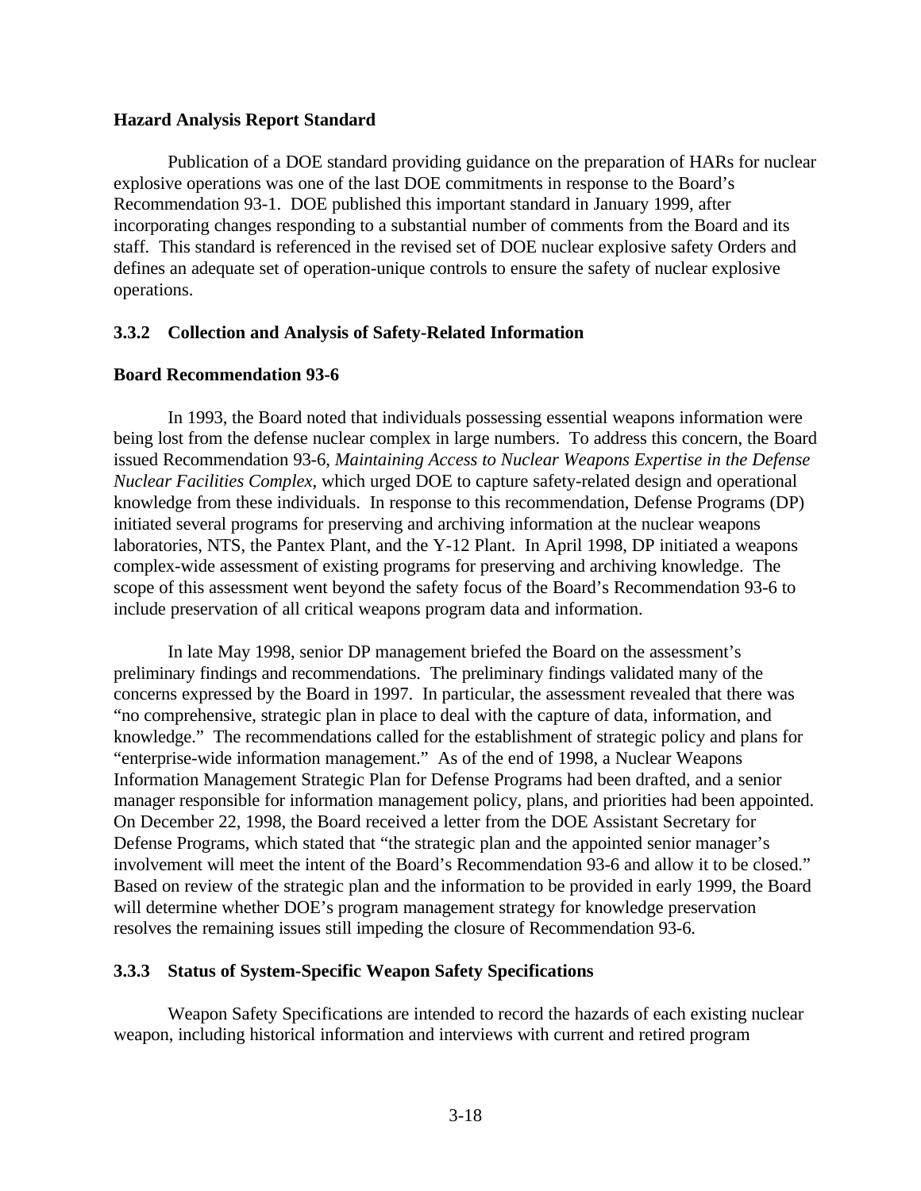**Hazard Analysis Report Standard**

Publication of a DOE standard providing guidance on the preparation of HARs for nuclear explosive operations was one of the last DOE commitments in response to the Board's Recommendation 93-1. DOE published this important standard in January 1999, after incorporating changes responding to a substantial number of comments from the Board and its staff. This standard is referenced in the revised set of DOE nuclear explosive safety Orders and defines an adequate set of operation-unique controls to ensure the safety of nuclear explosive operations.

### 3.3.2 Collection and Analysis of Safety-Related Information

**Board Recommendation 93-6**

In 1993, the Board noted that individuals possessing essential weapons information were being lost from the defense nuclear complex in large numbers. To address this concern, the Board issued Recommendation 93-6, *Maintaining Access to Nuclear Weapons Expertise in the Defense Nuclear Facilities Complex*, which urged DOE to capture safety-related design and operational knowledge from these individuals. In response to this recommendation, Defense Programs (DP) initiated several programs for preserving and archiving information at the nuclear weapons laboratories, NTS, the Pantex Plant, and the Y-12 Plant. In April 1998, DP initiated a weapons complex-wide assessment of existing programs for preserving and archiving knowledge. The scope of this assessment went beyond the safety focus of the Board's Recommendation 93-6 to include preservation of all critical weapons program data and information.

In late May 1998, senior DP management briefed the Board on the assessment's preliminary findings and recommendations. The preliminary findings validated many of the concerns expressed by the Board in 1997. In particular, the assessment revealed that there was "no comprehensive, strategic plan in place to deal with the capture of data, information, and knowledge." The recommendations called for the establishment of strategic policy and plans for "enterprise-wide information management." As of the end of 1998, a Nuclear Weapons Information Management Strategic Plan for Defense Programs had been drafted, and a senior manager responsible for information management policy, plans, and priorities had been appointed. On December 22, 1998, the Board received a letter from the DOE Assistant Secretary for Defense Programs, which stated that "the strategic plan and the appointed senior manager's involvement will meet the intent of the Board's Recommendation 93-6 and allow it to be closed." Based on review of the strategic plan and the information to be provided in early 1999, the Board will determine whether DOE's program management strategy for knowledge preservation resolves the remaining issues still impeding the closure of Recommendation 93-6.

### 3.3.3 Status of System-Specific Weapon Safety Specifications

Weapon Safety Specifications are intended to record the hazards of each existing nuclear weapon, including historical information and interviews with current and retired program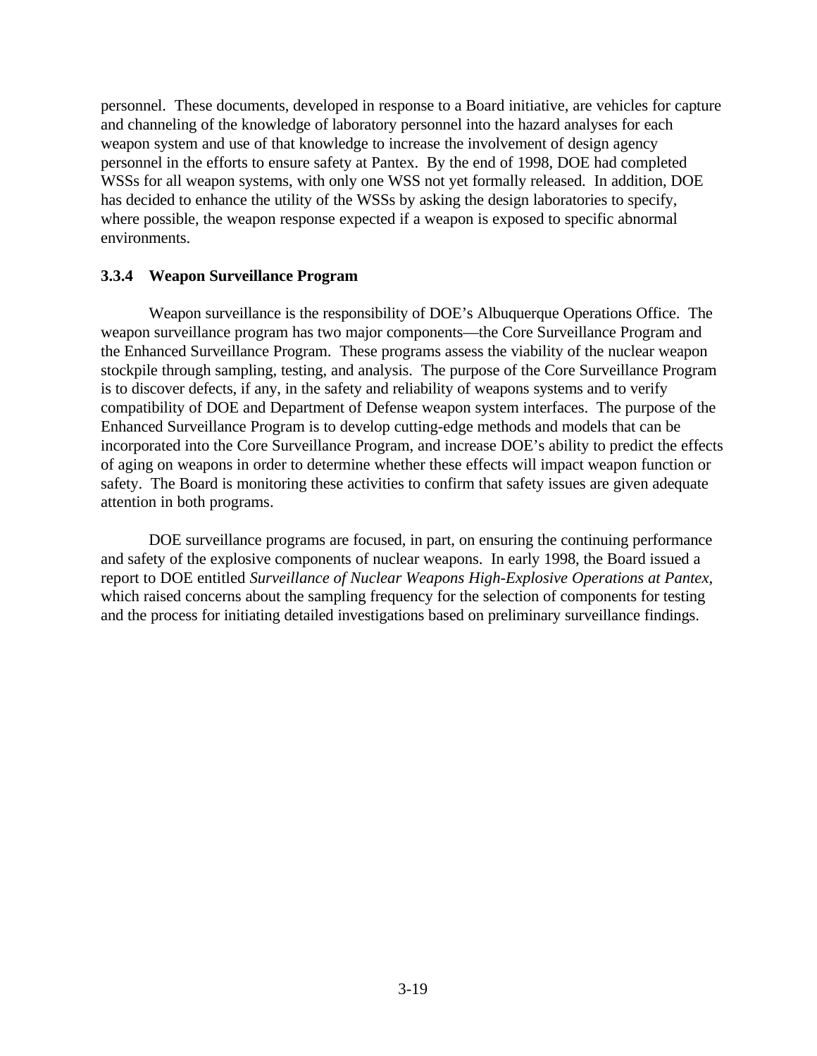personnel. These documents, developed in response to a Board initiative, are vehicles for capture and channeling of the knowledge of laboratory personnel into the hazard analyses for each weapon system and use of that knowledge to increase the involvement of design agency personnel in the efforts to ensure safety at Pantex. By the end of 1998, DOE had completed WSSs for all weapon systems, with only one WSS not yet formally released. In addition, DOE has decided to enhance the utility of the WSSs by asking the design laboratories to specify, where possible, the weapon response expected if a weapon is exposed to specific abnormal environments.

### 3.3.4 Weapon Surveillance Program

Weapon surveillance is the responsibility of DOE's Albuquerque Operations Office. The weapon surveillance program has two major components—the Core Surveillance Program and the Enhanced Surveillance Program. These programs assess the viability of the nuclear weapon stockpile through sampling, testing, and analysis. The purpose of the Core Surveillance Program is to discover defects, if any, in the safety and reliability of weapons systems and to verify compatibility of DOE and Department of Defense weapon system interfaces. The purpose of the Enhanced Surveillance Program is to develop cutting-edge methods and models that can be incorporated into the Core Surveillance Program, and increase DOE's ability to predict the effects of aging on weapons in order to determine whether these effects will impact weapon function or safety. The Board is monitoring these activities to confirm that safety issues are given adequate attention in both programs.

DOE surveillance programs are focused, in part, on ensuring the continuing performance and safety of the explosive components of nuclear weapons. In early 1998, the Board issued a report to DOE entitled *Surveillance of Nuclear Weapons High-Explosive Operations at Pantex*, which raised concerns about the sampling frequency for the selection of components for testing and the process for initiating detailed investigations based on preliminary surveillance findings.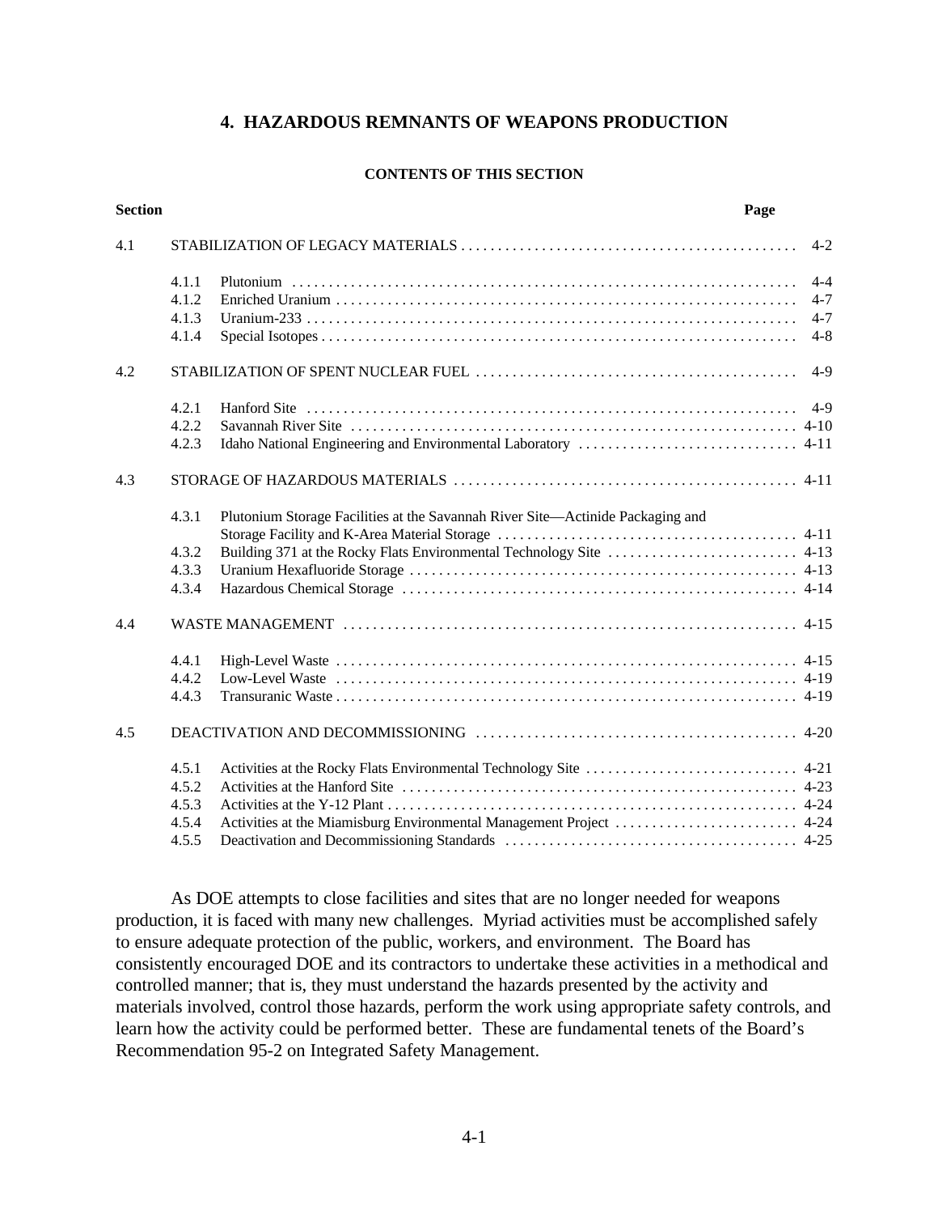# 4. HAZARDOUS REMNANTS OF WEAPONS PRODUCTION

**CONTENTS OF THIS SECTION**

| Section | | | Page |
|---|---|---|---|
| 4.1 | | STABILIZATION OF LEGACY MATERIALS | 4-2 |
| | 4.1.1 | Plutonium | 4-4 |
| | 4.1.2 | Enriched Uranium | 4-7 |
| | 4.1.3 | Uranium-233 | 4-7 |
| | 4.1.4 | Special Isotopes | 4-8 |
| 4.2 | | STABILIZATION OF SPENT NUCLEAR FUEL | 4-9 |
| | 4.2.1 | Hanford Site | 4-9 |
| | 4.2.2 | Savannah River Site | 4-10 |
| | 4.2.3 | Idaho National Engineering and Environmental Laboratory | 4-11 |
| 4.3 | | STORAGE OF HAZARDOUS MATERIALS | 4-11 |
| | 4.3.1 | Plutonium Storage Facilities at the Savannah River Site—Actinide Packaging and Storage Facility and K-Area Material Storage | 4-11 |
| | 4.3.2 | Building 371 at the Rocky Flats Environmental Technology Site | 4-13 |
| | 4.3.3 | Uranium Hexafluoride Storage | 4-13 |
| | 4.3.4 | Hazardous Chemical Storage | 4-14 |
| 4.4 | | WASTE MANAGEMENT | 4-15 |
| | 4.4.1 | High-Level Waste | 4-15 |
| | 4.4.2 | Low-Level Waste | 4-19 |
| | 4.4.3 | Transuranic Waste | 4-19 |
| 4.5 | | DEACTIVATION AND DECOMMISSIONING | 4-20 |
| | 4.5.1 | Activities at the Rocky Flats Environmental Technology Site | 4-21 |
| | 4.5.2 | Activities at the Hanford Site | 4-23 |
| | 4.5.3 | Activities at the Y-12 Plant | 4-24 |
| | 4.5.4 | Activities at the Miamisburg Environmental Management Project | 4-24 |
| | 4.5.5 | Deactivation and Decommissioning Standards | 4-25 |

As DOE attempts to close facilities and sites that are no longer needed for weapons production, it is faced with many new challenges. Myriad activities must be accomplished safely to ensure adequate protection of the public, workers, and environment. The Board has consistently encouraged DOE and its contractors to undertake these activities in a methodical and controlled manner; that is, they must understand the hazards presented by the activity and materials involved, control those hazards, perform the work using appropriate safety controls, and learn how the activity could be performed better. These are fundamental tenets of the Board's Recommendation 95-2 on Integrated Safety Management.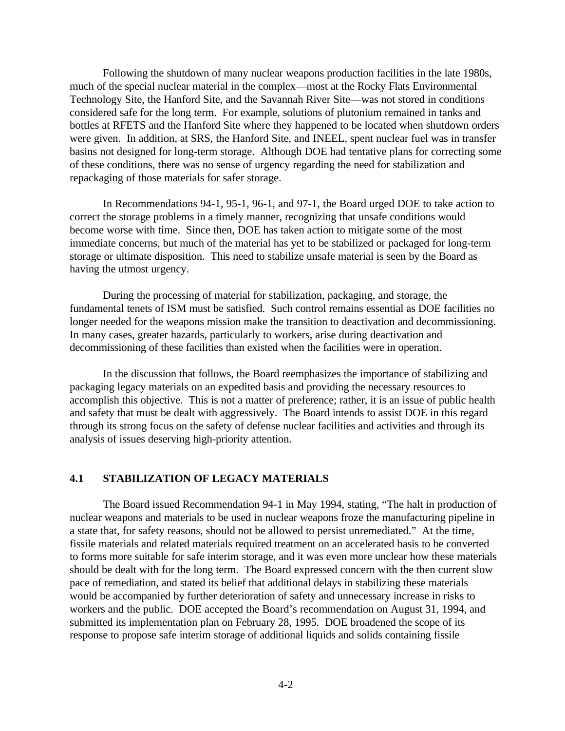Following the shutdown of many nuclear weapons production facilities in the late 1980s, much of the special nuclear material in the complex—most at the Rocky Flats Environmental Technology Site, the Hanford Site, and the Savannah River Site—was not stored in conditions considered safe for the long term. For example, solutions of plutonium remained in tanks and bottles at RFETS and the Hanford Site where they happened to be located when shutdown orders were given. In addition, at SRS, the Hanford Site, and INEEL, spent nuclear fuel was in transfer basins not designed for long-term storage. Although DOE had tentative plans for correcting some of these conditions, there was no sense of urgency regarding the need for stabilization and repackaging of those materials for safer storage.

In Recommendations 94-1, 95-1, 96-1, and 97-1, the Board urged DOE to take action to correct the storage problems in a timely manner, recognizing that unsafe conditions would become worse with time. Since then, DOE has taken action to mitigate some of the most immediate concerns, but much of the material has yet to be stabilized or packaged for long-term storage or ultimate disposition. This need to stabilize unsafe material is seen by the Board as having the utmost urgency.

During the processing of material for stabilization, packaging, and storage, the fundamental tenets of ISM must be satisfied. Such control remains essential as DOE facilities no longer needed for the weapons mission make the transition to deactivation and decommissioning. In many cases, greater hazards, particularly to workers, arise during deactivation and decommissioning of these facilities than existed when the facilities were in operation.

In the discussion that follows, the Board reemphasizes the importance of stabilizing and packaging legacy materials on an expedited basis and providing the necessary resources to accomplish this objective. This is not a matter of preference; rather, it is an issue of public health and safety that must be dealt with aggressively. The Board intends to assist DOE in this regard through its strong focus on the safety of defense nuclear facilities and activities and through its analysis of issues deserving high-priority attention.

## 4.1 STABILIZATION OF LEGACY MATERIALS

The Board issued Recommendation 94-1 in May 1994, stating, "The halt in production of nuclear weapons and materials to be used in nuclear weapons froze the manufacturing pipeline in a state that, for safety reasons, should not be allowed to persist unremediated." At the time, fissile materials and related materials required treatment on an accelerated basis to be converted to forms more suitable for safe interim storage, and it was even more unclear how these materials should be dealt with for the long term. The Board expressed concern with the then current slow pace of remediation, and stated its belief that additional delays in stabilizing these materials would be accompanied by further deterioration of safety and unnecessary increase in risks to workers and the public. DOE accepted the Board's recommendation on August 31, 1994, and submitted its implementation plan on February 28, 1995. DOE broadened the scope of its response to propose safe interim storage of additional liquids and solids containing fissile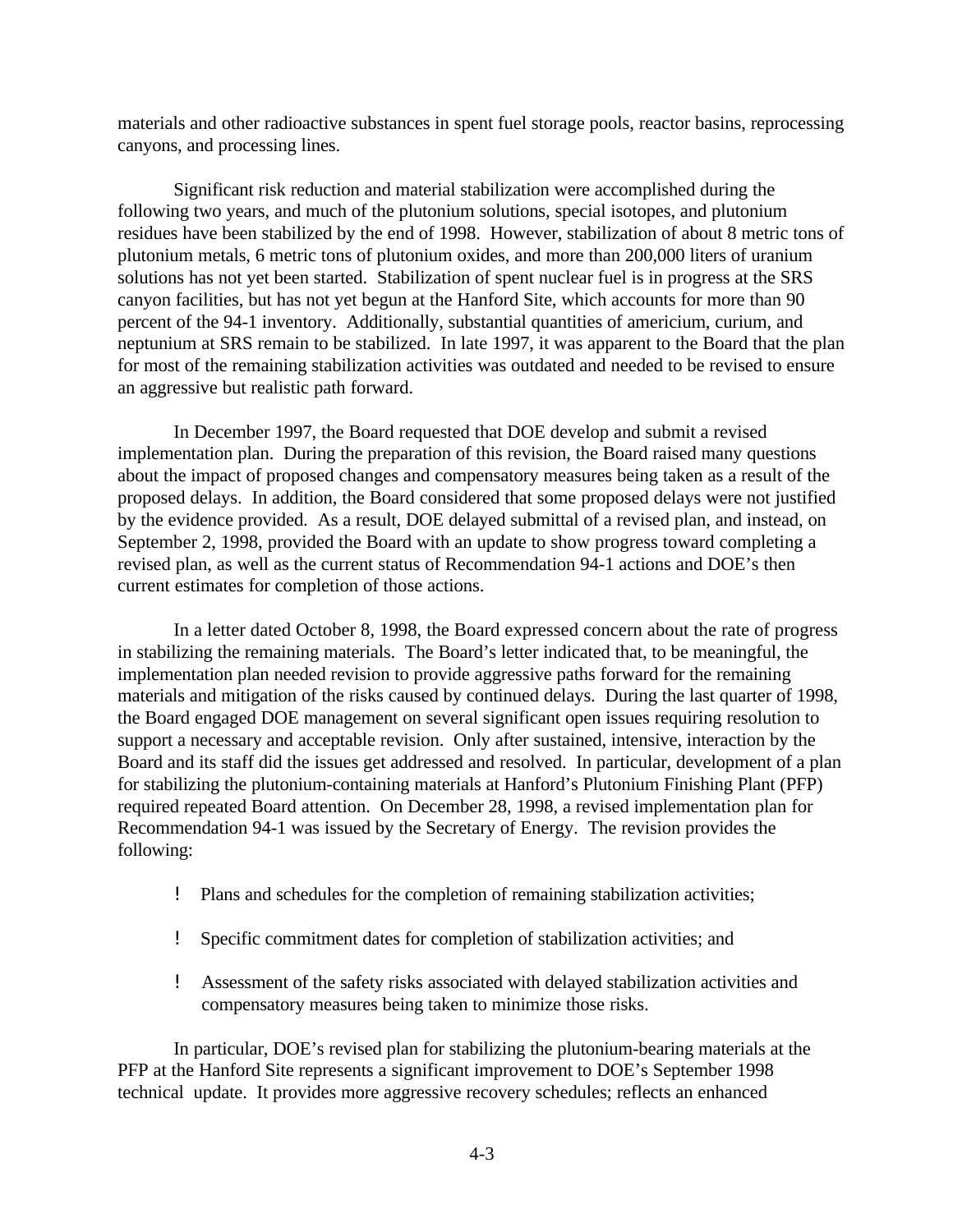materials and other radioactive substances in spent fuel storage pools, reactor basins, reprocessing canyons, and processing lines.

Significant risk reduction and material stabilization were accomplished during the following two years, and much of the plutonium solutions, special isotopes, and plutonium residues have been stabilized by the end of 1998. However, stabilization of about 8 metric tons of plutonium metals, 6 metric tons of plutonium oxides, and more than 200,000 liters of uranium solutions has not yet been started. Stabilization of spent nuclear fuel is in progress at the SRS canyon facilities, but has not yet begun at the Hanford Site, which accounts for more than 90 percent of the 94-1 inventory. Additionally, substantial quantities of americium, curium, and neptunium at SRS remain to be stabilized. In late 1997, it was apparent to the Board that the plan for most of the remaining stabilization activities was outdated and needed to be revised to ensure an aggressive but realistic path forward.

In December 1997, the Board requested that DOE develop and submit a revised implementation plan. During the preparation of this revision, the Board raised many questions about the impact of proposed changes and compensatory measures being taken as a result of the proposed delays. In addition, the Board considered that some proposed delays were not justified by the evidence provided. As a result, DOE delayed submittal of a revised plan, and instead, on September 2, 1998, provided the Board with an update to show progress toward completing a revised plan, as well as the current status of Recommendation 94-1 actions and DOE's then current estimates for completion of those actions.

In a letter dated October 8, 1998, the Board expressed concern about the rate of progress in stabilizing the remaining materials. The Board's letter indicated that, to be meaningful, the implementation plan needed revision to provide aggressive paths forward for the remaining materials and mitigation of the risks caused by continued delays. During the last quarter of 1998, the Board engaged DOE management on several significant open issues requiring resolution to support a necessary and acceptable revision. Only after sustained, intensive, interaction by the Board and its staff did the issues get addressed and resolved. In particular, development of a plan for stabilizing the plutonium-containing materials at Hanford's Plutonium Finishing Plant (PFP) required repeated Board attention. On December 28, 1998, a revised implementation plan for Recommendation 94-1 was issued by the Secretary of Energy. The revision provides the following:

- Plans and schedules for the completion of remaining stabilization activities;
- Specific commitment dates for completion of stabilization activities; and
- Assessment of the safety risks associated with delayed stabilization activities and compensatory measures being taken to minimize those risks.

In particular, DOE's revised plan for stabilizing the plutonium-bearing materials at the PFP at the Hanford Site represents a significant improvement to DOE's September 1998 technical update. It provides more aggressive recovery schedules; reflects an enhanced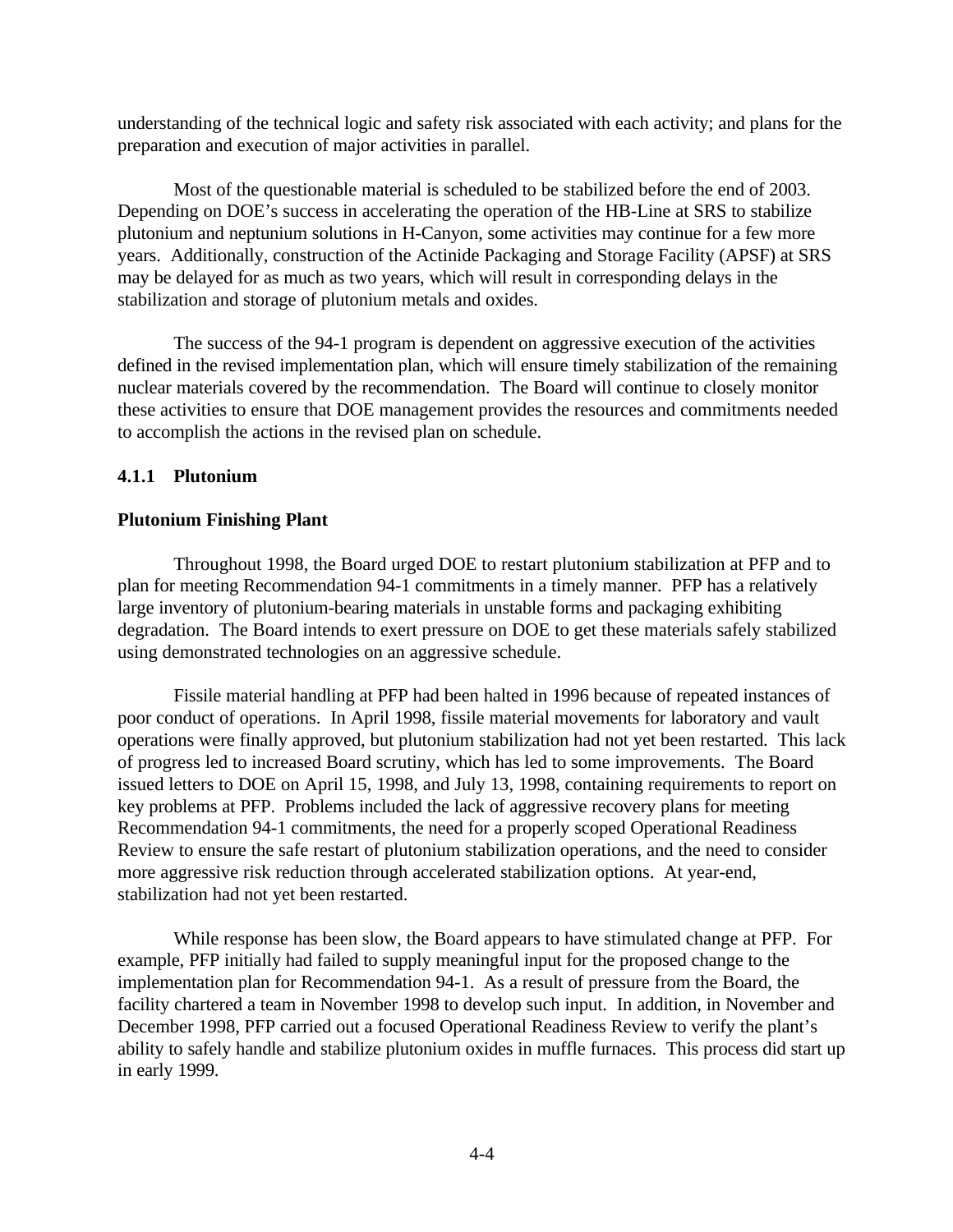understanding of the technical logic and safety risk associated with each activity; and plans for the preparation and execution of major activities in parallel.

Most of the questionable material is scheduled to be stabilized before the end of 2003. Depending on DOE's success in accelerating the operation of the HB-Line at SRS to stabilize plutonium and neptunium solutions in H-Canyon, some activities may continue for a few more years. Additionally, construction of the Actinide Packaging and Storage Facility (APSF) at SRS may be delayed for as much as two years, which will result in corresponding delays in the stabilization and storage of plutonium metals and oxides.

The success of the 94-1 program is dependent on aggressive execution of the activities defined in the revised implementation plan, which will ensure timely stabilization of the remaining nuclear materials covered by the recommendation. The Board will continue to closely monitor these activities to ensure that DOE management provides the resources and commitments needed to accomplish the actions in the revised plan on schedule.

### 4.1.1 Plutonium

**Plutonium Finishing Plant**

Throughout 1998, the Board urged DOE to restart plutonium stabilization at PFP and to plan for meeting Recommendation 94-1 commitments in a timely manner. PFP has a relatively large inventory of plutonium-bearing materials in unstable forms and packaging exhibiting degradation. The Board intends to exert pressure on DOE to get these materials safely stabilized using demonstrated technologies on an aggressive schedule.

Fissile material handling at PFP had been halted in 1996 because of repeated instances of poor conduct of operations. In April 1998, fissile material movements for laboratory and vault operations were finally approved, but plutonium stabilization had not yet been restarted. This lack of progress led to increased Board scrutiny, which has led to some improvements. The Board issued letters to DOE on April 15, 1998, and July 13, 1998, containing requirements to report on key problems at PFP. Problems included the lack of aggressive recovery plans for meeting Recommendation 94-1 commitments, the need for a properly scoped Operational Readiness Review to ensure the safe restart of plutonium stabilization operations, and the need to consider more aggressive risk reduction through accelerated stabilization options. At year-end, stabilization had not yet been restarted.

While response has been slow, the Board appears to have stimulated change at PFP. For example, PFP initially had failed to supply meaningful input for the proposed change to the implementation plan for Recommendation 94-1. As a result of pressure from the Board, the facility chartered a team in November 1998 to develop such input. In addition, in November and December 1998, PFP carried out a focused Operational Readiness Review to verify the plant's ability to safely handle and stabilize plutonium oxides in muffle furnaces. This process did start up in early 1999.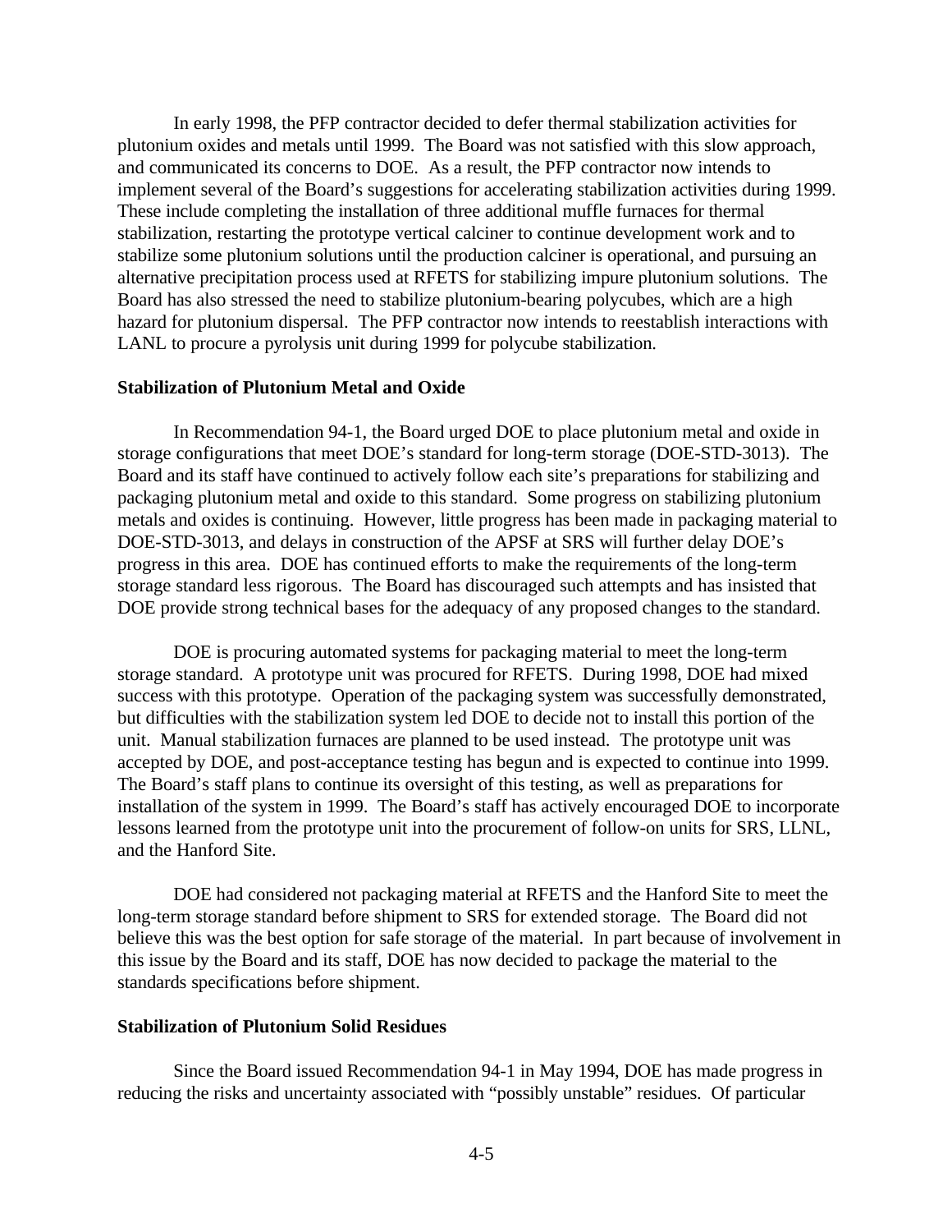In early 1998, the PFP contractor decided to defer thermal stabilization activities for plutonium oxides and metals until 1999. The Board was not satisfied with this slow approach, and communicated its concerns to DOE. As a result, the PFP contractor now intends to implement several of the Board's suggestions for accelerating stabilization activities during 1999. These include completing the installation of three additional muffle furnaces for thermal stabilization, restarting the prototype vertical calciner to continue development work and to stabilize some plutonium solutions until the production calciner is operational, and pursuing an alternative precipitation process used at RFETS for stabilizing impure plutonium solutions. The Board has also stressed the need to stabilize plutonium-bearing polycubes, which are a high hazard for plutonium dispersal. The PFP contractor now intends to reestablish interactions with LANL to procure a pyrolysis unit during 1999 for polycube stabilization.

**Stabilization of Plutonium Metal and Oxide**

In Recommendation 94-1, the Board urged DOE to place plutonium metal and oxide in storage configurations that meet DOE's standard for long-term storage (DOE-STD-3013). The Board and its staff have continued to actively follow each site's preparations for stabilizing and packaging plutonium metal and oxide to this standard. Some progress on stabilizing plutonium metals and oxides is continuing. However, little progress has been made in packaging material to DOE-STD-3013, and delays in construction of the APSF at SRS will further delay DOE's progress in this area. DOE has continued efforts to make the requirements of the long-term storage standard less rigorous. The Board has discouraged such attempts and has insisted that DOE provide strong technical bases for the adequacy of any proposed changes to the standard.

DOE is procuring automated systems for packaging material to meet the long-term storage standard. A prototype unit was procured for RFETS. During 1998, DOE had mixed success with this prototype. Operation of the packaging system was successfully demonstrated, but difficulties with the stabilization system led DOE to decide not to install this portion of the unit. Manual stabilization furnaces are planned to be used instead. The prototype unit was accepted by DOE, and post-acceptance testing has begun and is expected to continue into 1999. The Board's staff plans to continue its oversight of this testing, as well as preparations for installation of the system in 1999. The Board's staff has actively encouraged DOE to incorporate lessons learned from the prototype unit into the procurement of follow-on units for SRS, LLNL, and the Hanford Site.

DOE had considered not packaging material at RFETS and the Hanford Site to meet the long-term storage standard before shipment to SRS for extended storage. The Board did not believe this was the best option for safe storage of the material. In part because of involvement in this issue by the Board and its staff, DOE has now decided to package the material to the standards specifications before shipment.

**Stabilization of Plutonium Solid Residues**

Since the Board issued Recommendation 94-1 in May 1994, DOE has made progress in reducing the risks and uncertainty associated with "possibly unstable" residues. Of particular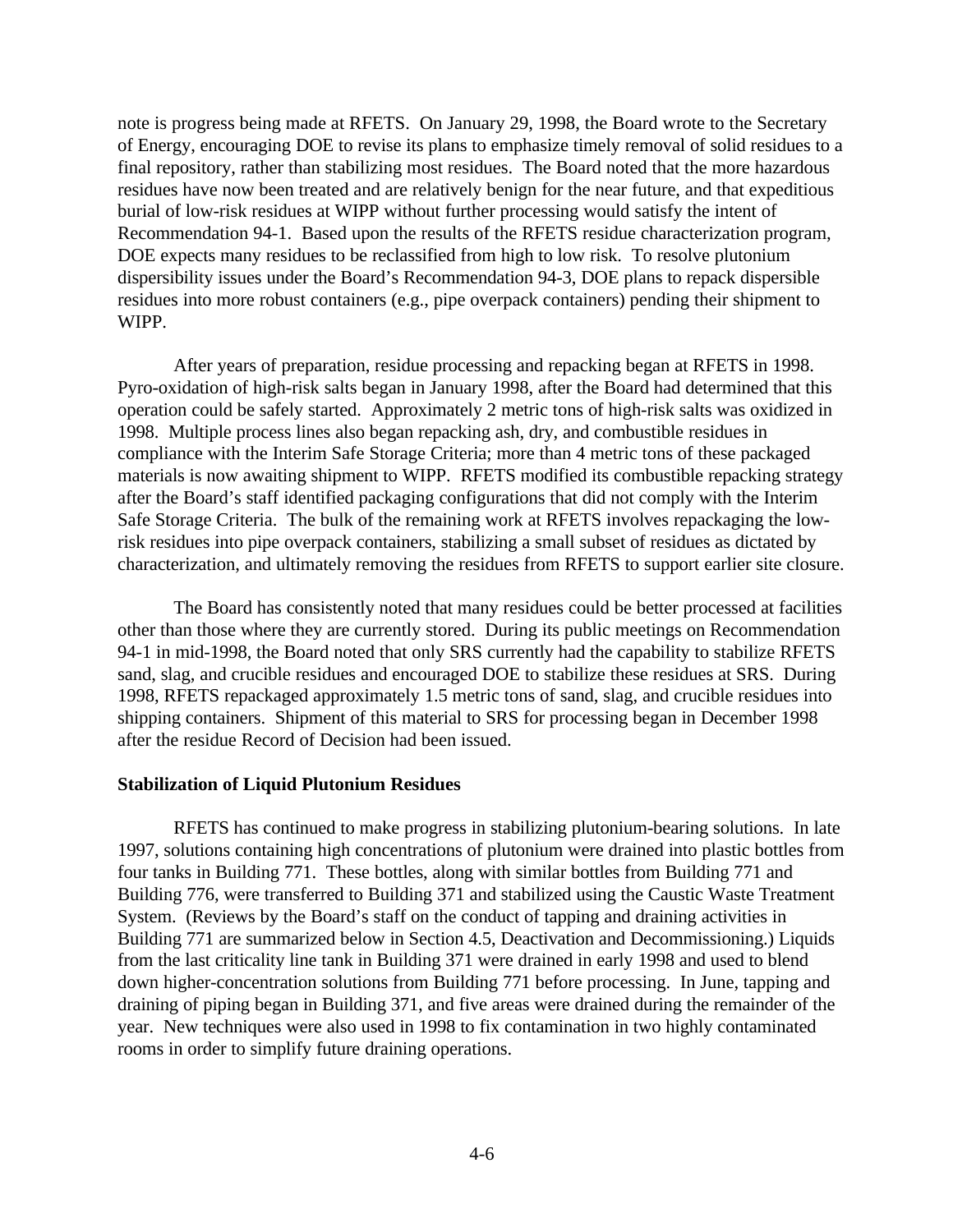note is progress being made at RFETS. On January 29, 1998, the Board wrote to the Secretary of Energy, encouraging DOE to revise its plans to emphasize timely removal of solid residues to a final repository, rather than stabilizing most residues. The Board noted that the more hazardous residues have now been treated and are relatively benign for the near future, and that expeditious burial of low-risk residues at WIPP without further processing would satisfy the intent of Recommendation 94-1. Based upon the results of the RFETS residue characterization program, DOE expects many residues to be reclassified from high to low risk. To resolve plutonium dispersibility issues under the Board's Recommendation 94-3, DOE plans to repack dispersible residues into more robust containers (e.g., pipe overpack containers) pending their shipment to WIPP.

After years of preparation, residue processing and repacking began at RFETS in 1998. Pyro-oxidation of high-risk salts began in January 1998, after the Board had determined that this operation could be safely started. Approximately 2 metric tons of high-risk salts was oxidized in 1998. Multiple process lines also began repacking ash, dry, and combustible residues in compliance with the Interim Safe Storage Criteria; more than 4 metric tons of these packaged materials is now awaiting shipment to WIPP. RFETS modified its combustible repacking strategy after the Board's staff identified packaging configurations that did not comply with the Interim Safe Storage Criteria. The bulk of the remaining work at RFETS involves repackaging the low-risk residues into pipe overpack containers, stabilizing a small subset of residues as dictated by characterization, and ultimately removing the residues from RFETS to support earlier site closure.

The Board has consistently noted that many residues could be better processed at facilities other than those where they are currently stored. During its public meetings on Recommendation 94-1 in mid-1998, the Board noted that only SRS currently had the capability to stabilize RFETS sand, slag, and crucible residues and encouraged DOE to stabilize these residues at SRS. During 1998, RFETS repackaged approximately 1.5 metric tons of sand, slag, and crucible residues into shipping containers. Shipment of this material to SRS for processing began in December 1998 after the residue Record of Decision had been issued.

**Stabilization of Liquid Plutonium Residues**

RFETS has continued to make progress in stabilizing plutonium-bearing solutions. In late 1997, solutions containing high concentrations of plutonium were drained into plastic bottles from four tanks in Building 771. These bottles, along with similar bottles from Building 771 and Building 776, were transferred to Building 371 and stabilized using the Caustic Waste Treatment System. (Reviews by the Board's staff on the conduct of tapping and draining activities in Building 771 are summarized below in Section 4.5, Deactivation and Decommissioning.) Liquids from the last criticality line tank in Building 371 were drained in early 1998 and used to blend down higher-concentration solutions from Building 771 before processing. In June, tapping and draining of piping began in Building 371, and five areas were drained during the remainder of the year. New techniques were also used in 1998 to fix contamination in two highly contaminated rooms in order to simplify future draining operations.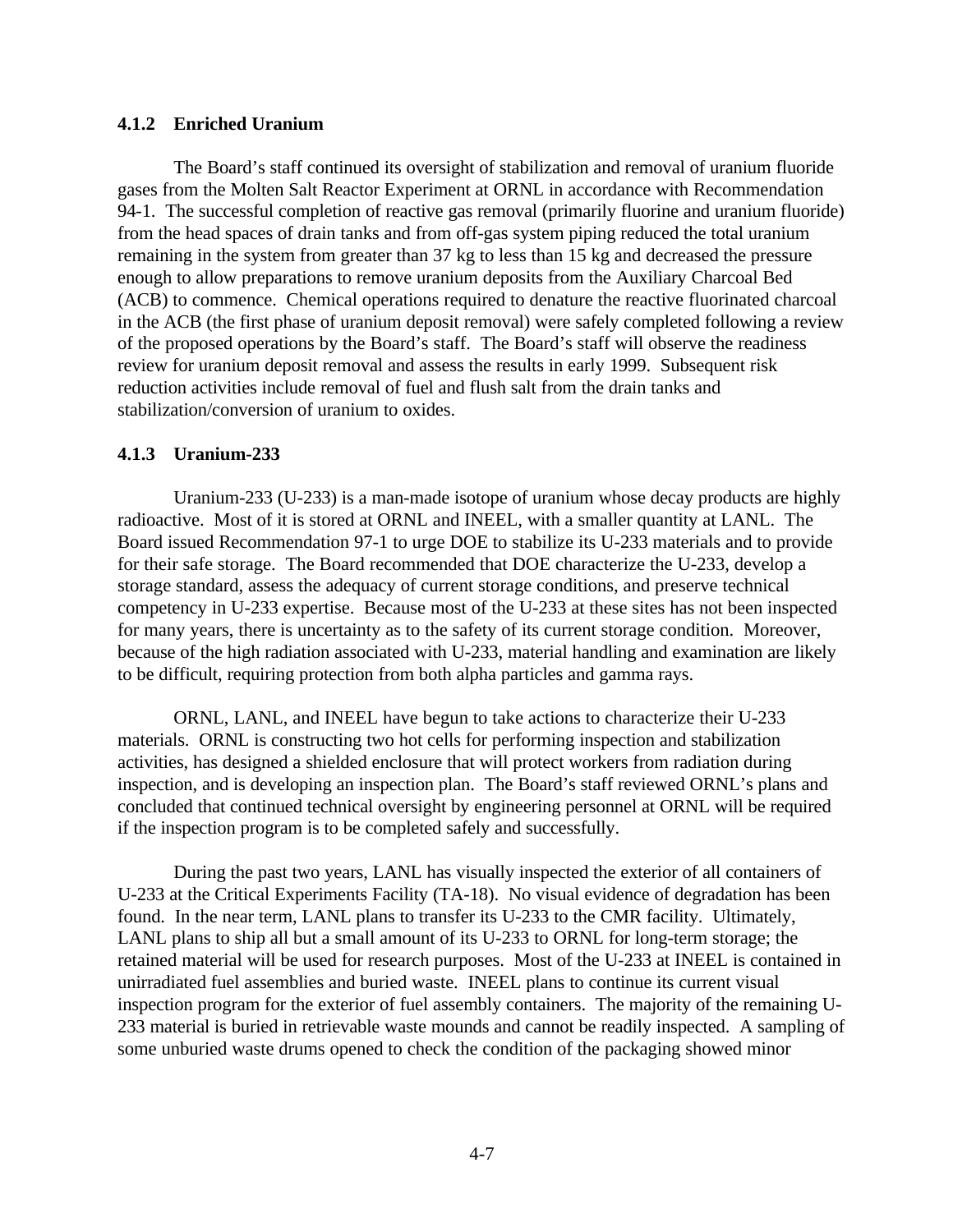### 4.1.2 Enriched Uranium

The Board's staff continued its oversight of stabilization and removal of uranium fluoride gases from the Molten Salt Reactor Experiment at ORNL in accordance with Recommendation 94-1. The successful completion of reactive gas removal (primarily fluorine and uranium fluoride) from the head spaces of drain tanks and from off-gas system piping reduced the total uranium remaining in the system from greater than 37 kg to less than 15 kg and decreased the pressure enough to allow preparations to remove uranium deposits from the Auxiliary Charcoal Bed (ACB) to commence. Chemical operations required to denature the reactive fluorinated charcoal in the ACB (the first phase of uranium deposit removal) were safely completed following a review of the proposed operations by the Board's staff. The Board's staff will observe the readiness review for uranium deposit removal and assess the results in early 1999. Subsequent risk reduction activities include removal of fuel and flush salt from the drain tanks and stabilization/conversion of uranium to oxides.

### 4.1.3 Uranium-233

Uranium-233 (U-233) is a man-made isotope of uranium whose decay products are highly radioactive. Most of it is stored at ORNL and INEEL, with a smaller quantity at LANL. The Board issued Recommendation 97-1 to urge DOE to stabilize its U-233 materials and to provide for their safe storage. The Board recommended that DOE characterize the U-233, develop a storage standard, assess the adequacy of current storage conditions, and preserve technical competency in U-233 expertise. Because most of the U-233 at these sites has not been inspected for many years, there is uncertainty as to the safety of its current storage condition. Moreover, because of the high radiation associated with U-233, material handling and examination are likely to be difficult, requiring protection from both alpha particles and gamma rays.

ORNL, LANL, and INEEL have begun to take actions to characterize their U-233 materials. ORNL is constructing two hot cells for performing inspection and stabilization activities, has designed a shielded enclosure that will protect workers from radiation during inspection, and is developing an inspection plan. The Board's staff reviewed ORNL's plans and concluded that continued technical oversight by engineering personnel at ORNL will be required if the inspection program is to be completed safely and successfully.

During the past two years, LANL has visually inspected the exterior of all containers of U-233 at the Critical Experiments Facility (TA-18). No visual evidence of degradation has been found. In the near term, LANL plans to transfer its U-233 to the CMR facility. Ultimately, LANL plans to ship all but a small amount of its U-233 to ORNL for long-term storage; the retained material will be used for research purposes. Most of the U-233 at INEEL is contained in unirradiated fuel assemblies and buried waste. INEEL plans to continue its current visual inspection program for the exterior of fuel assembly containers. The majority of the remaining U-233 material is buried in retrievable waste mounds and cannot be readily inspected. A sampling of some unburied waste drums opened to check the condition of the packaging showed minor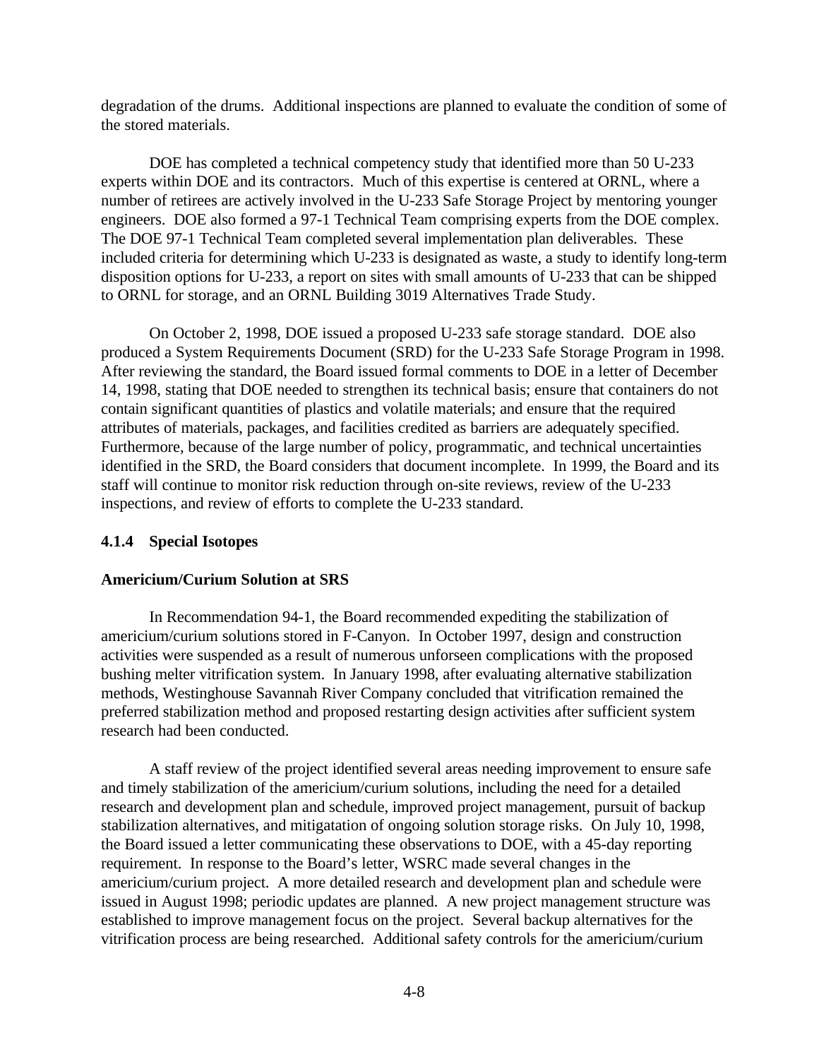degradation of the drums. Additional inspections are planned to evaluate the condition of some of the stored materials.

DOE has completed a technical competency study that identified more than 50 U-233 experts within DOE and its contractors. Much of this expertise is centered at ORNL, where a number of retirees are actively involved in the U-233 Safe Storage Project by mentoring younger engineers. DOE also formed a 97-1 Technical Team comprising experts from the DOE complex. The DOE 97-1 Technical Team completed several implementation plan deliverables. These included criteria for determining which U-233 is designated as waste, a study to identify long-term disposition options for U-233, a report on sites with small amounts of U-233 that can be shipped to ORNL for storage, and an ORNL Building 3019 Alternatives Trade Study.

On October 2, 1998, DOE issued a proposed U-233 safe storage standard. DOE also produced a System Requirements Document (SRD) for the U-233 Safe Storage Program in 1998. After reviewing the standard, the Board issued formal comments to DOE in a letter of December 14, 1998, stating that DOE needed to strengthen its technical basis; ensure that containers do not contain significant quantities of plastics and volatile materials; and ensure that the required attributes of materials, packages, and facilities credited as barriers are adequately specified. Furthermore, because of the large number of policy, programmatic, and technical uncertainties identified in the SRD, the Board considers that document incomplete. In 1999, the Board and its staff will continue to monitor risk reduction through on-site reviews, review of the U-233 inspections, and review of efforts to complete the U-233 standard.

#### 4.1.4 Special Isotopes

**Americium/Curium Solution at SRS**

In Recommendation 94-1, the Board recommended expediting the stabilization of americium/curium solutions stored in F-Canyon. In October 1997, design and construction activities were suspended as a result of numerous unforseen complications with the proposed bushing melter vitrification system. In January 1998, after evaluating alternative stabilization methods, Westinghouse Savannah River Company concluded that vitrification remained the preferred stabilization method and proposed restarting design activities after sufficient system research had been conducted.

A staff review of the project identified several areas needing improvement to ensure safe and timely stabilization of the americium/curium solutions, including the need for a detailed research and development plan and schedule, improved project management, pursuit of backup stabilization alternatives, and mitigatation of ongoing solution storage risks. On July 10, 1998, the Board issued a letter communicating these observations to DOE, with a 45-day reporting requirement. In response to the Board's letter, WSRC made several changes in the americium/curium project. A more detailed research and development plan and schedule were issued in August 1998; periodic updates are planned. A new project management structure was established to improve management focus on the project. Several backup alternatives for the vitrification process are being researched. Additional safety controls for the americium/curium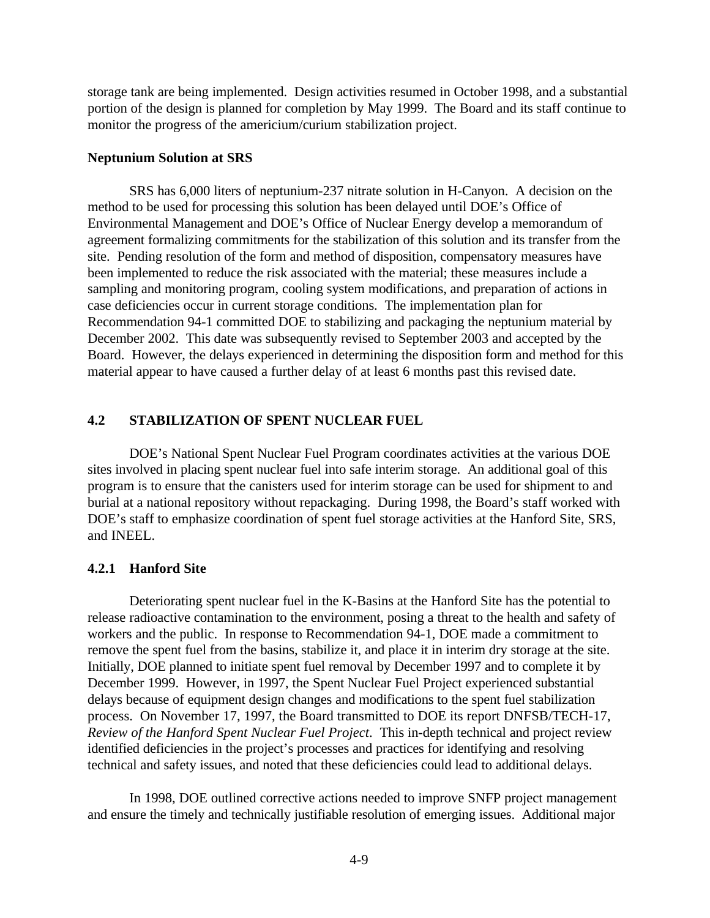storage tank are being implemented. Design activities resumed in October 1998, and a substantial portion of the design is planned for completion by May 1999. The Board and its staff continue to monitor the progress of the americium/curium stabilization project.

**Neptunium Solution at SRS**

SRS has 6,000 liters of neptunium-237 nitrate solution in H-Canyon. A decision on the method to be used for processing this solution has been delayed until DOE's Office of Environmental Management and DOE's Office of Nuclear Energy develop a memorandum of agreement formalizing commitments for the stabilization of this solution and its transfer from the site. Pending resolution of the form and method of disposition, compensatory measures have been implemented to reduce the risk associated with the material; these measures include a sampling and monitoring program, cooling system modifications, and preparation of actions in case deficiencies occur in current storage conditions. The implementation plan for Recommendation 94-1 committed DOE to stabilizing and packaging the neptunium material by December 2002. This date was subsequently revised to September 2003 and accepted by the Board. However, the delays experienced in determining the disposition form and method for this material appear to have caused a further delay of at least 6 months past this revised date.

## 4.2 STABILIZATION OF SPENT NUCLEAR FUEL

DOE's National Spent Nuclear Fuel Program coordinates activities at the various DOE sites involved in placing spent nuclear fuel into safe interim storage. An additional goal of this program is to ensure that the canisters used for interim storage can be used for shipment to and burial at a national repository without repackaging. During 1998, the Board's staff worked with DOE's staff to emphasize coordination of spent fuel storage activities at the Hanford Site, SRS, and INEEL.

### 4.2.1 Hanford Site

Deteriorating spent nuclear fuel in the K-Basins at the Hanford Site has the potential to release radioactive contamination to the environment, posing a threat to the health and safety of workers and the public. In response to Recommendation 94-1, DOE made a commitment to remove the spent fuel from the basins, stabilize it, and place it in interim dry storage at the site. Initially, DOE planned to initiate spent fuel removal by December 1997 and to complete it by December 1999. However, in 1997, the Spent Nuclear Fuel Project experienced substantial delays because of equipment design changes and modifications to the spent fuel stabilization process. On November 17, 1997, the Board transmitted to DOE its report DNFSB/TECH-17, *Review of the Hanford Spent Nuclear Fuel Project*. This in-depth technical and project review identified deficiencies in the project's processes and practices for identifying and resolving technical and safety issues, and noted that these deficiencies could lead to additional delays.

In 1998, DOE outlined corrective actions needed to improve SNFP project management and ensure the timely and technically justifiable resolution of emerging issues. Additional major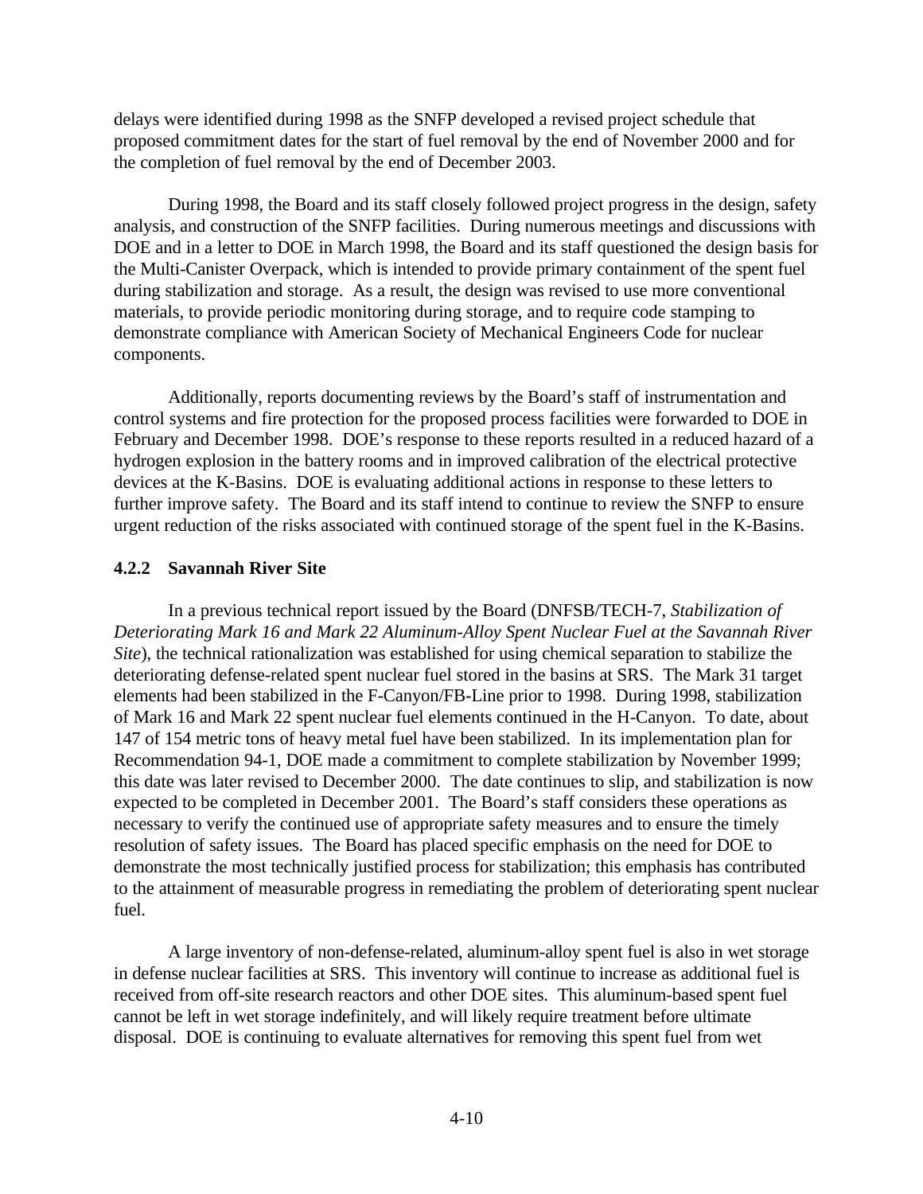delays were identified during 1998 as the SNFP developed a revised project schedule that proposed commitment dates for the start of fuel removal by the end of November 2000 and for the completion of fuel removal by the end of December 2003.

During 1998, the Board and its staff closely followed project progress in the design, safety analysis, and construction of the SNFP facilities. During numerous meetings and discussions with DOE and in a letter to DOE in March 1998, the Board and its staff questioned the design basis for the Multi-Canister Overpack, which is intended to provide primary containment of the spent fuel during stabilization and storage. As a result, the design was revised to use more conventional materials, to provide periodic monitoring during storage, and to require code stamping to demonstrate compliance with American Society of Mechanical Engineers Code for nuclear components.

Additionally, reports documenting reviews by the Board's staff of instrumentation and control systems and fire protection for the proposed process facilities were forwarded to DOE in February and December 1998. DOE's response to these reports resulted in a reduced hazard of a hydrogen explosion in the battery rooms and in improved calibration of the electrical protective devices at the K-Basins. DOE is evaluating additional actions in response to these letters to further improve safety. The Board and its staff intend to continue to review the SNFP to ensure urgent reduction of the risks associated with continued storage of the spent fuel in the K-Basins.

### 4.2.2 Savannah River Site

In a previous technical report issued by the Board (DNFSB/TECH-7, *Stabilization of Deteriorating Mark 16 and Mark 22 Aluminum-Alloy Spent Nuclear Fuel at the Savannah River Site*), the technical rationalization was established for using chemical separation to stabilize the deteriorating defense-related spent nuclear fuel stored in the basins at SRS. The Mark 31 target elements had been stabilized in the F-Canyon/FB-Line prior to 1998. During 1998, stabilization of Mark 16 and Mark 22 spent nuclear fuel elements continued in the H-Canyon. To date, about 147 of 154 metric tons of heavy metal fuel have been stabilized. In its implementation plan for Recommendation 94-1, DOE made a commitment to complete stabilization by November 1999; this date was later revised to December 2000. The date continues to slip, and stabilization is now expected to be completed in December 2001. The Board's staff considers these operations as necessary to verify the continued use of appropriate safety measures and to ensure the timely resolution of safety issues. The Board has placed specific emphasis on the need for DOE to demonstrate the most technically justified process for stabilization; this emphasis has contributed to the attainment of measurable progress in remediating the problem of deteriorating spent nuclear fuel.

A large inventory of non-defense-related, aluminum-alloy spent fuel is also in wet storage in defense nuclear facilities at SRS. This inventory will continue to increase as additional fuel is received from off-site research reactors and other DOE sites. This aluminum-based spent fuel cannot be left in wet storage indefinitely, and will likely require treatment before ultimate disposal. DOE is continuing to evaluate alternatives for removing this spent fuel from wet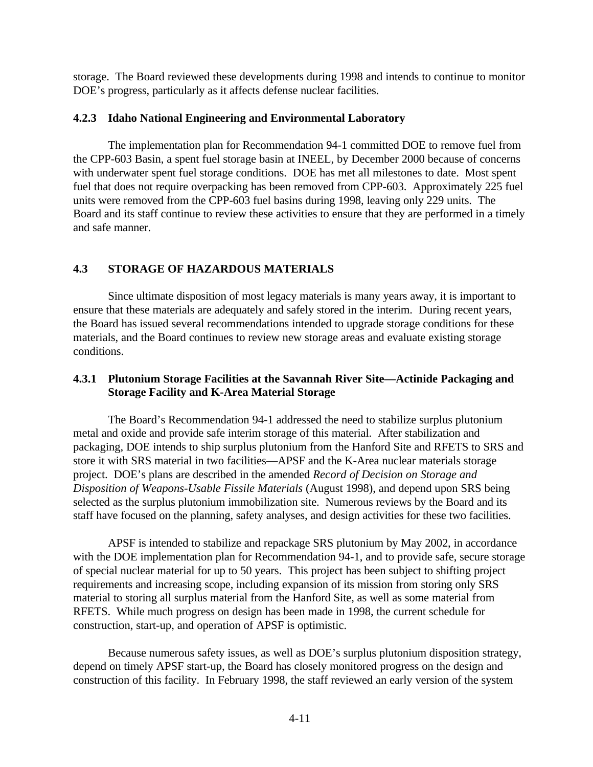storage. The Board reviewed these developments during 1998 and intends to continue to monitor DOE's progress, particularly as it affects defense nuclear facilities.

### 4.2.3 Idaho National Engineering and Environmental Laboratory

The implementation plan for Recommendation 94-1 committed DOE to remove fuel from the CPP-603 Basin, a spent fuel storage basin at INEEL, by December 2000 because of concerns with underwater spent fuel storage conditions. DOE has met all milestones to date. Most spent fuel that does not require overpacking has been removed from CPP-603. Approximately 225 fuel units were removed from the CPP-603 fuel basins during 1998, leaving only 229 units. The Board and its staff continue to review these activities to ensure that they are performed in a timely and safe manner.

## 4.3 STORAGE OF HAZARDOUS MATERIALS

Since ultimate disposition of most legacy materials is many years away, it is important to ensure that these materials are adequately and safely stored in the interim. During recent years, the Board has issued several recommendations intended to upgrade storage conditions for these materials, and the Board continues to review new storage areas and evaluate existing storage conditions.

### 4.3.1 Plutonium Storage Facilities at the Savannah River Site—Actinide Packaging and Storage Facility and K-Area Material Storage

The Board's Recommendation 94-1 addressed the need to stabilize surplus plutonium metal and oxide and provide safe interim storage of this material. After stabilization and packaging, DOE intends to ship surplus plutonium from the Hanford Site and RFETS to SRS and store it with SRS material in two facilities—APSF and the K-Area nuclear materials storage project. DOE's plans are described in the amended *Record of Decision on Storage and Disposition of Weapons-Usable Fissile Materials* (August 1998), and depend upon SRS being selected as the surplus plutonium immobilization site. Numerous reviews by the Board and its staff have focused on the planning, safety analyses, and design activities for these two facilities.

APSF is intended to stabilize and repackage SRS plutonium by May 2002, in accordance with the DOE implementation plan for Recommendation 94-1, and to provide safe, secure storage of special nuclear material for up to 50 years. This project has been subject to shifting project requirements and increasing scope, including expansion of its mission from storing only SRS material to storing all surplus material from the Hanford Site, as well as some material from RFETS. While much progress on design has been made in 1998, the current schedule for construction, start-up, and operation of APSF is optimistic.

Because numerous safety issues, as well as DOE's surplus plutonium disposition strategy, depend on timely APSF start-up, the Board has closely monitored progress on the design and construction of this facility. In February 1998, the staff reviewed an early version of the system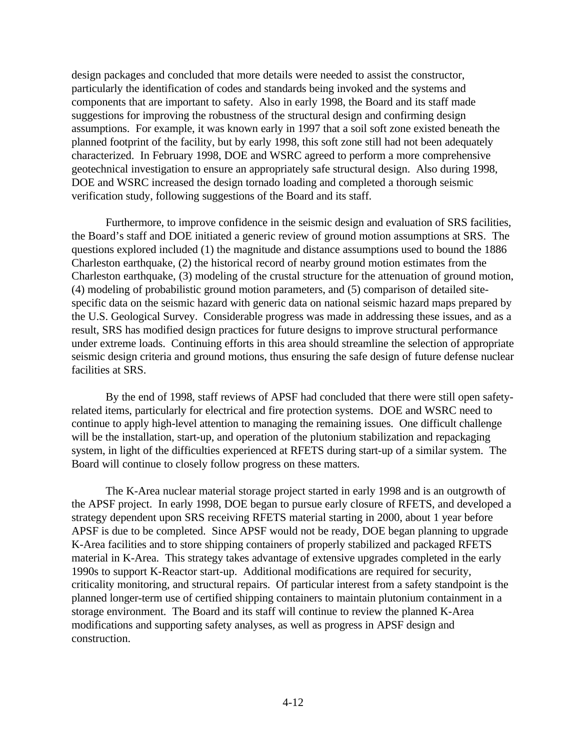design packages and concluded that more details were needed to assist the constructor, particularly the identification of codes and standards being invoked and the systems and components that are important to safety. Also in early 1998, the Board and its staff made suggestions for improving the robustness of the structural design and confirming design assumptions. For example, it was known early in 1997 that a soil soft zone existed beneath the planned footprint of the facility, but by early 1998, this soft zone still had not been adequately characterized. In February 1998, DOE and WSRC agreed to perform a more comprehensive geotechnical investigation to ensure an appropriately safe structural design. Also during 1998, DOE and WSRC increased the design tornado loading and completed a thorough seismic verification study, following suggestions of the Board and its staff.

Furthermore, to improve confidence in the seismic design and evaluation of SRS facilities, the Board's staff and DOE initiated a generic review of ground motion assumptions at SRS. The questions explored included (1) the magnitude and distance assumptions used to bound the 1886 Charleston earthquake, (2) the historical record of nearby ground motion estimates from the Charleston earthquake, (3) modeling of the crustal structure for the attenuation of ground motion, (4) modeling of probabilistic ground motion parameters, and (5) comparison of detailed site-specific data on the seismic hazard with generic data on national seismic hazard maps prepared by the U.S. Geological Survey. Considerable progress was made in addressing these issues, and as a result, SRS has modified design practices for future designs to improve structural performance under extreme loads. Continuing efforts in this area should streamline the selection of appropriate seismic design criteria and ground motions, thus ensuring the safe design of future defense nuclear facilities at SRS.

By the end of 1998, staff reviews of APSF had concluded that there were still open safety-related items, particularly for electrical and fire protection systems. DOE and WSRC need to continue to apply high-level attention to managing the remaining issues. One difficult challenge will be the installation, start-up, and operation of the plutonium stabilization and repackaging system, in light of the difficulties experienced at RFETS during start-up of a similar system. The Board will continue to closely follow progress on these matters.

The K-Area nuclear material storage project started in early 1998 and is an outgrowth of the APSF project. In early 1998, DOE began to pursue early closure of RFETS, and developed a strategy dependent upon SRS receiving RFETS material starting in 2000, about 1 year before APSF is due to be completed. Since APSF would not be ready, DOE began planning to upgrade K-Area facilities and to store shipping containers of properly stabilized and packaged RFETS material in K-Area. This strategy takes advantage of extensive upgrades completed in the early 1990s to support K-Reactor start-up. Additional modifications are required for security, criticality monitoring, and structural repairs. Of particular interest from a safety standpoint is the planned longer-term use of certified shipping containers to maintain plutonium containment in a storage environment. The Board and its staff will continue to review the planned K-Area modifications and supporting safety analyses, as well as progress in APSF design and construction.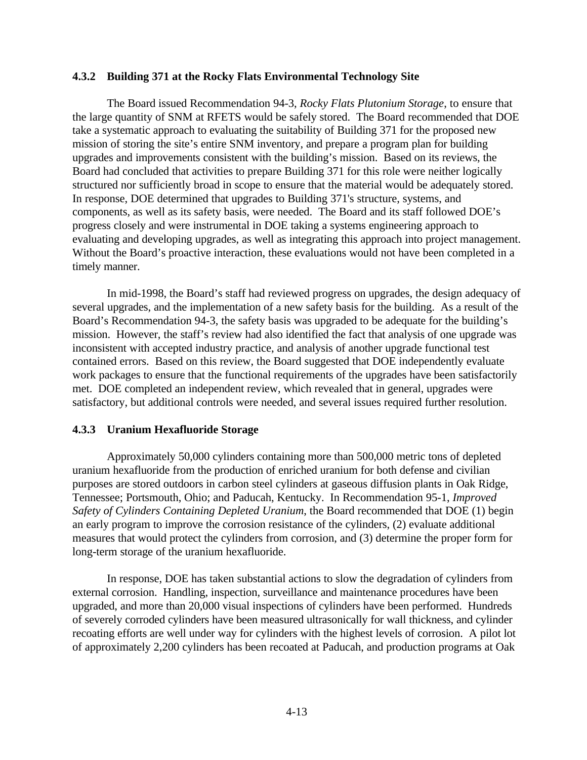### 4.3.2 Building 371 at the Rocky Flats Environmental Technology Site

The Board issued Recommendation 94-3, *Rocky Flats Plutonium Storage*, to ensure that the large quantity of SNM at RFETS would be safely stored. The Board recommended that DOE take a systematic approach to evaluating the suitability of Building 371 for the proposed new mission of storing the site's entire SNM inventory, and prepare a program plan for building upgrades and improvements consistent with the building's mission. Based on its reviews, the Board had concluded that activities to prepare Building 371 for this role were neither logically structured nor sufficiently broad in scope to ensure that the material would be adequately stored. In response, DOE determined that upgrades to Building 371's structure, systems, and components, as well as its safety basis, were needed. The Board and its staff followed DOE's progress closely and were instrumental in DOE taking a systems engineering approach to evaluating and developing upgrades, as well as integrating this approach into project management. Without the Board's proactive interaction, these evaluations would not have been completed in a timely manner.

In mid-1998, the Board's staff had reviewed progress on upgrades, the design adequacy of several upgrades, and the implementation of a new safety basis for the building. As a result of the Board's Recommendation 94-3, the safety basis was upgraded to be adequate for the building's mission. However, the staff's review had also identified the fact that analysis of one upgrade was inconsistent with accepted industry practice, and analysis of another upgrade functional test contained errors. Based on this review, the Board suggested that DOE independently evaluate work packages to ensure that the functional requirements of the upgrades have been satisfactorily met. DOE completed an independent review, which revealed that in general, upgrades were satisfactory, but additional controls were needed, and several issues required further resolution.

### 4.3.3 Uranium Hexafluoride Storage

Approximately 50,000 cylinders containing more than 500,000 metric tons of depleted uranium hexafluoride from the production of enriched uranium for both defense and civilian purposes are stored outdoors in carbon steel cylinders at gaseous diffusion plants in Oak Ridge, Tennessee; Portsmouth, Ohio; and Paducah, Kentucky. In Recommendation 95-1, *Improved Safety of Cylinders Containing Depleted Uranium*, the Board recommended that DOE (1) begin an early program to improve the corrosion resistance of the cylinders, (2) evaluate additional measures that would protect the cylinders from corrosion, and (3) determine the proper form for long-term storage of the uranium hexafluoride.

In response, DOE has taken substantial actions to slow the degradation of cylinders from external corrosion. Handling, inspection, surveillance and maintenance procedures have been upgraded, and more than 20,000 visual inspections of cylinders have been performed. Hundreds of severely corroded cylinders have been measured ultrasonically for wall thickness, and cylinder recoating efforts are well under way for cylinders with the highest levels of corrosion. A pilot lot of approximately 2,200 cylinders has been recoated at Paducah, and production programs at Oak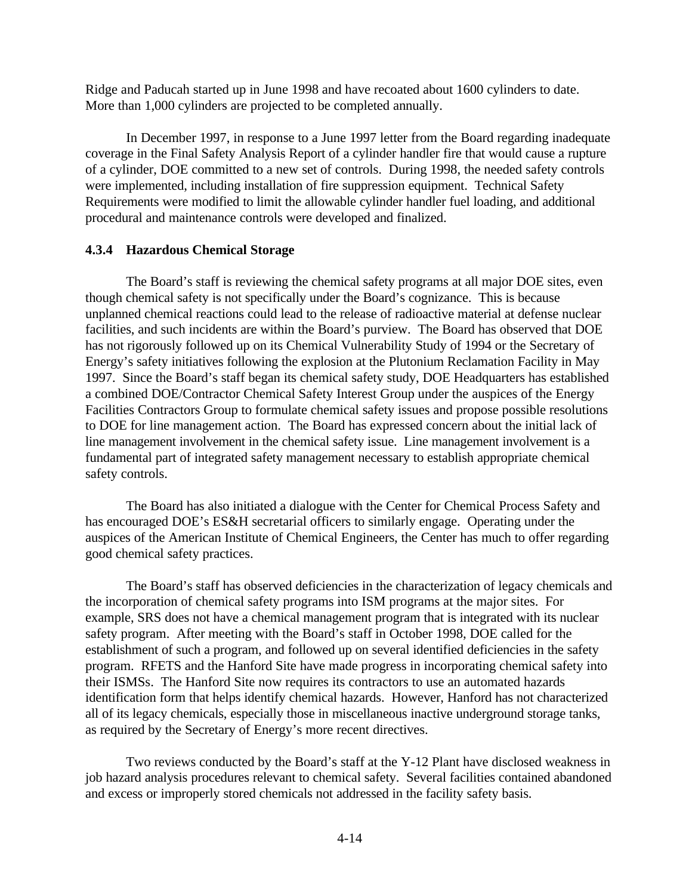Ridge and Paducah started up in June 1998 and have recoated about 1600 cylinders to date. More than 1,000 cylinders are projected to be completed annually.

In December 1997, in response to a June 1997 letter from the Board regarding inadequate coverage in the Final Safety Analysis Report of a cylinder handler fire that would cause a rupture of a cylinder, DOE committed to a new set of controls. During 1998, the needed safety controls were implemented, including installation of fire suppression equipment. Technical Safety Requirements were modified to limit the allowable cylinder handler fuel loading, and additional procedural and maintenance controls were developed and finalized.

### 4.3.4 Hazardous Chemical Storage

The Board's staff is reviewing the chemical safety programs at all major DOE sites, even though chemical safety is not specifically under the Board's cognizance. This is because unplanned chemical reactions could lead to the release of radioactive material at defense nuclear facilities, and such incidents are within the Board's purview. The Board has observed that DOE has not rigorously followed up on its Chemical Vulnerability Study of 1994 or the Secretary of Energy's safety initiatives following the explosion at the Plutonium Reclamation Facility in May 1997. Since the Board's staff began its chemical safety study, DOE Headquarters has established a combined DOE/Contractor Chemical Safety Interest Group under the auspices of the Energy Facilities Contractors Group to formulate chemical safety issues and propose possible resolutions to DOE for line management action. The Board has expressed concern about the initial lack of line management involvement in the chemical safety issue. Line management involvement is a fundamental part of integrated safety management necessary to establish appropriate chemical safety controls.

The Board has also initiated a dialogue with the Center for Chemical Process Safety and has encouraged DOE's ES&H secretarial officers to similarly engage. Operating under the auspices of the American Institute of Chemical Engineers, the Center has much to offer regarding good chemical safety practices.

The Board's staff has observed deficiencies in the characterization of legacy chemicals and the incorporation of chemical safety programs into ISM programs at the major sites. For example, SRS does not have a chemical management program that is integrated with its nuclear safety program. After meeting with the Board's staff in October 1998, DOE called for the establishment of such a program, and followed up on several identified deficiencies in the safety program. RFETS and the Hanford Site have made progress in incorporating chemical safety into their ISMSs. The Hanford Site now requires its contractors to use an automated hazards identification form that helps identify chemical hazards. However, Hanford has not characterized all of its legacy chemicals, especially those in miscellaneous inactive underground storage tanks, as required by the Secretary of Energy's more recent directives.

Two reviews conducted by the Board's staff at the Y-12 Plant have disclosed weakness in job hazard analysis procedures relevant to chemical safety. Several facilities contained abandoned and excess or improperly stored chemicals not addressed in the facility safety basis.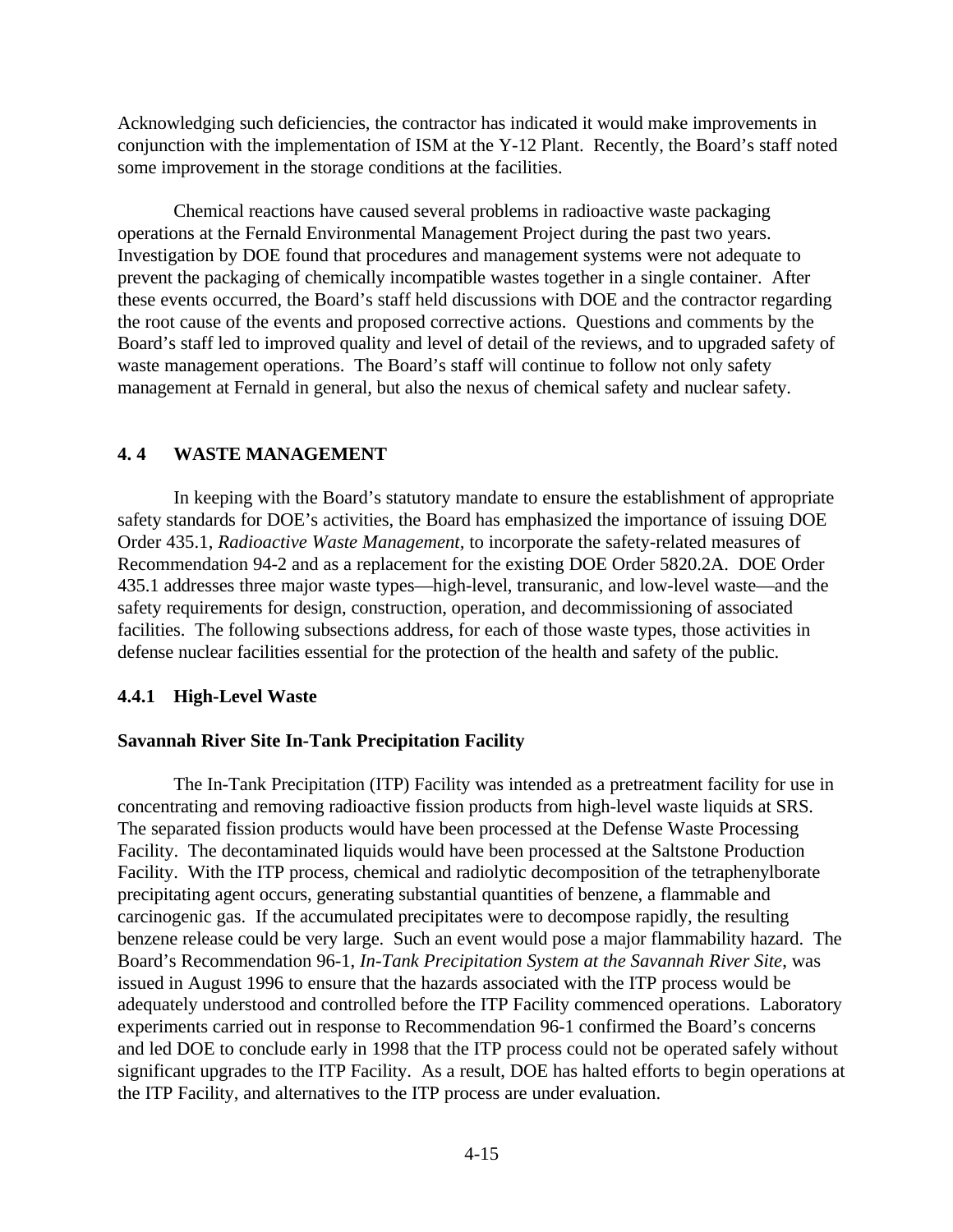Acknowledging such deficiencies, the contractor has indicated it would make improvements in conjunction with the implementation of ISM at the Y-12 Plant. Recently, the Board's staff noted some improvement in the storage conditions at the facilities.

Chemical reactions have caused several problems in radioactive waste packaging operations at the Fernald Environmental Management Project during the past two years. Investigation by DOE found that procedures and management systems were not adequate to prevent the packaging of chemically incompatible wastes together in a single container. After these events occurred, the Board's staff held discussions with DOE and the contractor regarding the root cause of the events and proposed corrective actions. Questions and comments by the Board's staff led to improved quality and level of detail of the reviews, and to upgraded safety of waste management operations. The Board's staff will continue to follow not only safety management at Fernald in general, but also the nexus of chemical safety and nuclear safety.

## 4. 4 WASTE MANAGEMENT

In keeping with the Board's statutory mandate to ensure the establishment of appropriate safety standards for DOE's activities, the Board has emphasized the importance of issuing DOE Order 435.1, *Radioactive Waste Management,* to incorporate the safety-related measures of Recommendation 94-2 and as a replacement for the existing DOE Order 5820.2A. DOE Order 435.1 addresses three major waste types—high-level, transuranic, and low-level waste—and the safety requirements for design, construction, operation, and decommissioning of associated facilities. The following subsections address, for each of those waste types, those activities in defense nuclear facilities essential for the protection of the health and safety of the public.

### 4.4.1 High-Level Waste

**Savannah River Site In-Tank Precipitation Facility**

The In-Tank Precipitation (ITP) Facility was intended as a pretreatment facility for use in concentrating and removing radioactive fission products from high-level waste liquids at SRS. The separated fission products would have been processed at the Defense Waste Processing Facility. The decontaminated liquids would have been processed at the Saltstone Production Facility. With the ITP process, chemical and radiolytic decomposition of the tetraphenylborate precipitating agent occurs, generating substantial quantities of benzene, a flammable and carcinogenic gas. If the accumulated precipitates were to decompose rapidly, the resulting benzene release could be very large. Such an event would pose a major flammability hazard. The Board's Recommendation 96-1, *In-Tank Precipitation System at the Savannah River Site*, was issued in August 1996 to ensure that the hazards associated with the ITP process would be adequately understood and controlled before the ITP Facility commenced operations. Laboratory experiments carried out in response to Recommendation 96-1 confirmed the Board's concerns and led DOE to conclude early in 1998 that the ITP process could not be operated safely without significant upgrades to the ITP Facility. As a result, DOE has halted efforts to begin operations at the ITP Facility, and alternatives to the ITP process are under evaluation.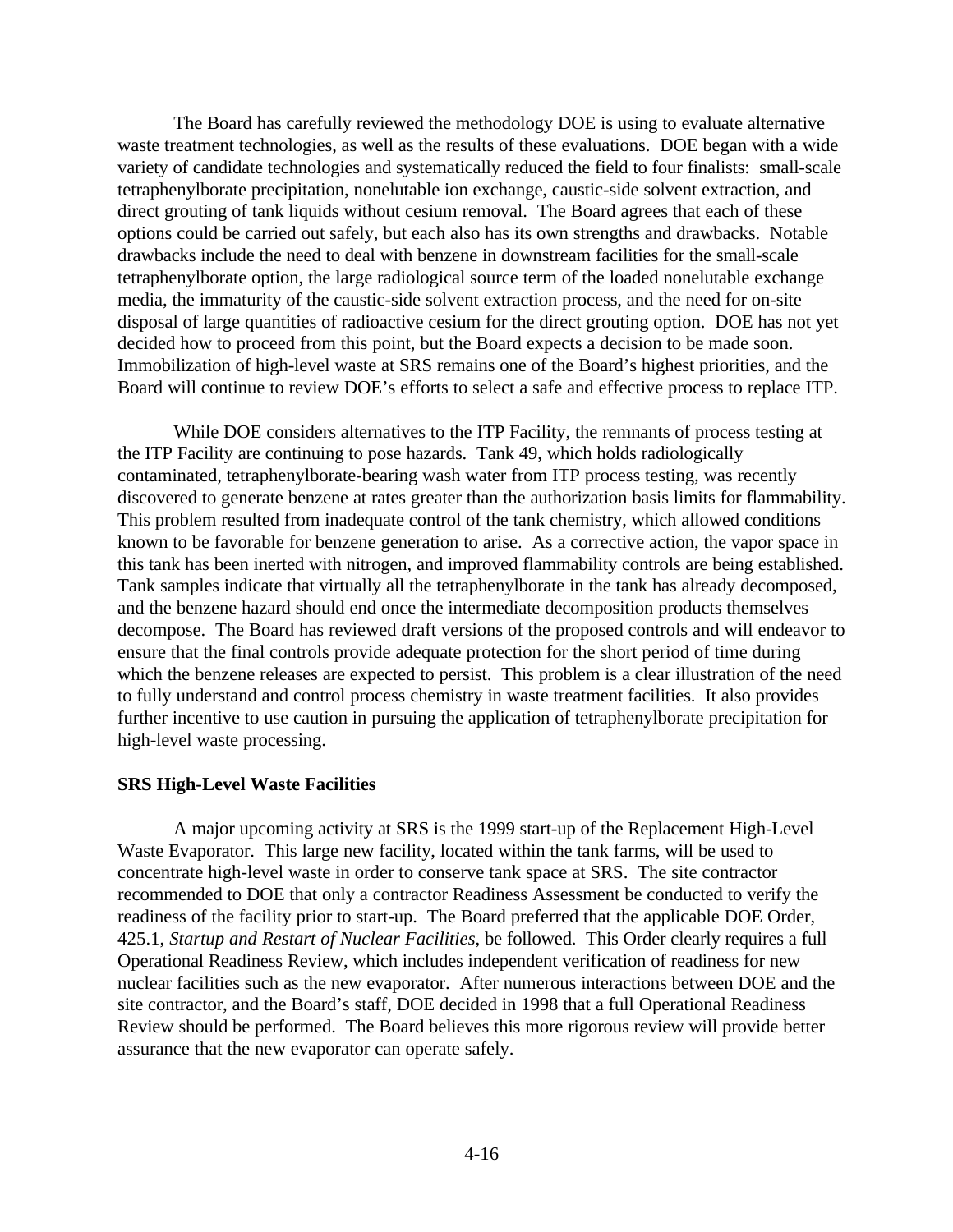The Board has carefully reviewed the methodology DOE is using to evaluate alternative waste treatment technologies, as well as the results of these evaluations. DOE began with a wide variety of candidate technologies and systematically reduced the field to four finalists: small-scale tetraphenylborate precipitation, nonelutable ion exchange, caustic-side solvent extraction, and direct grouting of tank liquids without cesium removal. The Board agrees that each of these options could be carried out safely, but each also has its own strengths and drawbacks. Notable drawbacks include the need to deal with benzene in downstream facilities for the small-scale tetraphenylborate option, the large radiological source term of the loaded nonelutable exchange media, the immaturity of the caustic-side solvent extraction process, and the need for on-site disposal of large quantities of radioactive cesium for the direct grouting option. DOE has not yet decided how to proceed from this point, but the Board expects a decision to be made soon. Immobilization of high-level waste at SRS remains one of the Board's highest priorities, and the Board will continue to review DOE's efforts to select a safe and effective process to replace ITP.

While DOE considers alternatives to the ITP Facility, the remnants of process testing at the ITP Facility are continuing to pose hazards. Tank 49, which holds radiologically contaminated, tetraphenylborate-bearing wash water from ITP process testing, was recently discovered to generate benzene at rates greater than the authorization basis limits for flammability. This problem resulted from inadequate control of the tank chemistry, which allowed conditions known to be favorable for benzene generation to arise. As a corrective action, the vapor space in this tank has been inerted with nitrogen, and improved flammability controls are being established. Tank samples indicate that virtually all the tetraphenylborate in the tank has already decomposed, and the benzene hazard should end once the intermediate decomposition products themselves decompose. The Board has reviewed draft versions of the proposed controls and will endeavor to ensure that the final controls provide adequate protection for the short period of time during which the benzene releases are expected to persist. This problem is a clear illustration of the need to fully understand and control process chemistry in waste treatment facilities. It also provides further incentive to use caution in pursuing the application of tetraphenylborate precipitation for high-level waste processing.

**SRS High-Level Waste Facilities**

A major upcoming activity at SRS is the 1999 start-up of the Replacement High-Level Waste Evaporator. This large new facility, located within the tank farms, will be used to concentrate high-level waste in order to conserve tank space at SRS. The site contractor recommended to DOE that only a contractor Readiness Assessment be conducted to verify the readiness of the facility prior to start-up. The Board preferred that the applicable DOE Order, 425.1, *Startup and Restart of Nuclear Facilities*, be followed. This Order clearly requires a full Operational Readiness Review, which includes independent verification of readiness for new nuclear facilities such as the new evaporator. After numerous interactions between DOE and the site contractor, and the Board's staff, DOE decided in 1998 that a full Operational Readiness Review should be performed. The Board believes this more rigorous review will provide better assurance that the new evaporator can operate safely.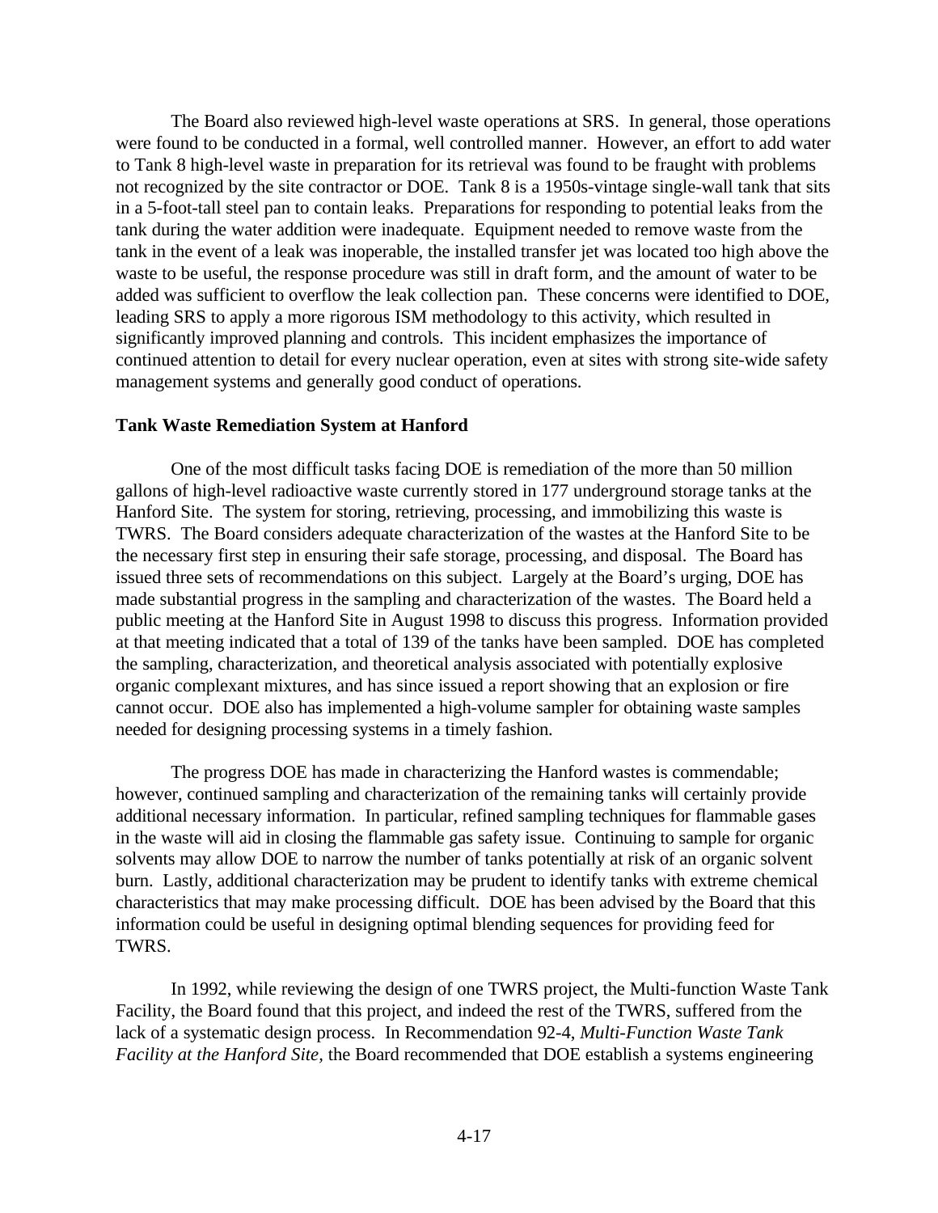The Board also reviewed high-level waste operations at SRS. In general, those operations were found to be conducted in a formal, well controlled manner. However, an effort to add water to Tank 8 high-level waste in preparation for its retrieval was found to be fraught with problems not recognized by the site contractor or DOE. Tank 8 is a 1950s-vintage single-wall tank that sits in a 5-foot-tall steel pan to contain leaks. Preparations for responding to potential leaks from the tank during the water addition were inadequate. Equipment needed to remove waste from the tank in the event of a leak was inoperable, the installed transfer jet was located too high above the waste to be useful, the response procedure was still in draft form, and the amount of water to be added was sufficient to overflow the leak collection pan. These concerns were identified to DOE, leading SRS to apply a more rigorous ISM methodology to this activity, which resulted in significantly improved planning and controls. This incident emphasizes the importance of continued attention to detail for every nuclear operation, even at sites with strong site-wide safety management systems and generally good conduct of operations.

**Tank Waste Remediation System at Hanford**

One of the most difficult tasks facing DOE is remediation of the more than 50 million gallons of high-level radioactive waste currently stored in 177 underground storage tanks at the Hanford Site. The system for storing, retrieving, processing, and immobilizing this waste is TWRS. The Board considers adequate characterization of the wastes at the Hanford Site to be the necessary first step in ensuring their safe storage, processing, and disposal. The Board has issued three sets of recommendations on this subject. Largely at the Board's urging, DOE has made substantial progress in the sampling and characterization of the wastes. The Board held a public meeting at the Hanford Site in August 1998 to discuss this progress. Information provided at that meeting indicated that a total of 139 of the tanks have been sampled. DOE has completed the sampling, characterization, and theoretical analysis associated with potentially explosive organic complexant mixtures, and has since issued a report showing that an explosion or fire cannot occur. DOE also has implemented a high-volume sampler for obtaining waste samples needed for designing processing systems in a timely fashion.

The progress DOE has made in characterizing the Hanford wastes is commendable; however, continued sampling and characterization of the remaining tanks will certainly provide additional necessary information. In particular, refined sampling techniques for flammable gases in the waste will aid in closing the flammable gas safety issue. Continuing to sample for organic solvents may allow DOE to narrow the number of tanks potentially at risk of an organic solvent burn. Lastly, additional characterization may be prudent to identify tanks with extreme chemical characteristics that may make processing difficult. DOE has been advised by the Board that this information could be useful in designing optimal blending sequences for providing feed for TWRS.

In 1992, while reviewing the design of one TWRS project, the Multi-function Waste Tank Facility, the Board found that this project, and indeed the rest of the TWRS, suffered from the lack of a systematic design process. In Recommendation 92-4, *Multi-Function Waste Tank Facility at the Hanford Site,* the Board recommended that DOE establish a systems engineering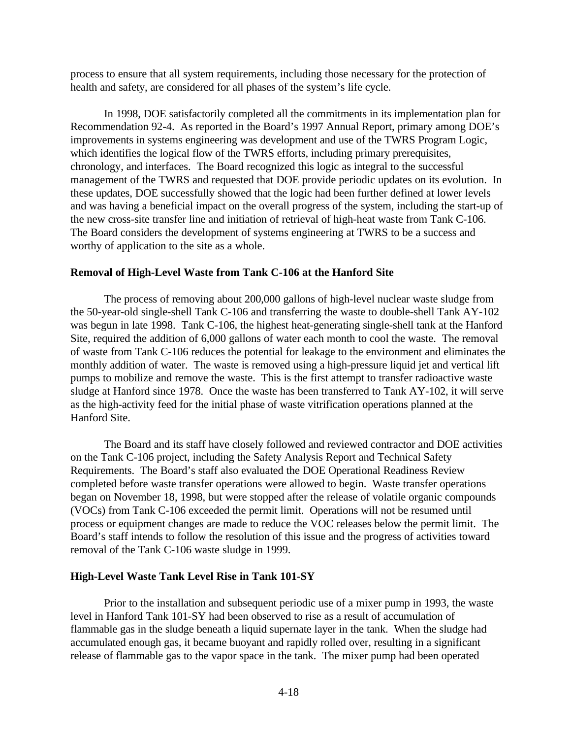process to ensure that all system requirements, including those necessary for the protection of health and safety, are considered for all phases of the system's life cycle.

In 1998, DOE satisfactorily completed all the commitments in its implementation plan for Recommendation 92-4. As reported in the Board's 1997 Annual Report, primary among DOE's improvements in systems engineering was development and use of the TWRS Program Logic, which identifies the logical flow of the TWRS efforts, including primary prerequisites, chronology, and interfaces. The Board recognized this logic as integral to the successful management of the TWRS and requested that DOE provide periodic updates on its evolution. In these updates, DOE successfully showed that the logic had been further defined at lower levels and was having a beneficial impact on the overall progress of the system, including the start-up of the new cross-site transfer line and initiation of retrieval of high-heat waste from Tank C-106. The Board considers the development of systems engineering at TWRS to be a success and worthy of application to the site as a whole.

**Removal of High-Level Waste from Tank C-106 at the Hanford Site**

The process of removing about 200,000 gallons of high-level nuclear waste sludge from the 50-year-old single-shell Tank C-106 and transferring the waste to double-shell Tank AY-102 was begun in late 1998. Tank C-106, the highest heat-generating single-shell tank at the Hanford Site, required the addition of 6,000 gallons of water each month to cool the waste. The removal of waste from Tank C-106 reduces the potential for leakage to the environment and eliminates the monthly addition of water. The waste is removed using a high-pressure liquid jet and vertical lift pumps to mobilize and remove the waste. This is the first attempt to transfer radioactive waste sludge at Hanford since 1978. Once the waste has been transferred to Tank AY-102, it will serve as the high-activity feed for the initial phase of waste vitrification operations planned at the Hanford Site.

The Board and its staff have closely followed and reviewed contractor and DOE activities on the Tank C-106 project, including the Safety Analysis Report and Technical Safety Requirements. The Board's staff also evaluated the DOE Operational Readiness Review completed before waste transfer operations were allowed to begin. Waste transfer operations began on November 18, 1998, but were stopped after the release of volatile organic compounds (VOCs) from Tank C-106 exceeded the permit limit. Operations will not be resumed until process or equipment changes are made to reduce the VOC releases below the permit limit. The Board's staff intends to follow the resolution of this issue and the progress of activities toward removal of the Tank C-106 waste sludge in 1999.

**High-Level Waste Tank Level Rise in Tank 101-SY**

Prior to the installation and subsequent periodic use of a mixer pump in 1993, the waste level in Hanford Tank 101-SY had been observed to rise as a result of accumulation of flammable gas in the sludge beneath a liquid supernate layer in the tank. When the sludge had accumulated enough gas, it became buoyant and rapidly rolled over, resulting in a significant release of flammable gas to the vapor space in the tank. The mixer pump had been operated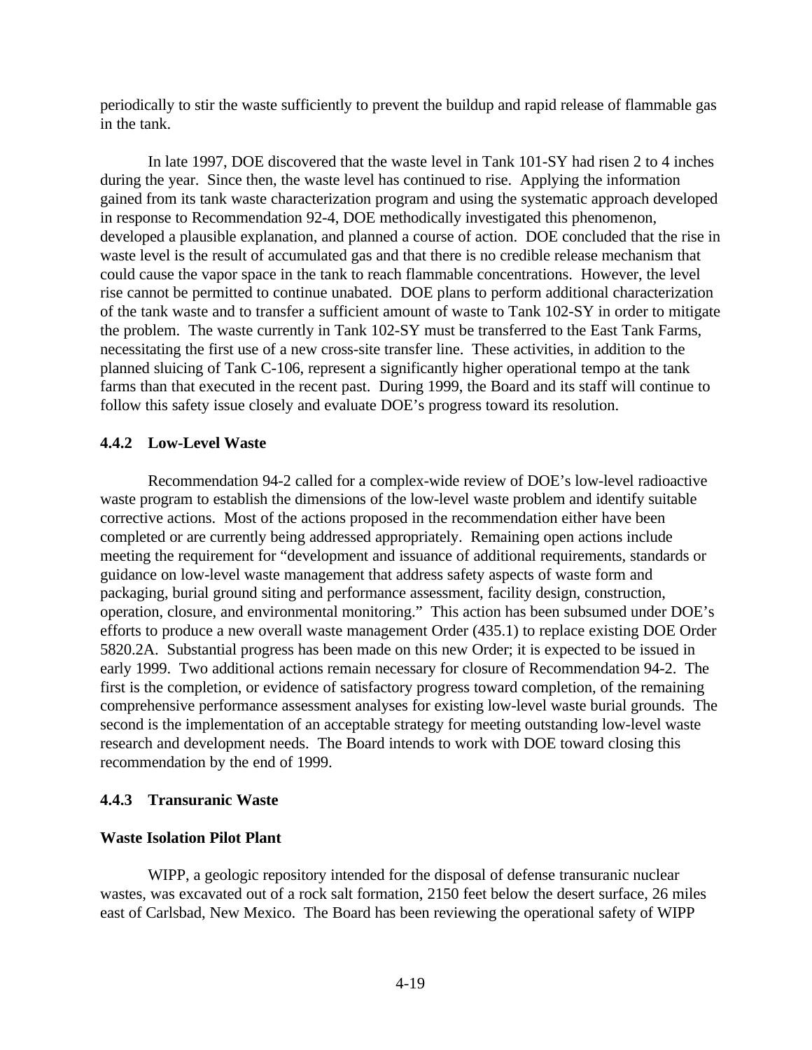periodically to stir the waste sufficiently to prevent the buildup and rapid release of flammable gas in the tank.

In late 1997, DOE discovered that the waste level in Tank 101-SY had risen 2 to 4 inches during the year. Since then, the waste level has continued to rise. Applying the information gained from its tank waste characterization program and using the systematic approach developed in response to Recommendation 92-4, DOE methodically investigated this phenomenon, developed a plausible explanation, and planned a course of action. DOE concluded that the rise in waste level is the result of accumulated gas and that there is no credible release mechanism that could cause the vapor space in the tank to reach flammable concentrations. However, the level rise cannot be permitted to continue unabated. DOE plans to perform additional characterization of the tank waste and to transfer a sufficient amount of waste to Tank 102-SY in order to mitigate the problem. The waste currently in Tank 102-SY must be transferred to the East Tank Farms, necessitating the first use of a new cross-site transfer line. These activities, in addition to the planned sluicing of Tank C-106, represent a significantly higher operational tempo at the tank farms than that executed in the recent past. During 1999, the Board and its staff will continue to follow this safety issue closely and evaluate DOE's progress toward its resolution.

### 4.4.2 Low-Level Waste

Recommendation 94-2 called for a complex-wide review of DOE's low-level radioactive waste program to establish the dimensions of the low-level waste problem and identify suitable corrective actions. Most of the actions proposed in the recommendation either have been completed or are currently being addressed appropriately. Remaining open actions include meeting the requirement for "development and issuance of additional requirements, standards or guidance on low-level waste management that address safety aspects of waste form and packaging, burial ground siting and performance assessment, facility design, construction, operation, closure, and environmental monitoring." This action has been subsumed under DOE's efforts to produce a new overall waste management Order (435.1) to replace existing DOE Order 5820.2A. Substantial progress has been made on this new Order; it is expected to be issued in early 1999. Two additional actions remain necessary for closure of Recommendation 94-2. The first is the completion, or evidence of satisfactory progress toward completion, of the remaining comprehensive performance assessment analyses for existing low-level waste burial grounds. The second is the implementation of an acceptable strategy for meeting outstanding low-level waste research and development needs. The Board intends to work with DOE toward closing this recommendation by the end of 1999.

### 4.4.3 Transuranic Waste

#### Waste Isolation Pilot Plant

WIPP, a geologic repository intended for the disposal of defense transuranic nuclear wastes, was excavated out of a rock salt formation, 2150 feet below the desert surface, 26 miles east of Carlsbad, New Mexico. The Board has been reviewing the operational safety of WIPP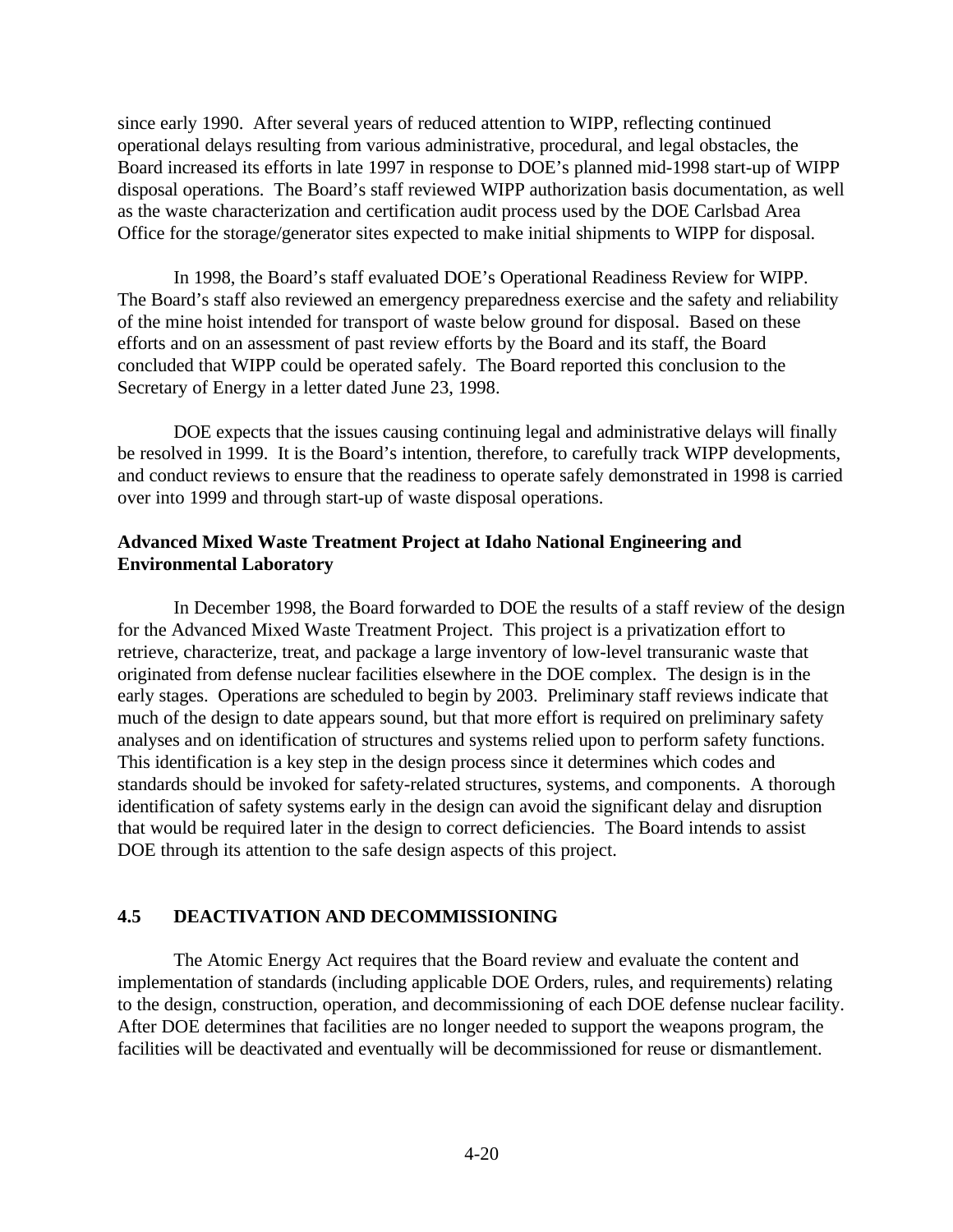since early 1990. After several years of reduced attention to WIPP, reflecting continued operational delays resulting from various administrative, procedural, and legal obstacles, the Board increased its efforts in late 1997 in response to DOE's planned mid-1998 start-up of WIPP disposal operations. The Board's staff reviewed WIPP authorization basis documentation, as well as the waste characterization and certification audit process used by the DOE Carlsbad Area Office for the storage/generator sites expected to make initial shipments to WIPP for disposal.

In 1998, the Board's staff evaluated DOE's Operational Readiness Review for WIPP. The Board's staff also reviewed an emergency preparedness exercise and the safety and reliability of the mine hoist intended for transport of waste below ground for disposal. Based on these efforts and on an assessment of past review efforts by the Board and its staff, the Board concluded that WIPP could be operated safely. The Board reported this conclusion to the Secretary of Energy in a letter dated June 23, 1998.

DOE expects that the issues causing continuing legal and administrative delays will finally be resolved in 1999. It is the Board's intention, therefore, to carefully track WIPP developments, and conduct reviews to ensure that the readiness to operate safely demonstrated in 1998 is carried over into 1999 and through start-up of waste disposal operations.

**Advanced Mixed Waste Treatment Project at Idaho National Engineering and Environmental Laboratory**

In December 1998, the Board forwarded to DOE the results of a staff review of the design for the Advanced Mixed Waste Treatment Project. This project is a privatization effort to retrieve, characterize, treat, and package a large inventory of low-level transuranic waste that originated from defense nuclear facilities elsewhere in the DOE complex. The design is in the early stages. Operations are scheduled to begin by 2003. Preliminary staff reviews indicate that much of the design to date appears sound, but that more effort is required on preliminary safety analyses and on identification of structures and systems relied upon to perform safety functions. This identification is a key step in the design process since it determines which codes and standards should be invoked for safety-related structures, systems, and components. A thorough identification of safety systems early in the design can avoid the significant delay and disruption that would be required later in the design to correct deficiencies. The Board intends to assist DOE through its attention to the safe design aspects of this project.

## 4.5 DEACTIVATION AND DECOMMISSIONING

The Atomic Energy Act requires that the Board review and evaluate the content and implementation of standards (including applicable DOE Orders, rules, and requirements) relating to the design, construction, operation, and decommissioning of each DOE defense nuclear facility. After DOE determines that facilities are no longer needed to support the weapons program, the facilities will be deactivated and eventually will be decommissioned for reuse or dismantlement.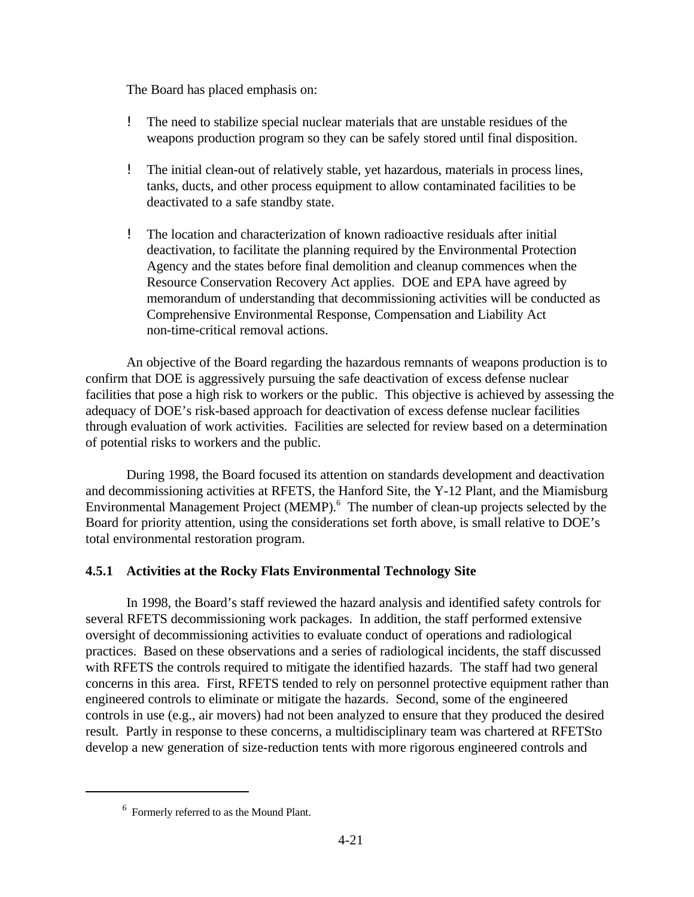The Board has placed emphasis on:

- The need to stabilize special nuclear materials that are unstable residues of the weapons production program so they can be safely stored until final disposition.

- The initial clean-out of relatively stable, yet hazardous, materials in process lines, tanks, ducts, and other process equipment to allow contaminated facilities to be deactivated to a safe standby state.

- The location and characterization of known radioactive residuals after initial deactivation, to facilitate the planning required by the Environmental Protection Agency and the states before final demolition and cleanup commences when the Resource Conservation Recovery Act applies. DOE and EPA have agreed by memorandum of understanding that decommissioning activities will be conducted as Comprehensive Environmental Response, Compensation and Liability Act non-time-critical removal actions.

An objective of the Board regarding the hazardous remnants of weapons production is to confirm that DOE is aggressively pursuing the safe deactivation of excess defense nuclear facilities that pose a high risk to workers or the public. This objective is achieved by assessing the adequacy of DOE's risk-based approach for deactivation of excess defense nuclear facilities through evaluation of work activities. Facilities are selected for review based on a determination of potential risks to workers and the public.

During 1998, the Board focused its attention on standards development and deactivation and decommissioning activities at RFETS, the Hanford Site, the Y-12 Plant, and the Miamisburg Environmental Management Project (MEMP).[6] The number of clean-up projects selected by the Board for priority attention, using the considerations set forth above, is small relative to DOE's total environmental restoration program.

### 4.5.1 Activities at the Rocky Flats Environmental Technology Site

In 1998, the Board's staff reviewed the hazard analysis and identified safety controls for several RFETS decommissioning work packages. In addition, the staff performed extensive oversight of decommissioning activities to evaluate conduct of operations and radiological practices. Based on these observations and a series of radiological incidents, the staff discussed with RFETS the controls required to mitigate the identified hazards. The staff had two general concerns in this area. First, RFETS tended to rely on personnel protective equipment rather than engineered controls to eliminate or mitigate the hazards. Second, some of the engineered controls in use (e.g., air movers) had not been analyzed to ensure that they produced the desired result. Partly in response to these concerns, a multidisciplinary team was chartered at RFETSto develop a new generation of size-reduction tents with more rigorous engineered controls and

---

[6] Formerly referred to as the Mound Plant.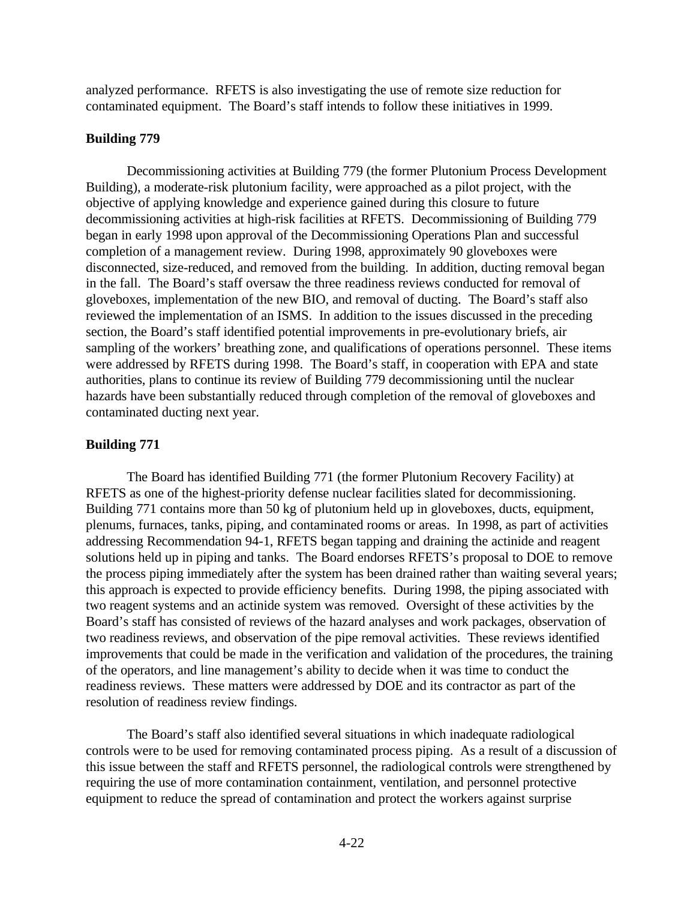analyzed performance. RFETS is also investigating the use of remote size reduction for contaminated equipment. The Board's staff intends to follow these initiatives in 1999.

**Building 779**

Decommissioning activities at Building 779 (the former Plutonium Process Development Building), a moderate-risk plutonium facility, were approached as a pilot project, with the objective of applying knowledge and experience gained during this closure to future decommissioning activities at high-risk facilities at RFETS. Decommissioning of Building 779 began in early 1998 upon approval of the Decommissioning Operations Plan and successful completion of a management review. During 1998, approximately 90 gloveboxes were disconnected, size-reduced, and removed from the building. In addition, ducting removal began in the fall. The Board's staff oversaw the three readiness reviews conducted for removal of gloveboxes, implementation of the new BIO, and removal of ducting. The Board's staff also reviewed the implementation of an ISMS. In addition to the issues discussed in the preceding section, the Board's staff identified potential improvements in pre-evolutionary briefs, air sampling of the workers' breathing zone, and qualifications of operations personnel. These items were addressed by RFETS during 1998. The Board's staff, in cooperation with EPA and state authorities, plans to continue its review of Building 779 decommissioning until the nuclear hazards have been substantially reduced through completion of the removal of gloveboxes and contaminated ducting next year.

**Building 771**

The Board has identified Building 771 (the former Plutonium Recovery Facility) at RFETS as one of the highest-priority defense nuclear facilities slated for decommissioning. Building 771 contains more than 50 kg of plutonium held up in gloveboxes, ducts, equipment, plenums, furnaces, tanks, piping, and contaminated rooms or areas. In 1998, as part of activities addressing Recommendation 94-1, RFETS began tapping and draining the actinide and reagent solutions held up in piping and tanks. The Board endorses RFETS's proposal to DOE to remove the process piping immediately after the system has been drained rather than waiting several years; this approach is expected to provide efficiency benefits. During 1998, the piping associated with two reagent systems and an actinide system was removed. Oversight of these activities by the Board's staff has consisted of reviews of the hazard analyses and work packages, observation of two readiness reviews, and observation of the pipe removal activities. These reviews identified improvements that could be made in the verification and validation of the procedures, the training of the operators, and line management's ability to decide when it was time to conduct the readiness reviews. These matters were addressed by DOE and its contractor as part of the resolution of readiness review findings.

The Board's staff also identified several situations in which inadequate radiological controls were to be used for removing contaminated process piping. As a result of a discussion of this issue between the staff and RFETS personnel, the radiological controls were strengthened by requiring the use of more contamination containment, ventilation, and personnel protective equipment to reduce the spread of contamination and protect the workers against surprise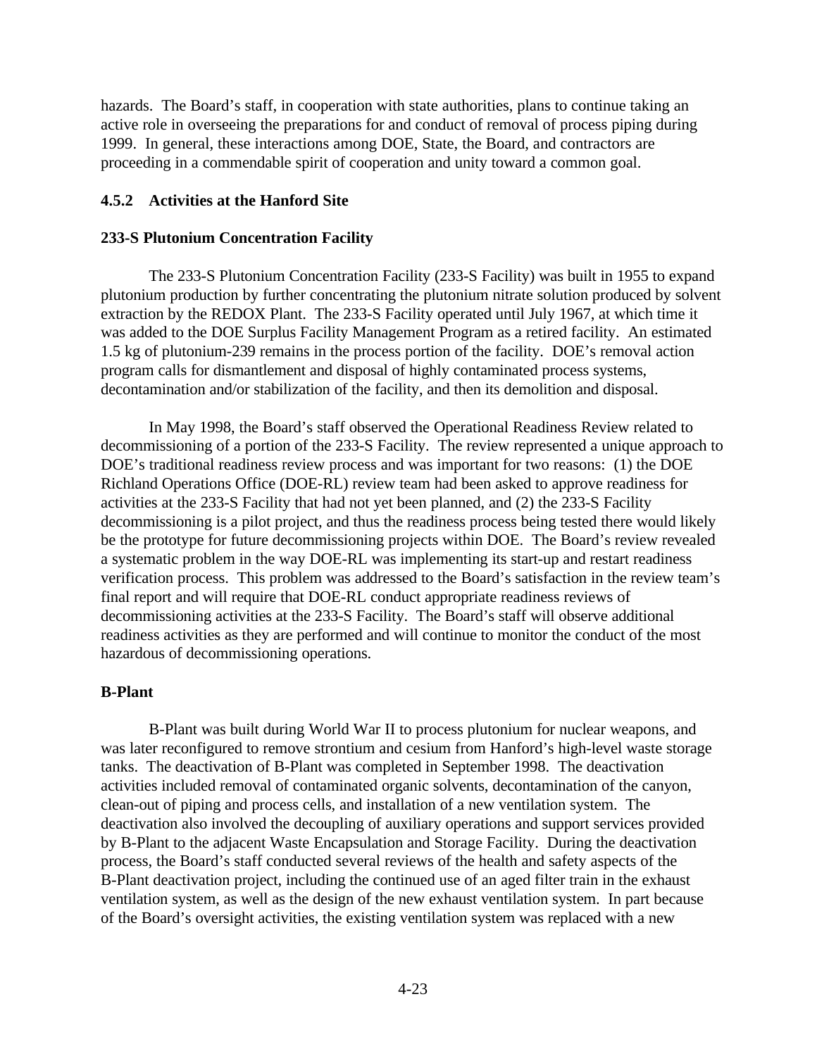hazards. The Board's staff, in cooperation with state authorities, plans to continue taking an active role in overseeing the preparations for and conduct of removal of process piping during 1999. In general, these interactions among DOE, State, the Board, and contractors are proceeding in a commendable spirit of cooperation and unity toward a common goal.

### 4.5.2 Activities at the Hanford Site

**233-S Plutonium Concentration Facility**

The 233-S Plutonium Concentration Facility (233-S Facility) was built in 1955 to expand plutonium production by further concentrating the plutonium nitrate solution produced by solvent extraction by the REDOX Plant. The 233-S Facility operated until July 1967, at which time it was added to the DOE Surplus Facility Management Program as a retired facility. An estimated 1.5 kg of plutonium-239 remains in the process portion of the facility. DOE's removal action program calls for dismantlement and disposal of highly contaminated process systems, decontamination and/or stabilization of the facility, and then its demolition and disposal.

In May 1998, the Board's staff observed the Operational Readiness Review related to decommissioning of a portion of the 233-S Facility. The review represented a unique approach to DOE's traditional readiness review process and was important for two reasons: (1) the DOE Richland Operations Office (DOE-RL) review team had been asked to approve readiness for activities at the 233-S Facility that had not yet been planned, and (2) the 233-S Facility decommissioning is a pilot project, and thus the readiness process being tested there would likely be the prototype for future decommissioning projects within DOE. The Board's review revealed a systematic problem in the way DOE-RL was implementing its start-up and restart readiness verification process. This problem was addressed to the Board's satisfaction in the review team's final report and will require that DOE-RL conduct appropriate readiness reviews of decommissioning activities at the 233-S Facility. The Board's staff will observe additional readiness activities as they are performed and will continue to monitor the conduct of the most hazardous of decommissioning operations.

**B-Plant**

B-Plant was built during World War II to process plutonium for nuclear weapons, and was later reconfigured to remove strontium and cesium from Hanford's high-level waste storage tanks. The deactivation of B-Plant was completed in September 1998. The deactivation activities included removal of contaminated organic solvents, decontamination of the canyon, clean-out of piping and process cells, and installation of a new ventilation system. The deactivation also involved the decoupling of auxiliary operations and support services provided by B-Plant to the adjacent Waste Encapsulation and Storage Facility. During the deactivation process, the Board's staff conducted several reviews of the health and safety aspects of the B-Plant deactivation project, including the continued use of an aged filter train in the exhaust ventilation system, as well as the design of the new exhaust ventilation system. In part because of the Board's oversight activities, the existing ventilation system was replaced with a new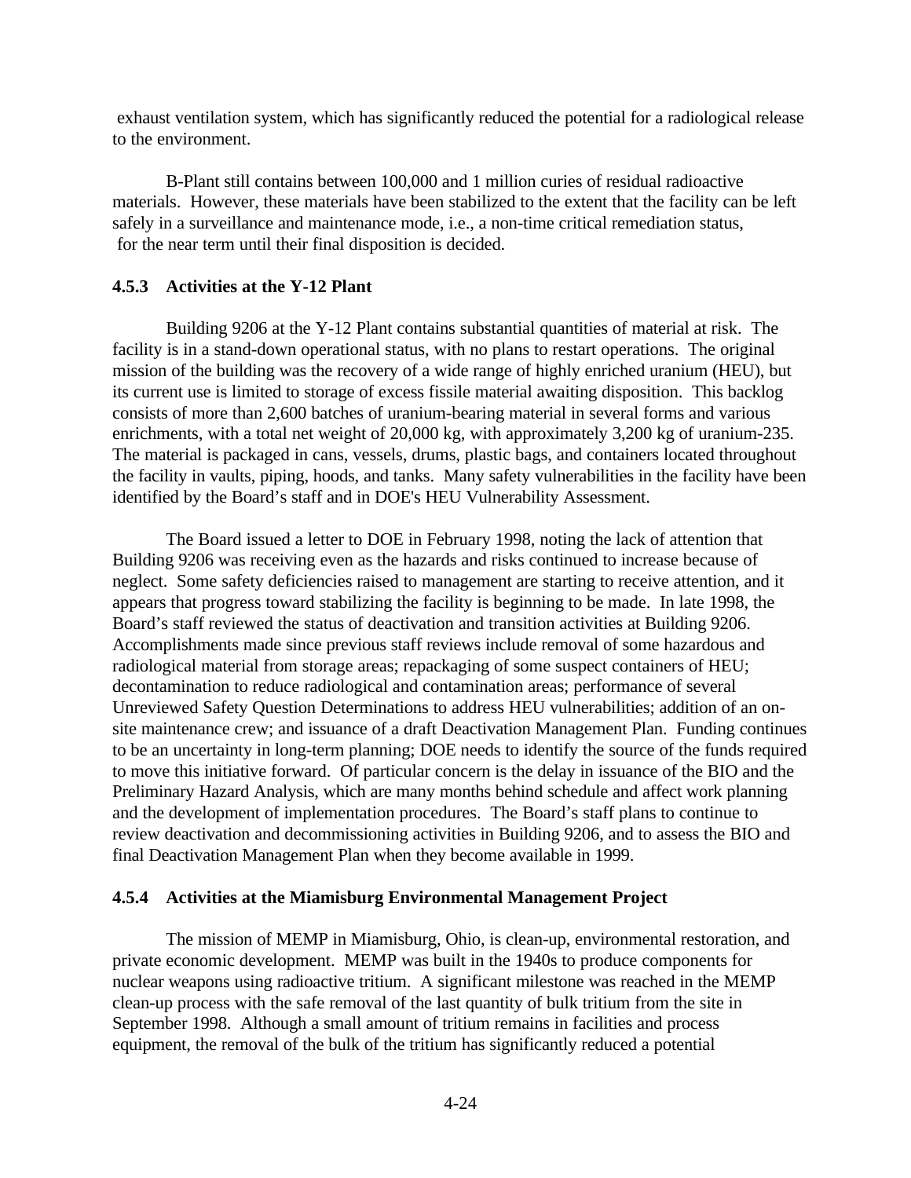exhaust ventilation system, which has significantly reduced the potential for a radiological release to the environment.

B-Plant still contains between 100,000 and 1 million curies of residual radioactive materials. However, these materials have been stabilized to the extent that the facility can be left safely in a surveillance and maintenance mode, i.e., a non-time critical remediation status, for the near term until their final disposition is decided.

### 4.5.3 Activities at the Y-12 Plant

Building 9206 at the Y-12 Plant contains substantial quantities of material at risk. The facility is in a stand-down operational status, with no plans to restart operations. The original mission of the building was the recovery of a wide range of highly enriched uranium (HEU), but its current use is limited to storage of excess fissile material awaiting disposition. This backlog consists of more than 2,600 batches of uranium-bearing material in several forms and various enrichments, with a total net weight of 20,000 kg, with approximately 3,200 kg of uranium-235. The material is packaged in cans, vessels, drums, plastic bags, and containers located throughout the facility in vaults, piping, hoods, and tanks. Many safety vulnerabilities in the facility have been identified by the Board's staff and in DOE's HEU Vulnerability Assessment.

The Board issued a letter to DOE in February 1998, noting the lack of attention that Building 9206 was receiving even as the hazards and risks continued to increase because of neglect. Some safety deficiencies raised to management are starting to receive attention, and it appears that progress toward stabilizing the facility is beginning to be made. In late 1998, the Board's staff reviewed the status of deactivation and transition activities at Building 9206. Accomplishments made since previous staff reviews include removal of some hazardous and radiological material from storage areas; repackaging of some suspect containers of HEU; decontamination to reduce radiological and contamination areas; performance of several Unreviewed Safety Question Determinations to address HEU vulnerabilities; addition of an on-site maintenance crew; and issuance of a draft Deactivation Management Plan. Funding continues to be an uncertainty in long-term planning; DOE needs to identify the source of the funds required to move this initiative forward. Of particular concern is the delay in issuance of the BIO and the Preliminary Hazard Analysis, which are many months behind schedule and affect work planning and the development of implementation procedures. The Board's staff plans to continue to review deactivation and decommissioning activities in Building 9206, and to assess the BIO and final Deactivation Management Plan when they become available in 1999.

### 4.5.4 Activities at the Miamisburg Environmental Management Project

The mission of MEMP in Miamisburg, Ohio, is clean-up, environmental restoration, and private economic development. MEMP was built in the 1940s to produce components for nuclear weapons using radioactive tritium. A significant milestone was reached in the MEMP clean-up process with the safe removal of the last quantity of bulk tritium from the site in September 1998. Although a small amount of tritium remains in facilities and process equipment, the removal of the bulk of the tritium has significantly reduced a potential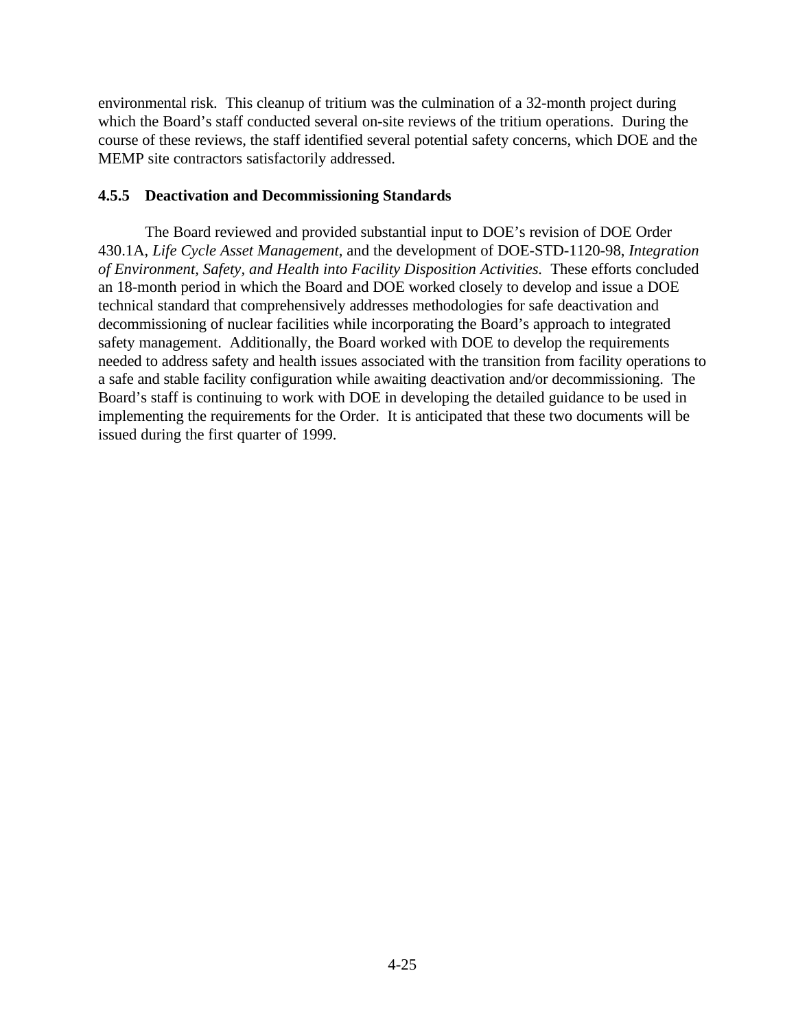environmental risk. This cleanup of tritium was the culmination of a 32-month project during which the Board's staff conducted several on-site reviews of the tritium operations. During the course of these reviews, the staff identified several potential safety concerns, which DOE and the MEMP site contractors satisfactorily addressed.

### 4.5.5 Deactivation and Decommissioning Standards

The Board reviewed and provided substantial input to DOE's revision of DOE Order 430.1A, *Life Cycle Asset Management,* and the development of DOE-STD-1120-98, *Integration of Environment, Safety, and Health into Facility Disposition Activities.* These efforts concluded an 18-month period in which the Board and DOE worked closely to develop and issue a DOE technical standard that comprehensively addresses methodologies for safe deactivation and decommissioning of nuclear facilities while incorporating the Board's approach to integrated safety management. Additionally, the Board worked with DOE to develop the requirements needed to address safety and health issues associated with the transition from facility operations to a safe and stable facility configuration while awaiting deactivation and/or decommissioning. The Board's staff is continuing to work with DOE in developing the detailed guidance to be used in implementing the requirements for the Order. It is anticipated that these two documents will be issued during the first quarter of 1999.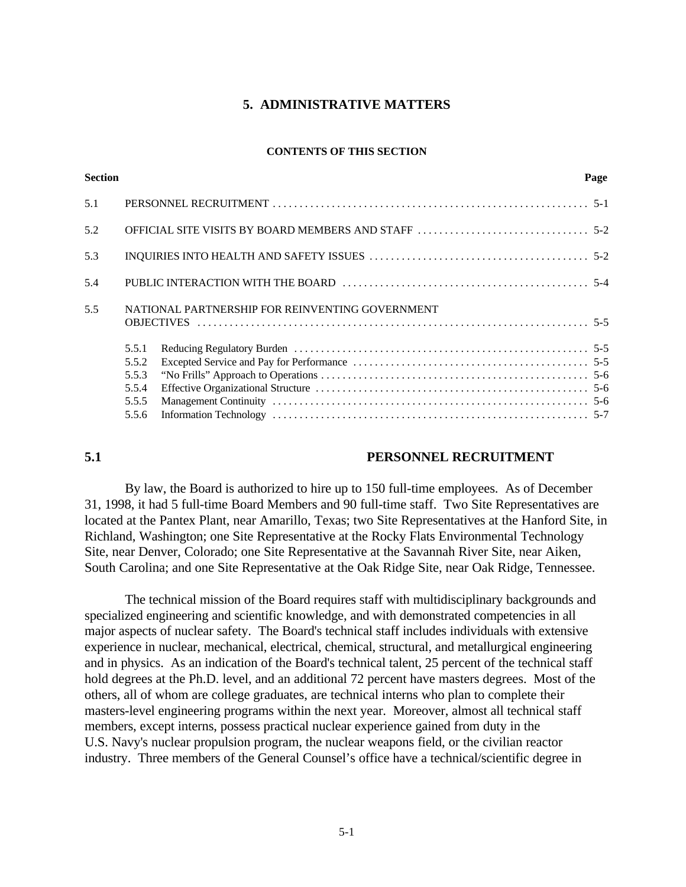# 5. ADMINISTRATIVE MATTERS

**CONTENTS OF THIS SECTION**

| Section | | | Page |
|---|---|---|---|
| 5.1 | PERSONNEL RECRUITMENT | | 5-1 |
| 5.2 | OFFICIAL SITE VISITS BY BOARD MEMBERS AND STAFF | | 5-2 |
| 5.3 | INQUIRIES INTO HEALTH AND SAFETY ISSUES | | 5-2 |
| 5.4 | PUBLIC INTERACTION WITH THE BOARD | | 5-4 |
| 5.5 | NATIONAL PARTNERSHIP FOR REINVENTING GOVERNMENT OBJECTIVES | | 5-5 |
| | 5.5.1 | Reducing Regulatory Burden | 5-5 |
| | 5.5.2 | Excepted Service and Pay for Performance | 5-5 |
| | 5.5.3 | "No Frills" Approach to Operations | 5-6 |
| | 5.5.4 | Effective Organizational Structure | 5-6 |
| | 5.5.5 | Management Continuity | 5-6 |
| | 5.5.6 | Information Technology | 5-7 |

## 5.1 PERSONNEL RECRUITMENT

By law, the Board is authorized to hire up to 150 full-time employees. As of December 31, 1998, it had 5 full-time Board Members and 90 full-time staff. Two Site Representatives are located at the Pantex Plant, near Amarillo, Texas; two Site Representatives at the Hanford Site, in Richland, Washington; one Site Representative at the Rocky Flats Environmental Technology Site, near Denver, Colorado; one Site Representative at the Savannah River Site, near Aiken, South Carolina; and one Site Representative at the Oak Ridge Site, near Oak Ridge, Tennessee.

The technical mission of the Board requires staff with multidisciplinary backgrounds and specialized engineering and scientific knowledge, and with demonstrated competencies in all major aspects of nuclear safety. The Board's technical staff includes individuals with extensive experience in nuclear, mechanical, electrical, chemical, structural, and metallurgical engineering and in physics. As an indication of the Board's technical talent, 25 percent of the technical staff hold degrees at the Ph.D. level, and an additional 72 percent have masters degrees. Most of the others, all of whom are college graduates, are technical interns who plan to complete their masters-level engineering programs within the next year. Moreover, almost all technical staff members, except interns, possess practical nuclear experience gained from duty in the U.S. Navy's nuclear propulsion program, the nuclear weapons field, or the civilian reactor industry. Three members of the General Counsel's office have a technical/scientific degree in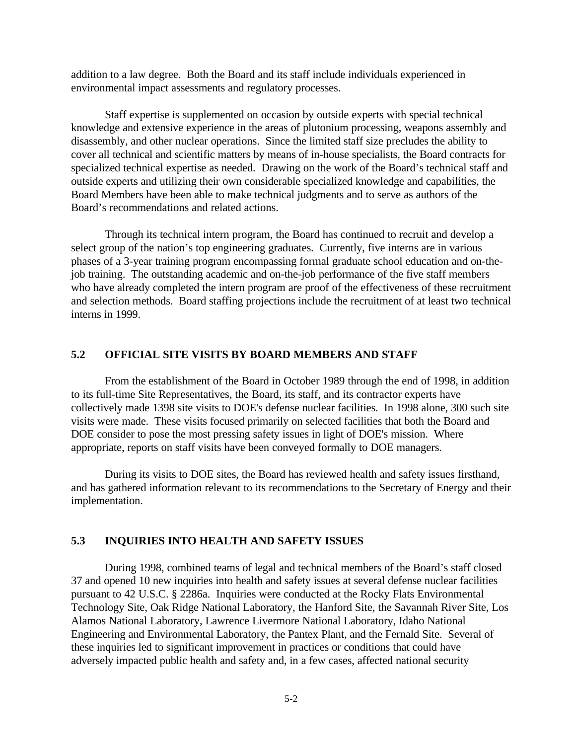addition to a law degree. Both the Board and its staff include individuals experienced in environmental impact assessments and regulatory processes.

Staff expertise is supplemented on occasion by outside experts with special technical knowledge and extensive experience in the areas of plutonium processing, weapons assembly and disassembly, and other nuclear operations. Since the limited staff size precludes the ability to cover all technical and scientific matters by means of in-house specialists, the Board contracts for specialized technical expertise as needed. Drawing on the work of the Board's technical staff and outside experts and utilizing their own considerable specialized knowledge and capabilities, the Board Members have been able to make technical judgments and to serve as authors of the Board's recommendations and related actions.

Through its technical intern program, the Board has continued to recruit and develop a select group of the nation's top engineering graduates. Currently, five interns are in various phases of a 3-year training program encompassing formal graduate school education and on-the-job training. The outstanding academic and on-the-job performance of the five staff members who have already completed the intern program are proof of the effectiveness of these recruitment and selection methods. Board staffing projections include the recruitment of at least two technical interns in 1999.

## 5.2 OFFICIAL SITE VISITS BY BOARD MEMBERS AND STAFF

From the establishment of the Board in October 1989 through the end of 1998, in addition to its full-time Site Representatives, the Board, its staff, and its contractor experts have collectively made 1398 site visits to DOE's defense nuclear facilities. In 1998 alone, 300 such site visits were made. These visits focused primarily on selected facilities that both the Board and DOE consider to pose the most pressing safety issues in light of DOE's mission. Where appropriate, reports on staff visits have been conveyed formally to DOE managers.

During its visits to DOE sites, the Board has reviewed health and safety issues firsthand, and has gathered information relevant to its recommendations to the Secretary of Energy and their implementation.

## 5.3 INQUIRIES INTO HEALTH AND SAFETY ISSUES

During 1998, combined teams of legal and technical members of the Board's staff closed 37 and opened 10 new inquiries into health and safety issues at several defense nuclear facilities pursuant to 42 U.S.C. § 2286a. Inquiries were conducted at the Rocky Flats Environmental Technology Site, Oak Ridge National Laboratory, the Hanford Site, the Savannah River Site, Los Alamos National Laboratory, Lawrence Livermore National Laboratory, Idaho National Engineering and Environmental Laboratory, the Pantex Plant, and the Fernald Site. Several of these inquiries led to significant improvement in practices or conditions that could have adversely impacted public health and safety and, in a few cases, affected national security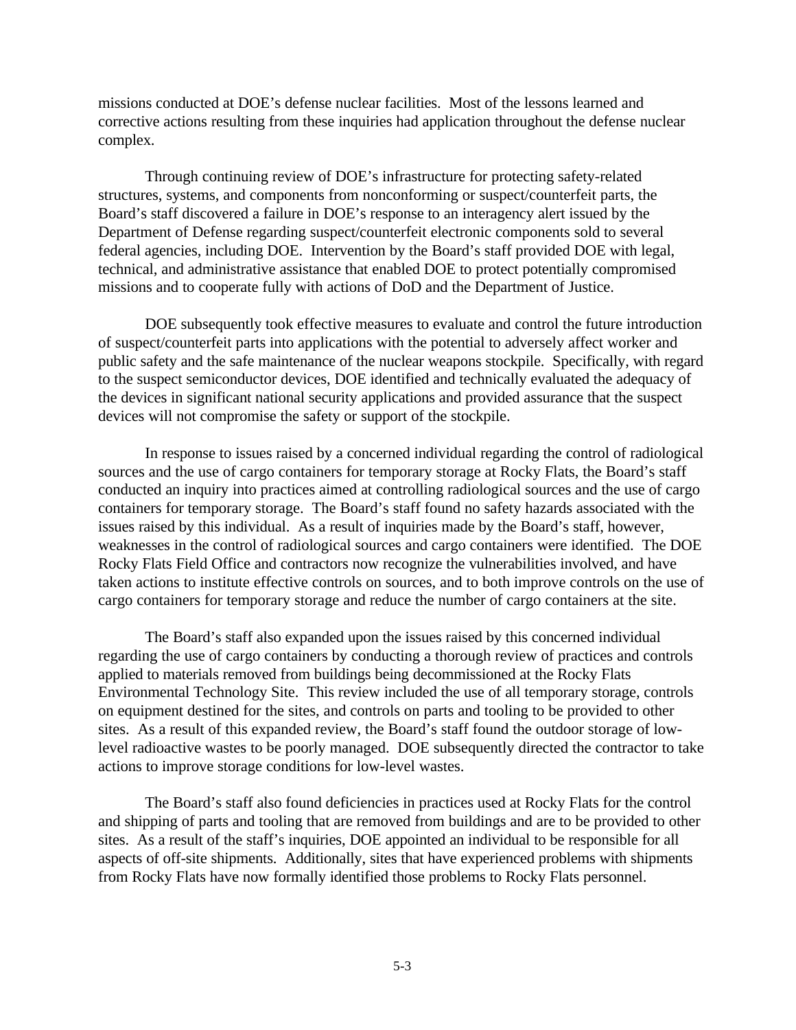missions conducted at DOE's defense nuclear facilities. Most of the lessons learned and corrective actions resulting from these inquiries had application throughout the defense nuclear complex.

Through continuing review of DOE's infrastructure for protecting safety-related structures, systems, and components from nonconforming or suspect/counterfeit parts, the Board's staff discovered a failure in DOE's response to an interagency alert issued by the Department of Defense regarding suspect/counterfeit electronic components sold to several federal agencies, including DOE. Intervention by the Board's staff provided DOE with legal, technical, and administrative assistance that enabled DOE to protect potentially compromised missions and to cooperate fully with actions of DoD and the Department of Justice.

DOE subsequently took effective measures to evaluate and control the future introduction of suspect/counterfeit parts into applications with the potential to adversely affect worker and public safety and the safe maintenance of the nuclear weapons stockpile. Specifically, with regard to the suspect semiconductor devices, DOE identified and technically evaluated the adequacy of the devices in significant national security applications and provided assurance that the suspect devices will not compromise the safety or support of the stockpile.

In response to issues raised by a concerned individual regarding the control of radiological sources and the use of cargo containers for temporary storage at Rocky Flats, the Board's staff conducted an inquiry into practices aimed at controlling radiological sources and the use of cargo containers for temporary storage. The Board's staff found no safety hazards associated with the issues raised by this individual. As a result of inquiries made by the Board's staff, however, weaknesses in the control of radiological sources and cargo containers were identified. The DOE Rocky Flats Field Office and contractors now recognize the vulnerabilities involved, and have taken actions to institute effective controls on sources, and to both improve controls on the use of cargo containers for temporary storage and reduce the number of cargo containers at the site.

The Board's staff also expanded upon the issues raised by this concerned individual regarding the use of cargo containers by conducting a thorough review of practices and controls applied to materials removed from buildings being decommissioned at the Rocky Flats Environmental Technology Site. This review included the use of all temporary storage, controls on equipment destined for the sites, and controls on parts and tooling to be provided to other sites. As a result of this expanded review, the Board's staff found the outdoor storage of low-level radioactive wastes to be poorly managed. DOE subsequently directed the contractor to take actions to improve storage conditions for low-level wastes.

The Board's staff also found deficiencies in practices used at Rocky Flats for the control and shipping of parts and tooling that are removed from buildings and are to be provided to other sites. As a result of the staff's inquiries, DOE appointed an individual to be responsible for all aspects of off-site shipments. Additionally, sites that have experienced problems with shipments from Rocky Flats have now formally identified those problems to Rocky Flats personnel.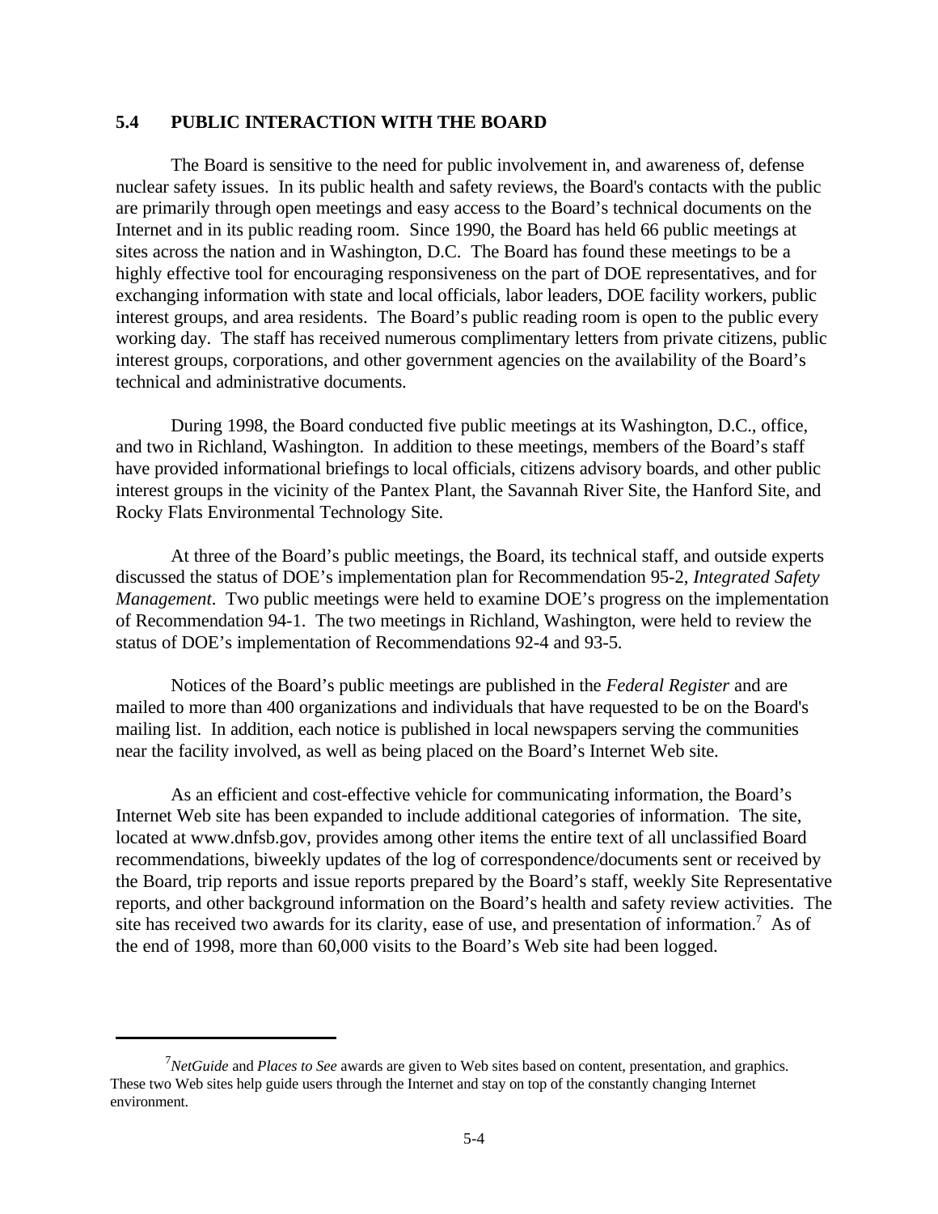## 5.4 PUBLIC INTERACTION WITH THE BOARD

The Board is sensitive to the need for public involvement in, and awareness of, defense nuclear safety issues. In its public health and safety reviews, the Board's contacts with the public are primarily through open meetings and easy access to the Board's technical documents on the Internet and in its public reading room. Since 1990, the Board has held 66 public meetings at sites across the nation and in Washington, D.C. The Board has found these meetings to be a highly effective tool for encouraging responsiveness on the part of DOE representatives, and for exchanging information with state and local officials, labor leaders, DOE facility workers, public interest groups, and area residents. The Board's public reading room is open to the public every working day. The staff has received numerous complimentary letters from private citizens, public interest groups, corporations, and other government agencies on the availability of the Board's technical and administrative documents.

During 1998, the Board conducted five public meetings at its Washington, D.C., office, and two in Richland, Washington. In addition to these meetings, members of the Board's staff have provided informational briefings to local officials, citizens advisory boards, and other public interest groups in the vicinity of the Pantex Plant, the Savannah River Site, the Hanford Site, and Rocky Flats Environmental Technology Site.

At three of the Board's public meetings, the Board, its technical staff, and outside experts discussed the status of DOE's implementation plan for Recommendation 95-2, *Integrated Safety Management*. Two public meetings were held to examine DOE's progress on the implementation of Recommendation 94-1. The two meetings in Richland, Washington, were held to review the status of DOE's implementation of Recommendations 92-4 and 93-5.

Notices of the Board's public meetings are published in the *Federal Register* and are mailed to more than 400 organizations and individuals that have requested to be on the Board's mailing list. In addition, each notice is published in local newspapers serving the communities near the facility involved, as well as being placed on the Board's Internet Web site.

As an efficient and cost-effective vehicle for communicating information, the Board's Internet Web site has been expanded to include additional categories of information. The site, located at www.dnfsb.gov, provides among other items the entire text of all unclassified Board recommendations, biweekly updates of the log of correspondence/documents sent or received by the Board, trip reports and issue reports prepared by the Board's staff, weekly Site Representative reports, and other background information on the Board's health and safety review activities. The site has received two awards for its clarity, ease of use, and presentation of information.[7] As of the end of 1998, more than 60,000 visits to the Board's Web site had been logged.

---

[7] *NetGuide* and *Places to See* awards are given to Web sites based on content, presentation, and graphics. These two Web sites help guide users through the Internet and stay on top of the constantly changing Internet environment.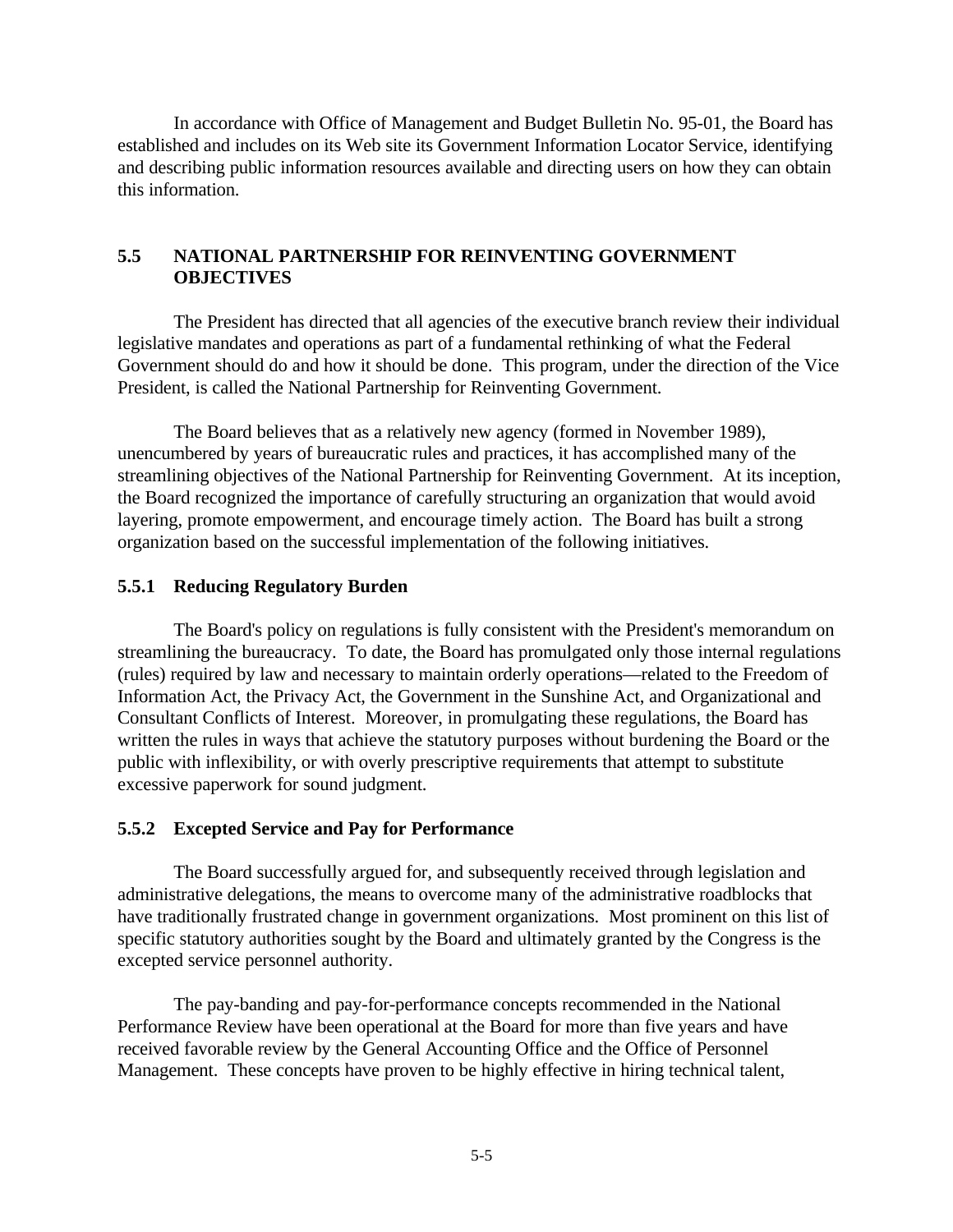In accordance with Office of Management and Budget Bulletin No. 95-01, the Board has established and includes on its Web site its Government Information Locator Service, identifying and describing public information resources available and directing users on how they can obtain this information.

## 5.5 NATIONAL PARTNERSHIP FOR REINVENTING GOVERNMENT OBJECTIVES

The President has directed that all agencies of the executive branch review their individual legislative mandates and operations as part of a fundamental rethinking of what the Federal Government should do and how it should be done. This program, under the direction of the Vice President, is called the National Partnership for Reinventing Government.

The Board believes that as a relatively new agency (formed in November 1989), unencumbered by years of bureaucratic rules and practices, it has accomplished many of the streamlining objectives of the National Partnership for Reinventing Government. At its inception, the Board recognized the importance of carefully structuring an organization that would avoid layering, promote empowerment, and encourage timely action. The Board has built a strong organization based on the successful implementation of the following initiatives.

### 5.5.1 Reducing Regulatory Burden

The Board's policy on regulations is fully consistent with the President's memorandum on streamlining the bureaucracy. To date, the Board has promulgated only those internal regulations (rules) required by law and necessary to maintain orderly operations—related to the Freedom of Information Act, the Privacy Act, the Government in the Sunshine Act, and Organizational and Consultant Conflicts of Interest. Moreover, in promulgating these regulations, the Board has written the rules in ways that achieve the statutory purposes without burdening the Board or the public with inflexibility, or with overly prescriptive requirements that attempt to substitute excessive paperwork for sound judgment.

### 5.5.2 Excepted Service and Pay for Performance

The Board successfully argued for, and subsequently received through legislation and administrative delegations, the means to overcome many of the administrative roadblocks that have traditionally frustrated change in government organizations. Most prominent on this list of specific statutory authorities sought by the Board and ultimately granted by the Congress is the excepted service personnel authority.

The pay-banding and pay-for-performance concepts recommended in the National Performance Review have been operational at the Board for more than five years and have received favorable review by the General Accounting Office and the Office of Personnel Management. These concepts have proven to be highly effective in hiring technical talent,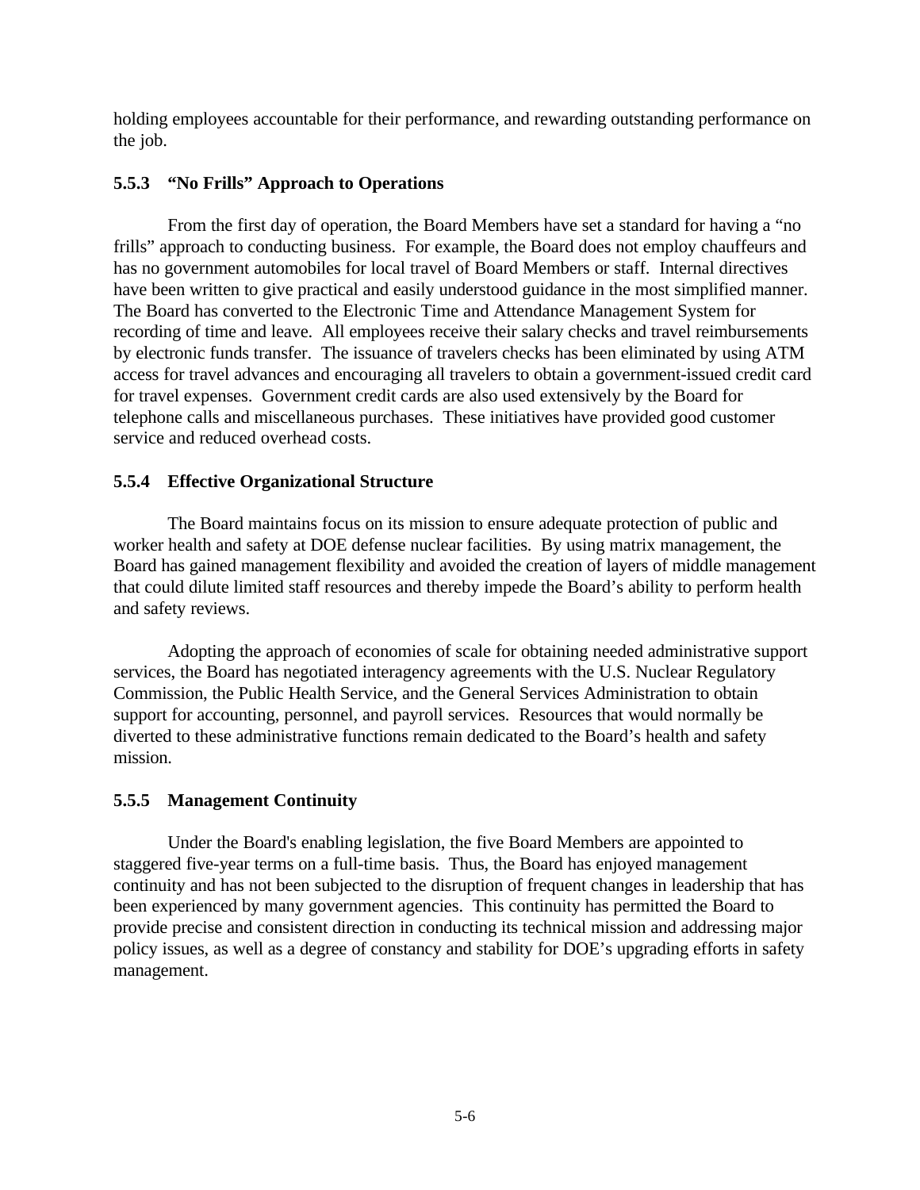holding employees accountable for their performance, and rewarding outstanding performance on the job.

### 5.5.3 "No Frills" Approach to Operations

From the first day of operation, the Board Members have set a standard for having a "no frills" approach to conducting business. For example, the Board does not employ chauffeurs and has no government automobiles for local travel of Board Members or staff. Internal directives have been written to give practical and easily understood guidance in the most simplified manner. The Board has converted to the Electronic Time and Attendance Management System for recording of time and leave. All employees receive their salary checks and travel reimbursements by electronic funds transfer. The issuance of travelers checks has been eliminated by using ATM access for travel advances and encouraging all travelers to obtain a government-issued credit card for travel expenses. Government credit cards are also used extensively by the Board for telephone calls and miscellaneous purchases. These initiatives have provided good customer service and reduced overhead costs.

### 5.5.4 Effective Organizational Structure

The Board maintains focus on its mission to ensure adequate protection of public and worker health and safety at DOE defense nuclear facilities. By using matrix management, the Board has gained management flexibility and avoided the creation of layers of middle management that could dilute limited staff resources and thereby impede the Board's ability to perform health and safety reviews.

Adopting the approach of economies of scale for obtaining needed administrative support services, the Board has negotiated interagency agreements with the U.S. Nuclear Regulatory Commission, the Public Health Service, and the General Services Administration to obtain support for accounting, personnel, and payroll services. Resources that would normally be diverted to these administrative functions remain dedicated to the Board's health and safety mission.

### 5.5.5 Management Continuity

Under the Board's enabling legislation, the five Board Members are appointed to staggered five-year terms on a full-time basis. Thus, the Board has enjoyed management continuity and has not been subjected to the disruption of frequent changes in leadership that has been experienced by many government agencies. This continuity has permitted the Board to provide precise and consistent direction in conducting its technical mission and addressing major policy issues, as well as a degree of constancy and stability for DOE's upgrading efforts in safety management.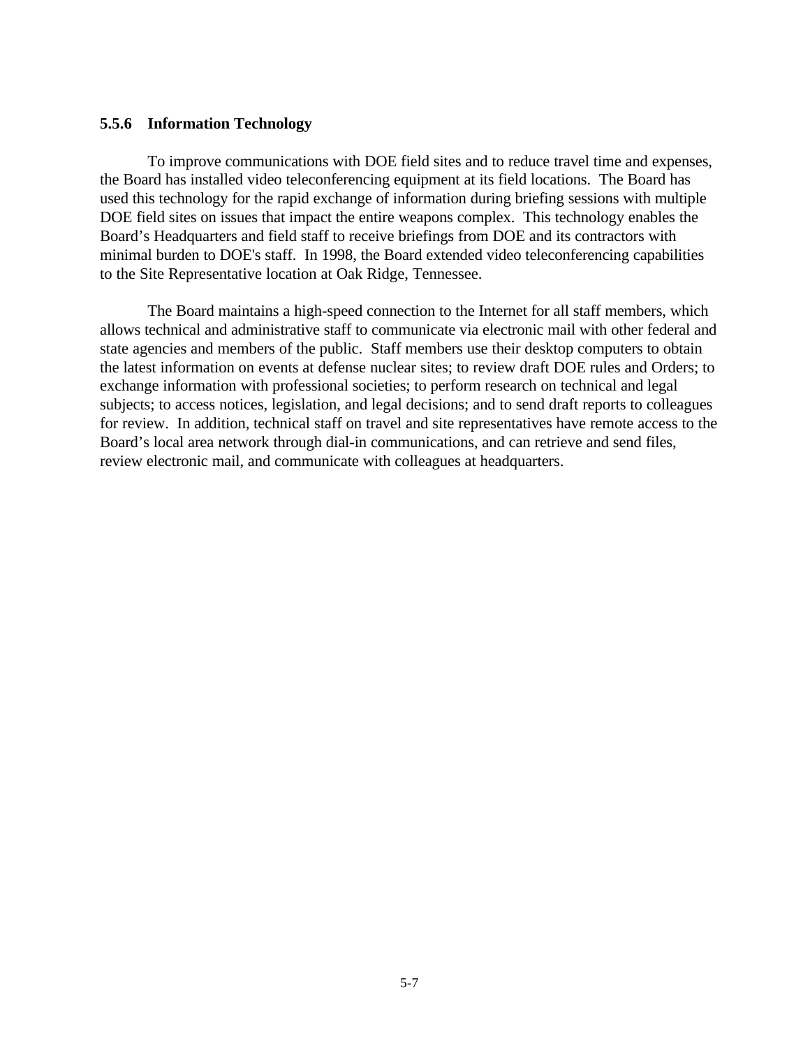### 5.5.6 Information Technology

To improve communications with DOE field sites and to reduce travel time and expenses, the Board has installed video teleconferencing equipment at its field locations. The Board has used this technology for the rapid exchange of information during briefing sessions with multiple DOE field sites on issues that impact the entire weapons complex. This technology enables the Board's Headquarters and field staff to receive briefings from DOE and its contractors with minimal burden to DOE's staff. In 1998, the Board extended video teleconferencing capabilities to the Site Representative location at Oak Ridge, Tennessee.

The Board maintains a high-speed connection to the Internet for all staff members, which allows technical and administrative staff to communicate via electronic mail with other federal and state agencies and members of the public. Staff members use their desktop computers to obtain the latest information on events at defense nuclear sites; to review draft DOE rules and Orders; to exchange information with professional societies; to perform research on technical and legal subjects; to access notices, legislation, and legal decisions; and to send draft reports to colleagues for review. In addition, technical staff on travel and site representatives have remote access to the Board's local area network through dial-in communications, and can retrieve and send files, review electronic mail, and communicate with colleagues at headquarters.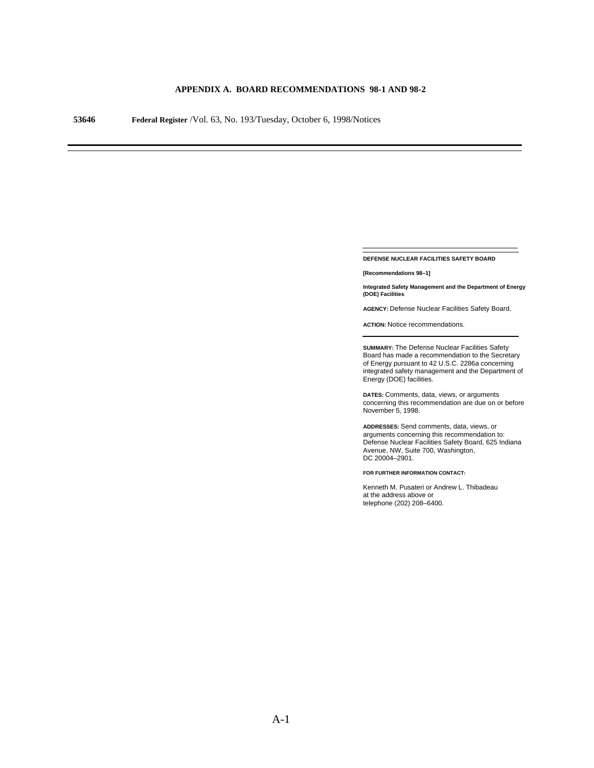# APPENDIX A. BOARD RECOMMENDATIONS 98-1 AND 98-2

**53646** **Federal Register** /Vol. 63, No. 193/Tuesday, October 6, 1998/Notices

**DEFENSE NUCLEAR FACILITIES SAFETY BOARD**

**[Recommendations 98–1]**

**Integrated Safety Management and the Department of Energy (DOE) Facilities**

**AGENCY:** Defense Nuclear Facilities Safety Board.

**ACTION:** Notice recommendations.

**SUMMARY:** The Defense Nuclear Facilities Safety Board has made a recommendation to the Secretary of Energy pursuant to 42 U.S.C. 2286a concerning integrated safety management and the Department of Energy (DOE) facilities.

**DATES:** Comments, data, views, or arguments concerning this recommendation are due on or before November 5, 1998.

**ADDRESSES:** Send comments, data, views, or arguments concerning this recommendation to: Defense Nuclear Facilities Safety Board, 625 Indiana Avenue, NW, Suite 700, Washington, DC 20004–2901.

**FOR FURTHER INFORMATION CONTACT:**

Kenneth M. Pusateri or Andrew L. Thibadeau at the address above or telephone (202) 208–6400.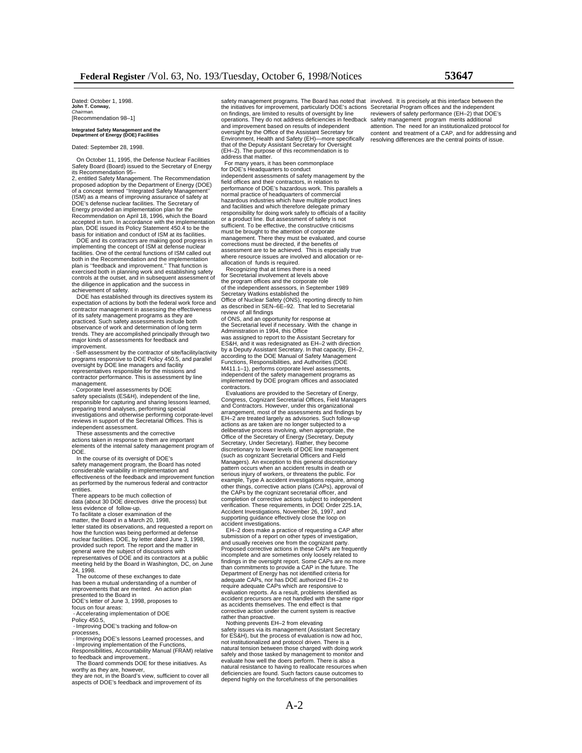Dated: October 1, 1998.

**John T. Conway,**

*Chairman.*

[Recommendation 98–1]

**Integrated Safety Management and the Department of Energy (DOE) Facilities**

Dated: September 28, 1998.

On October 11, 1995, the Defense Nuclear Facilities Safety Board (Board) issued to the Secretary of Energy its Recommendation 95–2, entitled Safety Management. The Recommendation proposed adoption by the Department of Energy (DOE) of a concept termed ''Integrated Safety Management'' (ISM) as a means of improving assurance of safety at DOE's defense nuclear facilities. The Secretary of Energy provided an implementation plan for the Recommendation on April 18, 1996, which the Board accepted in turn. In accordance with the implementation plan, DOE issued its Policy Statement 450.4 to be the basis for initiation and conduct of ISM at its facilities.

DOE and its contractors are making good progress in implementing the concept of ISM at defense nuclear facilities. One of the central functions of ISM called out both in the Recommendation and the implementation plan is ''feedback and improvement.'' That function is exercised both in planning work and establishing safety controls at the outset, and in subsequent assessment of the diligence in application and the success in achievement of safety.

DOE has established through its directives system its expectation of actions by both the federal work force and contractor management in assessing the effectiveness of its safety management programs as they are practiced. Such safety assessments include both observance of work and determination of long term trends. They are accomplished principally through two major kinds of assessments for feedback and improvement.

- Self-assessment by the contractor of site/facility/activity programs responsive to DOE Policy 450.5, and parallel oversight by DOE line managers and facility representatives responsible for the missions and contractor performance. This is assessment by line management.
- Corporate level assessments by DOE safety specialists (ES&H), independent of the line, responsible for capturing and sharing lessons learned, preparing trend analyses, performing special investigations and otherwise performing corporate-level reviews in support of the Secretarial Offices. This is independent assessment.

These assessments and the corrective actions taken in response to them are important elements of the internal safety management program of DOE.

In the course of its oversight of DOE's safety management program, the Board has noted considerable variability in implementation and effectiveness of the feedback and improvement function as performed by the numerous federal and contractor entities. There appears to be much collection of data (about 30 DOE directives drive the process) but less evidence of follow-up. To facilitate a closer examination of the matter, the Board in a March 20, 1998, letter stated its observations, and requested a report on how the function was being performed at defense nuclear facilities. DOE, by letter dated June 3, 1998, provided such report. The report and the matter in general were the subject of discussions with representatives of DOE and its contractors at a public meeting held by the Board in Washington, DC, on June 24, 1998.

The outcome of these exchanges to date has been a mutual understanding of a number of improvements that are merited. An action plan presented to the Board in DOE's letter of June 3, 1998, proposes to focus on four areas:

- Accelerating implementation of DOE Policy 450.5,
- Improving DOE's tracking and follow-on processes,
- Improving DOE's lessons Learned processes, and
- Improving implementation of the Functions, Responsibilities, Accountability Manual (FRAM) relative to feedback and improvement..

The Board commends DOE for these initiatives. As worthy as they are, however, they are not, in the Board's view, sufficient to cover all aspects of DOE's feedback and improvement of its safety management programs. The Board has noted that the initiatives for improvement, particularly DOE's actions on findings, are limited to results of oversight by line operations. They do not address deficiencies in feedback and improvement based on results of independent oversight by the Office of the Assistant Secretary for Environment, Health and Safety (EH)—more specifically that of the Deputy Assistant Secretary for Oversight (EH–2). The purpose of this recommendation is to address that matter.

For many years, it has been commonplace for DOE's Headquarters to conduct independent assessments of safety management by the field offices and their contractors, in relation to performance of DOE's hazardous work. This parallels a normal practice of headquarters of commercial hazardous industries which have multiple product lines and facilities and which therefore delegate primary responsibility for doing work safely to officials of a facility or a product line. But assessment of safety is not sufficient. To be effective, the constructive criticisms must be brought to the attention of corporate management. There they must be evaluated, and course corrections must be directed, if the benefits of assessment are to be achieved. This is especially true where resource issues are involved and allocation or re-allocation of funds is required.

Recognizing that at times there is a need for Secretarial involvement at levels above the program offices and the corporate role of the independent assessors, in September 1989 Secretary Watkins established the Office of Nuclear Safety (ONS), reporting directly to him as described in SEN–6E–92. That led to Secretarial review of all findings of ONS, and an opportunity for response at the Secretarial level if necessary. With the change in Administration in 1994, this Office was assigned to report to the Assistant Secretary for ES&H, and it was redesignated as EH–2 with direction by a Deputy Assistant Secretary. In that capacity, EH–2, according to the DOE Manual of Safety Management Functions, Responsibilities, and Authorities (DOE M411.1–1), performs corporate level assessments, independent of the safety management programs as implemented by DOE program offices and associated contractors.

Evaluations are provided to the Secretary of Energy, Congress, Cognizant Secretarial Offices, Field Managers and Contractors. However, under this organizational arrangement, most of the assessments and findings by EH–2 are treated largely as advisories. Such follow-up actions as are taken are no longer subjected to a deliberative process involving, when appropriate, the Office of the Secretary of Energy (Secretary, Deputy Secretary, Under Secretary). Rather, they become discretionary to lower levels of DOE line management (such as cognizant Secretarial Officers and Field Managers). An exception to this general discretionary pattern occurs when an accident results in death or serious injury of workers, or threatens the public. For example, Type A accident investigations require, among other things, corrective action plans (CAPs), approval of the CAPs by the cognizant secretarial officer, and completion of corrective actions subject to independent verification. These requirements, in DOE Order 225.1A, Accident Investigations, November 26, 1997, and supporting guidance effectively close the loop on accident investigations.

EH–2 does make a practice of requesting a CAP after submission of a report on other types of investigation, and usually receives one from the cognizant party. Proposed corrective actions in these CAPs are frequently incomplete and are sometimes only loosely related to findings in the oversight report. Some CAPs are no more than commitments to provide a CAP in the future. The Department of Energy has not identified criteria for adequate CAPs, nor has DOE authorized EH–2 to require adequate CAPs which are responsive to evaluation reports. As a result, problems identified as accident precursors are not handled with the same rigor as accidents themselves. The end effect is that corrective action under the current system is reactive rather than proactive.

Nothing prevents EH–2 from elevating safety issues via its management (Assistant Secretary for ES&H), but the process of evaluation is now ad hoc, not institutionalized and protocol driven. There is a natural tension between those charged with doing work safely and those tasked by management to monitor and evaluate how well the doers perform. There is also a natural resistance to having to reallocate resources when deficiencies are found. Such factors cause outcomes to depend highly on the forcefulness of the personalities involved. It is precisely at this interface between the Secretarial Program offices and the independent reviewers of safety performance (EH–2) that DOE's safety management program merits additional attention. The need for an institutionalized protocol for content and treatment of a CAP, and for addressing and resolving differences are the central points of issue.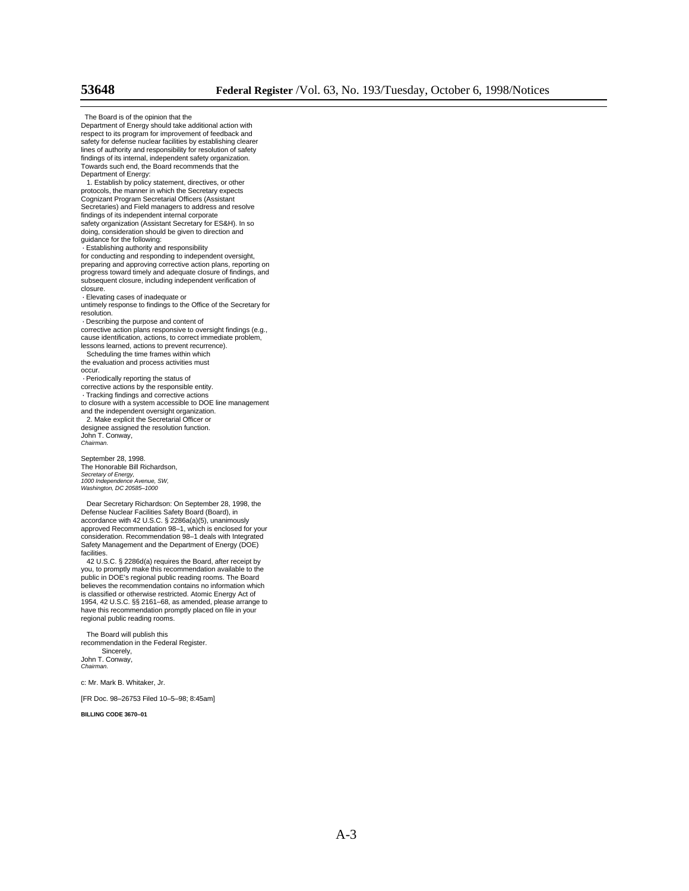The Board is of the opinion that the Department of Energy should take additional action with respect to its program for improvement of feedback and safety for defense nuclear facilities by establishing clearer lines of authority and responsibility for resolution of safety findings of its internal, independent safety organization. Towards such end, the Board recommends that the Department of Energy:

1. Establish by policy statement, directives, or other protocols, the manner in which the Secretary expects Cognizant Program Secretarial Officers (Assistant Secretaries) and Field managers to address and resolve findings of its independent internal corporate safety organization (Assistant Secretary for ES&H). In so doing, consideration should be given to direction and guidance for the following:

- Establishing authority and responsibility for conducting and responding to independent oversight, preparing and approving corrective action plans, reporting on progress toward timely and adequate closure of findings, and subsequent closure, including independent verification of closure.
- Elevating cases of inadequate or untimely response to findings to the Office of the Secretary for resolution.
- Describing the purpose and content of corrective action plans responsive to oversight findings (e.g., cause identification, actions, to correct immediate problem, lessons learned, actions to prevent recurrence).
- Scheduling the time frames within which the evaluation and process activities must occur.
- Periodically reporting the status of corrective actions by the responsible entity.
- Tracking findings and corrective actions to closure with a system accessible to DOE line management and the independent oversight organization.

2. Make explicit the Secretarial Officer or designee assigned the resolution function.

John T. Conway,
*Chairman.*

September 28, 1998.

The Honorable Bill Richardson,
*Secretary of Energy,*
*1000 Independence Avenue, SW,*
*Washington, DC 20585–1000*

Dear Secretary Richardson: On September 28, 1998, the Defense Nuclear Facilities Safety Board (Board), in accordance with 42 U.S.C. § 2286a(a)(5), unanimously approved Recommendation 98–1, which is enclosed for your consideration. Recommendation 98–1 deals with Integrated Safety Management and the Department of Energy (DOE) facilities.

42 U.S.C. § 2286d(a) requires the Board, after receipt by you, to promptly make this recommendation available to the public in DOE's regional public reading rooms. The Board believes the recommendation contains no information which is classified or otherwise restricted. Atomic Energy Act of 1954, 42 U.S.C. §§ 2161–68, as amended, please arrange to have this recommendation promptly placed on file in your regional public reading rooms.

The Board will publish this recommendation in the Federal Register.

Sincerely,
John T. Conway,
*Chairman.*

c: Mr. Mark B. Whitaker, Jr.

[FR Doc. 98–26753 Filed 10–5–98; 8:45am]

**BILLING CODE 3670–01**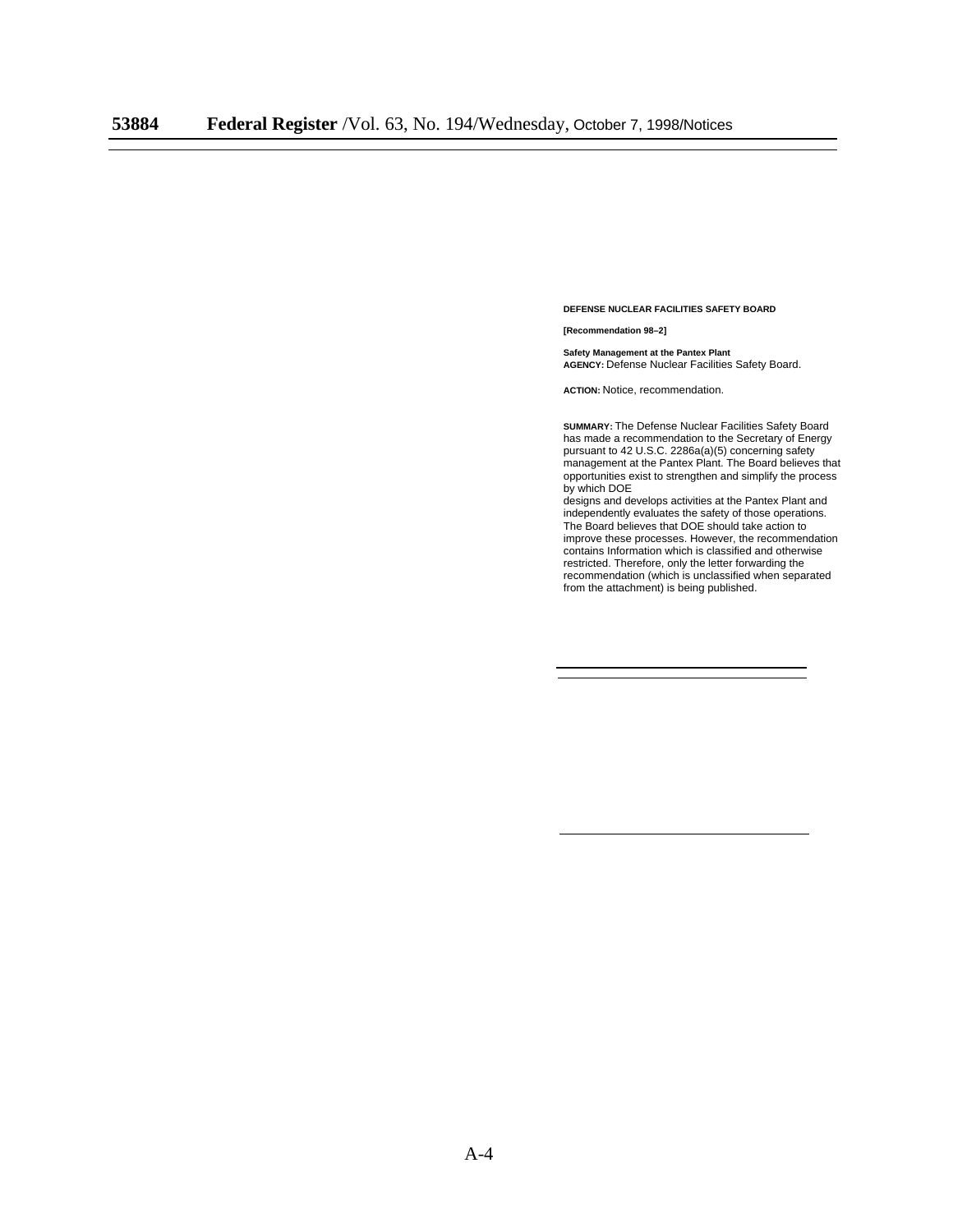**DEFENSE NUCLEAR FACILITIES SAFETY BOARD**

**[Recommendation 98–2]**

**Safety Management at the Pantex Plant**

**AGENCY:** Defense Nuclear Facilities Safety Board.

**ACTION:** Notice, recommendation.

**SUMMARY:** The Defense Nuclear Facilities Safety Board has made a recommendation to the Secretary of Energy pursuant to 42 U.S.C. 2286a(a)(5) concerning safety management at the Pantex Plant. The Board believes that opportunities exist to strengthen and simplify the process by which DOE designs and develops activities at the Pantex Plant and independently evaluates the safety of those operations. The Board believes that DOE should take action to improve these processes. However, the recommendation contains Information which is classified and otherwise restricted. Therefore, only the letter forwarding the recommendation (which is unclassified when separated from the attachment) is being published.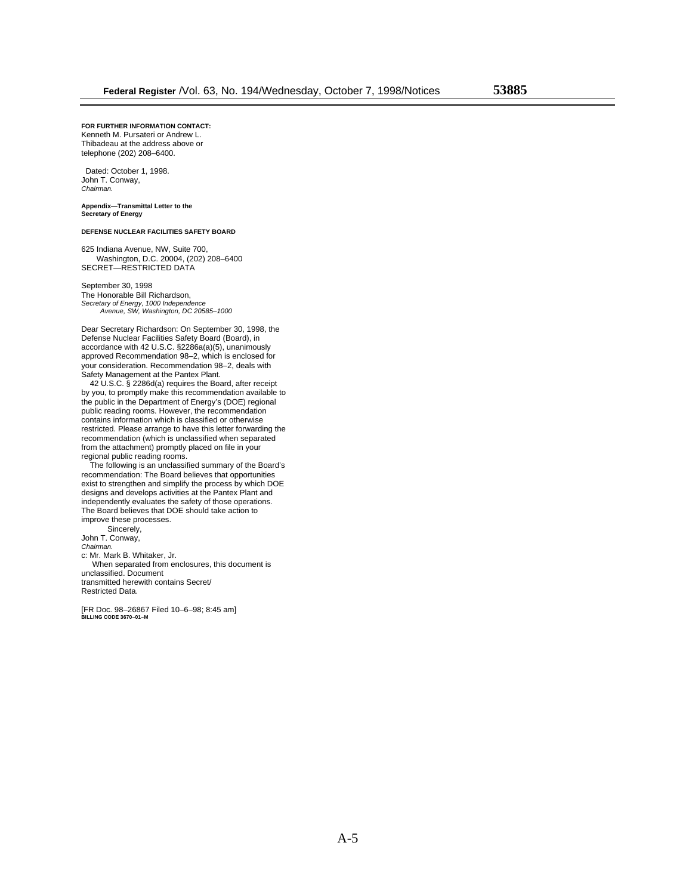**FOR FURTHER INFORMATION CONTACT:** Kenneth M. Pursateri or Andrew L. Thibadeau at the address above or telephone (202) 208–6400.

Dated: October 1, 1998.

John T. Conway,

*Chairman.*

**Appendix—Transmittal Letter to the Secretary of Energy**

**DEFENSE NUCLEAR FACILITIES SAFETY BOARD**

625 Indiana Avenue, NW, Suite 700, Washington, D.C. 20004, (202) 208–6400

SECRET—RESTRICTED DATA

September 30, 1998

The Honorable Bill Richardson,

*Secretary of Energy, 1000 Independence Avenue, SW, Washington, DC 20585–1000*

Dear Secretary Richardson: On September 30, 1998, the Defense Nuclear Facilities Safety Board (Board), in accordance with 42 U.S.C. §2286a(a)(5), unanimously approved Recommendation 98–2, which is enclosed for your consideration. Recommendation 98–2, deals with Safety Management at the Pantex Plant.

42 U.S.C. § 2286d(a) requires the Board, after receipt by you, to promptly make this recommendation available to the public in the Department of Energy's (DOE) regional public reading rooms. However, the recommendation contains information which is classified or otherwise restricted. Please arrange to have this letter forwarding the recommendation (which is unclassified when separated from the attachment) promptly placed on file in your regional public reading rooms.

The following is an unclassified summary of the Board's recommendation: The Board believes that opportunities exist to strengthen and simplify the process by which DOE designs and develops activities at the Pantex Plant and independently evaluates the safety of those operations. The Board believes that DOE should take action to improve these processes.

Sincerely,

John T. Conway,

*Chairman.*

c: Mr. Mark B. Whitaker, Jr.

When separated from enclosures, this document is unclassified. Document transmitted herewith contains Secret/ Restricted Data.

[FR Doc. 98–26867 Filed 10–6–98; 8:45 am]

**BILLING CODE 3670–01–M**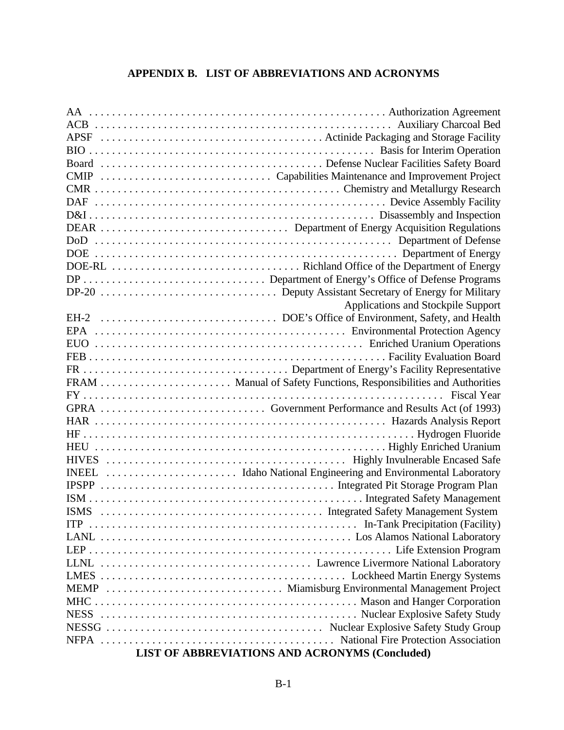# APPENDIX B. LIST OF ABBREVIATIONS AND ACRONYMS

| | |
|---|---|
| AA | Authorization Agreement |
| ACB | Auxiliary Charcoal Bed |
| APSF | Actinide Packaging and Storage Facility |
| BIO | Basis for Interim Operation |
| Board | Defense Nuclear Facilities Safety Board |
| CMIP | Capabilities Maintenance and Improvement Project |
| CMR | Chemistry and Metallurgy Research |
| DAF | Device Assembly Facility |
| D&I | Disassembly and Inspection |
| DEAR | Department of Energy Acquisition Regulations |
| DoD | Department of Defense |
| DOE | Department of Energy |
| DOE-RL | Richland Office of the Department of Energy |
| DP | Department of Energy's Office of Defense Programs |
| DP-20 | Deputy Assistant Secretary of Energy for Military Applications and Stockpile Support |
| EH-2 | DOE's Office of Environment, Safety, and Health |
| EPA | Environmental Protection Agency |
| EUO | Enriched Uranium Operations |
| FEB | Facility Evaluation Board |
| FR | Department of Energy's Facility Representative |
| FRAM | Manual of Safety Functions, Responsibilities and Authorities |
| FY | Fiscal Year |
| GPRA | Government Performance and Results Act (of 1993) |
| HAR | Hazards Analysis Report |
| HF | Hydrogen Fluoride |
| HEU | Highly Enriched Uranium |
| HIVES | Highly Invulnerable Encased Safe |
| INEEL | Idaho National Engineering and Environmental Laboratory |
| IPSPP | Integrated Pit Storage Program Plan |
| ISM | Integrated Safety Management |
| ISMS | Integrated Safety Management System |
| ITP | In-Tank Precipitation (Facility) |
| LANL | Los Alamos National Laboratory |
| LEP | Life Extension Program |
| LLNL | Lawrence Livermore National Laboratory |
| LMES | Lockheed Martin Energy Systems |
| MEMP | Miamisburg Environmental Management Project |
| MHC | Mason and Hanger Corporation |
| NESS | Nuclear Explosive Safety Study |
| NESSG | Nuclear Explosive Safety Study Group |
| NFPA | National Fire Protection Association |

**LIST OF ABBREVIATIONS AND ACRONYMS (Concluded)**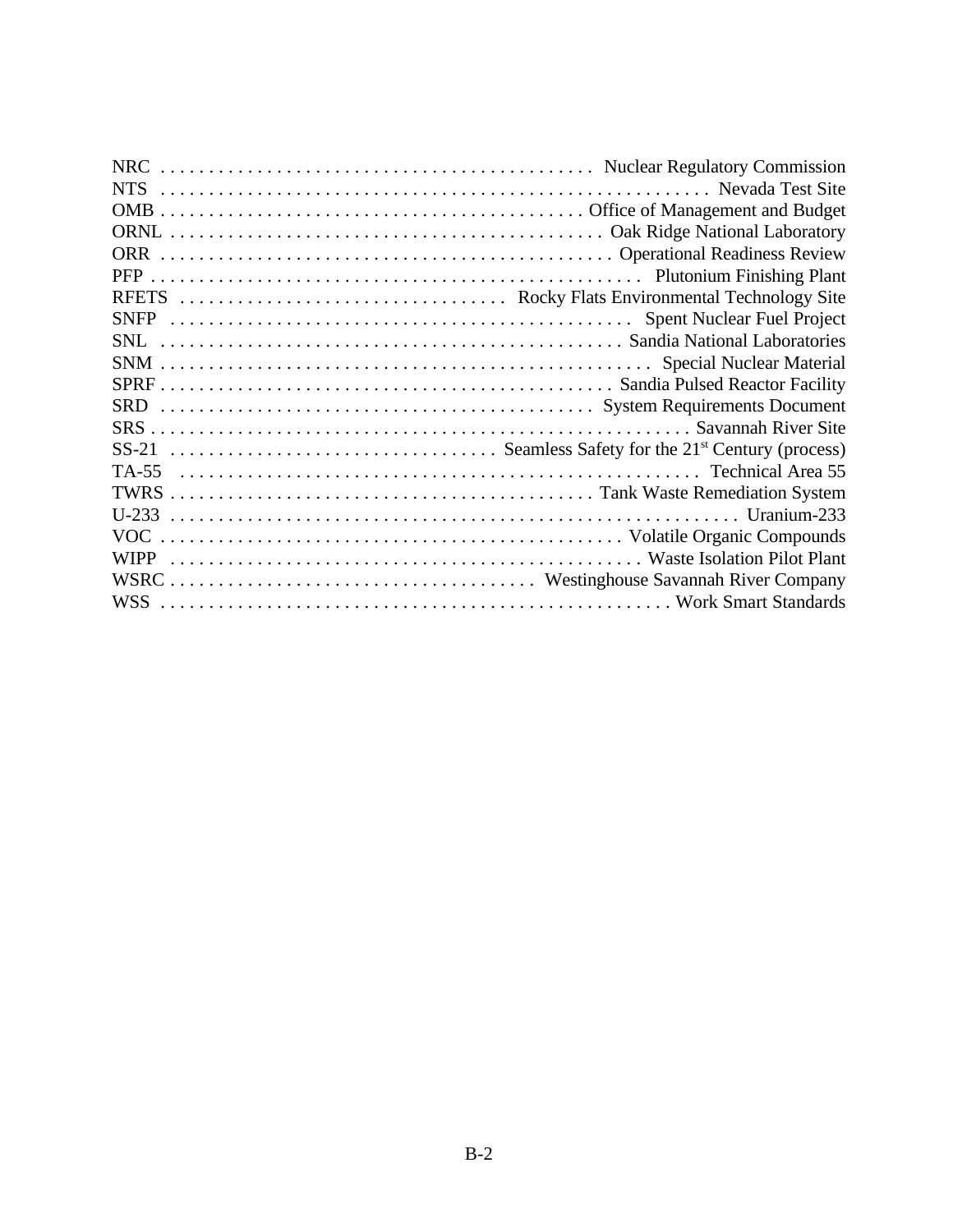NRC . . . . . . . . . . . . . . . . . . . . . . . . . . . . . . . . . . . . . . . . . . . . . Nuclear Regulatory Commission
NTS . . . . . . . . . . . . . . . . . . . . . . . . . . . . . . . . . . . . . . . . . . . . . . . . . . . . . . . . . . Nevada Test Site
OMB . . . . . . . . . . . . . . . . . . . . . . . . . . . . . . . . . . . . . . . . . . . . Office of Management and Budget
ORNL . . . . . . . . . . . . . . . . . . . . . . . . . . . . . . . . . . . . . . . . . . . . . . Oak Ridge National Laboratory
ORR . . . . . . . . . . . . . . . . . . . . . . . . . . . . . . . . . . . . . . . . . . . . . . . . Operational Readiness Review
PFP . . . . . . . . . . . . . . . . . . . . . . . . . . . . . . . . . . . . . . . . . . . . . . . . . . . Plutonium Finishing Plant
RFETS . . . . . . . . . . . . . . . . . . . . . . . . . . . . . . . . . . Rocky Flats Environmental Technology Site
SNFP . . . . . . . . . . . . . . . . . . . . . . . . . . . . . . . . . . . . . . . . . . . . . . . . . . Spent Nuclear Fuel Project
SNL . . . . . . . . . . . . . . . . . . . . . . . . . . . . . . . . . . . . . . . . . . . . . . . . . Sandia National Laboratories
SNM . . . . . . . . . . . . . . . . . . . . . . . . . . . . . . . . . . . . . . . . . . . . . . . . . . . . Special Nuclear Material
SPRF . . . . . . . . . . . . . . . . . . . . . . . . . . . . . . . . . . . . . . . . . . . . . . . . Sandia Pulsed Reactor Facility
SRD . . . . . . . . . . . . . . . . . . . . . . . . . . . . . . . . . . . . . . . . . . . . . . System Requirements Document
SRS . . . . . . . . . . . . . . . . . . . . . . . . . . . . . . . . . . . . . . . . . . . . . . . . . . . . . . . . . . Savannah River Site
SS-21 . . . . . . . . . . . . . . . . . . . . . . . . . . . . . . . . . . Seamless Safety for the 21st Century (process)
TA-55 . . . . . . . . . . . . . . . . . . . . . . . . . . . . . . . . . . . . . . . . . . . . . . . . . . . . . . . Technical Area 55
TWRS . . . . . . . . . . . . . . . . . . . . . . . . . . . . . . . . . . . . . . . . . . . . Tank Waste Remediation System
U-233 . . . . . . . . . . . . . . . . . . . . . . . . . . . . . . . . . . . . . . . . . . . . . . . . . . . . . . . . . . . . . Uranium-233
VOC . . . . . . . . . . . . . . . . . . . . . . . . . . . . . . . . . . . . . . . . . . . . . . . . . . Volatile Organic Compounds
WIPP . . . . . . . . . . . . . . . . . . . . . . . . . . . . . . . . . . . . . . . . . . . . . . . . . . . . Waste Isolation Pilot Plant
WSRC . . . . . . . . . . . . . . . . . . . . . . . . . . . . . . . . . . . . . . Westinghouse Savannah River Company
WSS . . . . . . . . . . . . . . . . . . . . . . . . . . . . . . . . . . . . . . . . . . . . . . . . . . . . . . . Work Smart Standards